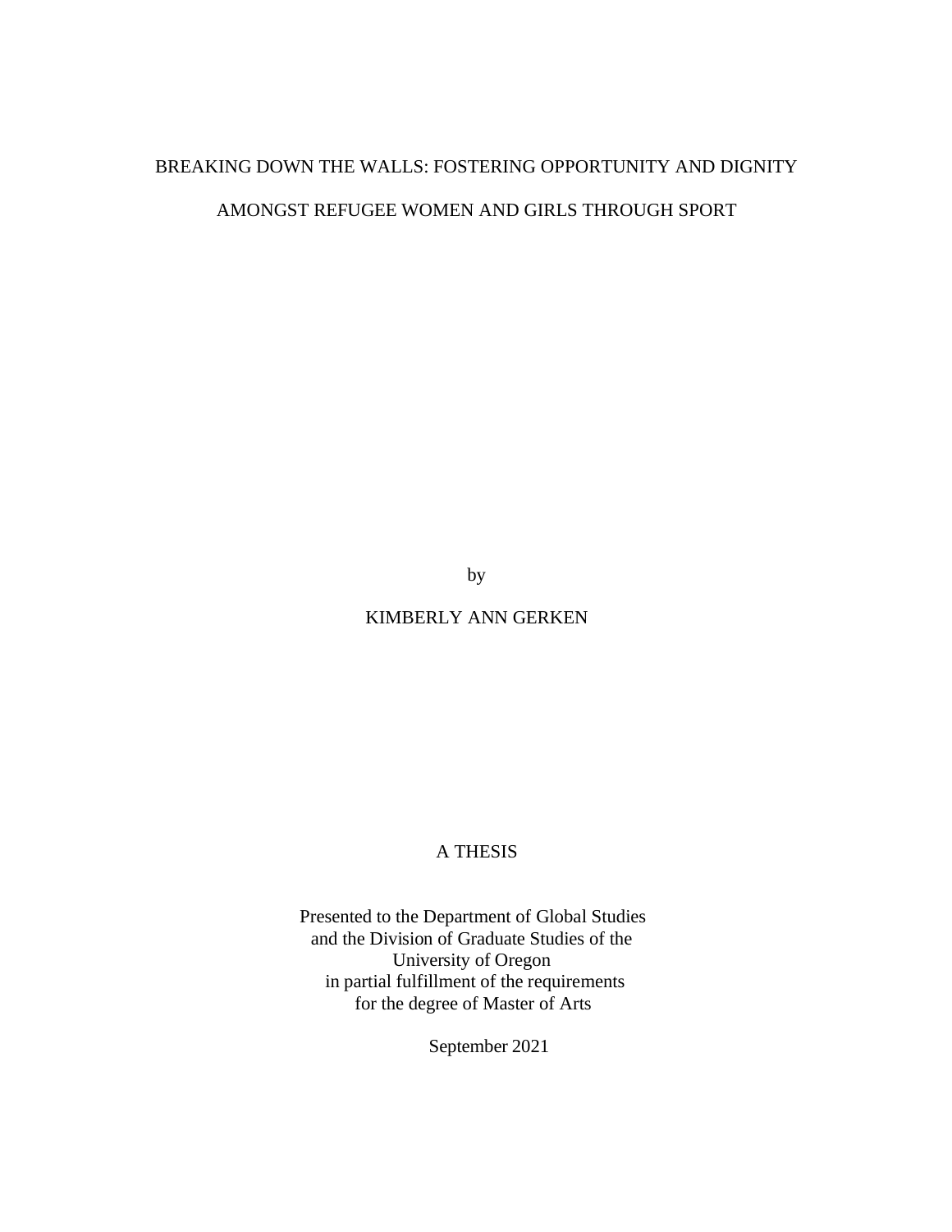# BREAKING DOWN THE WALLS: FOSTERING OPPORTUNITY AND DIGNITY AMONGST REFUGEE WOMEN AND GIRLS THROUGH SPORT

by

KIMBERLY ANN GERKEN

A THESIS

Presented to the Department of Global Studies
and the Division of Graduate Studies of the
University of Oregon
in partial fulfillment of the requirements
for the degree of Master of Arts

September 2021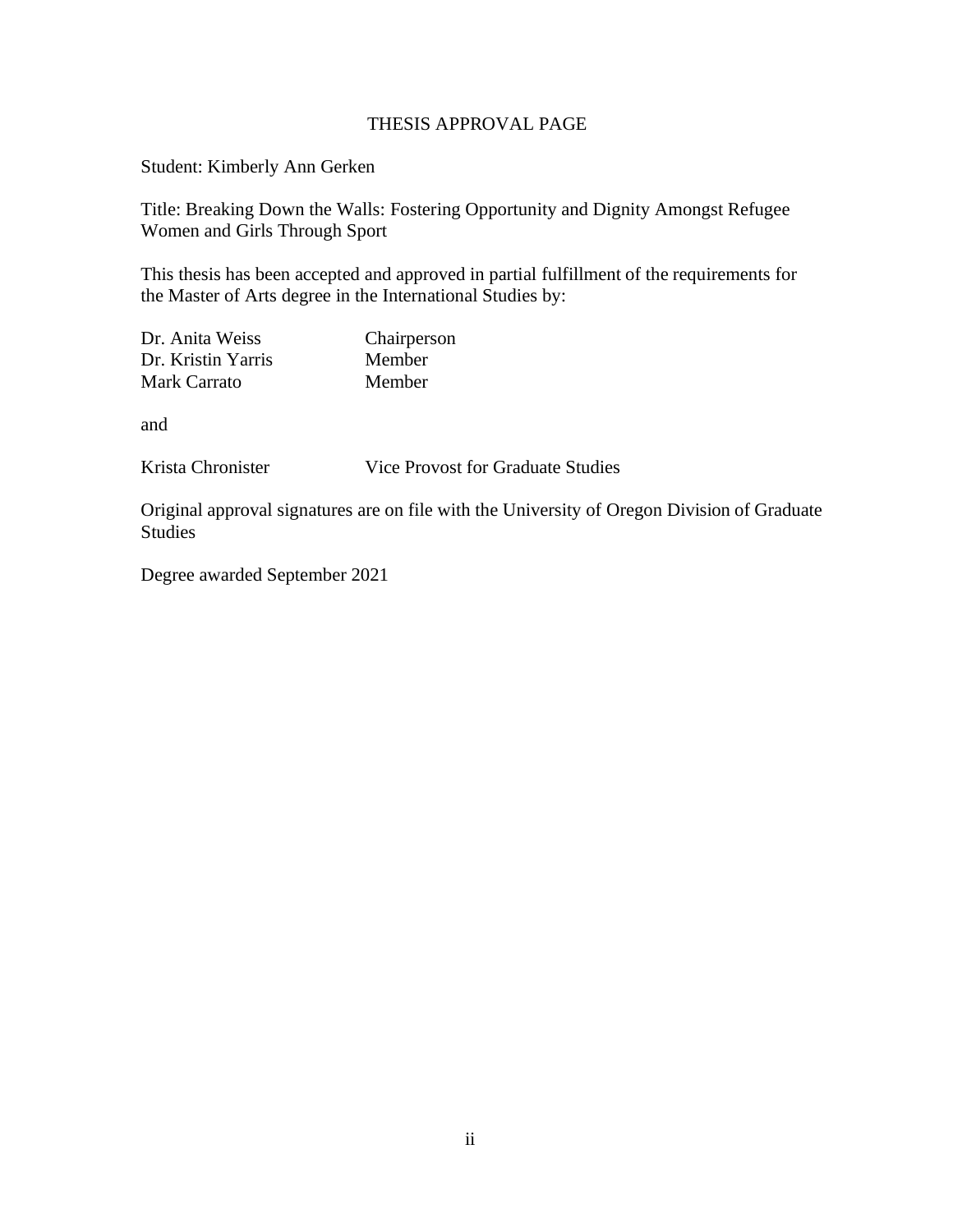# THESIS APPROVAL PAGE

Student: Kimberly Ann Gerken

Title: Breaking Down the Walls: Fostering Opportunity and Dignity Amongst Refugee Women and Girls Through Sport

This thesis has been accepted and approved in partial fulfillment of the requirements for the Master of Arts degree in the International Studies by:

| | |
|---|---|
| Dr. Anita Weiss | Chairperson |
| Dr. Kristin Yarris | Member |
| Mark Carrato | Member |

and

| | |
|---|---|
| Krista Chronister | Vice Provost for Graduate Studies |

Original approval signatures are on file with the University of Oregon Division of Graduate Studies

Degree awarded September 2021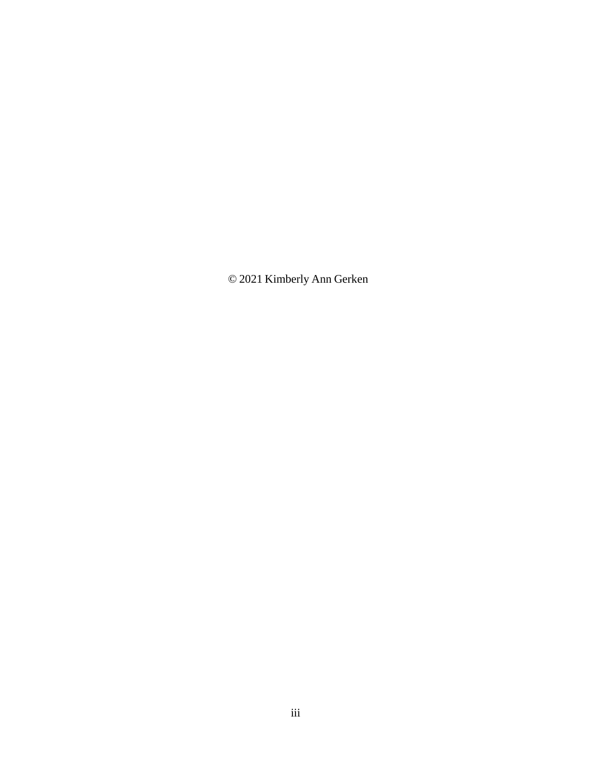© 2021 Kimberly Ann Gerken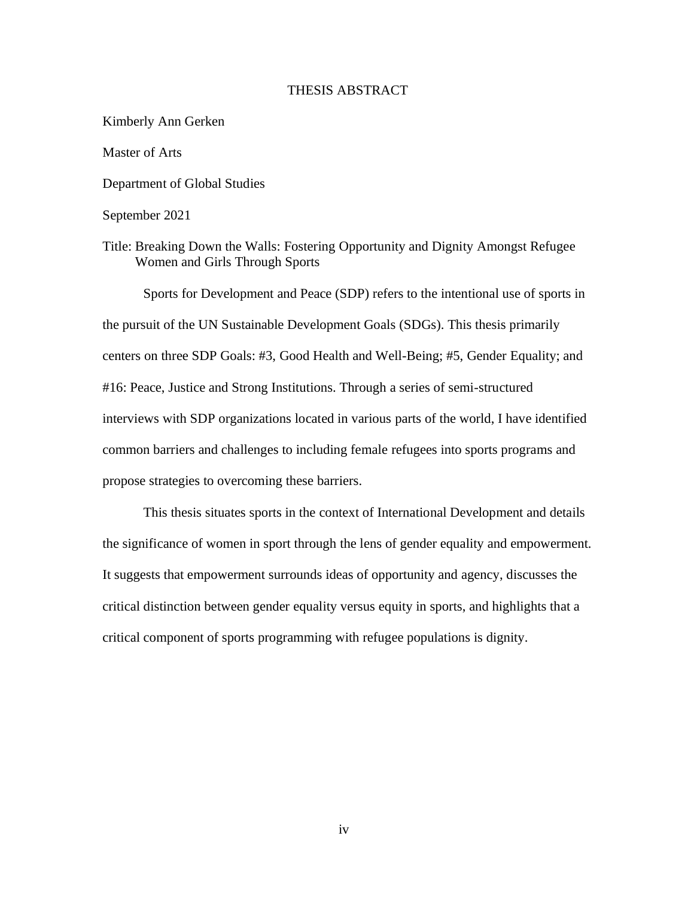# THESIS ABSTRACT

Kimberly Ann Gerken

Master of Arts

Department of Global Studies

September 2021

Title: Breaking Down the Walls: Fostering Opportunity and Dignity Amongst Refugee Women and Girls Through Sports

Sports for Development and Peace (SDP) refers to the intentional use of sports in the pursuit of the UN Sustainable Development Goals (SDGs). This thesis primarily centers on three SDP Goals: #3, Good Health and Well-Being; #5, Gender Equality; and #16: Peace, Justice and Strong Institutions. Through a series of semi-structured interviews with SDP organizations located in various parts of the world, I have identified common barriers and challenges to including female refugees into sports programs and propose strategies to overcoming these barriers.

This thesis situates sports in the context of International Development and details the significance of women in sport through the lens of gender equality and empowerment. It suggests that empowerment surrounds ideas of opportunity and agency, discusses the critical distinction between gender equality versus equity in sports, and highlights that a critical component of sports programming with refugee populations is dignity.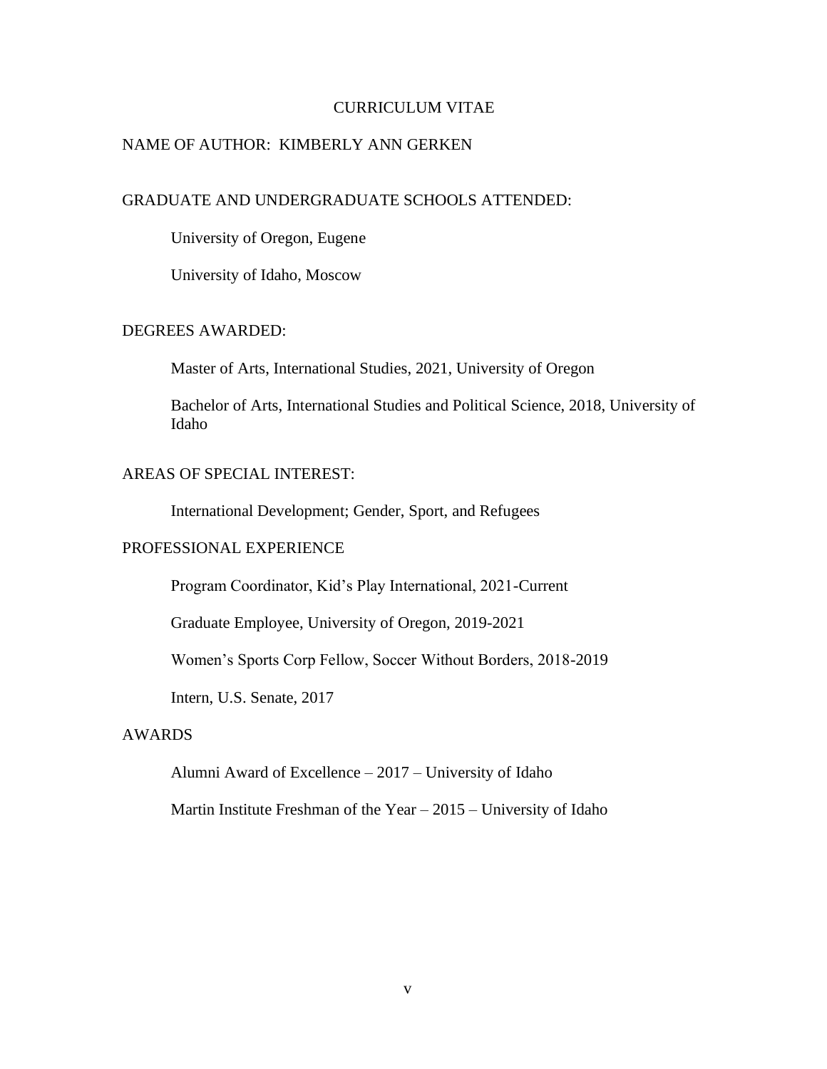# CURRICULUM VITAE

NAME OF AUTHOR: KIMBERLY ANN GERKEN

## GRADUATE AND UNDERGRADUATE SCHOOLS ATTENDED:

University of Oregon, Eugene

University of Idaho, Moscow

## DEGREES AWARDED:

Master of Arts, International Studies, 2021, University of Oregon

Bachelor of Arts, International Studies and Political Science, 2018, University of Idaho

## AREAS OF SPECIAL INTEREST:

International Development; Gender, Sport, and Refugees

## PROFESSIONAL EXPERIENCE

Program Coordinator, Kid's Play International, 2021-Current

Graduate Employee, University of Oregon, 2019-2021

Women's Sports Corp Fellow, Soccer Without Borders, 2018-2019

Intern, U.S. Senate, 2017

## AWARDS

Alumni Award of Excellence – 2017 – University of Idaho

Martin Institute Freshman of the Year – 2015 – University of Idaho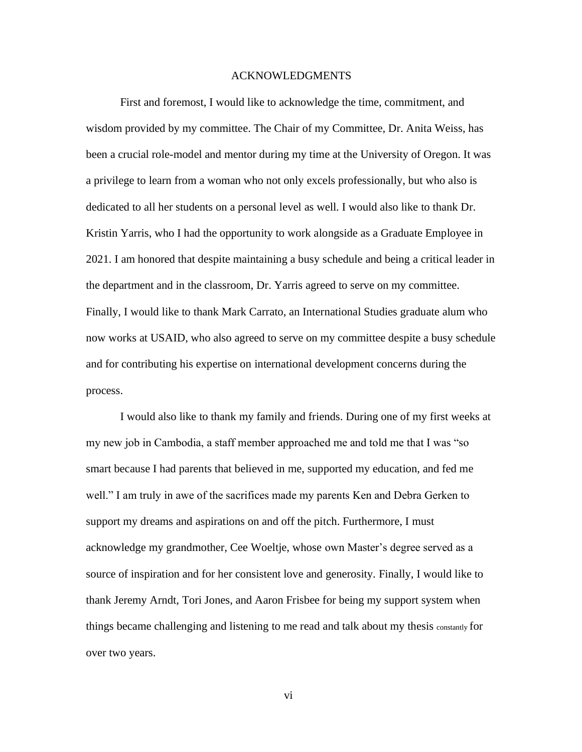# ACKNOWLEDGMENTS

First and foremost, I would like to acknowledge the time, commitment, and wisdom provided by my committee. The Chair of my Committee, Dr. Anita Weiss, has been a crucial role-model and mentor during my time at the University of Oregon. It was a privilege to learn from a woman who not only excels professionally, but who also is dedicated to all her students on a personal level as well. I would also like to thank Dr. Kristin Yarris, who I had the opportunity to work alongside as a Graduate Employee in 2021. I am honored that despite maintaining a busy schedule and being a critical leader in the department and in the classroom, Dr. Yarris agreed to serve on my committee. Finally, I would like to thank Mark Carrato, an International Studies graduate alum who now works at USAID, who also agreed to serve on my committee despite a busy schedule and for contributing his expertise on international development concerns during the process.

I would also like to thank my family and friends. During one of my first weeks at my new job in Cambodia, a staff member approached me and told me that I was "so smart because I had parents that believed in me, supported my education, and fed me well." I am truly in awe of the sacrifices made my parents Ken and Debra Gerken to support my dreams and aspirations on and off the pitch. Furthermore, I must acknowledge my grandmother, Cee Woeltje, whose own Master's degree served as a source of inspiration and for her consistent love and generosity. Finally, I would like to thank Jeremy Arndt, Tori Jones, and Aaron Frisbee for being my support system when things became challenging and listening to me read and talk about my thesis constantly for over two years.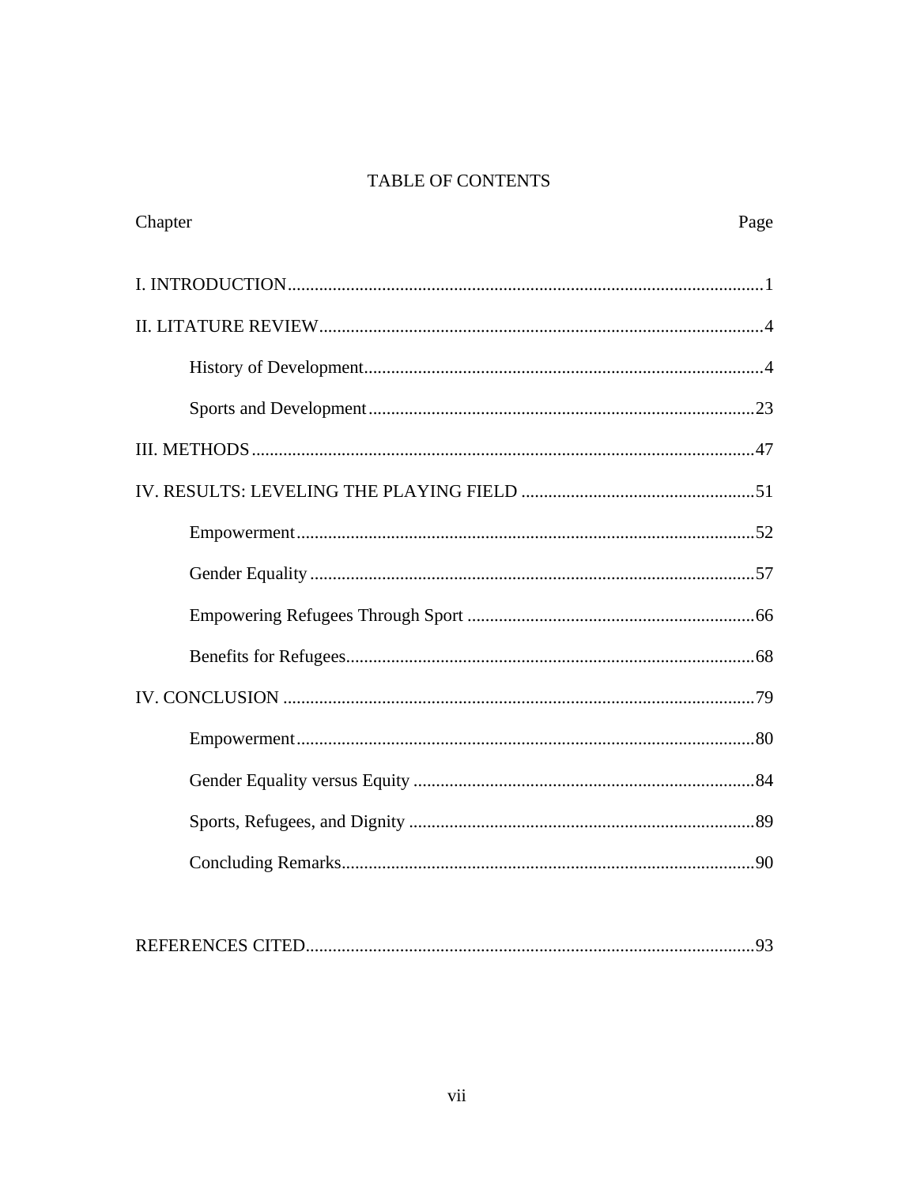# TABLE OF CONTENTS

| Chapter | Page |
|---|---|
| I. INTRODUCTION | 1 |
| II. LITATURE REVIEW | 4 |
|     History of Development | 4 |
|     Sports and Development | 23 |
| III. METHODS | 47 |
| IV. RESULTS: LEVELING THE PLAYING FIELD | 51 |
|     Empowerment | 52 |
|     Gender Equality | 57 |
|     Empowering Refugees Through Sport | 66 |
|     Benefits for Refugees | 68 |
| IV. CONCLUSION | 79 |
|     Empowerment | 80 |
|     Gender Equality versus Equity | 84 |
|     Sports, Refugees, and Dignity | 89 |
|     Concluding Remarks | 90 |
| REFERENCES CITED | 93 |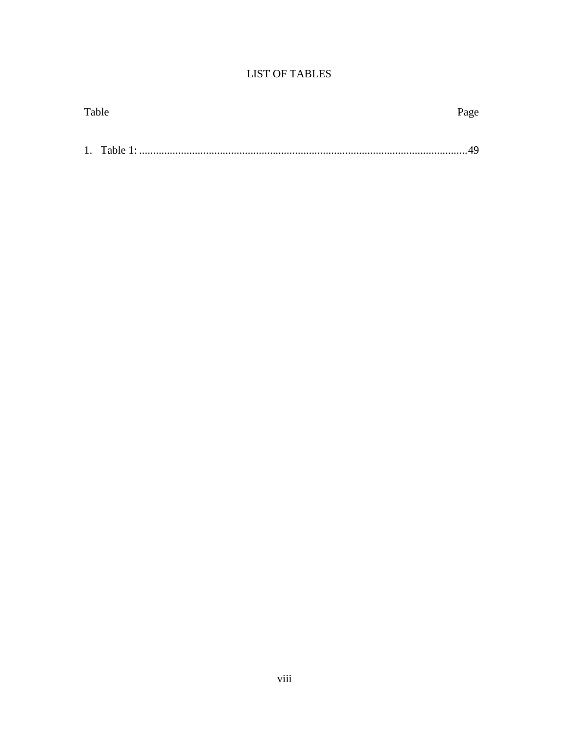# LIST OF TABLES

Table                                                                                                                                   Page

1. Table 1: ......................................................................................................................49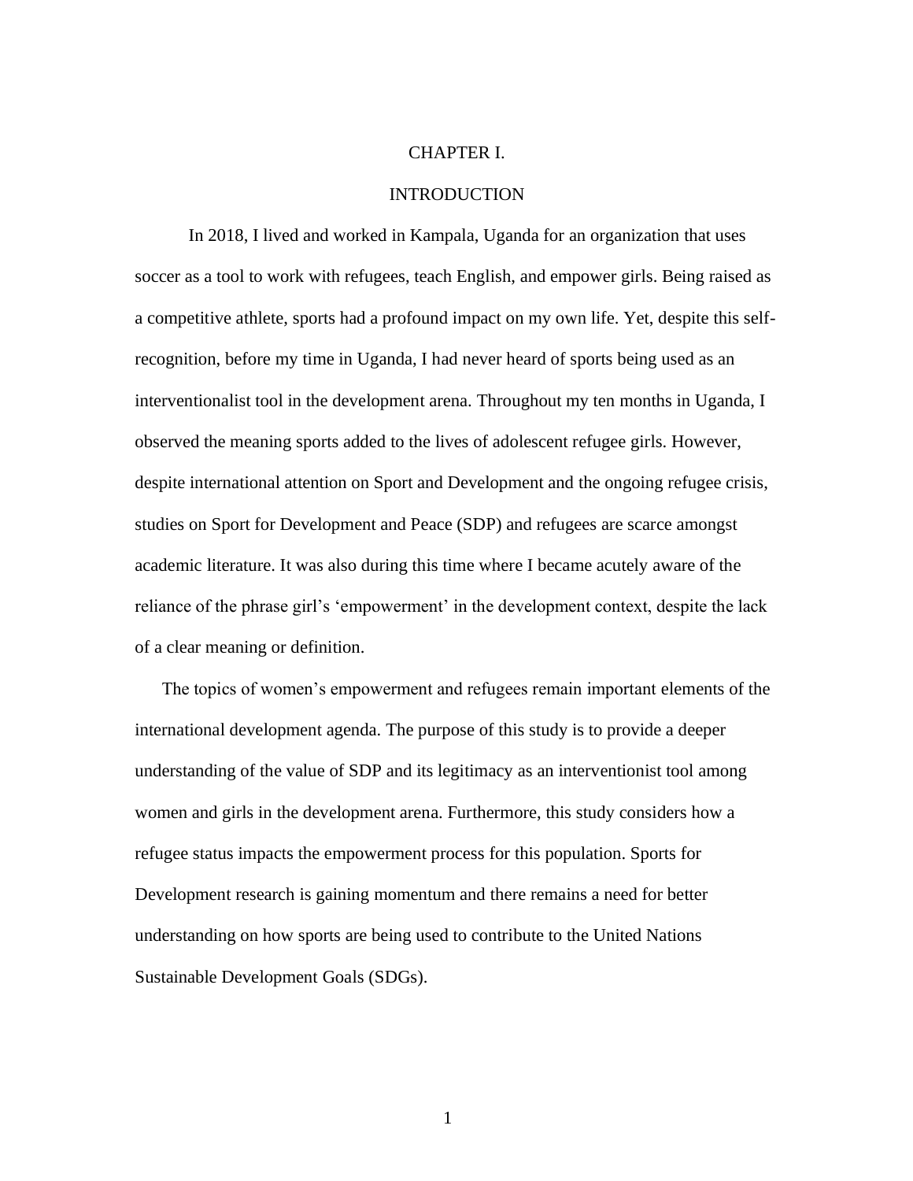# CHAPTER I.

## INTRODUCTION

In 2018, I lived and worked in Kampala, Uganda for an organization that uses soccer as a tool to work with refugees, teach English, and empower girls. Being raised as a competitive athlete, sports had a profound impact on my own life. Yet, despite this self-recognition, before my time in Uganda, I had never heard of sports being used as an interventionalist tool in the development arena. Throughout my ten months in Uganda, I observed the meaning sports added to the lives of adolescent refugee girls. However, despite international attention on Sport and Development and the ongoing refugee crisis, studies on Sport for Development and Peace (SDP) and refugees are scarce amongst academic literature. It was also during this time where I became acutely aware of the reliance of the phrase girl's 'empowerment' in the development context, despite the lack of a clear meaning or definition.

The topics of women's empowerment and refugees remain important elements of the international development agenda. The purpose of this study is to provide a deeper understanding of the value of SDP and its legitimacy as an interventionist tool among women and girls in the development arena. Furthermore, this study considers how a refugee status impacts the empowerment process for this population. Sports for Development research is gaining momentum and there remains a need for better understanding on how sports are being used to contribute to the United Nations Sustainable Development Goals (SDGs).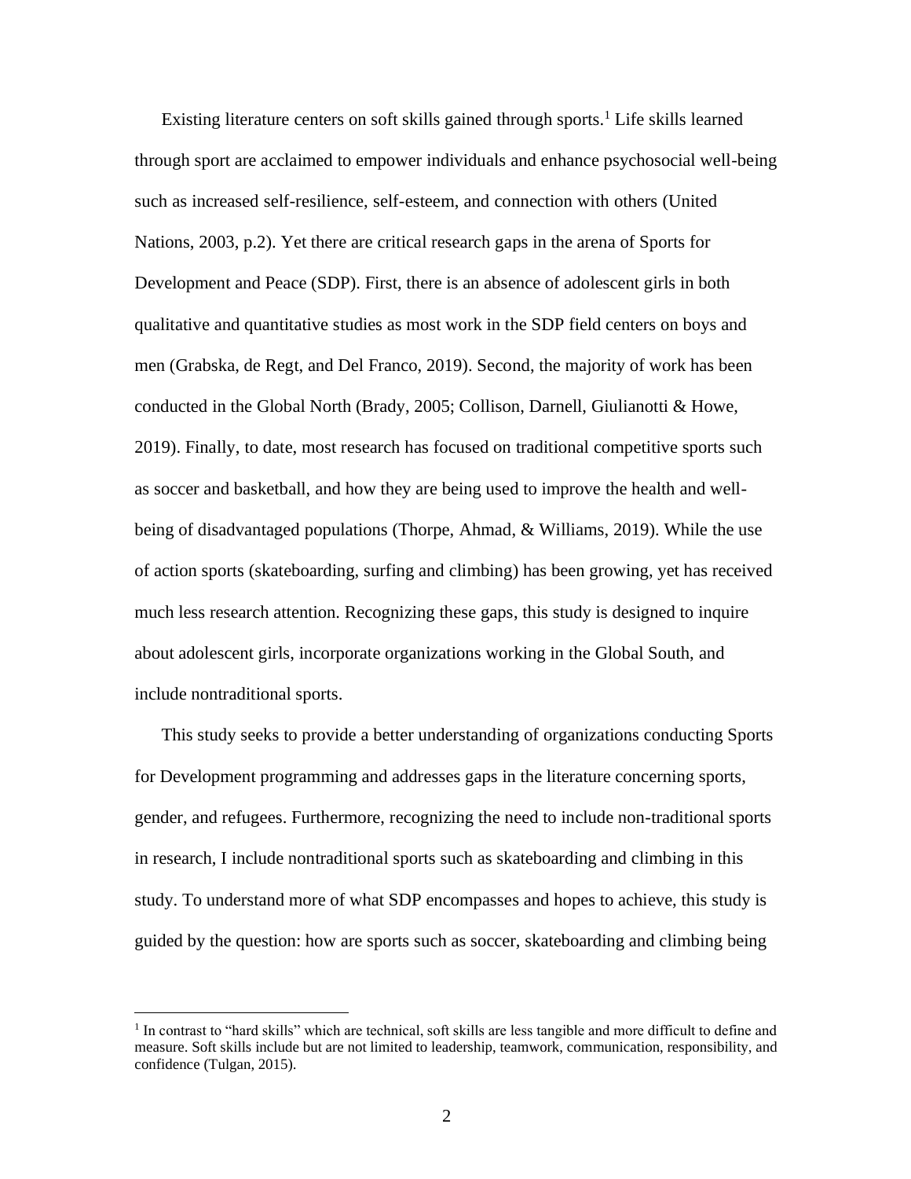Existing literature centers on soft skills gained through sports.[1] Life skills learned through sport are acclaimed to empower individuals and enhance psychosocial well-being such as increased self-resilience, self-esteem, and connection with others (United Nations, 2003, p.2). Yet there are critical research gaps in the arena of Sports for Development and Peace (SDP). First, there is an absence of adolescent girls in both qualitative and quantitative studies as most work in the SDP field centers on boys and men (Grabska, de Regt, and Del Franco, 2019). Second, the majority of work has been conducted in the Global North (Brady, 2005; Collison, Darnell, Giulianotti & Howe, 2019). Finally, to date, most research has focused on traditional competitive sports such as soccer and basketball, and how they are being used to improve the health and well-being of disadvantaged populations (Thorpe, Ahmad, & Williams, 2019). While the use of action sports (skateboarding, surfing and climbing) has been growing, yet has received much less research attention. Recognizing these gaps, this study is designed to inquire about adolescent girls, incorporate organizations working in the Global South, and include nontraditional sports.

This study seeks to provide a better understanding of organizations conducting Sports for Development programming and addresses gaps in the literature concerning sports, gender, and refugees. Furthermore, recognizing the need to include non-traditional sports in research, I include nontraditional sports such as skateboarding and climbing in this study. To understand more of what SDP encompasses and hopes to achieve, this study is guided by the question: how are sports such as soccer, skateboarding and climbing being

---

[1] In contrast to "hard skills" which are technical, soft skills are less tangible and more difficult to define and measure. Soft skills include but are not limited to leadership, teamwork, communication, responsibility, and confidence (Tulgan, 2015).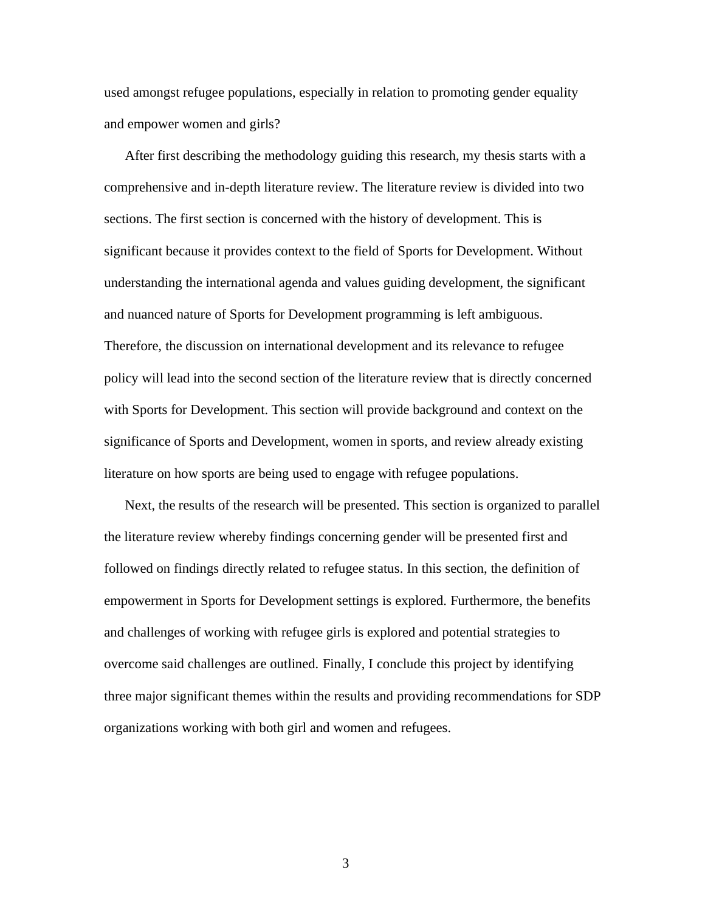used amongst refugee populations, especially in relation to promoting gender equality and empower women and girls?

After first describing the methodology guiding this research, my thesis starts with a comprehensive and in-depth literature review. The literature review is divided into two sections. The first section is concerned with the history of development. This is significant because it provides context to the field of Sports for Development. Without understanding the international agenda and values guiding development, the significant and nuanced nature of Sports for Development programming is left ambiguous. Therefore, the discussion on international development and its relevance to refugee policy will lead into the second section of the literature review that is directly concerned with Sports for Development. This section will provide background and context on the significance of Sports and Development, women in sports, and review already existing literature on how sports are being used to engage with refugee populations.

Next, the results of the research will be presented. This section is organized to parallel the literature review whereby findings concerning gender will be presented first and followed on findings directly related to refugee status. In this section, the definition of empowerment in Sports for Development settings is explored. Furthermore, the benefits and challenges of working with refugee girls is explored and potential strategies to overcome said challenges are outlined. Finally, I conclude this project by identifying three major significant themes within the results and providing recommendations for SDP organizations working with both girl and women and refugees.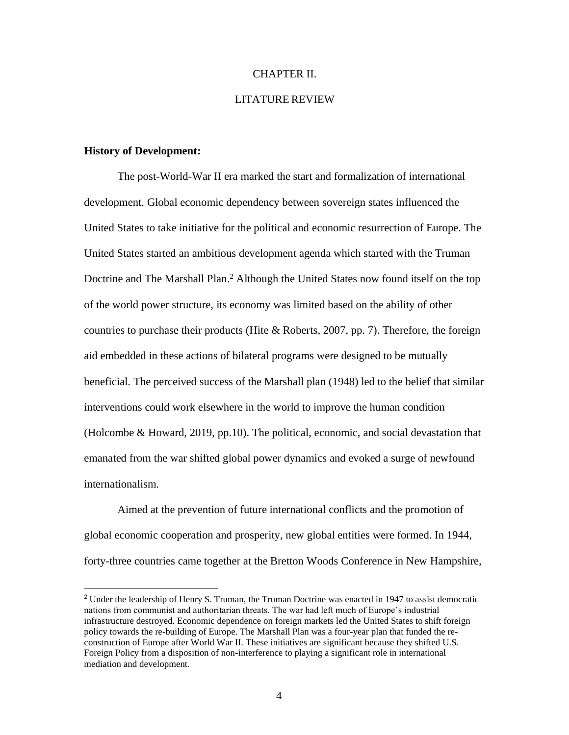# CHAPTER II.

# LITATURE REVIEW

**History of Development:**

The post-World-War II era marked the start and formalization of international development. Global economic dependency between sovereign states influenced the United States to take initiative for the political and economic resurrection of Europe. The United States started an ambitious development agenda which started with the Truman Doctrine and The Marshall Plan.[2] Although the United States now found itself on the top of the world power structure, its economy was limited based on the ability of other countries to purchase their products (Hite & Roberts, 2007, pp. 7). Therefore, the foreign aid embedded in these actions of bilateral programs were designed to be mutually beneficial. The perceived success of the Marshall plan (1948) led to the belief that similar interventions could work elsewhere in the world to improve the human condition (Holcombe & Howard, 2019, pp.10). The political, economic, and social devastation that emanated from the war shifted global power dynamics and evoked a surge of newfound internationalism.

Aimed at the prevention of future international conflicts and the promotion of global economic cooperation and prosperity, new global entities were formed. In 1944, forty-three countries came together at the Bretton Woods Conference in New Hampshire,

---

[2] Under the leadership of Henry S. Truman, the Truman Doctrine was enacted in 1947 to assist democratic nations from communist and authoritarian threats. The war had left much of Europe's industrial infrastructure destroyed. Economic dependence on foreign markets led the United States to shift foreign policy towards the re-building of Europe. The Marshall Plan was a four-year plan that funded the re-construction of Europe after World War II. These initiatives are significant because they shifted U.S. Foreign Policy from a disposition of non-interference to playing a significant role in international mediation and development.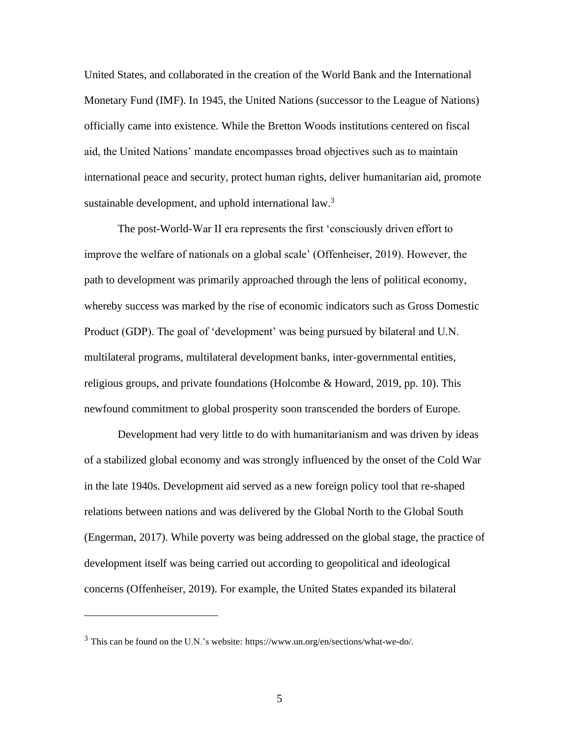United States, and collaborated in the creation of the World Bank and the International Monetary Fund (IMF). In 1945, the United Nations (successor to the League of Nations) officially came into existence. While the Bretton Woods institutions centered on fiscal aid, the United Nations' mandate encompasses broad objectives such as to maintain international peace and security, protect human rights, deliver humanitarian aid, promote sustainable development, and uphold international law.[3]

The post-World-War II era represents the first 'consciously driven effort to improve the welfare of nationals on a global scale' (Offenheiser, 2019). However, the path to development was primarily approached through the lens of political economy, whereby success was marked by the rise of economic indicators such as Gross Domestic Product (GDP). The goal of 'development' was being pursued by bilateral and U.N. multilateral programs, multilateral development banks, inter-governmental entities, religious groups, and private foundations (Holcombe & Howard, 2019, pp. 10). This newfound commitment to global prosperity soon transcended the borders of Europe.

Development had very little to do with humanitarianism and was driven by ideas of a stabilized global economy and was strongly influenced by the onset of the Cold War in the late 1940s. Development aid served as a new foreign policy tool that re-shaped relations between nations and was delivered by the Global North to the Global South (Engerman, 2017). While poverty was being addressed on the global stage, the practice of development itself was being carried out according to geopolitical and ideological concerns (Offenheiser, 2019). For example, the United States expanded its bilateral

---

[3] This can be found on the U.N.'s website: https://www.un.org/en/sections/what-we-do/.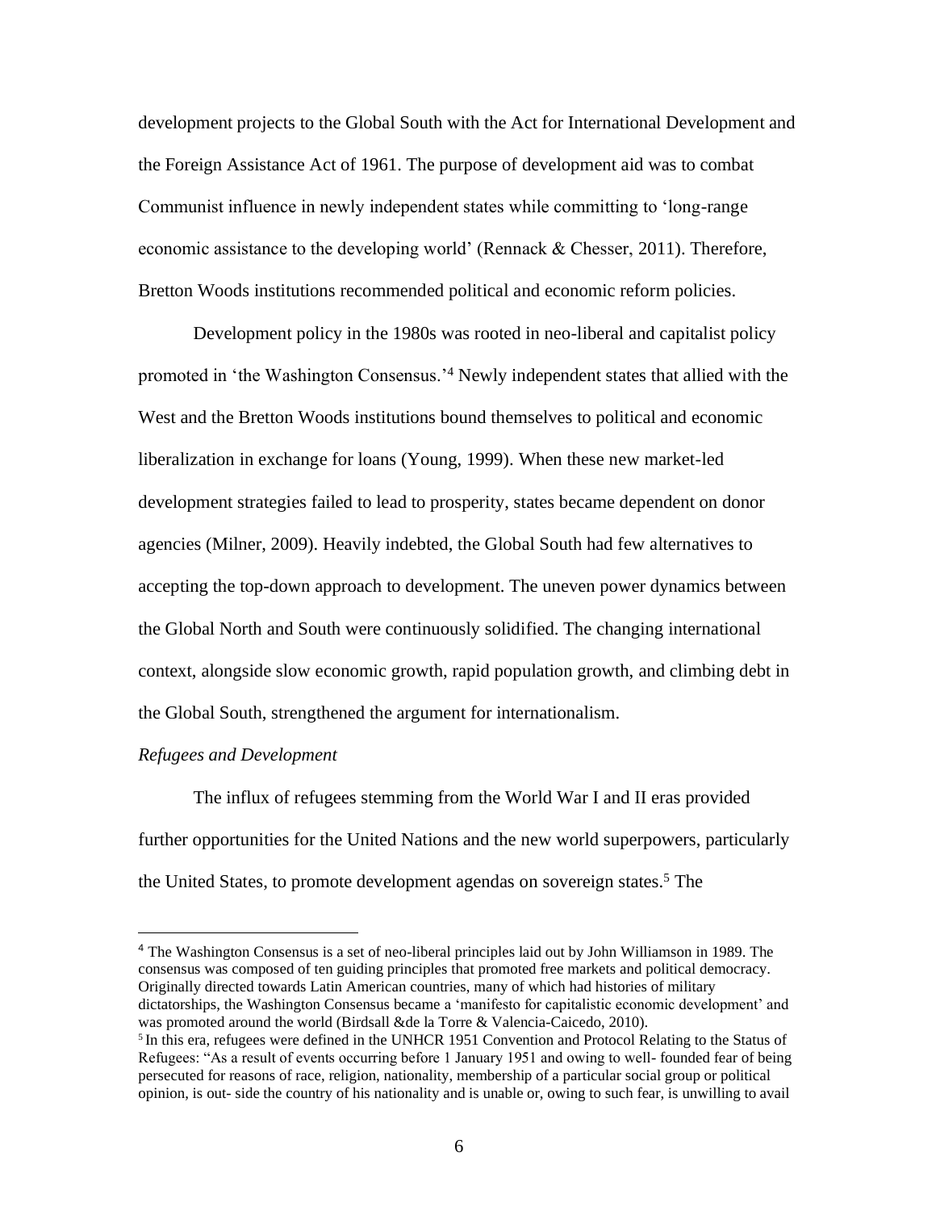development projects to the Global South with the Act for International Development and the Foreign Assistance Act of 1961. The purpose of development aid was to combat Communist influence in newly independent states while committing to 'long-range economic assistance to the developing world' (Rennack & Chesser, 2011). Therefore, Bretton Woods institutions recommended political and economic reform policies.

Development policy in the 1980s was rooted in neo-liberal and capitalist policy promoted in 'the Washington Consensus.'[4] Newly independent states that allied with the West and the Bretton Woods institutions bound themselves to political and economic liberalization in exchange for loans (Young, 1999). When these new market-led development strategies failed to lead to prosperity, states became dependent on donor agencies (Milner, 2009). Heavily indebted, the Global South had few alternatives to accepting the top-down approach to development. The uneven power dynamics between the Global North and South were continuously solidified. The changing international context, alongside slow economic growth, rapid population growth, and climbing debt in the Global South, strengthened the argument for internationalism.

*Refugees and Development*

The influx of refugees stemming from the World War I and II eras provided further opportunities for the United Nations and the new world superpowers, particularly the United States, to promote development agendas on sovereign states.[5] The

---

[4] The Washington Consensus is a set of neo-liberal principles laid out by John Williamson in 1989. The consensus was composed of ten guiding principles that promoted free markets and political democracy. Originally directed towards Latin American countries, many of which had histories of military dictatorships, the Washington Consensus became a 'manifesto for capitalistic economic development' and was promoted around the world (Birdsall &de la Torre & Valencia-Caicedo, 2010).

[5] In this era, refugees were defined in the UNHCR 1951 Convention and Protocol Relating to the Status of Refugees: "As a result of events occurring before 1 January 1951 and owing to well- founded fear of being persecuted for reasons of race, religion, nationality, membership of a particular social group or political opinion, is out- side the country of his nationality and is unable or, owing to such fear, is unwilling to avail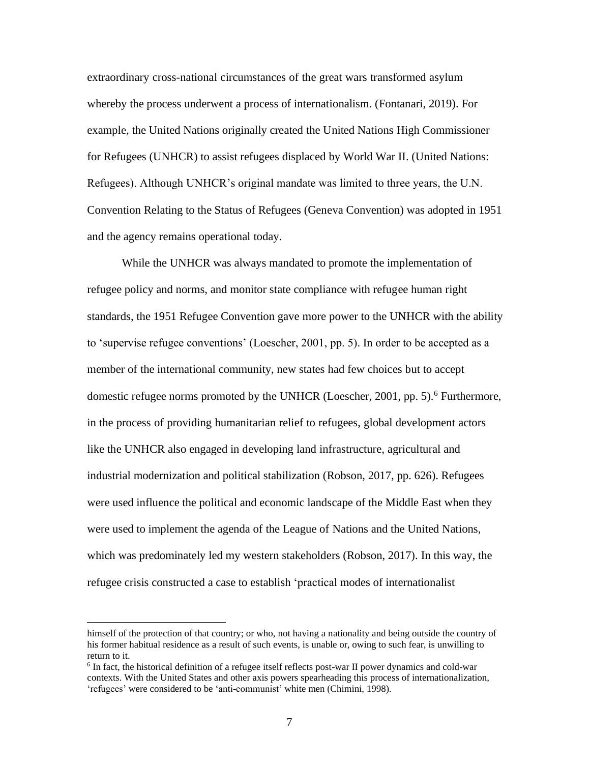extraordinary cross-national circumstances of the great wars transformed asylum whereby the process underwent a process of internationalism. (Fontanari, 2019). For example, the United Nations originally created the United Nations High Commissioner for Refugees (UNHCR) to assist refugees displaced by World War II. (United Nations: Refugees). Although UNHCR's original mandate was limited to three years, the U.N. Convention Relating to the Status of Refugees (Geneva Convention) was adopted in 1951 and the agency remains operational today.

While the UNHCR was always mandated to promote the implementation of refugee policy and norms, and monitor state compliance with refugee human right standards, the 1951 Refugee Convention gave more power to the UNHCR with the ability to 'supervise refugee conventions' (Loescher, 2001, pp. 5). In order to be accepted as a member of the international community, new states had few choices but to accept domestic refugee norms promoted by the UNHCR (Loescher, 2001, pp. 5).[6] Furthermore, in the process of providing humanitarian relief to refugees, global development actors like the UNHCR also engaged in developing land infrastructure, agricultural and industrial modernization and political stabilization (Robson, 2017, pp. 626). Refugees were used influence the political and economic landscape of the Middle East when they were used to implement the agenda of the League of Nations and the United Nations, which was predominately led my western stakeholders (Robson, 2017). In this way, the refugee crisis constructed a case to establish 'practical modes of internationalist

---

himself of the protection of that country; or who, not having a nationality and being outside the country of his former habitual residence as a result of such events, is unable or, owing to such fear, is unwilling to return to it.

[6] In fact, the historical definition of a refugee itself reflects post-war II power dynamics and cold-war contexts. With the United States and other axis powers spearheading this process of internationalization, 'refugees' were considered to be 'anti-communist' white men (Chimini, 1998).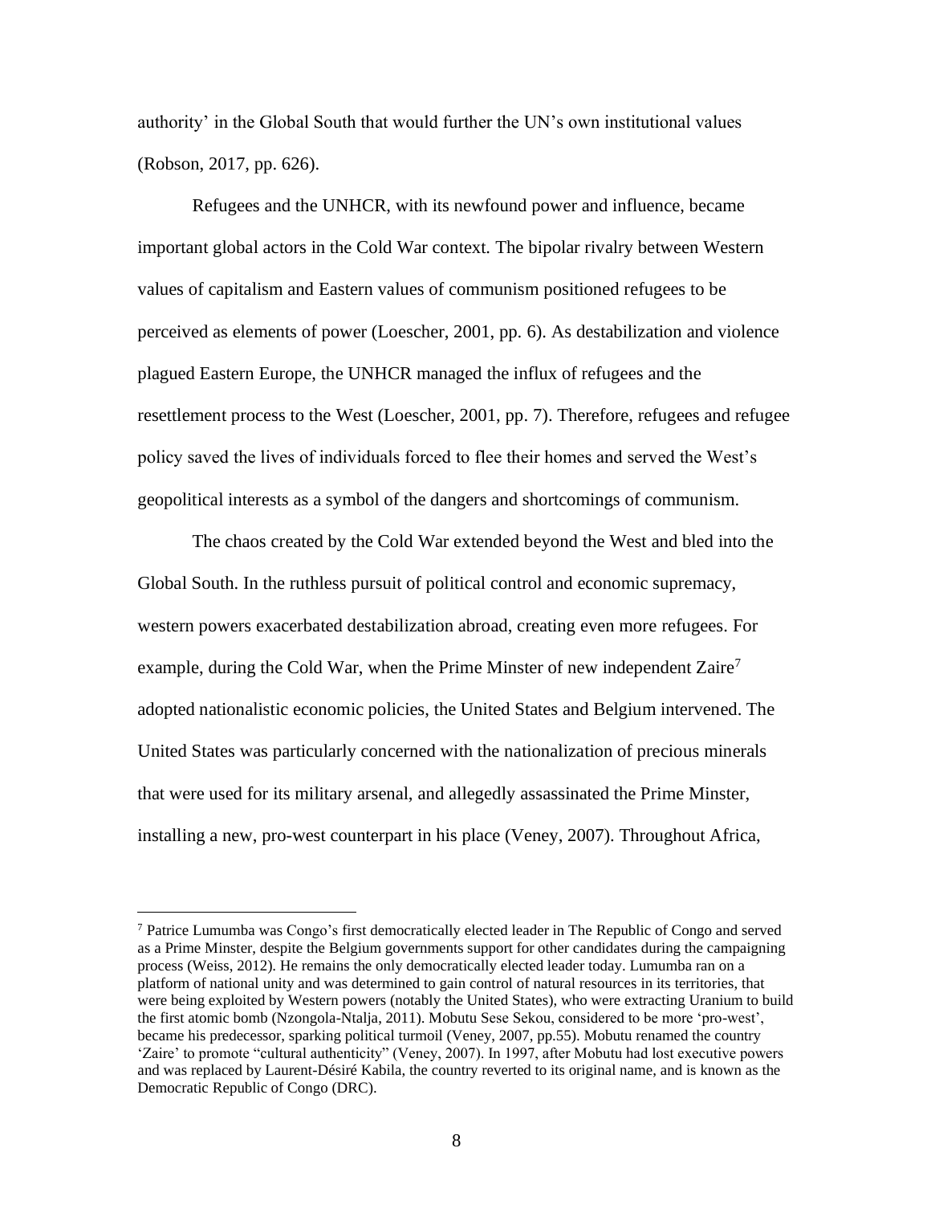authority' in the Global South that would further the UN's own institutional values (Robson, 2017, pp. 626).

Refugees and the UNHCR, with its newfound power and influence, became important global actors in the Cold War context. The bipolar rivalry between Western values of capitalism and Eastern values of communism positioned refugees to be perceived as elements of power (Loescher, 2001, pp. 6). As destabilization and violence plagued Eastern Europe, the UNHCR managed the influx of refugees and the resettlement process to the West (Loescher, 2001, pp. 7). Therefore, refugees and refugee policy saved the lives of individuals forced to flee their homes and served the West's geopolitical interests as a symbol of the dangers and shortcomings of communism.

The chaos created by the Cold War extended beyond the West and bled into the Global South. In the ruthless pursuit of political control and economic supremacy, western powers exacerbated destabilization abroad, creating even more refugees. For example, during the Cold War, when the Prime Minster of new independent Zaire[7] adopted nationalistic economic policies, the United States and Belgium intervened. The United States was particularly concerned with the nationalization of precious minerals that were used for its military arsenal, and allegedly assassinated the Prime Minster, installing a new, pro-west counterpart in his place (Veney, 2007). Throughout Africa,

[7] Patrice Lumumba was Congo's first democratically elected leader in The Republic of Congo and served as a Prime Minster, despite the Belgium governments support for other candidates during the campaigning process (Weiss, 2012). He remains the only democratically elected leader today. Lumumba ran on a platform of national unity and was determined to gain control of natural resources in its territories, that were being exploited by Western powers (notably the United States), who were extracting Uranium to build the first atomic bomb (Nzongola-Ntalja, 2011). Mobutu Sese Sekou, considered to be more 'pro-west', became his predecessor, sparking political turmoil (Veney, 2007, pp.55). Mobutu renamed the country 'Zaire' to promote "cultural authenticity" (Veney, 2007). In 1997, after Mobutu had lost executive powers and was replaced by Laurent-Désiré Kabila, the country reverted to its original name, and is known as the Democratic Republic of Congo (DRC).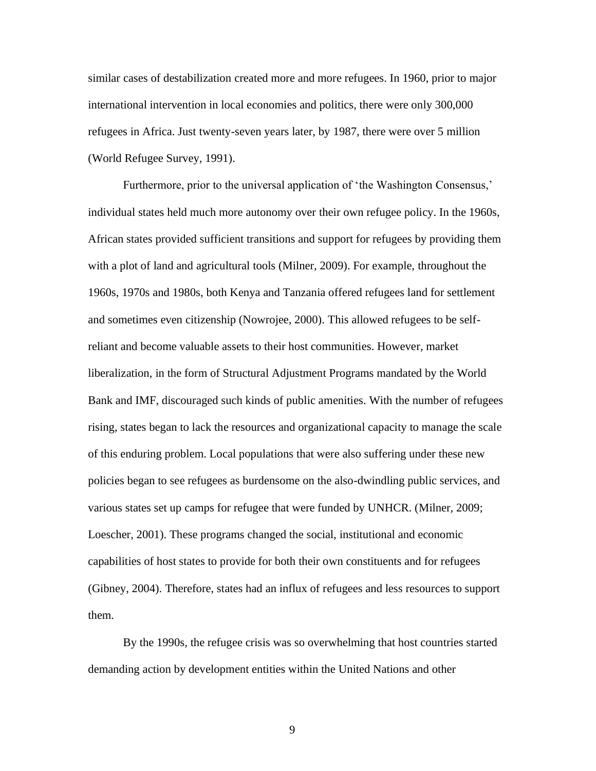similar cases of destabilization created more and more refugees. In 1960, prior to major international intervention in local economies and politics, there were only 300,000 refugees in Africa. Just twenty-seven years later, by 1987, there were over 5 million (World Refugee Survey, 1991).

Furthermore, prior to the universal application of 'the Washington Consensus,' individual states held much more autonomy over their own refugee policy. In the 1960s, African states provided sufficient transitions and support for refugees by providing them with a plot of land and agricultural tools (Milner, 2009). For example, throughout the 1960s, 1970s and 1980s, both Kenya and Tanzania offered refugees land for settlement and sometimes even citizenship (Nowrojee, 2000). This allowed refugees to be self-reliant and become valuable assets to their host communities. However, market liberalization, in the form of Structural Adjustment Programs mandated by the World Bank and IMF, discouraged such kinds of public amenities. With the number of refugees rising, states began to lack the resources and organizational capacity to manage the scale of this enduring problem. Local populations that were also suffering under these new policies began to see refugees as burdensome on the also-dwindling public services, and various states set up camps for refugee that were funded by UNHCR. (Milner, 2009; Loescher, 2001). These programs changed the social, institutional and economic capabilities of host states to provide for both their own constituents and for refugees (Gibney, 2004). Therefore, states had an influx of refugees and less resources to support them.

By the 1990s, the refugee crisis was so overwhelming that host countries started demanding action by development entities within the United Nations and other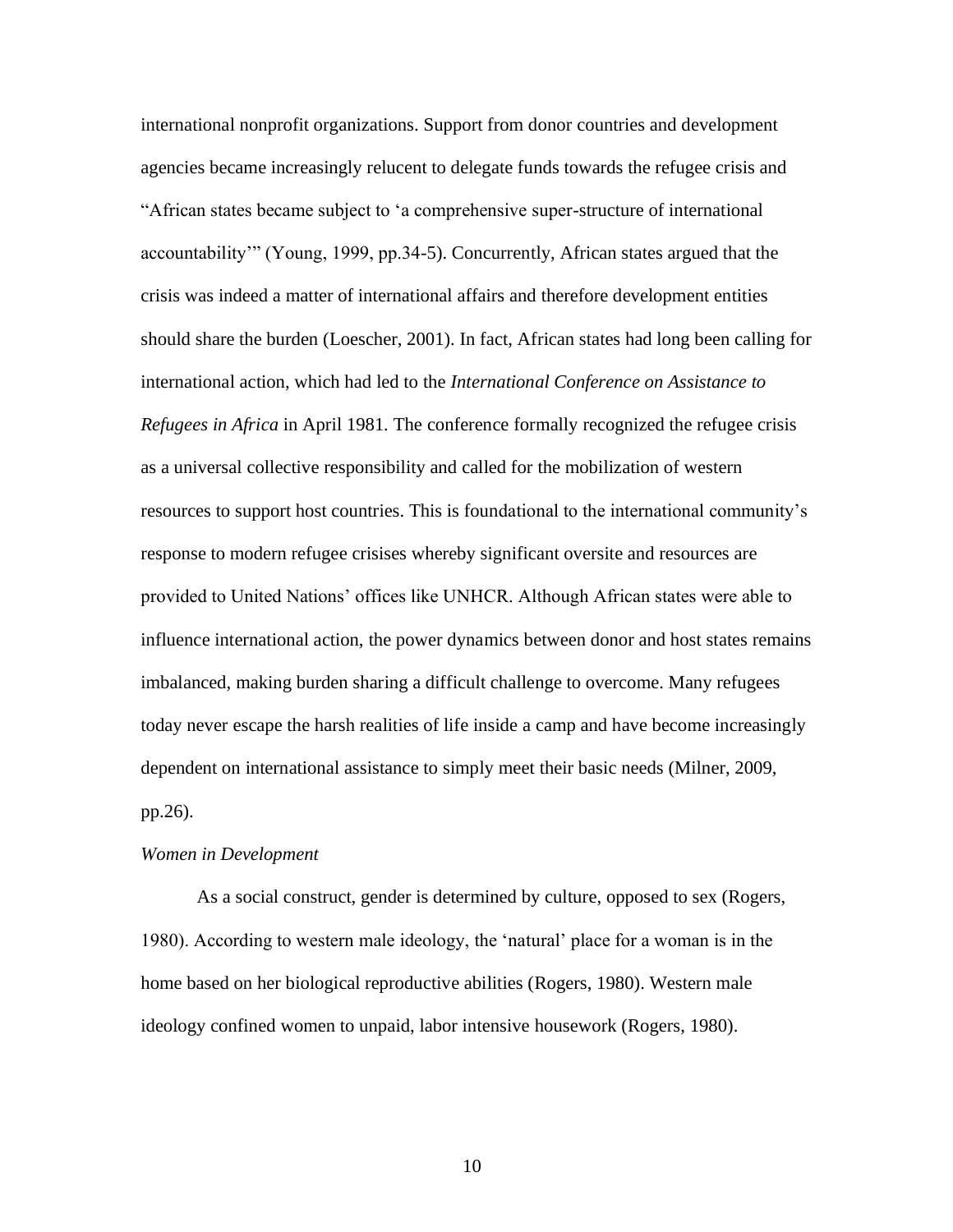international nonprofit organizations. Support from donor countries and development agencies became increasingly relucent to delegate funds towards the refugee crisis and "African states became subject to 'a comprehensive super-structure of international accountability'" (Young, 1999, pp.34-5). Concurrently, African states argued that the crisis was indeed a matter of international affairs and therefore development entities should share the burden (Loescher, 2001). In fact, African states had long been calling for international action, which had led to the *International Conference on Assistance to Refugees in Africa* in April 1981. The conference formally recognized the refugee crisis as a universal collective responsibility and called for the mobilization of western resources to support host countries. This is foundational to the international community's response to modern refugee crisises whereby significant oversite and resources are provided to United Nations' offices like UNHCR. Although African states were able to influence international action, the power dynamics between donor and host states remains imbalanced, making burden sharing a difficult challenge to overcome. Many refugees today never escape the harsh realities of life inside a camp and have become increasingly dependent on international assistance to simply meet their basic needs (Milner, 2009, pp.26).

*Women in Development*

As a social construct, gender is determined by culture, opposed to sex (Rogers, 1980). According to western male ideology, the 'natural' place for a woman is in the home based on her biological reproductive abilities (Rogers, 1980). Western male ideology confined women to unpaid, labor intensive housework (Rogers, 1980).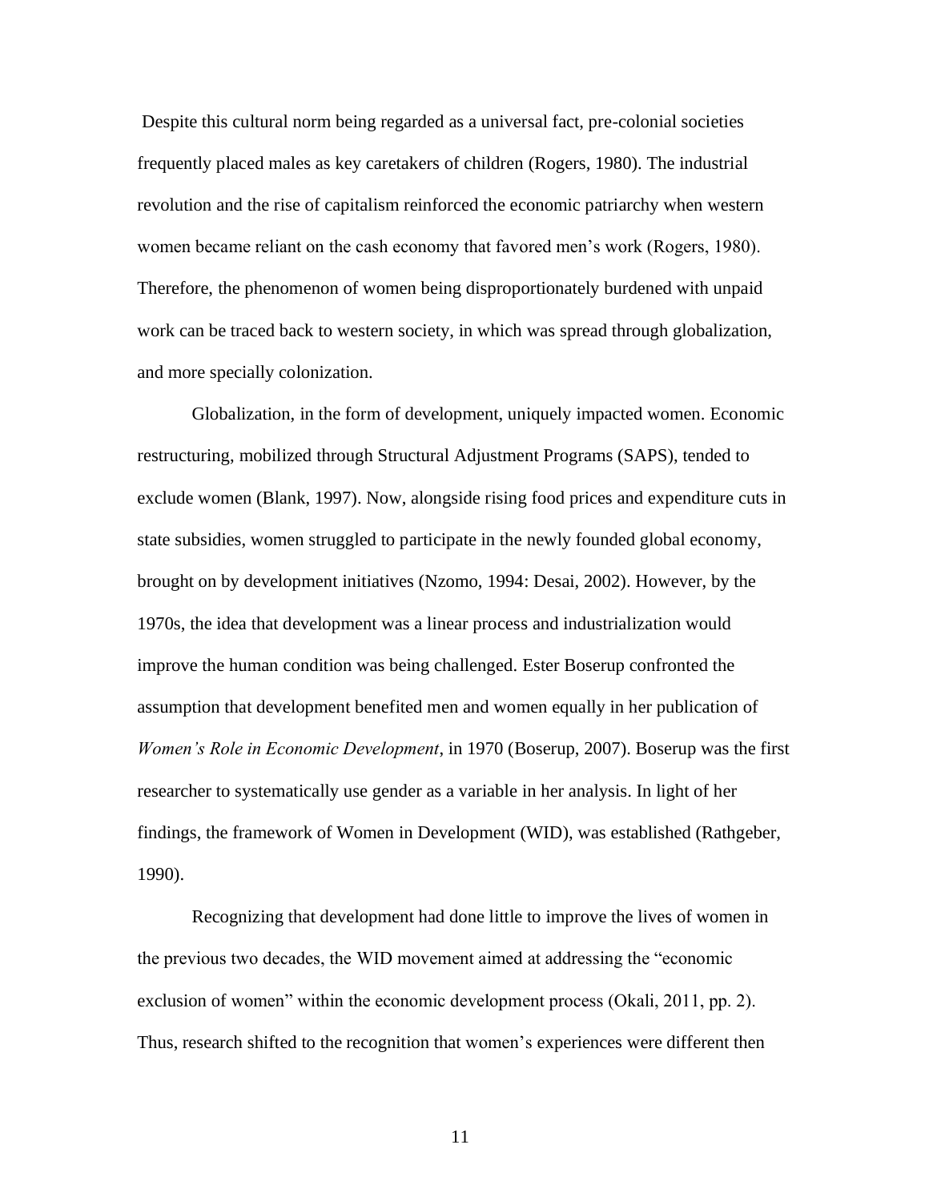Despite this cultural norm being regarded as a universal fact, pre-colonial societies frequently placed males as key caretakers of children (Rogers, 1980). The industrial revolution and the rise of capitalism reinforced the economic patriarchy when western women became reliant on the cash economy that favored men's work (Rogers, 1980). Therefore, the phenomenon of women being disproportionately burdened with unpaid work can be traced back to western society, in which was spread through globalization, and more specially colonization.

Globalization, in the form of development, uniquely impacted women. Economic restructuring, mobilized through Structural Adjustment Programs (SAPS), tended to exclude women (Blank, 1997). Now, alongside rising food prices and expenditure cuts in state subsidies, women struggled to participate in the newly founded global economy, brought on by development initiatives (Nzomo, 1994: Desai, 2002). However, by the 1970s, the idea that development was a linear process and industrialization would improve the human condition was being challenged. Ester Boserup confronted the assumption that development benefited men and women equally in her publication of *Women's Role in Economic Development*, in 1970 (Boserup, 2007). Boserup was the first researcher to systematically use gender as a variable in her analysis. In light of her findings, the framework of Women in Development (WID), was established (Rathgeber, 1990).

Recognizing that development had done little to improve the lives of women in the previous two decades, the WID movement aimed at addressing the "economic exclusion of women" within the economic development process (Okali, 2011, pp. 2). Thus, research shifted to the recognition that women's experiences were different then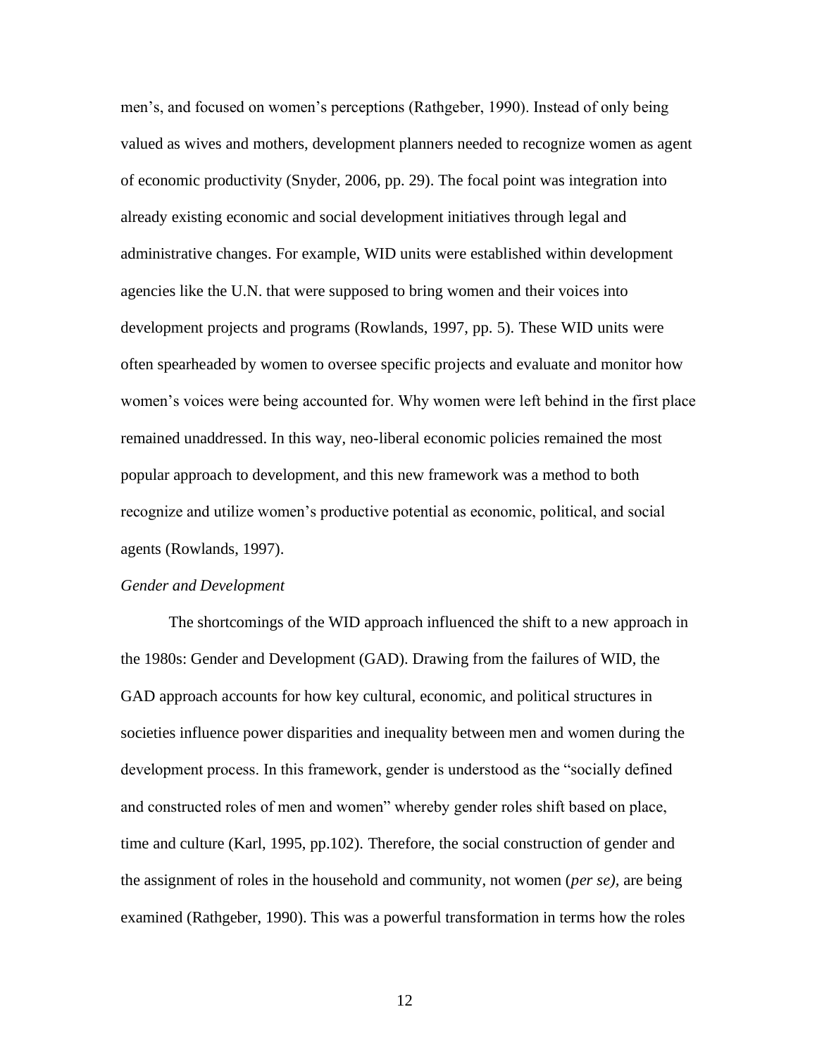men's, and focused on women's perceptions (Rathgeber, 1990). Instead of only being valued as wives and mothers, development planners needed to recognize women as agent of economic productivity (Snyder, 2006, pp. 29). The focal point was integration into already existing economic and social development initiatives through legal and administrative changes. For example, WID units were established within development agencies like the U.N. that were supposed to bring women and their voices into development projects and programs (Rowlands, 1997, pp. 5). These WID units were often spearheaded by women to oversee specific projects and evaluate and monitor how women's voices were being accounted for. Why women were left behind in the first place remained unaddressed. In this way, neo-liberal economic policies remained the most popular approach to development, and this new framework was a method to both recognize and utilize women's productive potential as economic, political, and social agents (Rowlands, 1997).

*Gender and Development*

The shortcomings of the WID approach influenced the shift to a new approach in the 1980s: Gender and Development (GAD). Drawing from the failures of WID, the GAD approach accounts for how key cultural, economic, and political structures in societies influence power disparities and inequality between men and women during the development process. In this framework, gender is understood as the "socially defined and constructed roles of men and women" whereby gender roles shift based on place, time and culture (Karl, 1995, pp.102). Therefore, the social construction of gender and the assignment of roles in the household and community, not women (*per se),* are being examined (Rathgeber, 1990). This was a powerful transformation in terms how the roles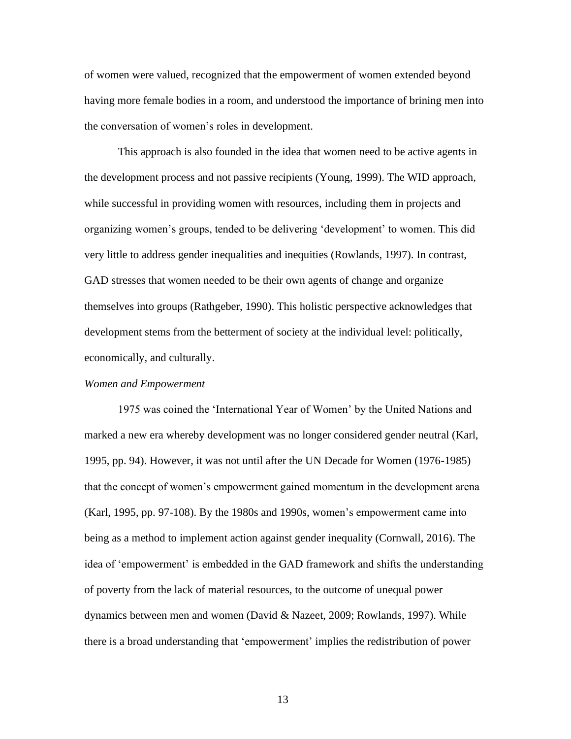of women were valued, recognized that the empowerment of women extended beyond having more female bodies in a room, and understood the importance of brining men into the conversation of women's roles in development.

This approach is also founded in the idea that women need to be active agents in the development process and not passive recipients (Young, 1999). The WID approach, while successful in providing women with resources, including them in projects and organizing women's groups, tended to be delivering 'development' to women. This did very little to address gender inequalities and inequities (Rowlands, 1997). In contrast, GAD stresses that women needed to be their own agents of change and organize themselves into groups (Rathgeber, 1990). This holistic perspective acknowledges that development stems from the betterment of society at the individual level: politically, economically, and culturally.

*Women and Empowerment*

1975 was coined the 'International Year of Women' by the United Nations and marked a new era whereby development was no longer considered gender neutral (Karl, 1995, pp. 94). However, it was not until after the UN Decade for Women (1976-1985) that the concept of women's empowerment gained momentum in the development arena (Karl, 1995, pp. 97-108). By the 1980s and 1990s, women's empowerment came into being as a method to implement action against gender inequality (Cornwall, 2016). The idea of 'empowerment' is embedded in the GAD framework and shifts the understanding of poverty from the lack of material resources, to the outcome of unequal power dynamics between men and women (David & Nazeet, 2009; Rowlands, 1997). While there is a broad understanding that 'empowerment' implies the redistribution of power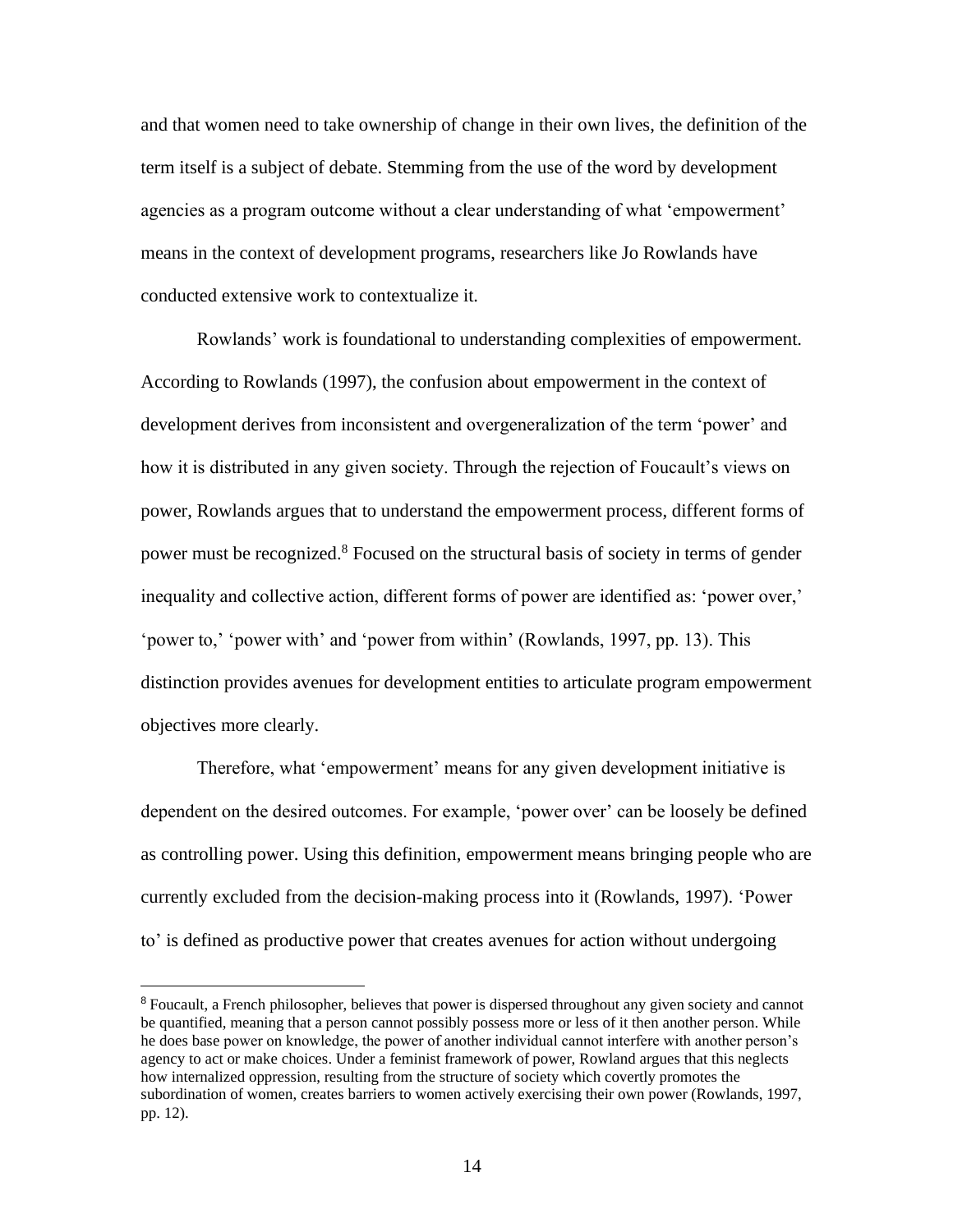and that women need to take ownership of change in their own lives, the definition of the term itself is a subject of debate. Stemming from the use of the word by development agencies as a program outcome without a clear understanding of what 'empowerment' means in the context of development programs, researchers like Jo Rowlands have conducted extensive work to contextualize it.

Rowlands' work is foundational to understanding complexities of empowerment. According to Rowlands (1997), the confusion about empowerment in the context of development derives from inconsistent and overgeneralization of the term 'power' and how it is distributed in any given society. Through the rejection of Foucault's views on power, Rowlands argues that to understand the empowerment process, different forms of power must be recognized.[8] Focused on the structural basis of society in terms of gender inequality and collective action, different forms of power are identified as: 'power over,' 'power to,' 'power with' and 'power from within' (Rowlands, 1997, pp. 13). This distinction provides avenues for development entities to articulate program empowerment objectives more clearly.

Therefore, what 'empowerment' means for any given development initiative is dependent on the desired outcomes. For example, 'power over' can be loosely be defined as controlling power. Using this definition, empowerment means bringing people who are currently excluded from the decision-making process into it (Rowlands, 1997). 'Power to' is defined as productive power that creates avenues for action without undergoing

---

[8] Foucault, a French philosopher, believes that power is dispersed throughout any given society and cannot be quantified, meaning that a person cannot possibly possess more or less of it then another person. While he does base power on knowledge, the power of another individual cannot interfere with another person's agency to act or make choices. Under a feminist framework of power, Rowland argues that this neglects how internalized oppression, resulting from the structure of society which covertly promotes the subordination of women, creates barriers to women actively exercising their own power (Rowlands, 1997, pp. 12).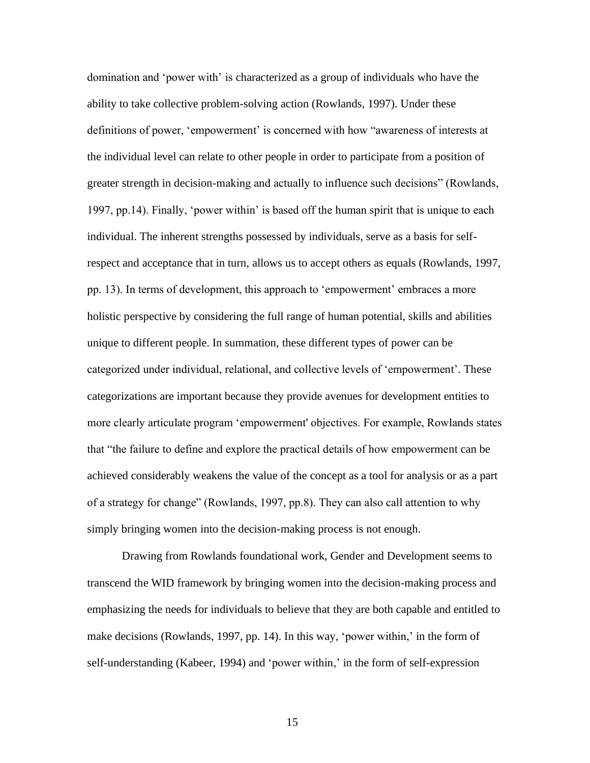domination and 'power with' is characterized as a group of individuals who have the ability to take collective problem-solving action (Rowlands, 1997). Under these definitions of power, 'empowerment' is concerned with how "awareness of interests at the individual level can relate to other people in order to participate from a position of greater strength in decision-making and actually to influence such decisions" (Rowlands, 1997, pp.14). Finally, 'power within' is based off the human spirit that is unique to each individual. The inherent strengths possessed by individuals, serve as a basis for self-respect and acceptance that in turn, allows us to accept others as equals (Rowlands, 1997, pp. 13). In terms of development, this approach to 'empowerment' embraces a more holistic perspective by considering the full range of human potential, skills and abilities unique to different people. In summation, these different types of power can be categorized under individual, relational, and collective levels of 'empowerment'. These categorizations are important because they provide avenues for development entities to more clearly articulate program 'empowerment' objectives. For example, Rowlands states that "the failure to define and explore the practical details of how empowerment can be achieved considerably weakens the value of the concept as a tool for analysis or as a part of a strategy for change" (Rowlands, 1997, pp.8). They can also call attention to why simply bringing women into the decision-making process is not enough.

Drawing from Rowlands foundational work, Gender and Development seems to transcend the WID framework by bringing women into the decision-making process and emphasizing the needs for individuals to believe that they are both capable and entitled to make decisions (Rowlands, 1997, pp. 14). In this way, 'power within,' in the form of self-understanding (Kabeer, 1994) and 'power within,' in the form of self-expression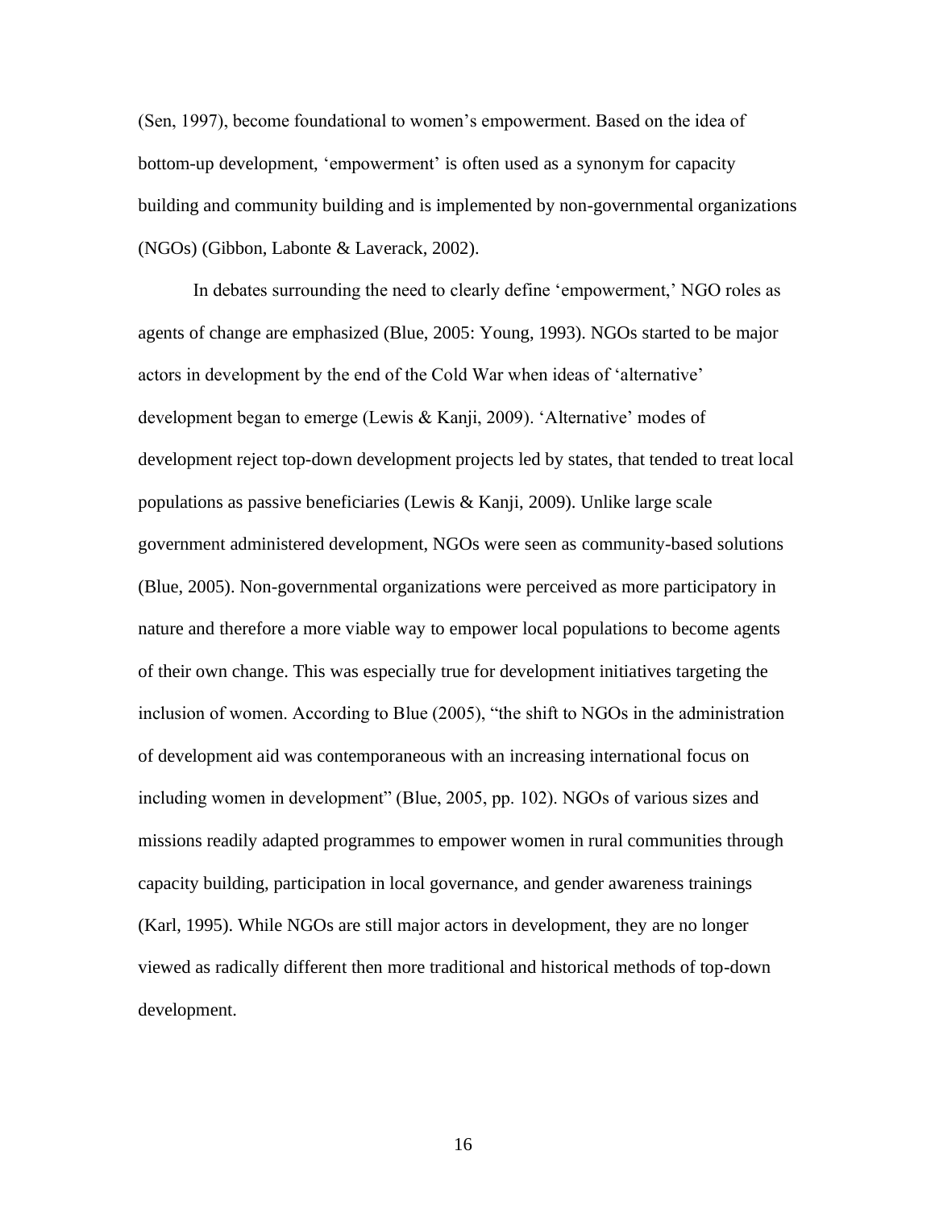(Sen, 1997), become foundational to women's empowerment. Based on the idea of bottom-up development, 'empowerment' is often used as a synonym for capacity building and community building and is implemented by non-governmental organizations (NGOs) (Gibbon, Labonte & Laverack, 2002).

In debates surrounding the need to clearly define 'empowerment,' NGO roles as agents of change are emphasized (Blue, 2005: Young, 1993). NGOs started to be major actors in development by the end of the Cold War when ideas of 'alternative' development began to emerge (Lewis & Kanji, 2009). 'Alternative' modes of development reject top-down development projects led by states, that tended to treat local populations as passive beneficiaries (Lewis & Kanji, 2009). Unlike large scale government administered development, NGOs were seen as community-based solutions (Blue, 2005). Non-governmental organizations were perceived as more participatory in nature and therefore a more viable way to empower local populations to become agents of their own change. This was especially true for development initiatives targeting the inclusion of women. According to Blue (2005), "the shift to NGOs in the administration of development aid was contemporaneous with an increasing international focus on including women in development" (Blue, 2005, pp. 102). NGOs of various sizes and missions readily adapted programmes to empower women in rural communities through capacity building, participation in local governance, and gender awareness trainings (Karl, 1995). While NGOs are still major actors in development, they are no longer viewed as radically different then more traditional and historical methods of top-down development.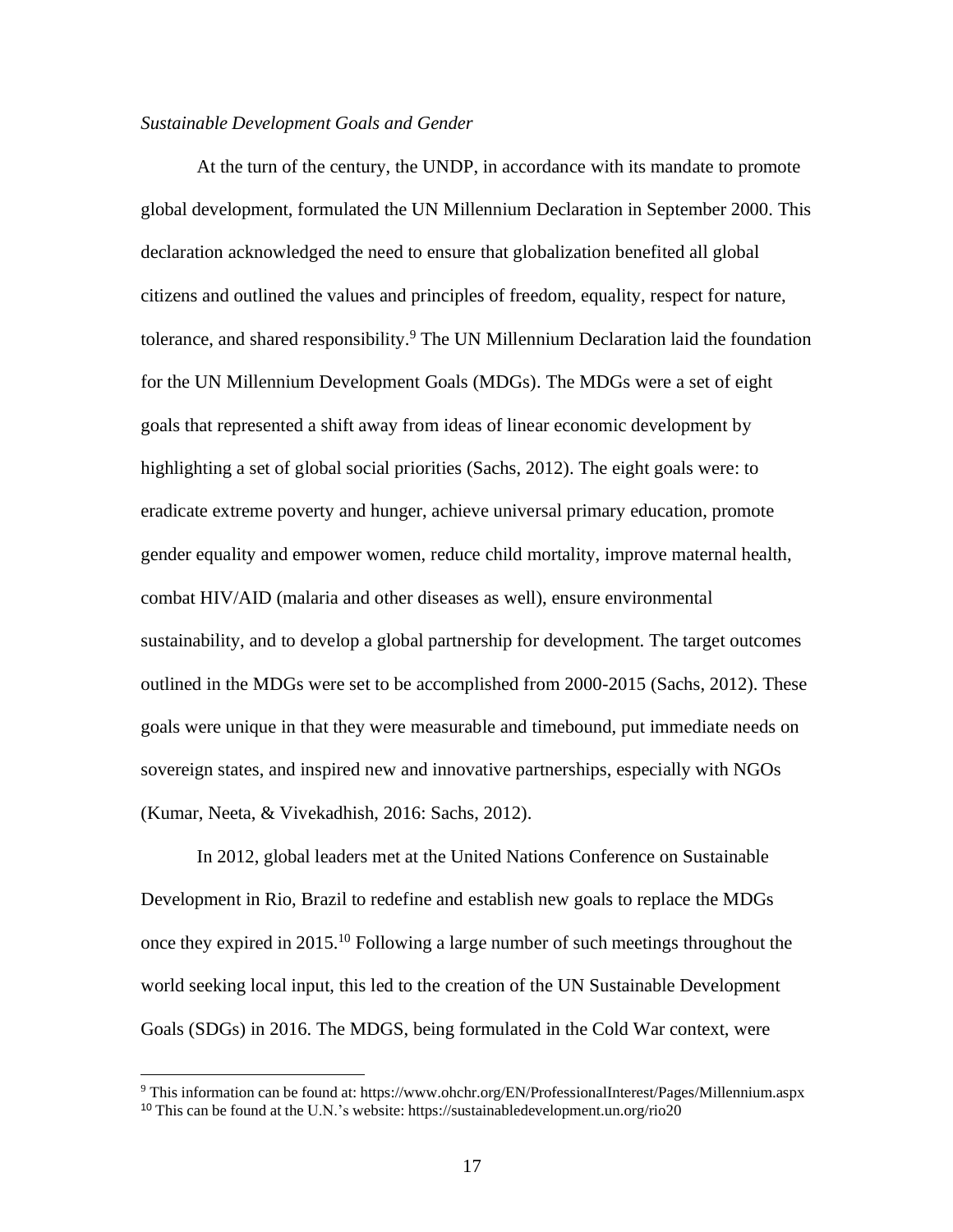*Sustainable Development Goals and Gender*

At the turn of the century, the UNDP, in accordance with its mandate to promote global development, formulated the UN Millennium Declaration in September 2000. This declaration acknowledged the need to ensure that globalization benefited all global citizens and outlined the values and principles of freedom, equality, respect for nature, tolerance, and shared responsibility.[9] The UN Millennium Declaration laid the foundation for the UN Millennium Development Goals (MDGs). The MDGs were a set of eight goals that represented a shift away from ideas of linear economic development by highlighting a set of global social priorities (Sachs, 2012). The eight goals were: to eradicate extreme poverty and hunger, achieve universal primary education, promote gender equality and empower women, reduce child mortality, improve maternal health, combat HIV/AID (malaria and other diseases as well), ensure environmental sustainability, and to develop a global partnership for development. The target outcomes outlined in the MDGs were set to be accomplished from 2000-2015 (Sachs, 2012). These goals were unique in that they were measurable and timebound, put immediate needs on sovereign states, and inspired new and innovative partnerships, especially with NGOs (Kumar, Neeta, & Vivekadhish, 2016: Sachs, 2012).

In 2012, global leaders met at the United Nations Conference on Sustainable Development in Rio, Brazil to redefine and establish new goals to replace the MDGs once they expired in 2015.[10] Following a large number of such meetings throughout the world seeking local input, this led to the creation of the UN Sustainable Development Goals (SDGs) in 2016. The MDGS, being formulated in the Cold War context, were

---

[9] This information can be found at: https://www.ohchr.org/EN/ProfessionalInterest/Pages/Millennium.aspx

[10] This can be found at the U.N.'s website: https://sustainabledevelopment.un.org/rio20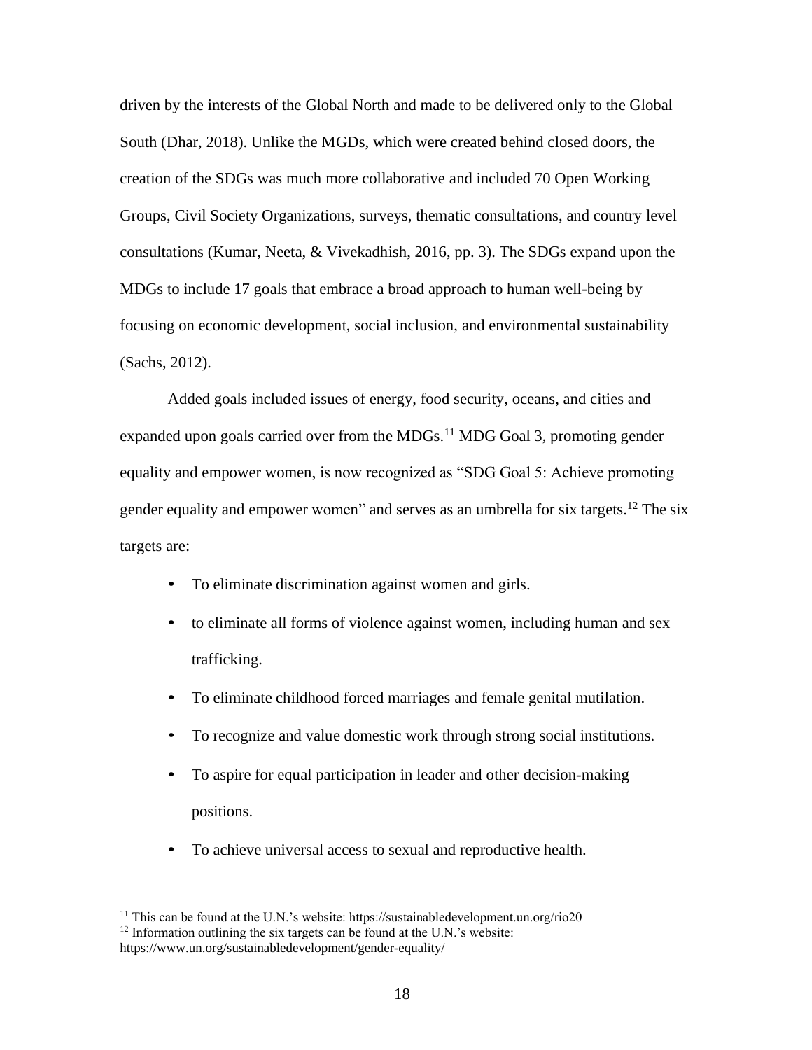driven by the interests of the Global North and made to be delivered only to the Global South (Dhar, 2018). Unlike the MGDs, which were created behind closed doors, the creation of the SDGs was much more collaborative and included 70 Open Working Groups, Civil Society Organizations, surveys, thematic consultations, and country level consultations (Kumar, Neeta, & Vivekadhish, 2016, pp. 3). The SDGs expand upon the MDGs to include 17 goals that embrace a broad approach to human well-being by focusing on economic development, social inclusion, and environmental sustainability (Sachs, 2012).

Added goals included issues of energy, food security, oceans, and cities and expanded upon goals carried over from the MDGs.[11] MDG Goal 3, promoting gender equality and empower women, is now recognized as "SDG Goal 5: Achieve promoting gender equality and empower women" and serves as an umbrella for six targets.[12] The six targets are:

- To eliminate discrimination against women and girls.
- to eliminate all forms of violence against women, including human and sex trafficking.
- To eliminate childhood forced marriages and female genital mutilation.
- To recognize and value domestic work through strong social institutions.
- To aspire for equal participation in leader and other decision-making positions.
- To achieve universal access to sexual and reproductive health.

[11] This can be found at the U.N.'s website: https://sustainabledevelopment.un.org/rio20

[12] Information outlining the six targets can be found at the U.N.'s website: https://www.un.org/sustainabledevelopment/gender-equality/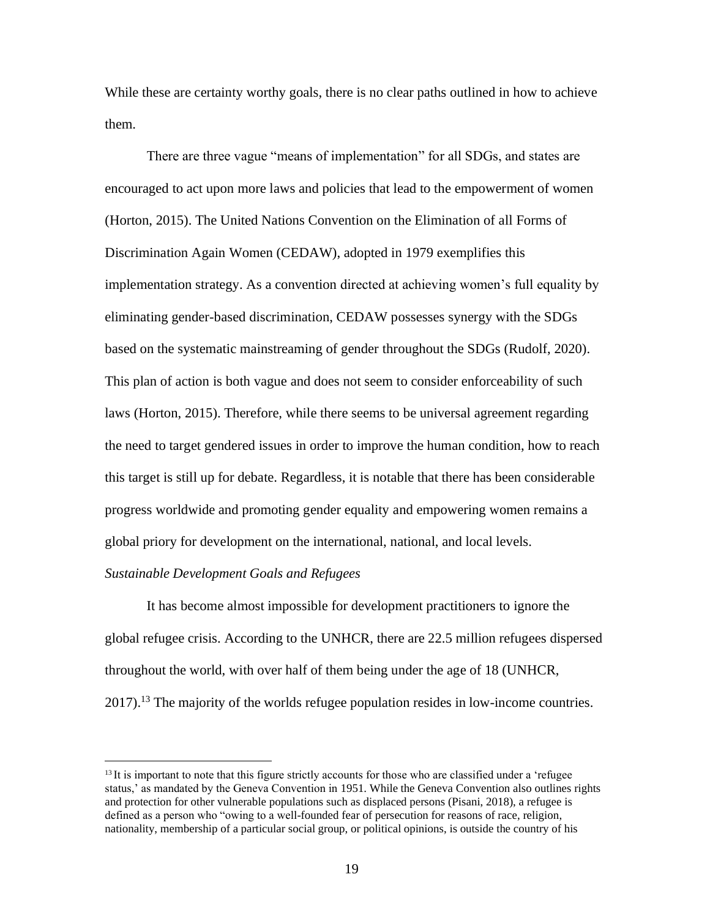While these are certainty worthy goals, there is no clear paths outlined in how to achieve them.

There are three vague "means of implementation" for all SDGs, and states are encouraged to act upon more laws and policies that lead to the empowerment of women (Horton, 2015). The United Nations Convention on the Elimination of all Forms of Discrimination Again Women (CEDAW), adopted in 1979 exemplifies this implementation strategy. As a convention directed at achieving women's full equality by eliminating gender-based discrimination, CEDAW possesses synergy with the SDGs based on the systematic mainstreaming of gender throughout the SDGs (Rudolf, 2020). This plan of action is both vague and does not seem to consider enforceability of such laws (Horton, 2015). Therefore, while there seems to be universal agreement regarding the need to target gendered issues in order to improve the human condition, how to reach this target is still up for debate. Regardless, it is notable that there has been considerable progress worldwide and promoting gender equality and empowering women remains a global priory for development on the international, national, and local levels.

*Sustainable Development Goals and Refugees*

It has become almost impossible for development practitioners to ignore the global refugee crisis. According to the UNHCR, there are 22.5 million refugees dispersed throughout the world, with over half of them being under the age of 18 (UNHCR, 2017).[13] The majority of the worlds refugee population resides in low-income countries.

---

[13] It is important to note that this figure strictly accounts for those who are classified under a 'refugee status,' as mandated by the Geneva Convention in 1951. While the Geneva Convention also outlines rights and protection for other vulnerable populations such as displaced persons (Pisani, 2018), a refugee is defined as a person who "owing to a well-founded fear of persecution for reasons of race, religion, nationality, membership of a particular social group, or political opinions, is outside the country of his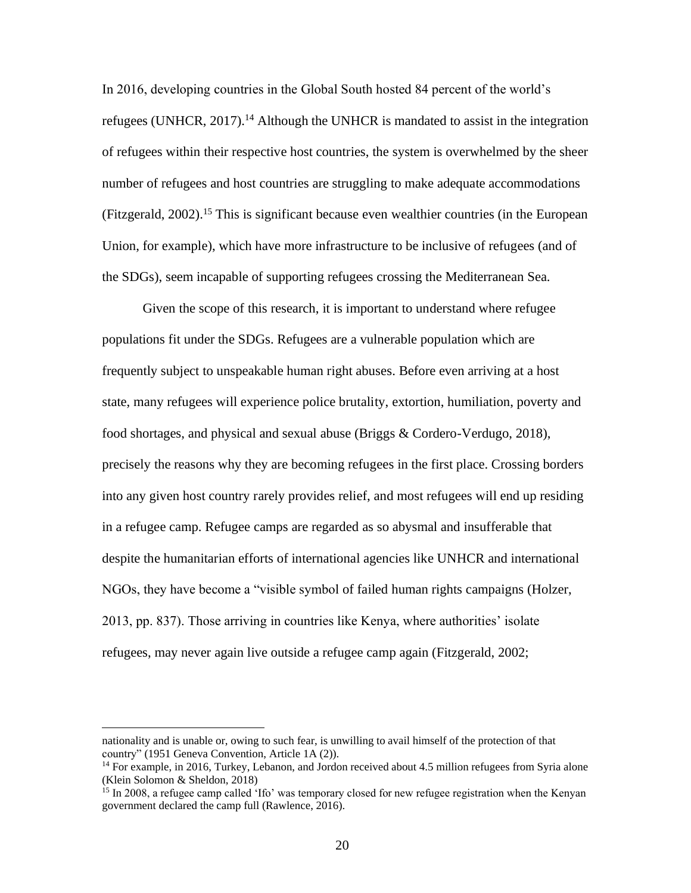In 2016, developing countries in the Global South hosted 84 percent of the world's refugees (UNHCR, 2017).[14] Although the UNHCR is mandated to assist in the integration of refugees within their respective host countries, the system is overwhelmed by the sheer number of refugees and host countries are struggling to make adequate accommodations (Fitzgerald, 2002).[15] This is significant because even wealthier countries (in the European Union, for example), which have more infrastructure to be inclusive of refugees (and of the SDGs), seem incapable of supporting refugees crossing the Mediterranean Sea.

Given the scope of this research, it is important to understand where refugee populations fit under the SDGs. Refugees are a vulnerable population which are frequently subject to unspeakable human right abuses. Before even arriving at a host state, many refugees will experience police brutality, extortion, humiliation, poverty and food shortages, and physical and sexual abuse (Briggs & Cordero-Verdugo, 2018), precisely the reasons why they are becoming refugees in the first place. Crossing borders into any given host country rarely provides relief, and most refugees will end up residing in a refugee camp. Refugee camps are regarded as so abysmal and insufferable that despite the humanitarian efforts of international agencies like UNHCR and international NGOs, they have become a "visible symbol of failed human rights campaigns (Holzer, 2013, pp. 837). Those arriving in countries like Kenya, where authorities' isolate refugees, may never again live outside a refugee camp again (Fitzgerald, 2002;

---

nationality and is unable or, owing to such fear, is unwilling to avail himself of the protection of that country" (1951 Geneva Convention, Article 1A (2)).

[14] For example, in 2016, Turkey, Lebanon, and Jordon received about 4.5 million refugees from Syria alone (Klein Solomon & Sheldon, 2018)

[15] In 2008, a refugee camp called 'Ifo' was temporary closed for new refugee registration when the Kenyan government declared the camp full (Rawlence, 2016).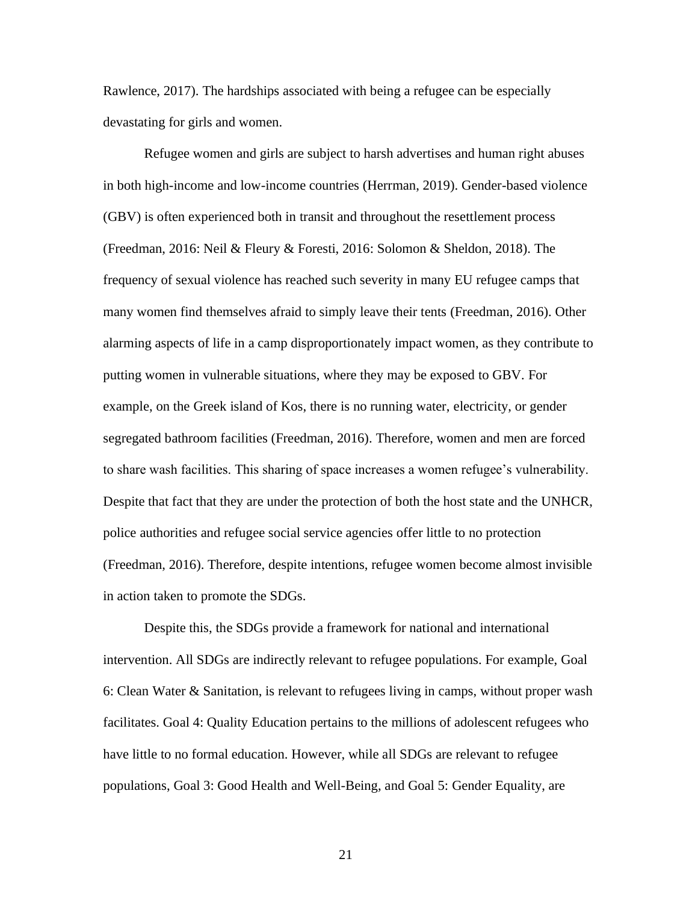Rawlence, 2017). The hardships associated with being a refugee can be especially devastating for girls and women.

Refugee women and girls are subject to harsh advertises and human right abuses in both high-income and low-income countries (Herrman, 2019). Gender-based violence (GBV) is often experienced both in transit and throughout the resettlement process (Freedman, 2016: Neil & Fleury & Foresti, 2016: Solomon & Sheldon, 2018). The frequency of sexual violence has reached such severity in many EU refugee camps that many women find themselves afraid to simply leave their tents (Freedman, 2016). Other alarming aspects of life in a camp disproportionately impact women, as they contribute to putting women in vulnerable situations, where they may be exposed to GBV. For example, on the Greek island of Kos, there is no running water, electricity, or gender segregated bathroom facilities (Freedman, 2016). Therefore, women and men are forced to share wash facilities. This sharing of space increases a women refugee's vulnerability. Despite that fact that they are under the protection of both the host state and the UNHCR, police authorities and refugee social service agencies offer little to no protection (Freedman, 2016). Therefore, despite intentions, refugee women become almost invisible in action taken to promote the SDGs.

Despite this, the SDGs provide a framework for national and international intervention. All SDGs are indirectly relevant to refugee populations. For example, Goal 6: Clean Water & Sanitation, is relevant to refugees living in camps, without proper wash facilitates. Goal 4: Quality Education pertains to the millions of adolescent refugees who have little to no formal education. However, while all SDGs are relevant to refugee populations, Goal 3: Good Health and Well-Being, and Goal 5: Gender Equality, are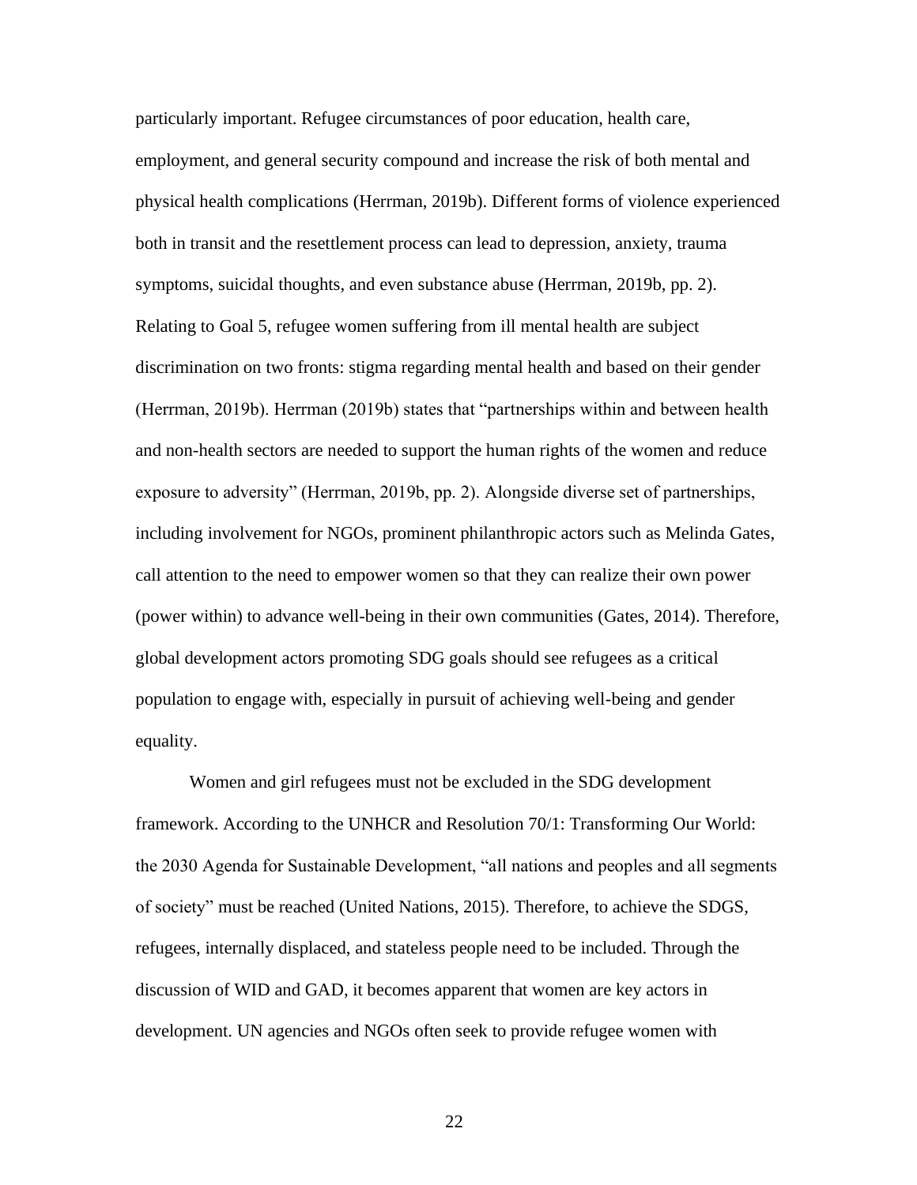particularly important. Refugee circumstances of poor education, health care, employment, and general security compound and increase the risk of both mental and physical health complications (Herrman, 2019b). Different forms of violence experienced both in transit and the resettlement process can lead to depression, anxiety, trauma symptoms, suicidal thoughts, and even substance abuse (Herrman, 2019b, pp. 2). Relating to Goal 5, refugee women suffering from ill mental health are subject discrimination on two fronts: stigma regarding mental health and based on their gender (Herrman, 2019b). Herrman (2019b) states that "partnerships within and between health and non-health sectors are needed to support the human rights of the women and reduce exposure to adversity" (Herrman, 2019b, pp. 2). Alongside diverse set of partnerships, including involvement for NGOs, prominent philanthropic actors such as Melinda Gates, call attention to the need to empower women so that they can realize their own power (power within) to advance well-being in their own communities (Gates, 2014). Therefore, global development actors promoting SDG goals should see refugees as a critical population to engage with, especially in pursuit of achieving well-being and gender equality.

Women and girl refugees must not be excluded in the SDG development framework. According to the UNHCR and Resolution 70/1: Transforming Our World: the 2030 Agenda for Sustainable Development, "all nations and peoples and all segments of society" must be reached (United Nations, 2015). Therefore, to achieve the SDGS, refugees, internally displaced, and stateless people need to be included. Through the discussion of WID and GAD, it becomes apparent that women are key actors in development. UN agencies and NGOs often seek to provide refugee women with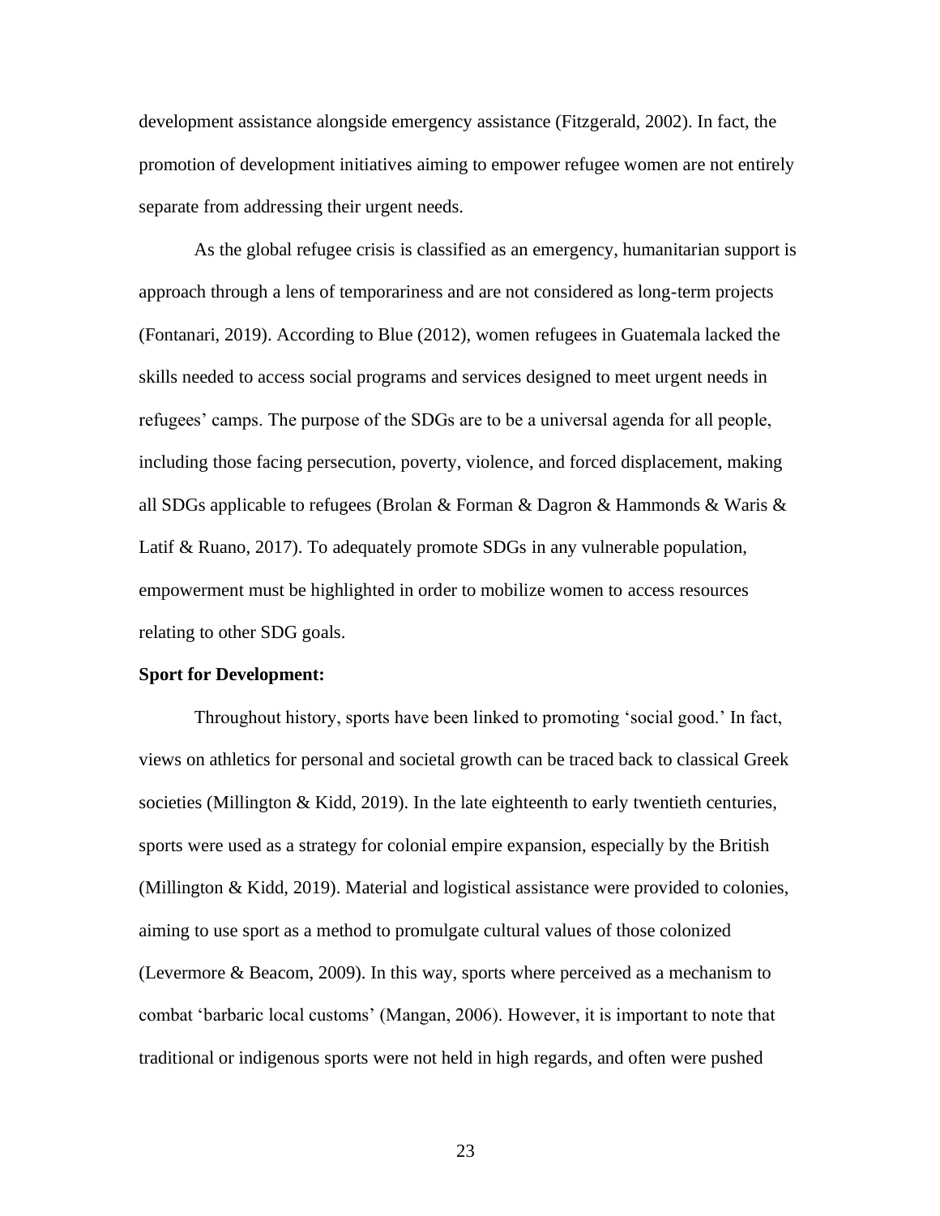development assistance alongside emergency assistance (Fitzgerald, 2002). In fact, the promotion of development initiatives aiming to empower refugee women are not entirely separate from addressing their urgent needs.

As the global refugee crisis is classified as an emergency, humanitarian support is approach through a lens of temporariness and are not considered as long-term projects (Fontanari, 2019). According to Blue (2012), women refugees in Guatemala lacked the skills needed to access social programs and services designed to meet urgent needs in refugees' camps. The purpose of the SDGs are to be a universal agenda for all people, including those facing persecution, poverty, violence, and forced displacement, making all SDGs applicable to refugees (Brolan & Forman & Dagron & Hammonds & Waris & Latif & Ruano, 2017). To adequately promote SDGs in any vulnerable population, empowerment must be highlighted in order to mobilize women to access resources relating to other SDG goals.

**Sport for Development:**

Throughout history, sports have been linked to promoting 'social good.' In fact, views on athletics for personal and societal growth can be traced back to classical Greek societies (Millington & Kidd, 2019). In the late eighteenth to early twentieth centuries, sports were used as a strategy for colonial empire expansion, especially by the British (Millington & Kidd, 2019). Material and logistical assistance were provided to colonies, aiming to use sport as a method to promulgate cultural values of those colonized (Levermore & Beacom, 2009). In this way, sports where perceived as a mechanism to combat 'barbaric local customs' (Mangan, 2006). However, it is important to note that traditional or indigenous sports were not held in high regards, and often were pushed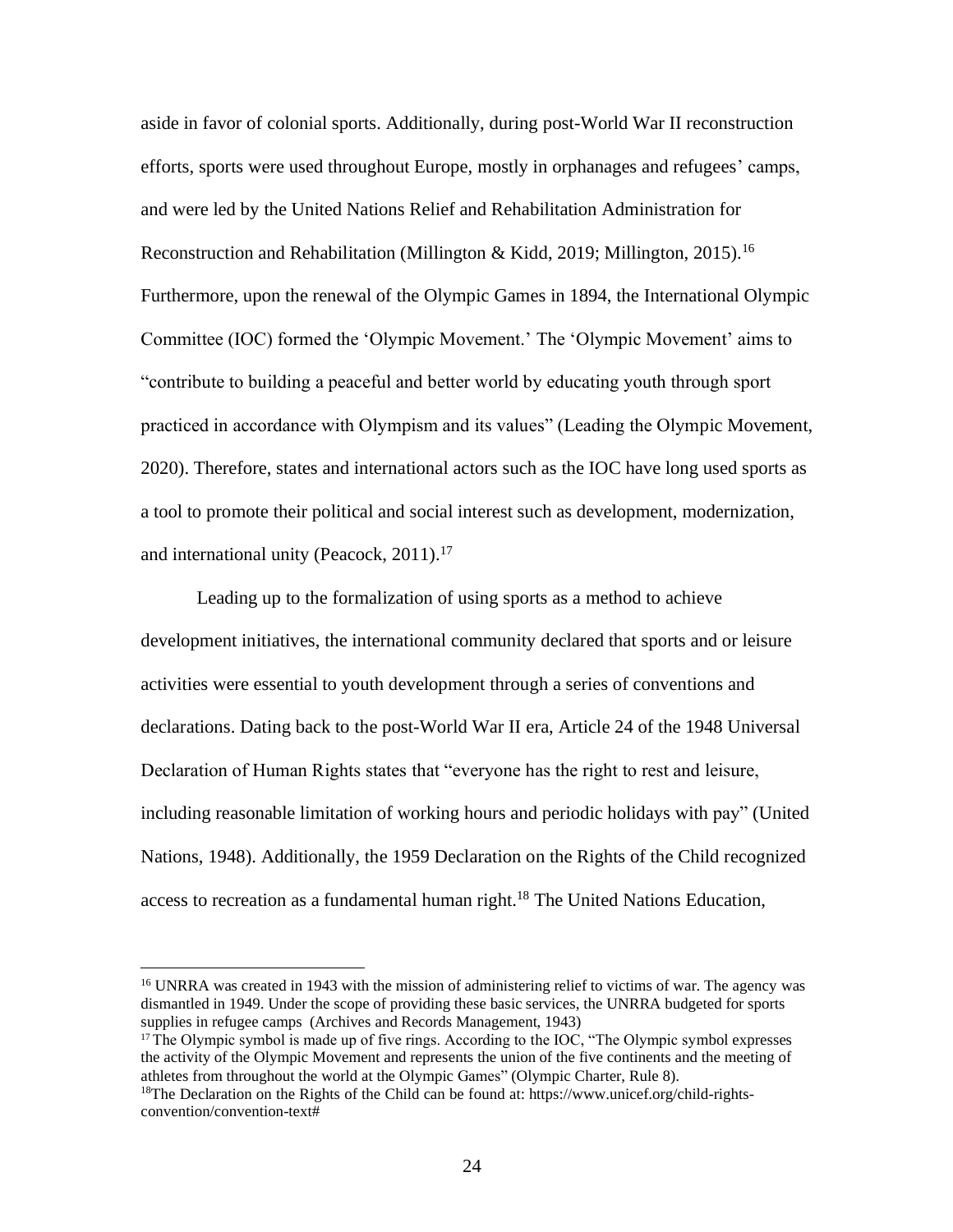aside in favor of colonial sports. Additionally, during post-World War II reconstruction efforts, sports were used throughout Europe, mostly in orphanages and refugees' camps, and were led by the United Nations Relief and Rehabilitation Administration for Reconstruction and Rehabilitation (Millington & Kidd, 2019; Millington, 2015).[16] Furthermore, upon the renewal of the Olympic Games in 1894, the International Olympic Committee (IOC) formed the 'Olympic Movement.' The 'Olympic Movement' aims to "contribute to building a peaceful and better world by educating youth through sport practiced in accordance with Olympism and its values" (Leading the Olympic Movement, 2020). Therefore, states and international actors such as the IOC have long used sports as a tool to promote their political and social interest such as development, modernization, and international unity (Peacock, 2011).[17]

Leading up to the formalization of using sports as a method to achieve development initiatives, the international community declared that sports and or leisure activities were essential to youth development through a series of conventions and declarations. Dating back to the post-World War II era, Article 24 of the 1948 Universal Declaration of Human Rights states that "everyone has the right to rest and leisure, including reasonable limitation of working hours and periodic holidays with pay" (United Nations, 1948). Additionally, the 1959 Declaration on the Rights of the Child recognized access to recreation as a fundamental human right.[18] The United Nations Education,

---

[16] UNRRA was created in 1943 with the mission of administering relief to victims of war. The agency was dismantled in 1949. Under the scope of providing these basic services, the UNRRA budgeted for sports supplies in refugee camps (Archives and Records Management, 1943)

[17] The Olympic symbol is made up of five rings. According to the IOC, "The Olympic symbol expresses the activity of the Olympic Movement and represents the union of the five continents and the meeting of athletes from throughout the world at the Olympic Games" (Olympic Charter, Rule 8).

[18] The Declaration on the Rights of the Child can be found at: https://www.unicef.org/child-rights-convention/convention-text#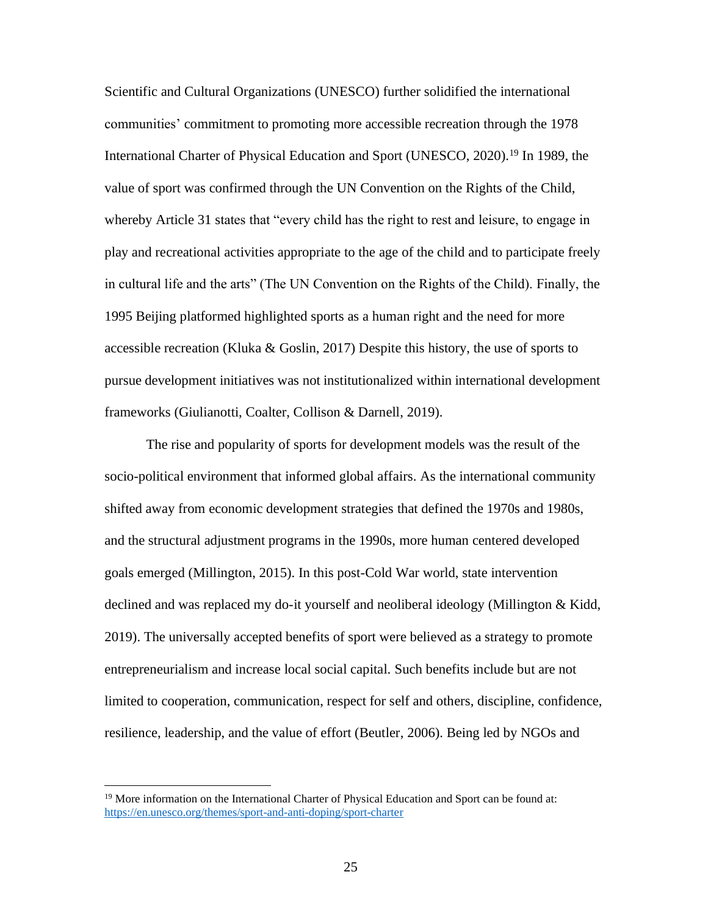Scientific and Cultural Organizations (UNESCO) further solidified the international communities' commitment to promoting more accessible recreation through the 1978 International Charter of Physical Education and Sport (UNESCO, 2020).[19] In 1989, the value of sport was confirmed through the UN Convention on the Rights of the Child, whereby Article 31 states that "every child has the right to rest and leisure, to engage in play and recreational activities appropriate to the age of the child and to participate freely in cultural life and the arts" (The UN Convention on the Rights of the Child). Finally, the 1995 Beijing platformed highlighted sports as a human right and the need for more accessible recreation (Kluka & Goslin, 2017) Despite this history, the use of sports to pursue development initiatives was not institutionalized within international development frameworks (Giulianotti, Coalter, Collison & Darnell, 2019).

The rise and popularity of sports for development models was the result of the socio-political environment that informed global affairs. As the international community shifted away from economic development strategies that defined the 1970s and 1980s, and the structural adjustment programs in the 1990s, more human centered developed goals emerged (Millington, 2015). In this post-Cold War world, state intervention declined and was replaced my do-it yourself and neoliberal ideology (Millington & Kidd, 2019). The universally accepted benefits of sport were believed as a strategy to promote entrepreneurialism and increase local social capital. Such benefits include but are not limited to cooperation, communication, respect for self and others, discipline, confidence, resilience, leadership, and the value of effort (Beutler, 2006). Being led by NGOs and

---

[19] More information on the International Charter of Physical Education and Sport can be found at: https://en.unesco.org/themes/sport-and-anti-doping/sport-charter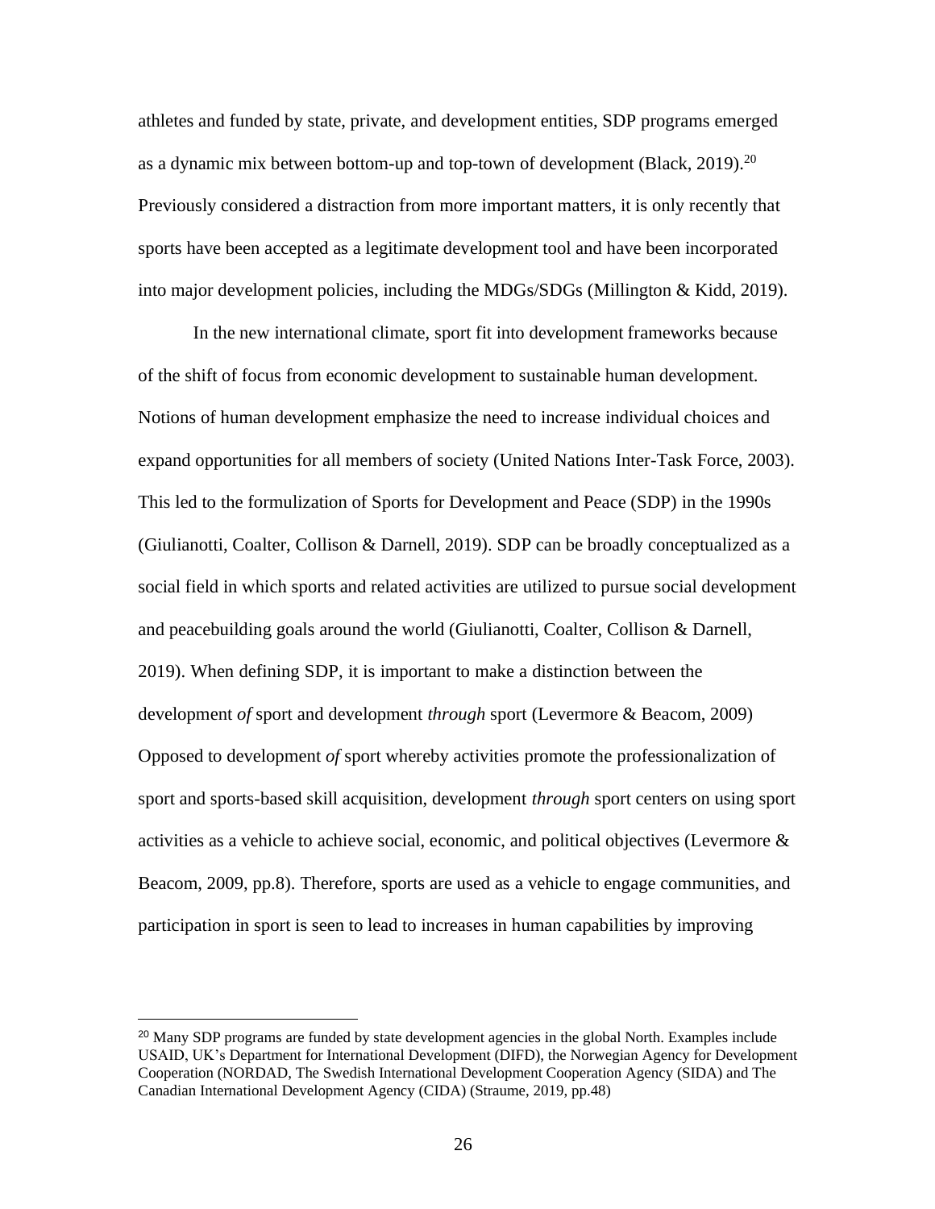athletes and funded by state, private, and development entities, SDP programs emerged as a dynamic mix between bottom-up and top-town of development (Black, 2019).[20] Previously considered a distraction from more important matters, it is only recently that sports have been accepted as a legitimate development tool and have been incorporated into major development policies, including the MDGs/SDGs (Millington & Kidd, 2019).

In the new international climate, sport fit into development frameworks because of the shift of focus from economic development to sustainable human development. Notions of human development emphasize the need to increase individual choices and expand opportunities for all members of society (United Nations Inter-Task Force, 2003). This led to the formulization of Sports for Development and Peace (SDP) in the 1990s (Giulianotti, Coalter, Collison & Darnell, 2019). SDP can be broadly conceptualized as a social field in which sports and related activities are utilized to pursue social development and peacebuilding goals around the world (Giulianotti, Coalter, Collison & Darnell, 2019). When defining SDP, it is important to make a distinction between the development *of* sport and development *through* sport (Levermore & Beacom, 2009) Opposed to development *of* sport whereby activities promote the professionalization of sport and sports-based skill acquisition, development *through* sport centers on using sport activities as a vehicle to achieve social, economic, and political objectives (Levermore & Beacom, 2009, pp.8). Therefore, sports are used as a vehicle to engage communities, and participation in sport is seen to lead to increases in human capabilities by improving

[20] Many SDP programs are funded by state development agencies in the global North. Examples include USAID, UK's Department for International Development (DIFD), the Norwegian Agency for Development Cooperation (NORDAD, The Swedish International Development Cooperation Agency (SIDA) and The Canadian International Development Agency (CIDA) (Straume, 2019, pp.48)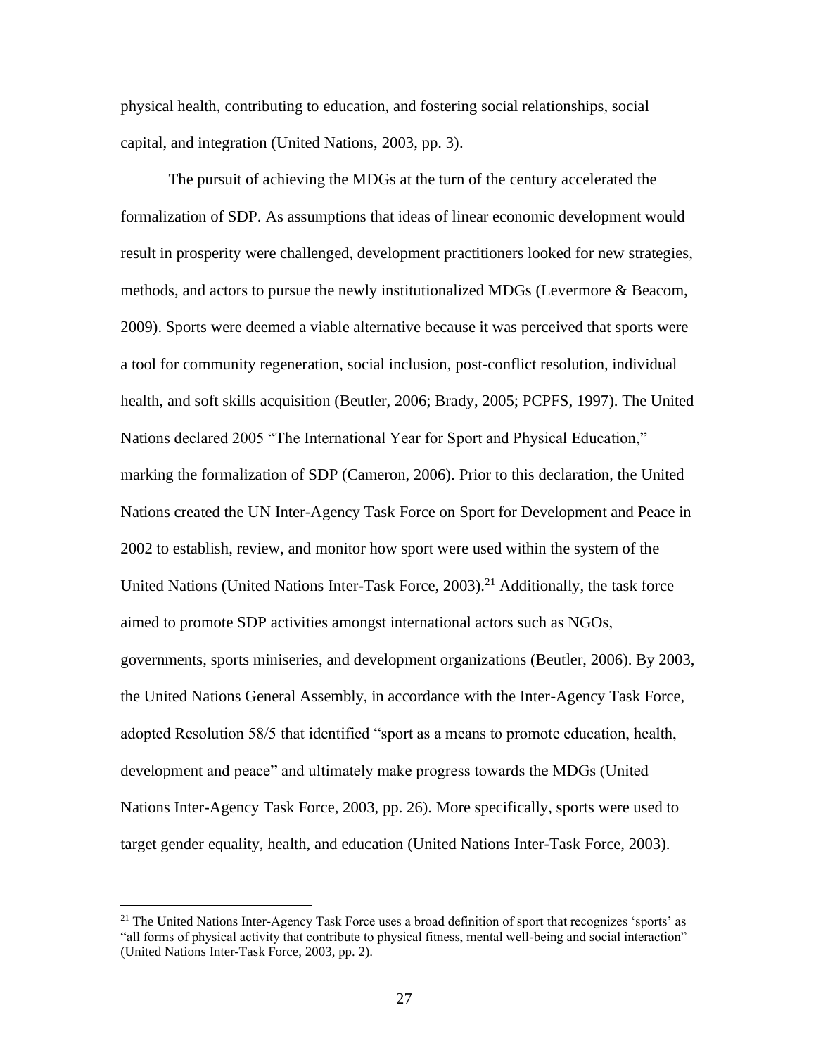physical health, contributing to education, and fostering social relationships, social capital, and integration (United Nations, 2003, pp. 3).

The pursuit of achieving the MDGs at the turn of the century accelerated the formalization of SDP. As assumptions that ideas of linear economic development would result in prosperity were challenged, development practitioners looked for new strategies, methods, and actors to pursue the newly institutionalized MDGs (Levermore & Beacom, 2009). Sports were deemed a viable alternative because it was perceived that sports were a tool for community regeneration, social inclusion, post-conflict resolution, individual health, and soft skills acquisition (Beutler, 2006; Brady, 2005; PCPFS, 1997). The United Nations declared 2005 "The International Year for Sport and Physical Education," marking the formalization of SDP (Cameron, 2006). Prior to this declaration, the United Nations created the UN Inter-Agency Task Force on Sport for Development and Peace in 2002 to establish, review, and monitor how sport were used within the system of the United Nations (United Nations Inter-Task Force, 2003).[21] Additionally, the task force aimed to promote SDP activities amongst international actors such as NGOs, governments, sports miniseries, and development organizations (Beutler, 2006). By 2003, the United Nations General Assembly, in accordance with the Inter-Agency Task Force, adopted Resolution 58/5 that identified "sport as a means to promote education, health, development and peace" and ultimately make progress towards the MDGs (United Nations Inter-Agency Task Force, 2003, pp. 26). More specifically, sports were used to target gender equality, health, and education (United Nations Inter-Task Force, 2003).

---

[21] The United Nations Inter-Agency Task Force uses a broad definition of sport that recognizes 'sports' as "all forms of physical activity that contribute to physical fitness, mental well-being and social interaction" (United Nations Inter-Task Force, 2003, pp. 2).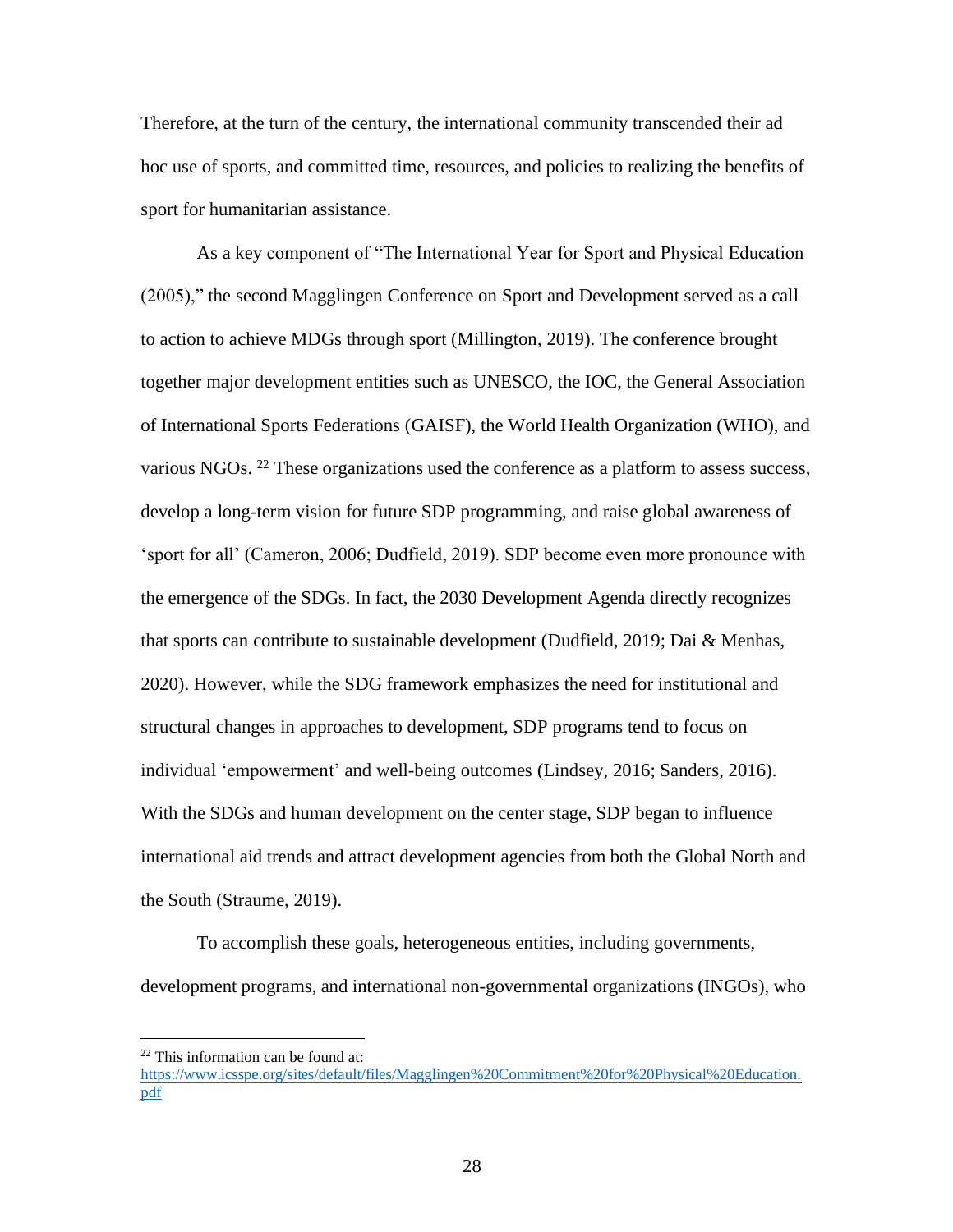Therefore, at the turn of the century, the international community transcended their ad hoc use of sports, and committed time, resources, and policies to realizing the benefits of sport for humanitarian assistance.

As a key component of "The International Year for Sport and Physical Education (2005)," the second Magglingen Conference on Sport and Development served as a call to action to achieve MDGs through sport (Millington, 2019). The conference brought together major development entities such as UNESCO, the IOC, the General Association of International Sports Federations (GAISF), the World Health Organization (WHO), and various NGOs. [22] These organizations used the conference as a platform to assess success, develop a long-term vision for future SDP programming, and raise global awareness of 'sport for all' (Cameron, 2006; Dudfield, 2019). SDP become even more pronounce with the emergence of the SDGs. In fact, the 2030 Development Agenda directly recognizes that sports can contribute to sustainable development (Dudfield, 2019; Dai & Menhas, 2020). However, while the SDG framework emphasizes the need for institutional and structural changes in approaches to development, SDP programs tend to focus on individual 'empowerment' and well-being outcomes (Lindsey, 2016; Sanders, 2016). With the SDGs and human development on the center stage, SDP began to influence international aid trends and attract development agencies from both the Global North and the South (Straume, 2019).

To accomplish these goals, heterogeneous entities, including governments, development programs, and international non-governmental organizations (INGOs), who

[22] This information can be found at: https://www.icsspe.org/sites/default/files/Magglingen%20Commitment%20for%20Physical%20Education.pdf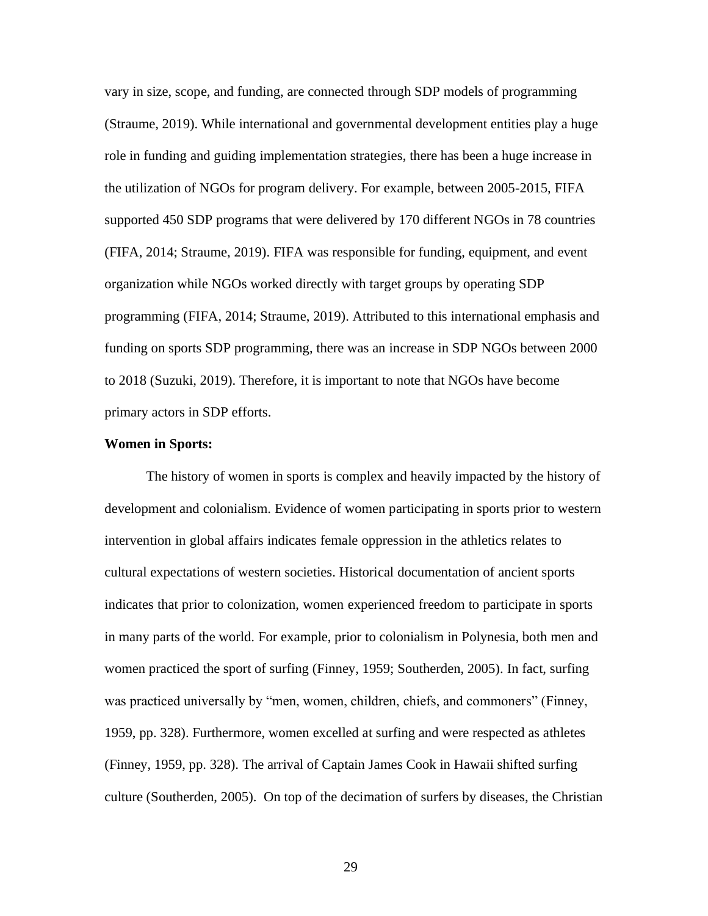vary in size, scope, and funding, are connected through SDP models of programming (Straume, 2019). While international and governmental development entities play a huge role in funding and guiding implementation strategies, there has been a huge increase in the utilization of NGOs for program delivery. For example, between 2005-2015, FIFA supported 450 SDP programs that were delivered by 170 different NGOs in 78 countries (FIFA, 2014; Straume, 2019). FIFA was responsible for funding, equipment, and event organization while NGOs worked directly with target groups by operating SDP programming (FIFA, 2014; Straume, 2019). Attributed to this international emphasis and funding on sports SDP programming, there was an increase in SDP NGOs between 2000 to 2018 (Suzuki, 2019). Therefore, it is important to note that NGOs have become primary actors in SDP efforts.

**Women in Sports:**

The history of women in sports is complex and heavily impacted by the history of development and colonialism. Evidence of women participating in sports prior to western intervention in global affairs indicates female oppression in the athletics relates to cultural expectations of western societies. Historical documentation of ancient sports indicates that prior to colonization, women experienced freedom to participate in sports in many parts of the world. For example, prior to colonialism in Polynesia, both men and women practiced the sport of surfing (Finney, 1959; Southerden, 2005). In fact, surfing was practiced universally by "men, women, children, chiefs, and commoners" (Finney, 1959, pp. 328). Furthermore, women excelled at surfing and were respected as athletes (Finney, 1959, pp. 328). The arrival of Captain James Cook in Hawaii shifted surfing culture (Southerden, 2005). On top of the decimation of surfers by diseases, the Christian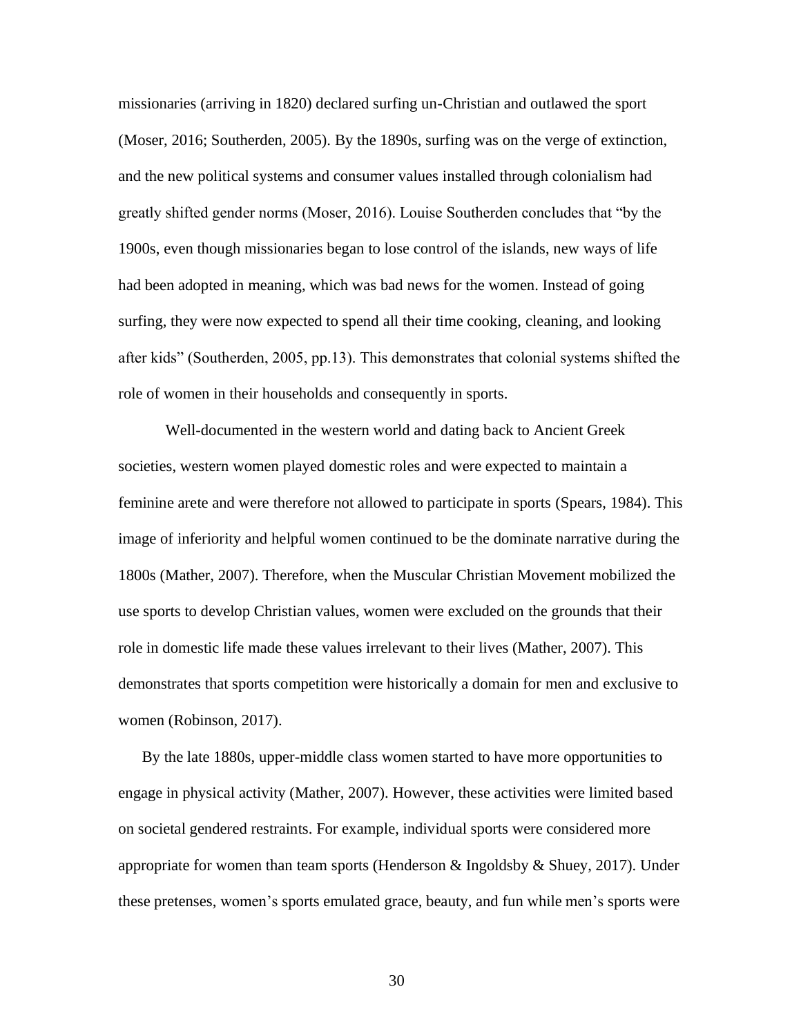missionaries (arriving in 1820) declared surfing un-Christian and outlawed the sport (Moser, 2016; Southerden, 2005). By the 1890s, surfing was on the verge of extinction, and the new political systems and consumer values installed through colonialism had greatly shifted gender norms (Moser, 2016). Louise Southerden concludes that "by the 1900s, even though missionaries began to lose control of the islands, new ways of life had been adopted in meaning, which was bad news for the women. Instead of going surfing, they were now expected to spend all their time cooking, cleaning, and looking after kids" (Southerden, 2005, pp.13). This demonstrates that colonial systems shifted the role of women in their households and consequently in sports.

Well-documented in the western world and dating back to Ancient Greek societies, western women played domestic roles and were expected to maintain a feminine arete and were therefore not allowed to participate in sports (Spears, 1984). This image of inferiority and helpful women continued to be the dominate narrative during the 1800s (Mather, 2007). Therefore, when the Muscular Christian Movement mobilized the use sports to develop Christian values, women were excluded on the grounds that their role in domestic life made these values irrelevant to their lives (Mather, 2007). This demonstrates that sports competition were historically a domain for men and exclusive to women (Robinson, 2017).

By the late 1880s, upper-middle class women started to have more opportunities to engage in physical activity (Mather, 2007). However, these activities were limited based on societal gendered restraints. For example, individual sports were considered more appropriate for women than team sports (Henderson & Ingoldsby & Shuey, 2017). Under these pretenses, women's sports emulated grace, beauty, and fun while men's sports were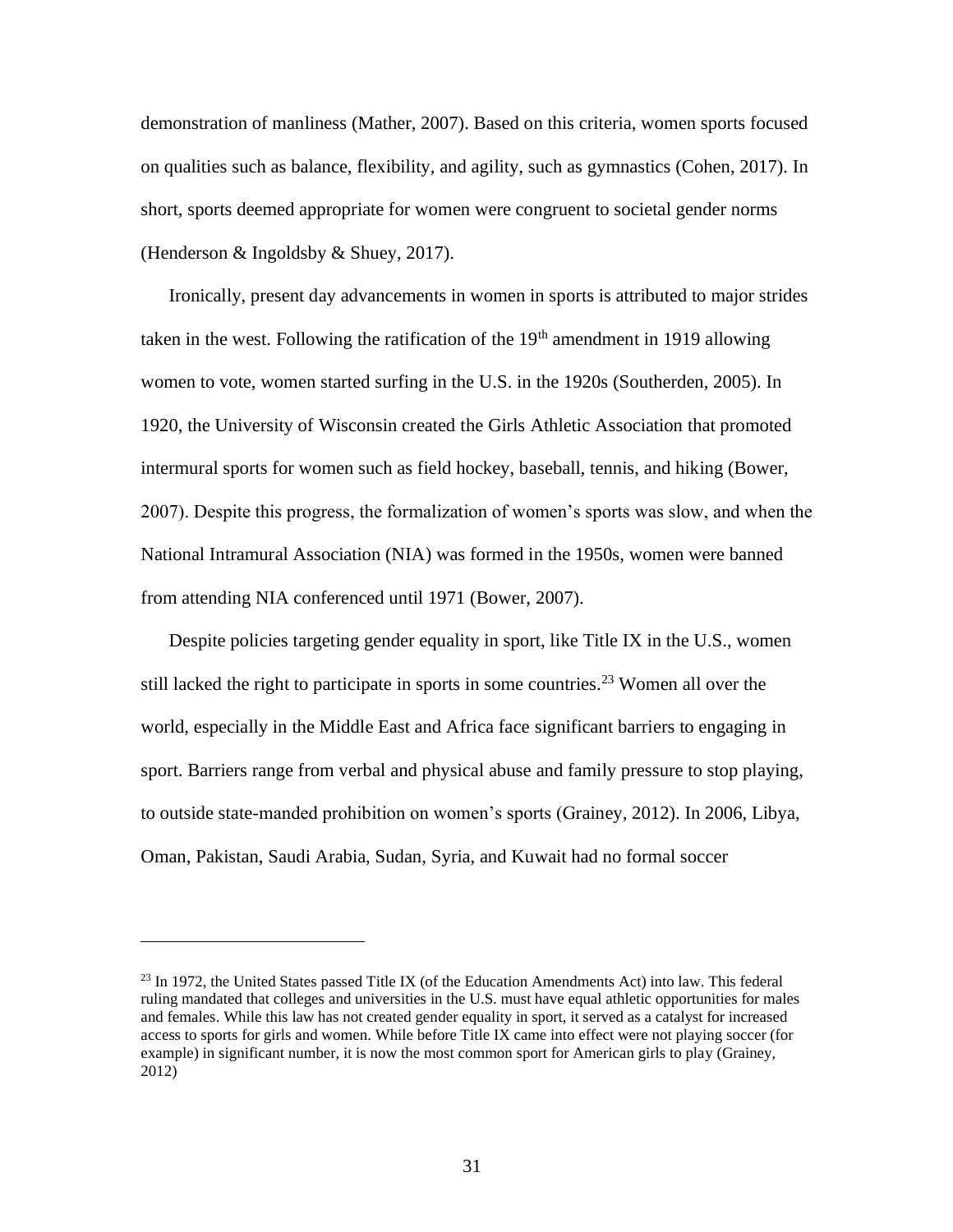demonstration of manliness (Mather, 2007). Based on this criteria, women sports focused on qualities such as balance, flexibility, and agility, such as gymnastics (Cohen, 2017). In short, sports deemed appropriate for women were congruent to societal gender norms (Henderson & Ingoldsby & Shuey, 2017).

Ironically, present day advancements in women in sports is attributed to major strides taken in the west. Following the ratification of the 19th amendment in 1919 allowing women to vote, women started surfing in the U.S. in the 1920s (Southerden, 2005). In 1920, the University of Wisconsin created the Girls Athletic Association that promoted intermural sports for women such as field hockey, baseball, tennis, and hiking (Bower, 2007). Despite this progress, the formalization of women's sports was slow, and when the National Intramural Association (NIA) was formed in the 1950s, women were banned from attending NIA conferenced until 1971 (Bower, 2007).

Despite policies targeting gender equality in sport, like Title IX in the U.S., women still lacked the right to participate in sports in some countries.[23] Women all over the world, especially in the Middle East and Africa face significant barriers to engaging in sport. Barriers range from verbal and physical abuse and family pressure to stop playing, to outside state-manded prohibition on women's sports (Grainey, 2012). In 2006, Libya, Oman, Pakistan, Saudi Arabia, Sudan, Syria, and Kuwait had no formal soccer

---

[23] In 1972, the United States passed Title IX (of the Education Amendments Act) into law. This federal ruling mandated that colleges and universities in the U.S. must have equal athletic opportunities for males and females. While this law has not created gender equality in sport, it served as a catalyst for increased access to sports for girls and women. While before Title IX came into effect were not playing soccer (for example) in significant number, it is now the most common sport for American girls to play (Grainey, 2012)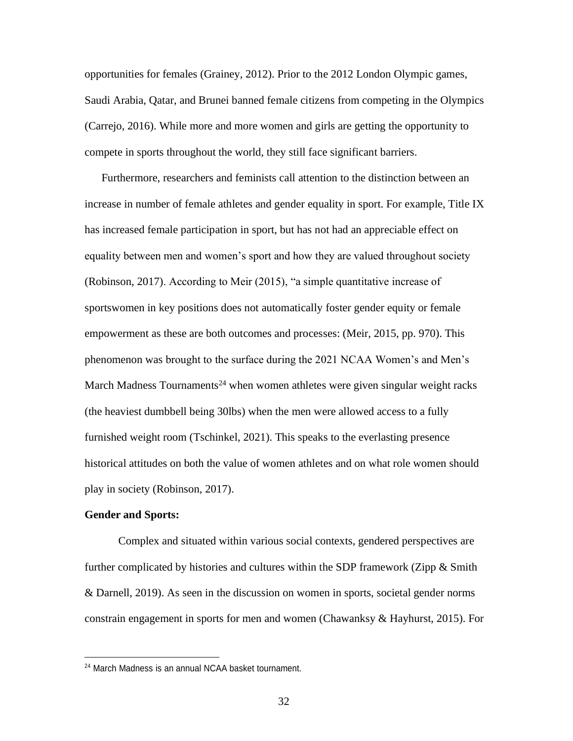opportunities for females (Grainey, 2012). Prior to the 2012 London Olympic games, Saudi Arabia, Qatar, and Brunei banned female citizens from competing in the Olympics (Carrejo, 2016). While more and more women and girls are getting the opportunity to compete in sports throughout the world, they still face significant barriers.

Furthermore, researchers and feminists call attention to the distinction between an increase in number of female athletes and gender equality in sport. For example, Title IX has increased female participation in sport, but has not had an appreciable effect on equality between men and women's sport and how they are valued throughout society (Robinson, 2017). According to Meir (2015), "a simple quantitative increase of sportswomen in key positions does not automatically foster gender equity or female empowerment as these are both outcomes and processes: (Meir, 2015, pp. 970). This phenomenon was brought to the surface during the 2021 NCAA Women's and Men's March Madness Tournaments[24] when women athletes were given singular weight racks (the heaviest dumbbell being 30lbs) when the men were allowed access to a fully furnished weight room (Tschinkel, 2021). This speaks to the everlasting presence historical attitudes on both the value of women athletes and on what role women should play in society (Robinson, 2017).

**Gender and Sports:**

Complex and situated within various social contexts, gendered perspectives are further complicated by histories and cultures within the SDP framework (Zipp & Smith & Darnell, 2019). As seen in the discussion on women in sports, societal gender norms constrain engagement in sports for men and women (Chawanksy & Hayhurst, 2015). For

[24] March Madness is an annual NCAA basket tournament.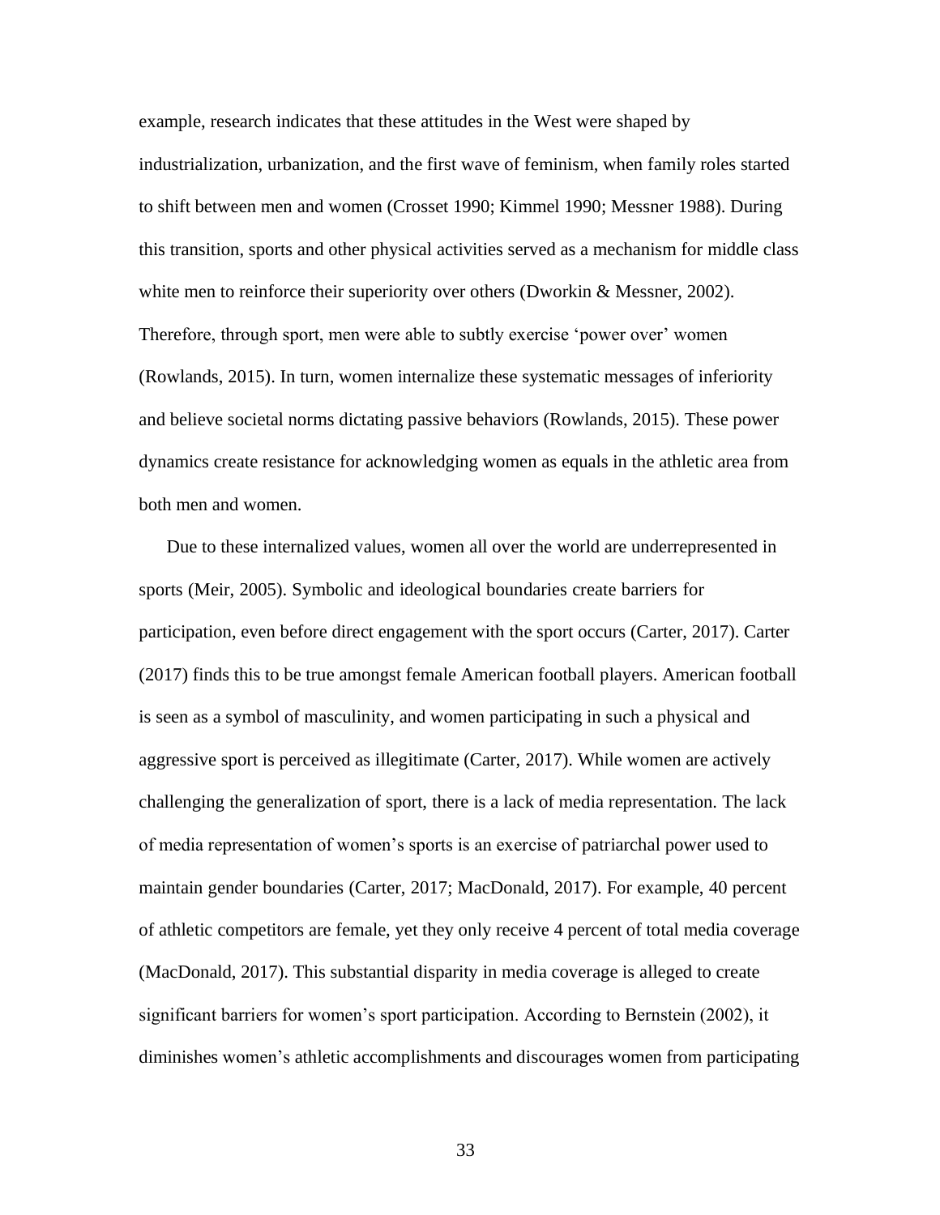example, research indicates that these attitudes in the West were shaped by industrialization, urbanization, and the first wave of feminism, when family roles started to shift between men and women (Crosset 1990; Kimmel 1990; Messner 1988). During this transition, sports and other physical activities served as a mechanism for middle class white men to reinforce their superiority over others (Dworkin & Messner, 2002). Therefore, through sport, men were able to subtly exercise 'power over' women (Rowlands, 2015). In turn, women internalize these systematic messages of inferiority and believe societal norms dictating passive behaviors (Rowlands, 2015). These power dynamics create resistance for acknowledging women as equals in the athletic area from both men and women.

Due to these internalized values, women all over the world are underrepresented in sports (Meir, 2005). Symbolic and ideological boundaries create barriers for participation, even before direct engagement with the sport occurs (Carter, 2017). Carter (2017) finds this to be true amongst female American football players. American football is seen as a symbol of masculinity, and women participating in such a physical and aggressive sport is perceived as illegitimate (Carter, 2017). While women are actively challenging the generalization of sport, there is a lack of media representation. The lack of media representation of women's sports is an exercise of patriarchal power used to maintain gender boundaries (Carter, 2017; MacDonald, 2017). For example, 40 percent of athletic competitors are female, yet they only receive 4 percent of total media coverage (MacDonald, 2017). This substantial disparity in media coverage is alleged to create significant barriers for women's sport participation. According to Bernstein (2002), it diminishes women's athletic accomplishments and discourages women from participating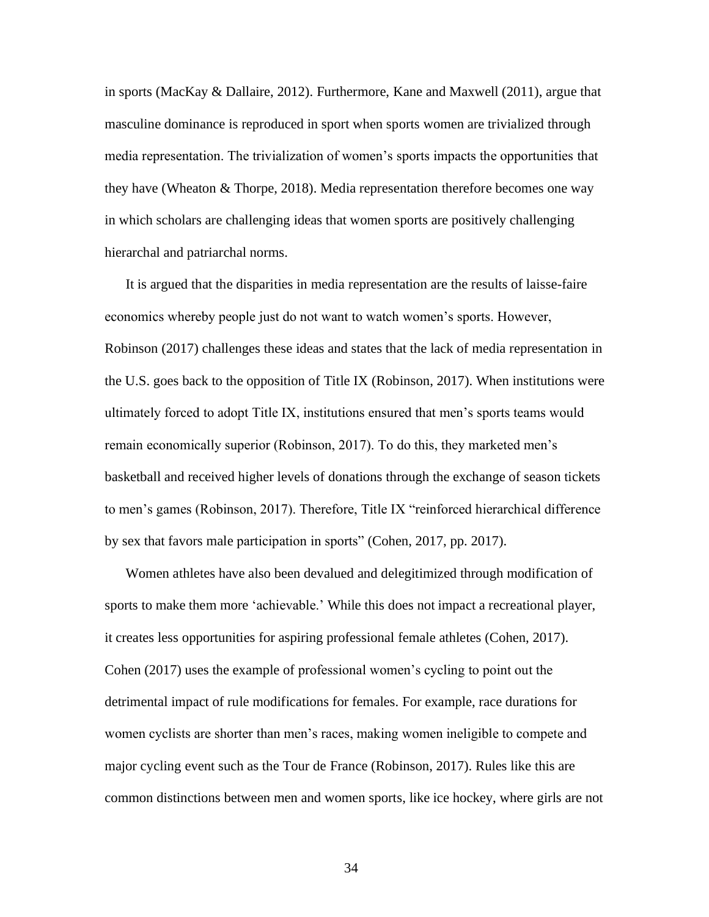in sports (MacKay & Dallaire, 2012). Furthermore, Kane and Maxwell (2011), argue that masculine dominance is reproduced in sport when sports women are trivialized through media representation. The trivialization of women's sports impacts the opportunities that they have (Wheaton & Thorpe, 2018). Media representation therefore becomes one way in which scholars are challenging ideas that women sports are positively challenging hierarchal and patriarchal norms.

It is argued that the disparities in media representation are the results of laisse-faire economics whereby people just do not want to watch women's sports. However, Robinson (2017) challenges these ideas and states that the lack of media representation in the U.S. goes back to the opposition of Title IX (Robinson, 2017). When institutions were ultimately forced to adopt Title IX, institutions ensured that men's sports teams would remain economically superior (Robinson, 2017). To do this, they marketed men's basketball and received higher levels of donations through the exchange of season tickets to men's games (Robinson, 2017). Therefore, Title IX "reinforced hierarchical difference by sex that favors male participation in sports" (Cohen, 2017, pp. 2017).

Women athletes have also been devalued and delegitimized through modification of sports to make them more 'achievable.' While this does not impact a recreational player, it creates less opportunities for aspiring professional female athletes (Cohen, 2017). Cohen (2017) uses the example of professional women's cycling to point out the detrimental impact of rule modifications for females. For example, race durations for women cyclists are shorter than men's races, making women ineligible to compete and major cycling event such as the Tour de France (Robinson, 2017). Rules like this are common distinctions between men and women sports, like ice hockey, where girls are not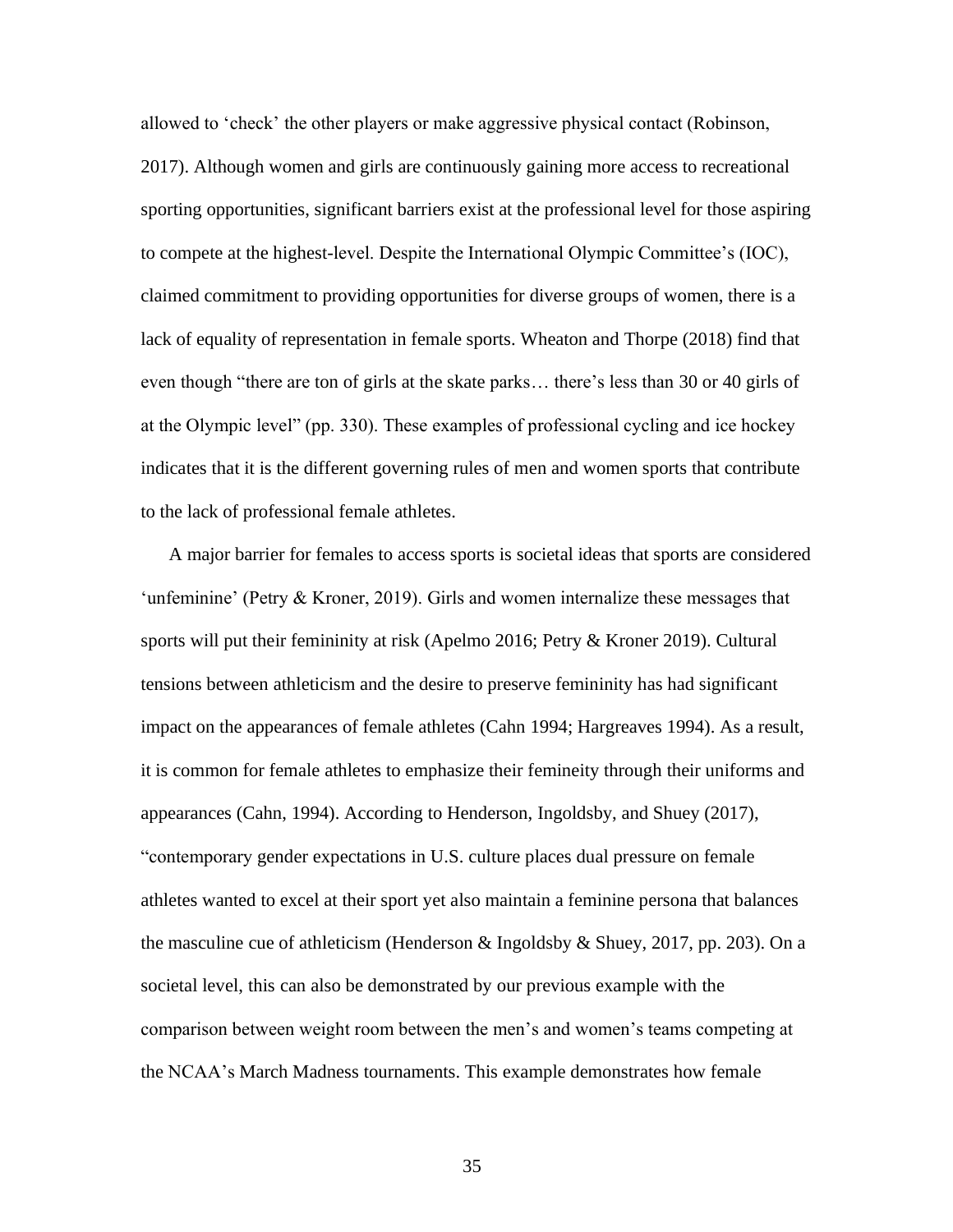allowed to 'check' the other players or make aggressive physical contact (Robinson, 2017). Although women and girls are continuously gaining more access to recreational sporting opportunities, significant barriers exist at the professional level for those aspiring to compete at the highest-level. Despite the International Olympic Committee's (IOC), claimed commitment to providing opportunities for diverse groups of women, there is a lack of equality of representation in female sports. Wheaton and Thorpe (2018) find that even though "there are ton of girls at the skate parks… there's less than 30 or 40 girls of at the Olympic level" (pp. 330). These examples of professional cycling and ice hockey indicates that it is the different governing rules of men and women sports that contribute to the lack of professional female athletes.

A major barrier for females to access sports is societal ideas that sports are considered 'unfeminine' (Petry & Kroner, 2019). Girls and women internalize these messages that sports will put their femininity at risk (Apelmo 2016; Petry & Kroner 2019). Cultural tensions between athleticism and the desire to preserve femininity has had significant impact on the appearances of female athletes (Cahn 1994; Hargreaves 1994). As a result, it is common for female athletes to emphasize their femineity through their uniforms and appearances (Cahn, 1994). According to Henderson, Ingoldsby, and Shuey (2017), "contemporary gender expectations in U.S. culture places dual pressure on female athletes wanted to excel at their sport yet also maintain a feminine persona that balances the masculine cue of athleticism (Henderson & Ingoldsby & Shuey, 2017, pp. 203). On a societal level, this can also be demonstrated by our previous example with the comparison between weight room between the men's and women's teams competing at the NCAA's March Madness tournaments. This example demonstrates how female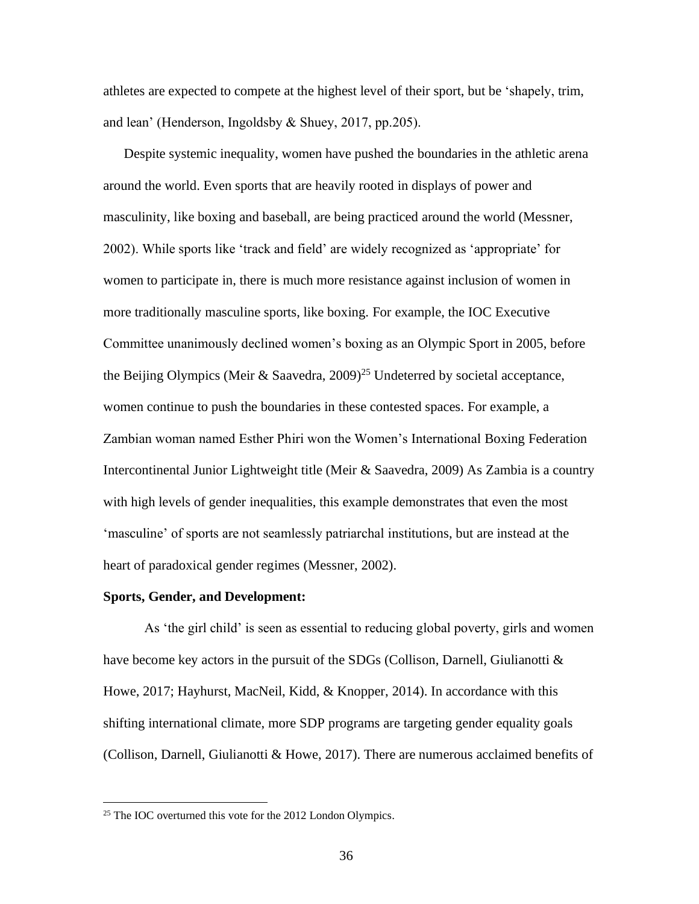athletes are expected to compete at the highest level of their sport, but be 'shapely, trim, and lean' (Henderson, Ingoldsby & Shuey, 2017, pp.205).

Despite systemic inequality, women have pushed the boundaries in the athletic arena around the world. Even sports that are heavily rooted in displays of power and masculinity, like boxing and baseball, are being practiced around the world (Messner, 2002). While sports like 'track and field' are widely recognized as 'appropriate' for women to participate in, there is much more resistance against inclusion of women in more traditionally masculine sports, like boxing. For example, the IOC Executive Committee unanimously declined women's boxing as an Olympic Sport in 2005, before the Beijing Olympics (Meir & Saavedra, 2009)[25] Undeterred by societal acceptance, women continue to push the boundaries in these contested spaces. For example, a Zambian woman named Esther Phiri won the Women's International Boxing Federation Intercontinental Junior Lightweight title (Meir & Saavedra, 2009) As Zambia is a country with high levels of gender inequalities, this example demonstrates that even the most 'masculine' of sports are not seamlessly patriarchal institutions, but are instead at the heart of paradoxical gender regimes (Messner, 2002).

**Sports, Gender, and Development:**

As 'the girl child' is seen as essential to reducing global poverty, girls and women have become key actors in the pursuit of the SDGs (Collison, Darnell, Giulianotti & Howe, 2017; Hayhurst, MacNeil, Kidd, & Knopper, 2014). In accordance with this shifting international climate, more SDP programs are targeting gender equality goals (Collison, Darnell, Giulianotti & Howe, 2017). There are numerous acclaimed benefits of

---

[25] The IOC overturned this vote for the 2012 London Olympics.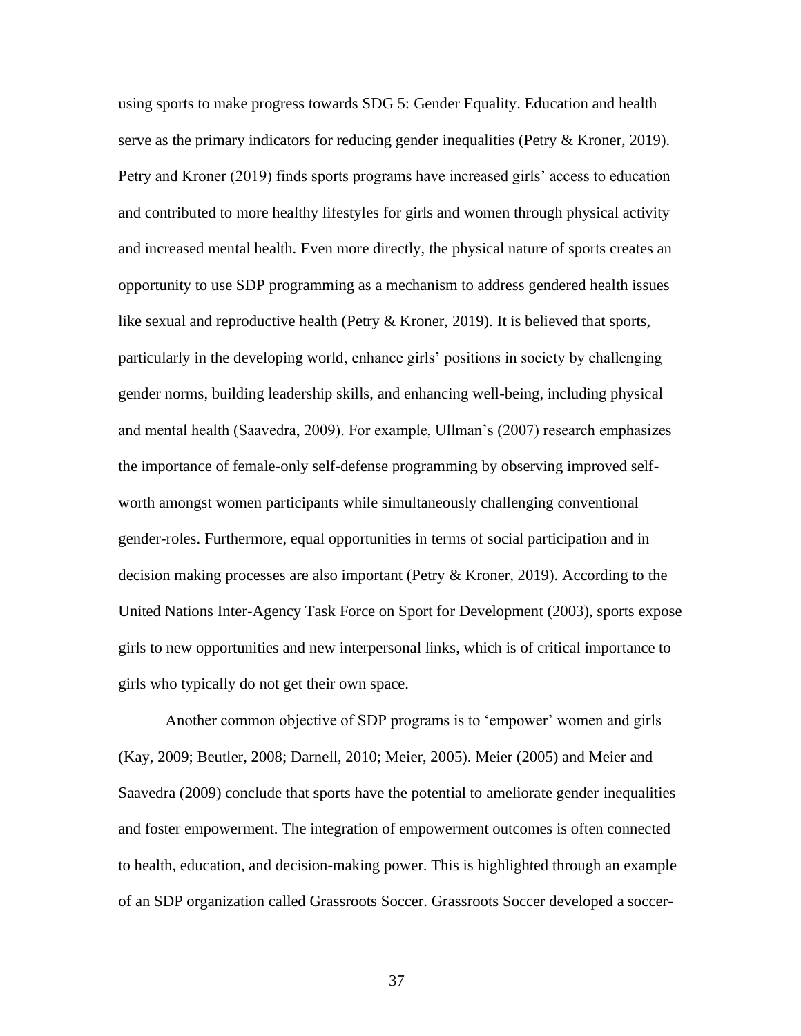using sports to make progress towards SDG 5: Gender Equality. Education and health serve as the primary indicators for reducing gender inequalities (Petry & Kroner, 2019). Petry and Kroner (2019) finds sports programs have increased girls' access to education and contributed to more healthy lifestyles for girls and women through physical activity and increased mental health. Even more directly, the physical nature of sports creates an opportunity to use SDP programming as a mechanism to address gendered health issues like sexual and reproductive health (Petry & Kroner, 2019). It is believed that sports, particularly in the developing world, enhance girls' positions in society by challenging gender norms, building leadership skills, and enhancing well-being, including physical and mental health (Saavedra, 2009). For example, Ullman's (2007) research emphasizes the importance of female-only self-defense programming by observing improved self-worth amongst women participants while simultaneously challenging conventional gender-roles. Furthermore, equal opportunities in terms of social participation and in decision making processes are also important (Petry & Kroner, 2019). According to the United Nations Inter-Agency Task Force on Sport for Development (2003), sports expose girls to new opportunities and new interpersonal links, which is of critical importance to girls who typically do not get their own space.

Another common objective of SDP programs is to 'empower' women and girls (Kay, 2009; Beutler, 2008; Darnell, 2010; Meier, 2005). Meier (2005) and Meier and Saavedra (2009) conclude that sports have the potential to ameliorate gender inequalities and foster empowerment. The integration of empowerment outcomes is often connected to health, education, and decision-making power. This is highlighted through an example of an SDP organization called Grassroots Soccer. Grassroots Soccer developed a soccer-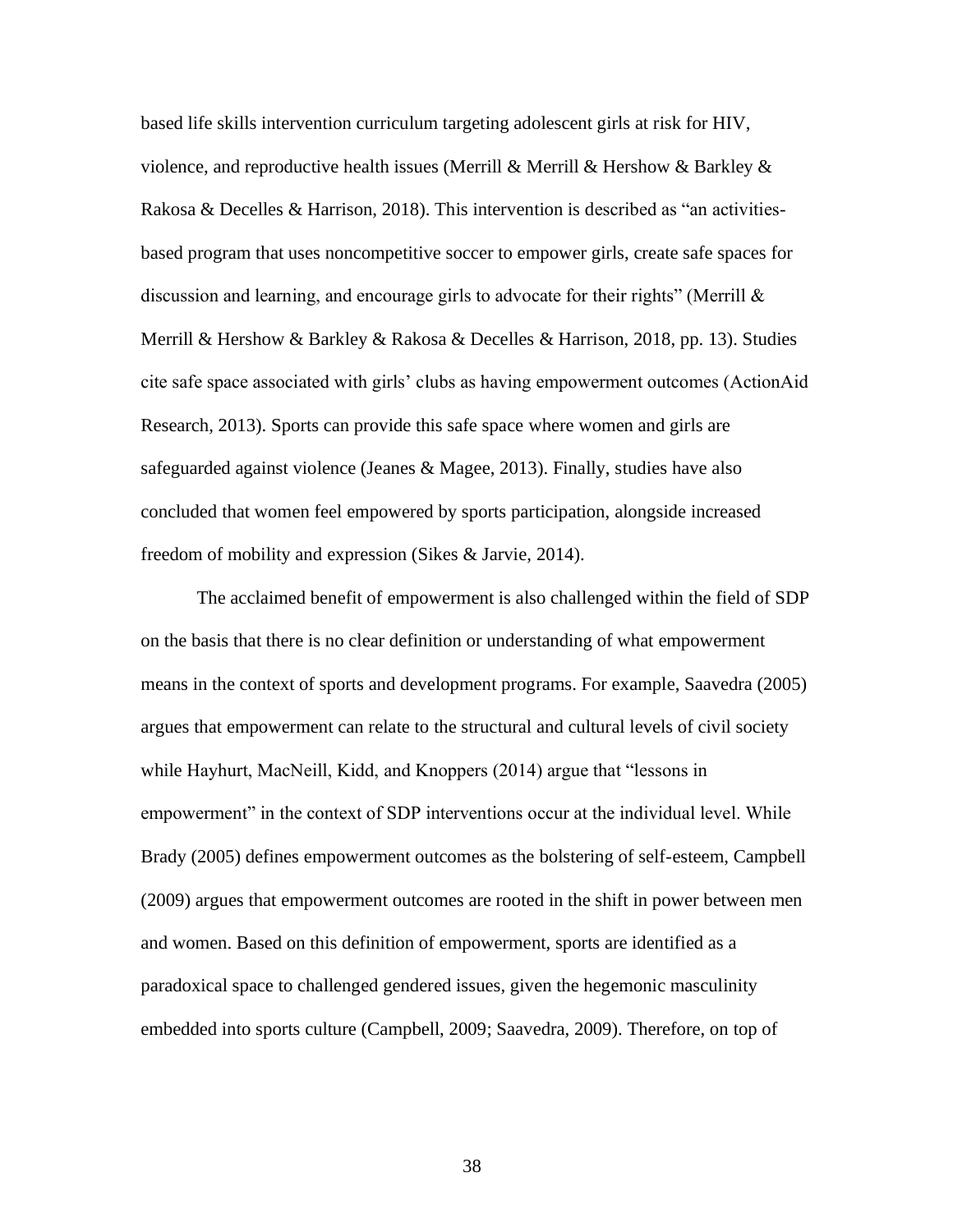based life skills intervention curriculum targeting adolescent girls at risk for HIV, violence, and reproductive health issues (Merrill & Merrill & Hershow & Barkley & Rakosa & Decelles & Harrison, 2018). This intervention is described as "an activities-based program that uses noncompetitive soccer to empower girls, create safe spaces for discussion and learning, and encourage girls to advocate for their rights" (Merrill & Merrill & Hershow & Barkley & Rakosa & Decelles & Harrison, 2018, pp. 13). Studies cite safe space associated with girls' clubs as having empowerment outcomes (ActionAid Research, 2013). Sports can provide this safe space where women and girls are safeguarded against violence (Jeanes & Magee, 2013). Finally, studies have also concluded that women feel empowered by sports participation, alongside increased freedom of mobility and expression (Sikes & Jarvie, 2014).

The acclaimed benefit of empowerment is also challenged within the field of SDP on the basis that there is no clear definition or understanding of what empowerment means in the context of sports and development programs. For example, Saavedra (2005) argues that empowerment can relate to the structural and cultural levels of civil society while Hayhurt, MacNeill, Kidd, and Knoppers (2014) argue that "lessons in empowerment" in the context of SDP interventions occur at the individual level. While Brady (2005) defines empowerment outcomes as the bolstering of self-esteem, Campbell (2009) argues that empowerment outcomes are rooted in the shift in power between men and women. Based on this definition of empowerment, sports are identified as a paradoxical space to challenged gendered issues, given the hegemonic masculinity embedded into sports culture (Campbell, 2009; Saavedra, 2009). Therefore, on top of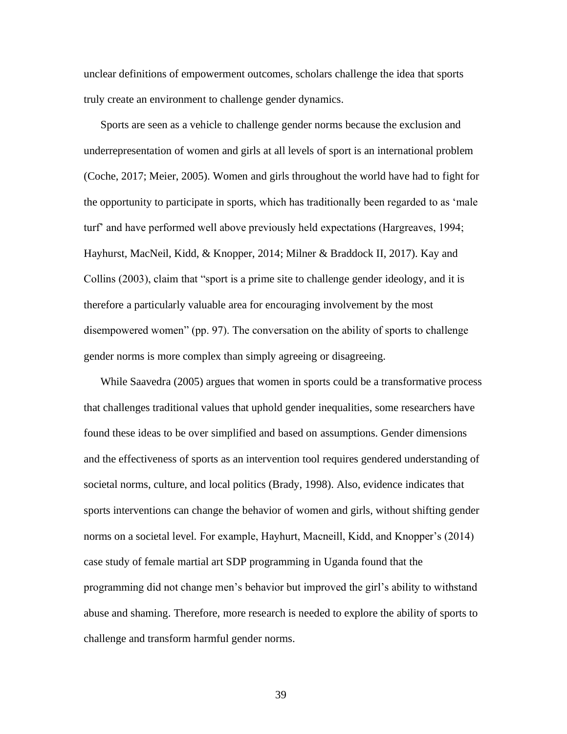unclear definitions of empowerment outcomes, scholars challenge the idea that sports truly create an environment to challenge gender dynamics.

Sports are seen as a vehicle to challenge gender norms because the exclusion and underrepresentation of women and girls at all levels of sport is an international problem (Coche, 2017; Meier, 2005). Women and girls throughout the world have had to fight for the opportunity to participate in sports, which has traditionally been regarded to as 'male turf' and have performed well above previously held expectations (Hargreaves, 1994; Hayhurst, MacNeil, Kidd, & Knopper, 2014; Milner & Braddock II, 2017). Kay and Collins (2003), claim that "sport is a prime site to challenge gender ideology, and it is therefore a particularly valuable area for encouraging involvement by the most disempowered women" (pp. 97). The conversation on the ability of sports to challenge gender norms is more complex than simply agreeing or disagreeing.

While Saavedra (2005) argues that women in sports could be a transformative process that challenges traditional values that uphold gender inequalities, some researchers have found these ideas to be over simplified and based on assumptions. Gender dimensions and the effectiveness of sports as an intervention tool requires gendered understanding of societal norms, culture, and local politics (Brady, 1998). Also, evidence indicates that sports interventions can change the behavior of women and girls, without shifting gender norms on a societal level. For example, Hayhurt, Macneill, Kidd, and Knopper's (2014) case study of female martial art SDP programming in Uganda found that the programming did not change men's behavior but improved the girl's ability to withstand abuse and shaming. Therefore, more research is needed to explore the ability of sports to challenge and transform harmful gender norms.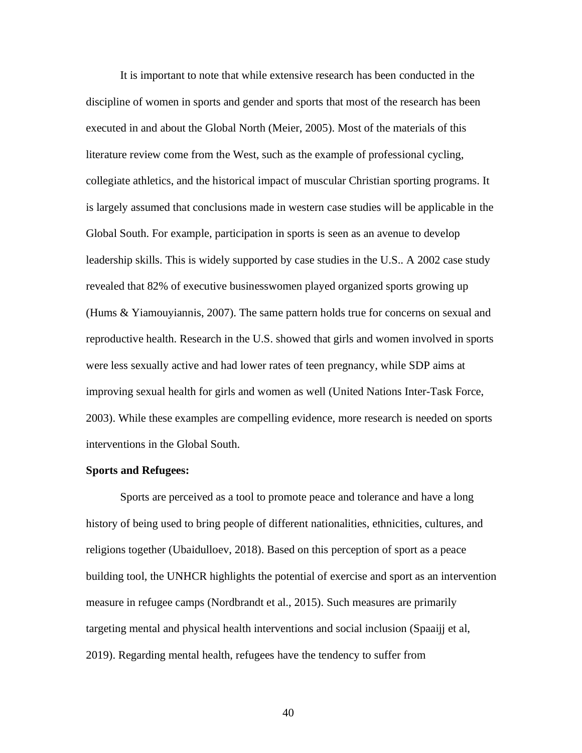It is important to note that while extensive research has been conducted in the discipline of women in sports and gender and sports that most of the research has been executed in and about the Global North (Meier, 2005). Most of the materials of this literature review come from the West, such as the example of professional cycling, collegiate athletics, and the historical impact of muscular Christian sporting programs. It is largely assumed that conclusions made in western case studies will be applicable in the Global South. For example, participation in sports is seen as an avenue to develop leadership skills. This is widely supported by case studies in the U.S.. A 2002 case study revealed that 82% of executive businesswomen played organized sports growing up (Hums & Yiamouyiannis, 2007). The same pattern holds true for concerns on sexual and reproductive health. Research in the U.S. showed that girls and women involved in sports were less sexually active and had lower rates of teen pregnancy, while SDP aims at improving sexual health for girls and women as well (United Nations Inter-Task Force, 2003). While these examples are compelling evidence, more research is needed on sports interventions in the Global South.

**Sports and Refugees:**

Sports are perceived as a tool to promote peace and tolerance and have a long history of being used to bring people of different nationalities, ethnicities, cultures, and religions together (Ubaidulloev, 2018). Based on this perception of sport as a peace building tool, the UNHCR highlights the potential of exercise and sport as an intervention measure in refugee camps (Nordbrandt et al., 2015). Such measures are primarily targeting mental and physical health interventions and social inclusion (Spaaijj et al, 2019). Regarding mental health, refugees have the tendency to suffer from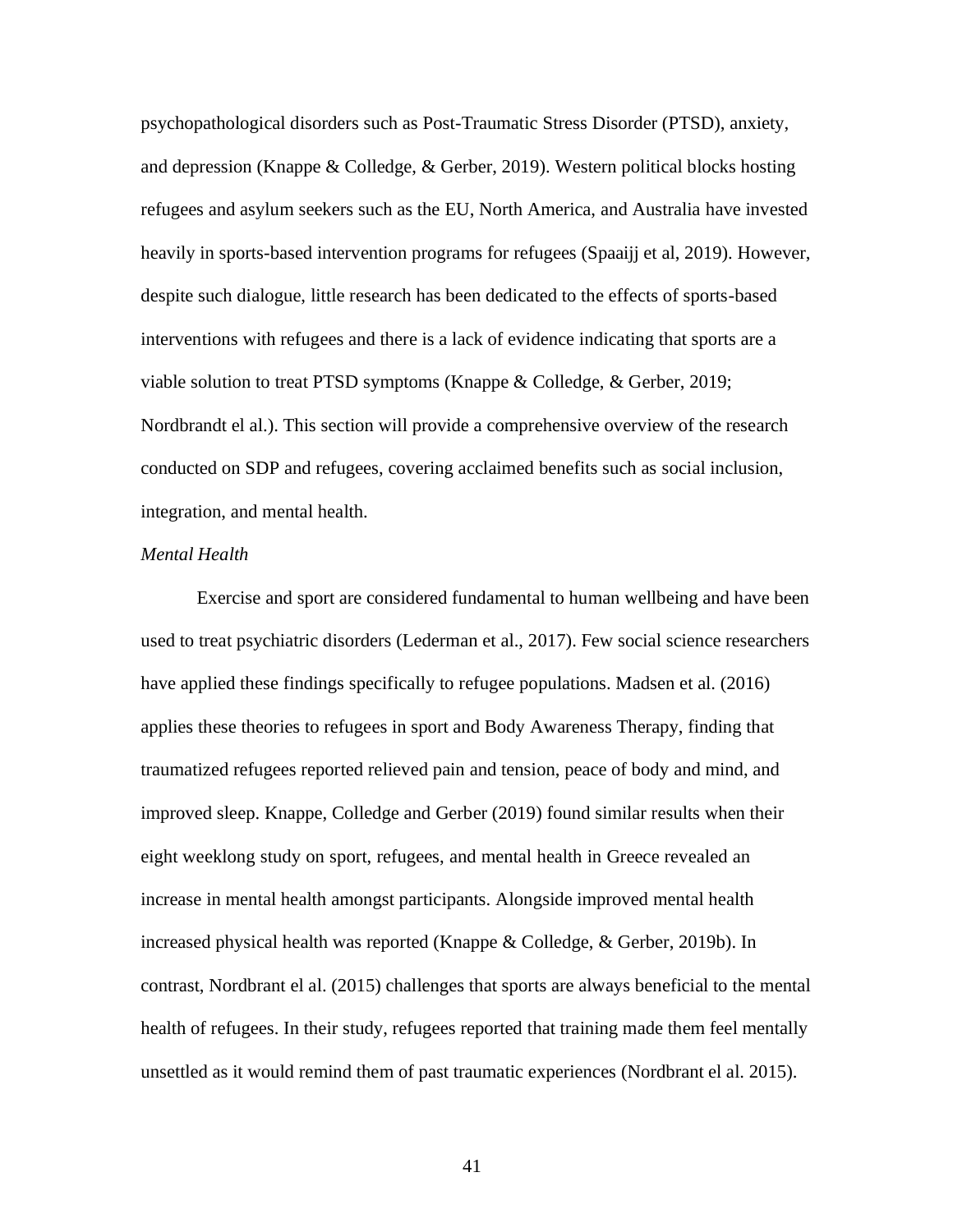psychopathological disorders such as Post-Traumatic Stress Disorder (PTSD), anxiety, and depression (Knappe & Colledge, & Gerber, 2019). Western political blocks hosting refugees and asylum seekers such as the EU, North America, and Australia have invested heavily in sports-based intervention programs for refugees (Spaaijj et al, 2019). However, despite such dialogue, little research has been dedicated to the effects of sports-based interventions with refugees and there is a lack of evidence indicating that sports are a viable solution to treat PTSD symptoms (Knappe & Colledge, & Gerber, 2019; Nordbrandt el al.). This section will provide a comprehensive overview of the research conducted on SDP and refugees, covering acclaimed benefits such as social inclusion, integration, and mental health.

*Mental Health*

Exercise and sport are considered fundamental to human wellbeing and have been used to treat psychiatric disorders (Lederman et al., 2017). Few social science researchers have applied these findings specifically to refugee populations. Madsen et al. (2016) applies these theories to refugees in sport and Body Awareness Therapy, finding that traumatized refugees reported relieved pain and tension, peace of body and mind, and improved sleep. Knappe, Colledge and Gerber (2019) found similar results when their eight weeklong study on sport, refugees, and mental health in Greece revealed an increase in mental health amongst participants. Alongside improved mental health increased physical health was reported (Knappe & Colledge, & Gerber, 2019b). In contrast, Nordbrant el al. (2015) challenges that sports are always beneficial to the mental health of refugees. In their study, refugees reported that training made them feel mentally unsettled as it would remind them of past traumatic experiences (Nordbrant el al. 2015).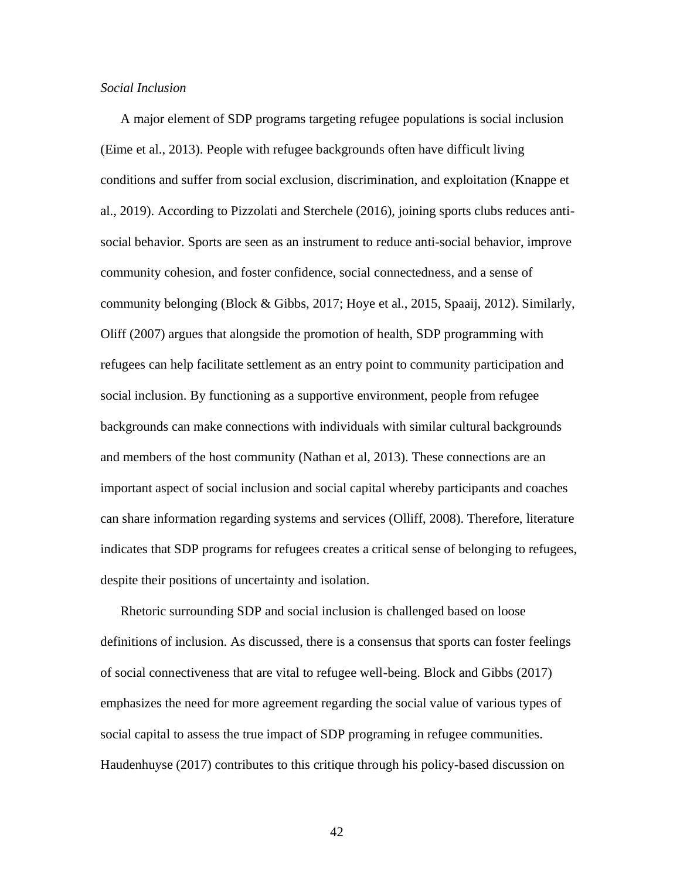*Social Inclusion*

A major element of SDP programs targeting refugee populations is social inclusion (Eime et al., 2013). People with refugee backgrounds often have difficult living conditions and suffer from social exclusion, discrimination, and exploitation (Knappe et al., 2019). According to Pizzolati and Sterchele (2016), joining sports clubs reduces anti-social behavior. Sports are seen as an instrument to reduce anti-social behavior, improve community cohesion, and foster confidence, social connectedness, and a sense of community belonging (Block & Gibbs, 2017; Hoye et al., 2015, Spaaij, 2012). Similarly, Oliff (2007) argues that alongside the promotion of health, SDP programming with refugees can help facilitate settlement as an entry point to community participation and social inclusion. By functioning as a supportive environment, people from refugee backgrounds can make connections with individuals with similar cultural backgrounds and members of the host community (Nathan et al, 2013). These connections are an important aspect of social inclusion and social capital whereby participants and coaches can share information regarding systems and services (Olliff, 2008). Therefore, literature indicates that SDP programs for refugees creates a critical sense of belonging to refugees, despite their positions of uncertainty and isolation.

Rhetoric surrounding SDP and social inclusion is challenged based on loose definitions of inclusion. As discussed, there is a consensus that sports can foster feelings of social connectiveness that are vital to refugee well-being. Block and Gibbs (2017) emphasizes the need for more agreement regarding the social value of various types of social capital to assess the true impact of SDP programing in refugee communities. Haudenhuyse (2017) contributes to this critique through his policy-based discussion on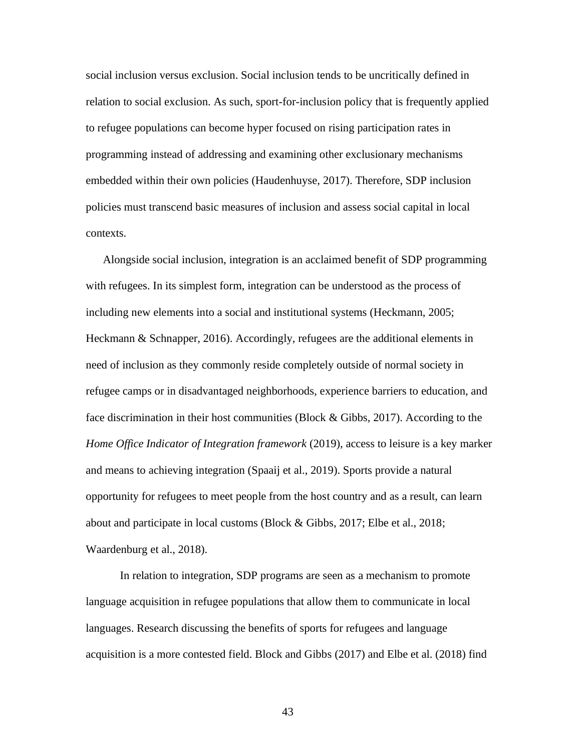social inclusion versus exclusion. Social inclusion tends to be uncritically defined in relation to social exclusion. As such, sport-for-inclusion policy that is frequently applied to refugee populations can become hyper focused on rising participation rates in programming instead of addressing and examining other exclusionary mechanisms embedded within their own policies (Haudenhuyse, 2017). Therefore, SDP inclusion policies must transcend basic measures of inclusion and assess social capital in local contexts.

Alongside social inclusion, integration is an acclaimed benefit of SDP programming with refugees. In its simplest form, integration can be understood as the process of including new elements into a social and institutional systems (Heckmann, 2005; Heckmann & Schnapper, 2016). Accordingly, refugees are the additional elements in need of inclusion as they commonly reside completely outside of normal society in refugee camps or in disadvantaged neighborhoods, experience barriers to education, and face discrimination in their host communities (Block & Gibbs, 2017). According to the *Home Office Indicator of Integration framework* (2019), access to leisure is a key marker and means to achieving integration (Spaaij et al., 2019). Sports provide a natural opportunity for refugees to meet people from the host country and as a result, can learn about and participate in local customs (Block & Gibbs, 2017; Elbe et al., 2018; Waardenburg et al., 2018).

In relation to integration, SDP programs are seen as a mechanism to promote language acquisition in refugee populations that allow them to communicate in local languages. Research discussing the benefits of sports for refugees and language acquisition is a more contested field. Block and Gibbs (2017) and Elbe et al. (2018) find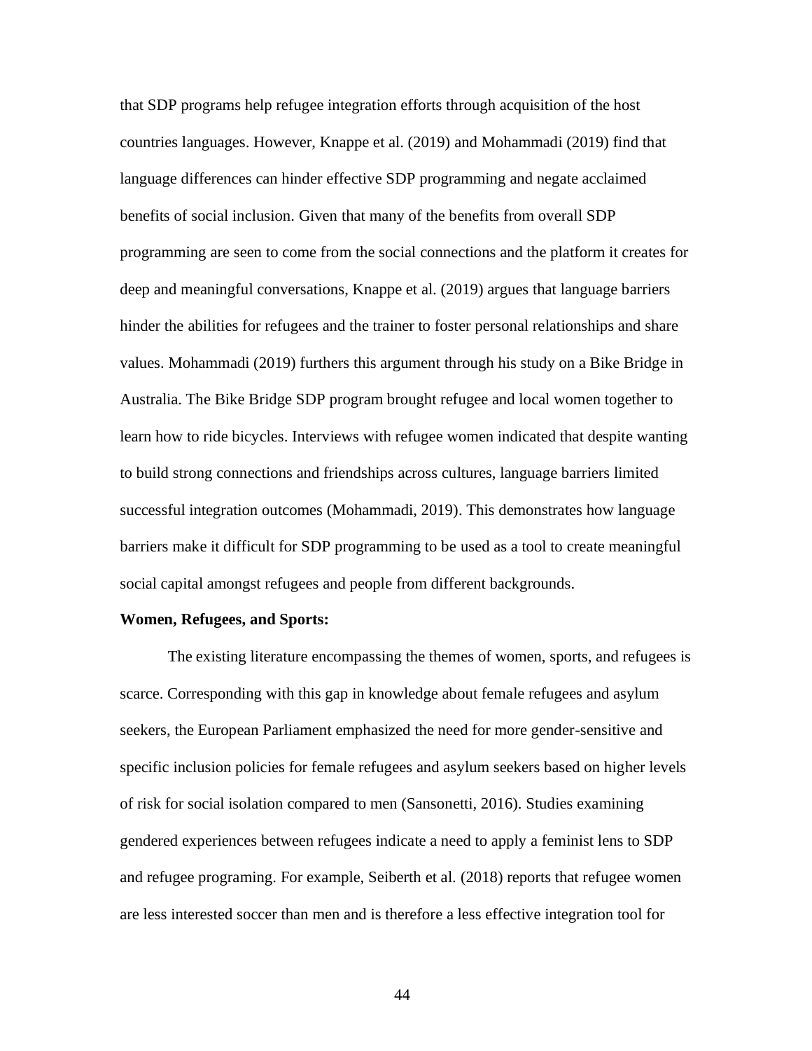that SDP programs help refugee integration efforts through acquisition of the host countries languages. However, Knappe et al. (2019) and Mohammadi (2019) find that language differences can hinder effective SDP programming and negate acclaimed benefits of social inclusion. Given that many of the benefits from overall SDP programming are seen to come from the social connections and the platform it creates for deep and meaningful conversations, Knappe et al. (2019) argues that language barriers hinder the abilities for refugees and the trainer to foster personal relationships and share values. Mohammadi (2019) furthers this argument through his study on a Bike Bridge in Australia. The Bike Bridge SDP program brought refugee and local women together to learn how to ride bicycles. Interviews with refugee women indicated that despite wanting to build strong connections and friendships across cultures, language barriers limited successful integration outcomes (Mohammadi, 2019). This demonstrates how language barriers make it difficult for SDP programming to be used as a tool to create meaningful social capital amongst refugees and people from different backgrounds.

**Women, Refugees, and Sports:**

The existing literature encompassing the themes of women, sports, and refugees is scarce. Corresponding with this gap in knowledge about female refugees and asylum seekers, the European Parliament emphasized the need for more gender-sensitive and specific inclusion policies for female refugees and asylum seekers based on higher levels of risk for social isolation compared to men (Sansonetti, 2016). Studies examining gendered experiences between refugees indicate a need to apply a feminist lens to SDP and refugee programing. For example, Seiberth et al. (2018) reports that refugee women are less interested soccer than men and is therefore a less effective integration tool for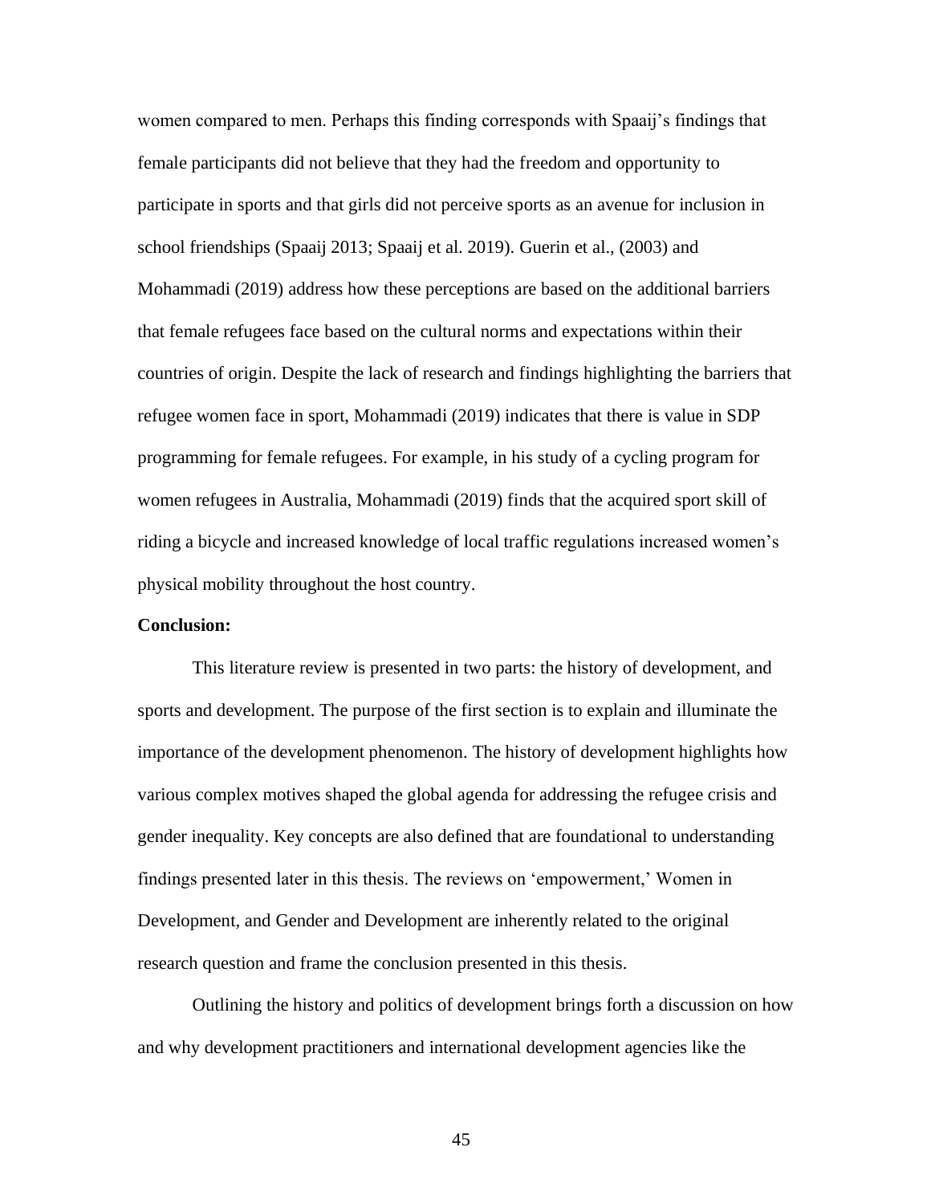women compared to men. Perhaps this finding corresponds with Spaaij's findings that female participants did not believe that they had the freedom and opportunity to participate in sports and that girls did not perceive sports as an avenue for inclusion in school friendships (Spaaij 2013; Spaaij et al. 2019). Guerin et al., (2003) and Mohammadi (2019) address how these perceptions are based on the additional barriers that female refugees face based on the cultural norms and expectations within their countries of origin. Despite the lack of research and findings highlighting the barriers that refugee women face in sport, Mohammadi (2019) indicates that there is value in SDP programming for female refugees. For example, in his study of a cycling program for women refugees in Australia, Mohammadi (2019) finds that the acquired sport skill of riding a bicycle and increased knowledge of local traffic regulations increased women's physical mobility throughout the host country.

**Conclusion:**

This literature review is presented in two parts: the history of development, and sports and development. The purpose of the first section is to explain and illuminate the importance of the development phenomenon. The history of development highlights how various complex motives shaped the global agenda for addressing the refugee crisis and gender inequality. Key concepts are also defined that are foundational to understanding findings presented later in this thesis. The reviews on 'empowerment,' Women in Development, and Gender and Development are inherently related to the original research question and frame the conclusion presented in this thesis.

Outlining the history and politics of development brings forth a discussion on how and why development practitioners and international development agencies like the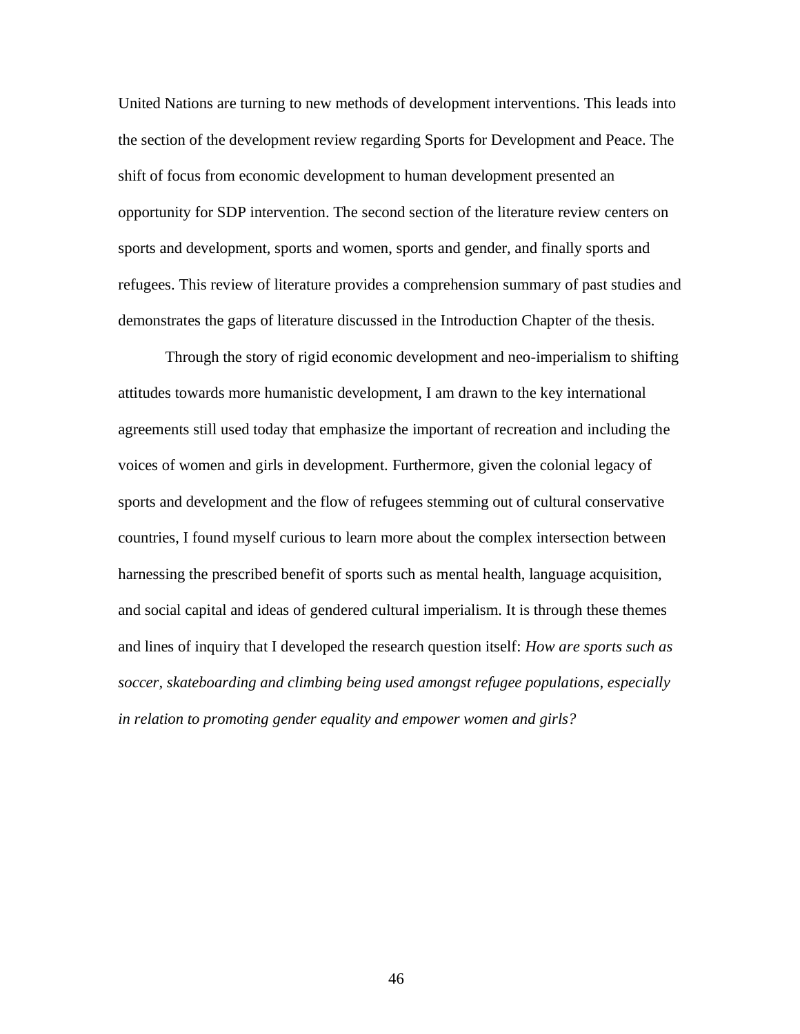United Nations are turning to new methods of development interventions. This leads into the section of the development review regarding Sports for Development and Peace. The shift of focus from economic development to human development presented an opportunity for SDP intervention. The second section of the literature review centers on sports and development, sports and women, sports and gender, and finally sports and refugees. This review of literature provides a comprehension summary of past studies and demonstrates the gaps of literature discussed in the Introduction Chapter of the thesis.

Through the story of rigid economic development and neo-imperialism to shifting attitudes towards more humanistic development, I am drawn to the key international agreements still used today that emphasize the important of recreation and including the voices of women and girls in development. Furthermore, given the colonial legacy of sports and development and the flow of refugees stemming out of cultural conservative countries, I found myself curious to learn more about the complex intersection between harnessing the prescribed benefit of sports such as mental health, language acquisition, and social capital and ideas of gendered cultural imperialism. It is through these themes and lines of inquiry that I developed the research question itself: *How are sports such as soccer, skateboarding and climbing being used amongst refugee populations, especially in relation to promoting gender equality and empower women and girls?*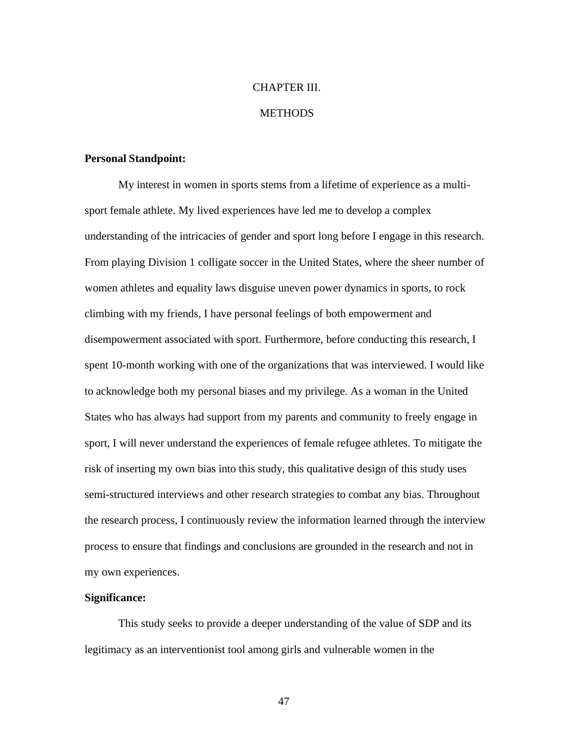# CHAPTER III.

# METHODS

**Personal Standpoint:**

My interest in women in sports stems from a lifetime of experience as a multi-sport female athlete. My lived experiences have led me to develop a complex understanding of the intricacies of gender and sport long before I engage in this research. From playing Division 1 colligate soccer in the United States, where the sheer number of women athletes and equality laws disguise uneven power dynamics in sports, to rock climbing with my friends, I have personal feelings of both empowerment and disempowerment associated with sport. Furthermore, before conducting this research, I spent 10-month working with one of the organizations that was interviewed. I would like to acknowledge both my personal biases and my privilege. As a woman in the United States who has always had support from my parents and community to freely engage in sport, I will never understand the experiences of female refugee athletes. To mitigate the risk of inserting my own bias into this study, this qualitative design of this study uses semi-structured interviews and other research strategies to combat any bias. Throughout the research process, I continuously review the information learned through the interview process to ensure that findings and conclusions are grounded in the research and not in my own experiences.

**Significance:**

This study seeks to provide a deeper understanding of the value of SDP and its legitimacy as an interventionist tool among girls and vulnerable women in the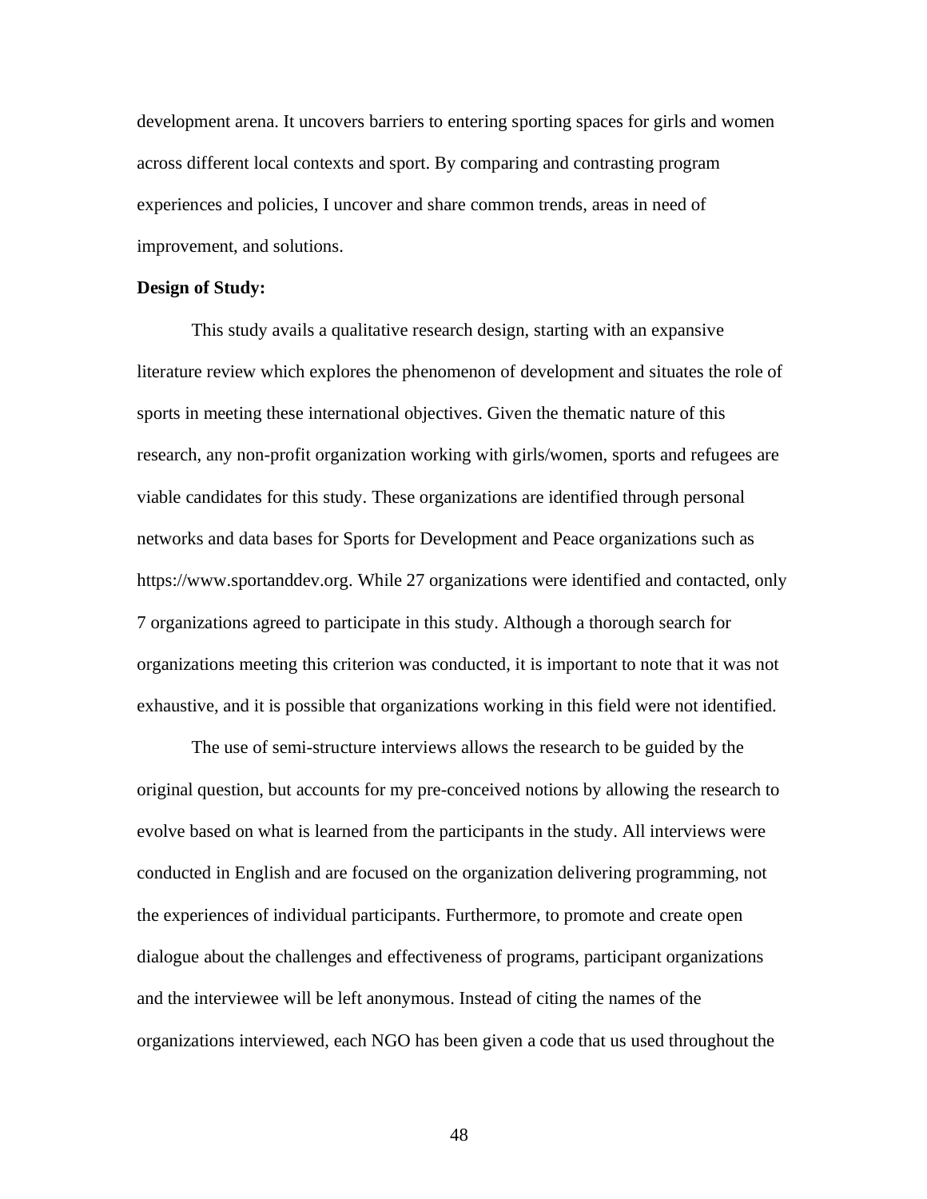development arena. It uncovers barriers to entering sporting spaces for girls and women across different local contexts and sport. By comparing and contrasting program experiences and policies, I uncover and share common trends, areas in need of improvement, and solutions.

**Design of Study:**

This study avails a qualitative research design, starting with an expansive literature review which explores the phenomenon of development and situates the role of sports in meeting these international objectives. Given the thematic nature of this research, any non-profit organization working with girls/women, sports and refugees are viable candidates for this study. These organizations are identified through personal networks and data bases for Sports for Development and Peace organizations such as https://www.sportanddev.org. While 27 organizations were identified and contacted, only 7 organizations agreed to participate in this study. Although a thorough search for organizations meeting this criterion was conducted, it is important to note that it was not exhaustive, and it is possible that organizations working in this field were not identified.

The use of semi-structure interviews allows the research to be guided by the original question, but accounts for my pre-conceived notions by allowing the research to evolve based on what is learned from the participants in the study. All interviews were conducted in English and are focused on the organization delivering programming, not the experiences of individual participants. Furthermore, to promote and create open dialogue about the challenges and effectiveness of programs, participant organizations and the interviewee will be left anonymous. Instead of citing the names of the organizations interviewed, each NGO has been given a code that us used throughout the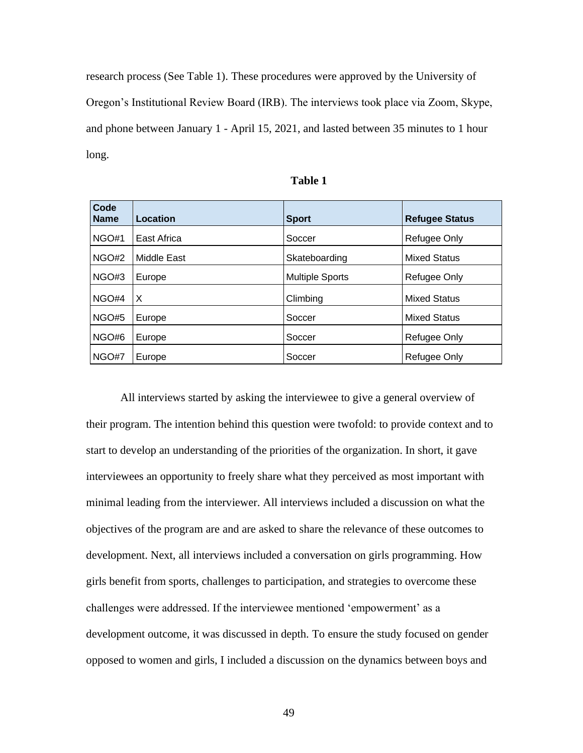research process (See Table 1). These procedures were approved by the University of Oregon's Institutional Review Board (IRB). The interviews took place via Zoom, Skype, and phone between January 1 - April 15, 2021, and lasted between 35 minutes to 1 hour long.

**Table 1**

| Code Name | Location | Sport | Refugee Status |
|---|---|---|---|
| NGO#1 | East Africa | Soccer | Refugee Only |
| NGO#2 | Middle East | Skateboarding | Mixed Status |
| NGO#3 | Europe | Multiple Sports | Refugee Only |
| NGO#4 | X | Climbing | Mixed Status |
| NGO#5 | Europe | Soccer | Mixed Status |
| NGO#6 | Europe | Soccer | Refugee Only |
| NGO#7 | Europe | Soccer | Refugee Only |

All interviews started by asking the interviewee to give a general overview of their program. The intention behind this question were twofold: to provide context and to start to develop an understanding of the priorities of the organization. In short, it gave interviewees an opportunity to freely share what they perceived as most important with minimal leading from the interviewer. All interviews included a discussion on what the objectives of the program are and are asked to share the relevance of these outcomes to development. Next, all interviews included a conversation on girls programming. How girls benefit from sports, challenges to participation, and strategies to overcome these challenges were addressed. If the interviewee mentioned 'empowerment' as a development outcome, it was discussed in depth. To ensure the study focused on gender opposed to women and girls, I included a discussion on the dynamics between boys and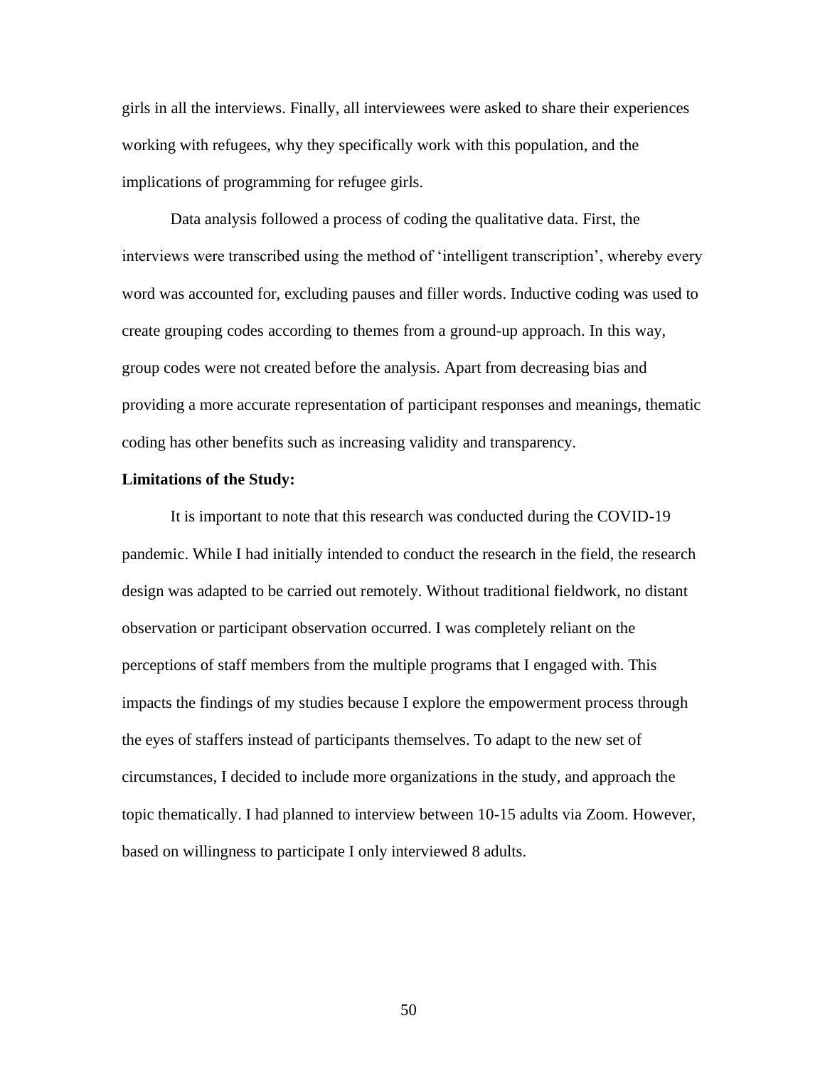girls in all the interviews. Finally, all interviewees were asked to share their experiences working with refugees, why they specifically work with this population, and the implications of programming for refugee girls.

Data analysis followed a process of coding the qualitative data. First, the interviews were transcribed using the method of 'intelligent transcription', whereby every word was accounted for, excluding pauses and filler words. Inductive coding was used to create grouping codes according to themes from a ground-up approach. In this way, group codes were not created before the analysis. Apart from decreasing bias and providing a more accurate representation of participant responses and meanings, thematic coding has other benefits such as increasing validity and transparency.

**Limitations of the Study:**

It is important to note that this research was conducted during the COVID-19 pandemic. While I had initially intended to conduct the research in the field, the research design was adapted to be carried out remotely. Without traditional fieldwork, no distant observation or participant observation occurred. I was completely reliant on the perceptions of staff members from the multiple programs that I engaged with. This impacts the findings of my studies because I explore the empowerment process through the eyes of staffers instead of participants themselves. To adapt to the new set of circumstances, I decided to include more organizations in the study, and approach the topic thematically. I had planned to interview between 10-15 adults via Zoom. However, based on willingness to participate I only interviewed 8 adults.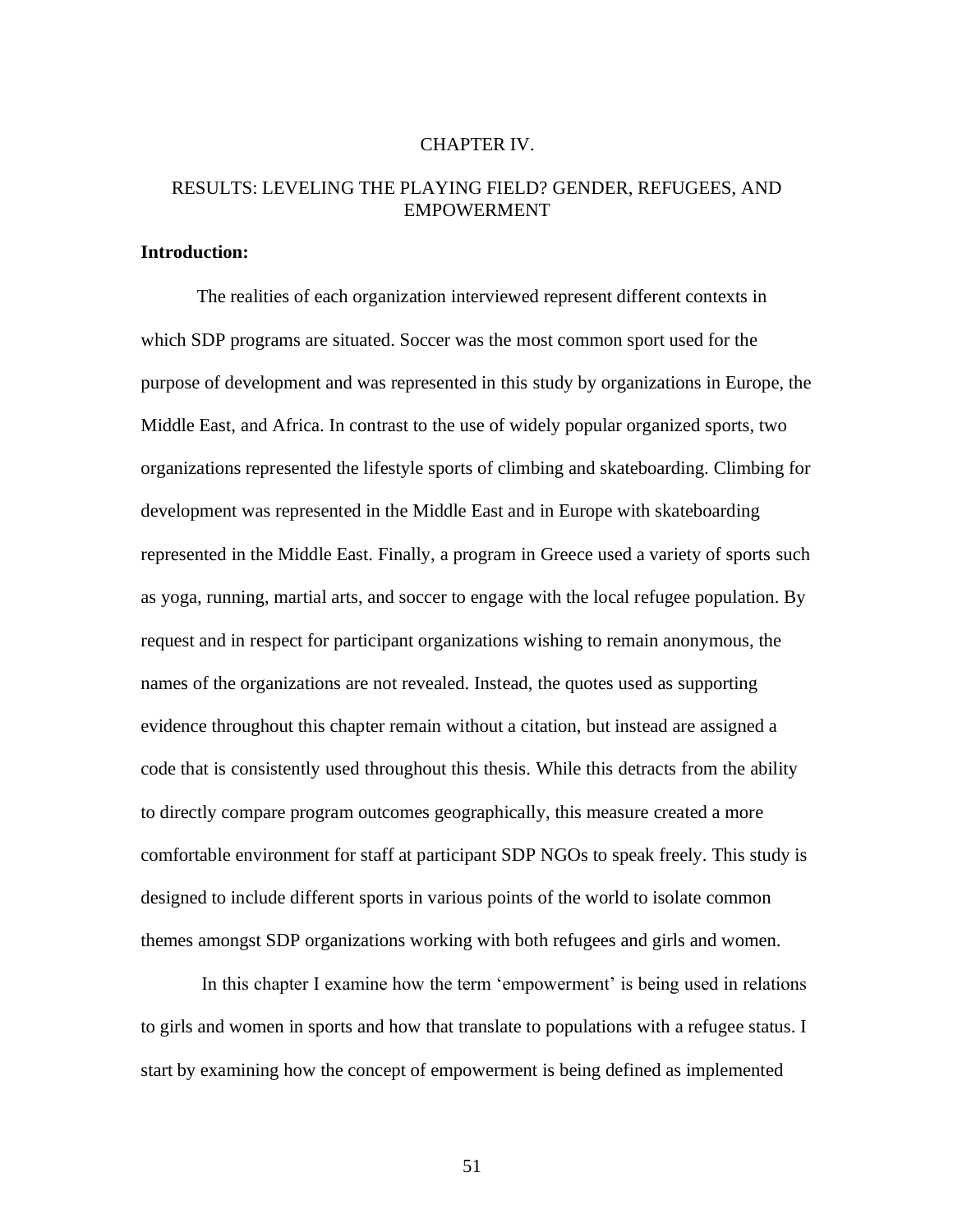# CHAPTER IV.

## RESULTS: LEVELING THE PLAYING FIELD? GENDER, REFUGEES, AND EMPOWERMENT

**Introduction:**

The realities of each organization interviewed represent different contexts in which SDP programs are situated. Soccer was the most common sport used for the purpose of development and was represented in this study by organizations in Europe, the Middle East, and Africa. In contrast to the use of widely popular organized sports, two organizations represented the lifestyle sports of climbing and skateboarding. Climbing for development was represented in the Middle East and in Europe with skateboarding represented in the Middle East. Finally, a program in Greece used a variety of sports such as yoga, running, martial arts, and soccer to engage with the local refugee population. By request and in respect for participant organizations wishing to remain anonymous, the names of the organizations are not revealed. Instead, the quotes used as supporting evidence throughout this chapter remain without a citation, but instead are assigned a code that is consistently used throughout this thesis. While this detracts from the ability to directly compare program outcomes geographically, this measure created a more comfortable environment for staff at participant SDP NGOs to speak freely. This study is designed to include different sports in various points of the world to isolate common themes amongst SDP organizations working with both refugees and girls and women.

In this chapter I examine how the term 'empowerment' is being used in relations to girls and women in sports and how that translate to populations with a refugee status. I start by examining how the concept of empowerment is being defined as implemented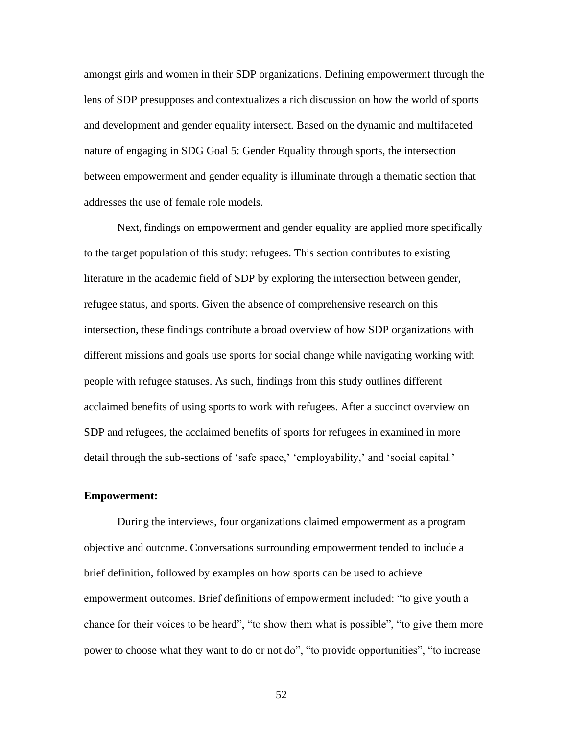amongst girls and women in their SDP organizations. Defining empowerment through the lens of SDP presupposes and contextualizes a rich discussion on how the world of sports and development and gender equality intersect. Based on the dynamic and multifaceted nature of engaging in SDG Goal 5: Gender Equality through sports, the intersection between empowerment and gender equality is illuminate through a thematic section that addresses the use of female role models.

Next, findings on empowerment and gender equality are applied more specifically to the target population of this study: refugees. This section contributes to existing literature in the academic field of SDP by exploring the intersection between gender, refugee status, and sports. Given the absence of comprehensive research on this intersection, these findings contribute a broad overview of how SDP organizations with different missions and goals use sports for social change while navigating working with people with refugee statuses. As such, findings from this study outlines different acclaimed benefits of using sports to work with refugees. After a succinct overview on SDP and refugees, the acclaimed benefits of sports for refugees in examined in more detail through the sub-sections of 'safe space,' 'employability,' and 'social capital.'

**Empowerment:**

During the interviews, four organizations claimed empowerment as a program objective and outcome. Conversations surrounding empowerment tended to include a brief definition, followed by examples on how sports can be used to achieve empowerment outcomes. Brief definitions of empowerment included: "to give youth a chance for their voices to be heard", "to show them what is possible", "to give them more power to choose what they want to do or not do", "to provide opportunities", "to increase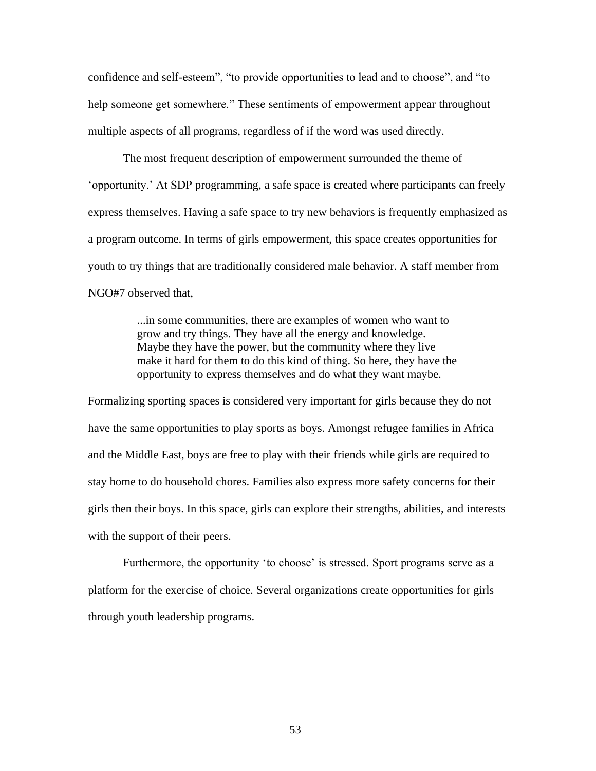confidence and self-esteem", "to provide opportunities to lead and to choose", and "to help someone get somewhere." These sentiments of empowerment appear throughout multiple aspects of all programs, regardless of if the word was used directly.

The most frequent description of empowerment surrounded the theme of 'opportunity.' At SDP programming, a safe space is created where participants can freely express themselves. Having a safe space to try new behaviors is frequently emphasized as a program outcome. In terms of girls empowerment, this space creates opportunities for youth to try things that are traditionally considered male behavior. A staff member from NGO#7 observed that,

> ...in some communities, there are examples of women who want to grow and try things. They have all the energy and knowledge. Maybe they have the power, but the community where they live make it hard for them to do this kind of thing. So here, they have the opportunity to express themselves and do what they want maybe.

Formalizing sporting spaces is considered very important for girls because they do not have the same opportunities to play sports as boys. Amongst refugee families in Africa and the Middle East, boys are free to play with their friends while girls are required to stay home to do household chores. Families also express more safety concerns for their girls then their boys. In this space, girls can explore their strengths, abilities, and interests with the support of their peers.

Furthermore, the opportunity 'to choose' is stressed. Sport programs serve as a platform for the exercise of choice. Several organizations create opportunities for girls through youth leadership programs.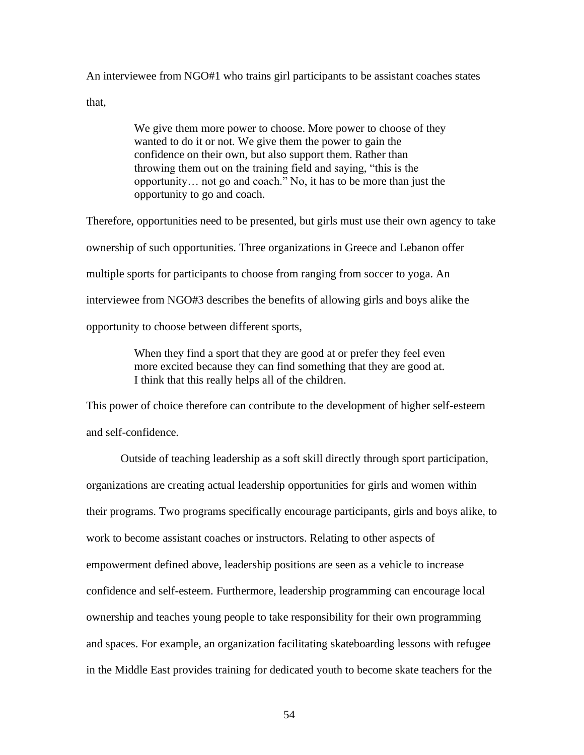An interviewee from NGO#1 who trains girl participants to be assistant coaches states that,

> We give them more power to choose. More power to choose of they wanted to do it or not. We give them the power to gain the confidence on their own, but also support them. Rather than throwing them out on the training field and saying, "this is the opportunity… not go and coach." No, it has to be more than just the opportunity to go and coach.

Therefore, opportunities need to be presented, but girls must use their own agency to take ownership of such opportunities. Three organizations in Greece and Lebanon offer multiple sports for participants to choose from ranging from soccer to yoga. An interviewee from NGO#3 describes the benefits of allowing girls and boys alike the opportunity to choose between different sports,

> When they find a sport that they are good at or prefer they feel even more excited because they can find something that they are good at. I think that this really helps all of the children.

This power of choice therefore can contribute to the development of higher self-esteem and self-confidence.

Outside of teaching leadership as a soft skill directly through sport participation, organizations are creating actual leadership opportunities for girls and women within their programs. Two programs specifically encourage participants, girls and boys alike, to work to become assistant coaches or instructors. Relating to other aspects of empowerment defined above, leadership positions are seen as a vehicle to increase confidence and self-esteem. Furthermore, leadership programming can encourage local ownership and teaches young people to take responsibility for their own programming and spaces. For example, an organization facilitating skateboarding lessons with refugee in the Middle East provides training for dedicated youth to become skate teachers for the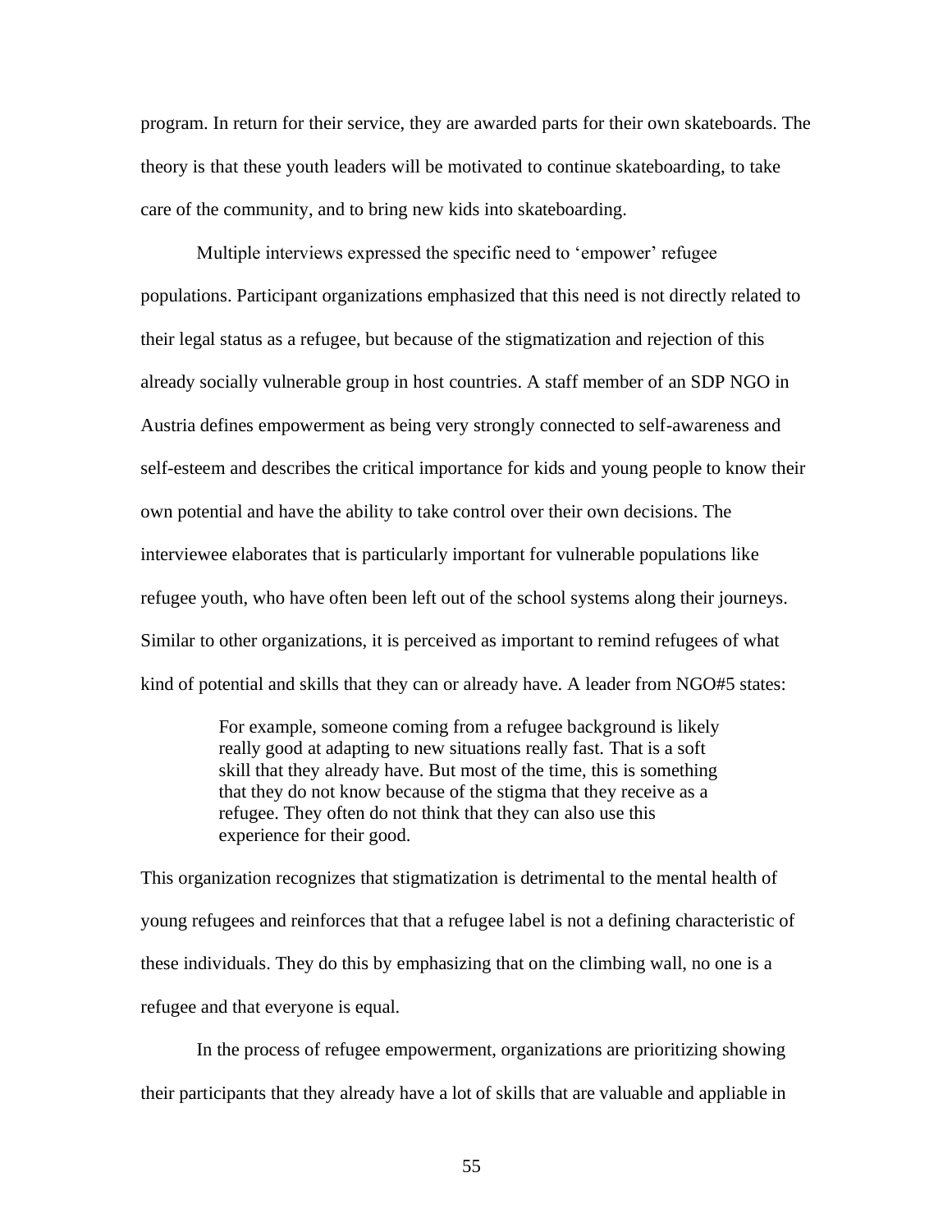program. In return for their service, they are awarded parts for their own skateboards. The theory is that these youth leaders will be motivated to continue skateboarding, to take care of the community, and to bring new kids into skateboarding.

Multiple interviews expressed the specific need to 'empower' refugee populations. Participant organizations emphasized that this need is not directly related to their legal status as a refugee, but because of the stigmatization and rejection of this already socially vulnerable group in host countries. A staff member of an SDP NGO in Austria defines empowerment as being very strongly connected to self-awareness and self-esteem and describes the critical importance for kids and young people to know their own potential and have the ability to take control over their own decisions. The interviewee elaborates that is particularly important for vulnerable populations like refugee youth, who have often been left out of the school systems along their journeys. Similar to other organizations, it is perceived as important to remind refugees of what kind of potential and skills that they can or already have. A leader from NGO#5 states:

> For example, someone coming from a refugee background is likely really good at adapting to new situations really fast. That is a soft skill that they already have. But most of the time, this is something that they do not know because of the stigma that they receive as a refugee. They often do not think that they can also use this experience for their good.

This organization recognizes that stigmatization is detrimental to the mental health of young refugees and reinforces that that a refugee label is not a defining characteristic of these individuals. They do this by emphasizing that on the climbing wall, no one is a refugee and that everyone is equal.

In the process of refugee empowerment, organizations are prioritizing showing their participants that they already have a lot of skills that are valuable and appliable in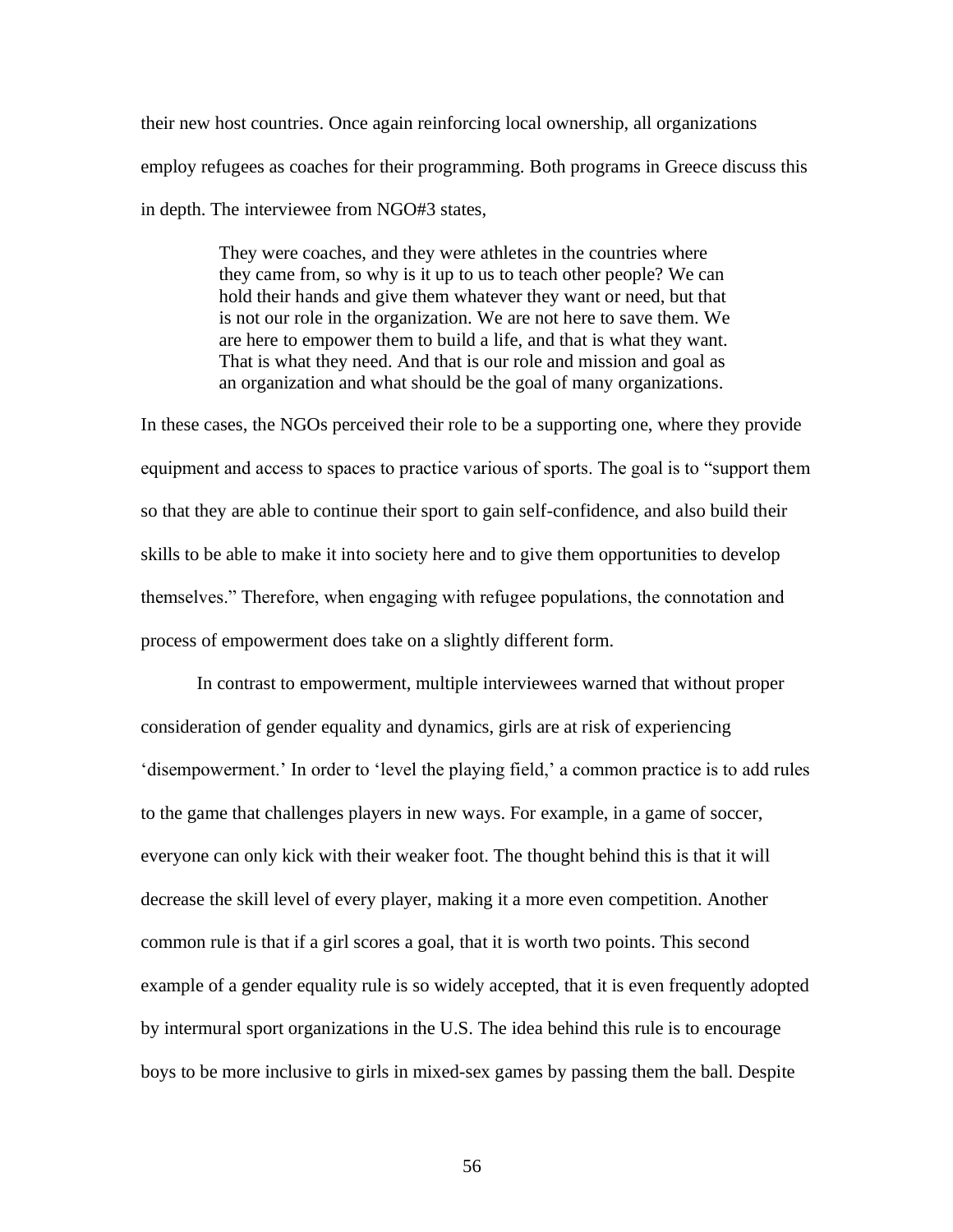their new host countries. Once again reinforcing local ownership, all organizations employ refugees as coaches for their programming. Both programs in Greece discuss this in depth. The interviewee from NGO#3 states,

> They were coaches, and they were athletes in the countries where they came from, so why is it up to us to teach other people? We can hold their hands and give them whatever they want or need, but that is not our role in the organization. We are not here to save them. We are here to empower them to build a life, and that is what they want. That is what they need. And that is our role and mission and goal as an organization and what should be the goal of many organizations.

In these cases, the NGOs perceived their role to be a supporting one, where they provide equipment and access to spaces to practice various of sports. The goal is to "support them so that they are able to continue their sport to gain self-confidence, and also build their skills to be able to make it into society here and to give them opportunities to develop themselves." Therefore, when engaging with refugee populations, the connotation and process of empowerment does take on a slightly different form.

In contrast to empowerment, multiple interviewees warned that without proper consideration of gender equality and dynamics, girls are at risk of experiencing 'disempowerment.' In order to 'level the playing field,' a common practice is to add rules to the game that challenges players in new ways. For example, in a game of soccer, everyone can only kick with their weaker foot. The thought behind this is that it will decrease the skill level of every player, making it a more even competition. Another common rule is that if a girl scores a goal, that it is worth two points. This second example of a gender equality rule is so widely accepted, that it is even frequently adopted by intermural sport organizations in the U.S. The idea behind this rule is to encourage boys to be more inclusive to girls in mixed-sex games by passing them the ball. Despite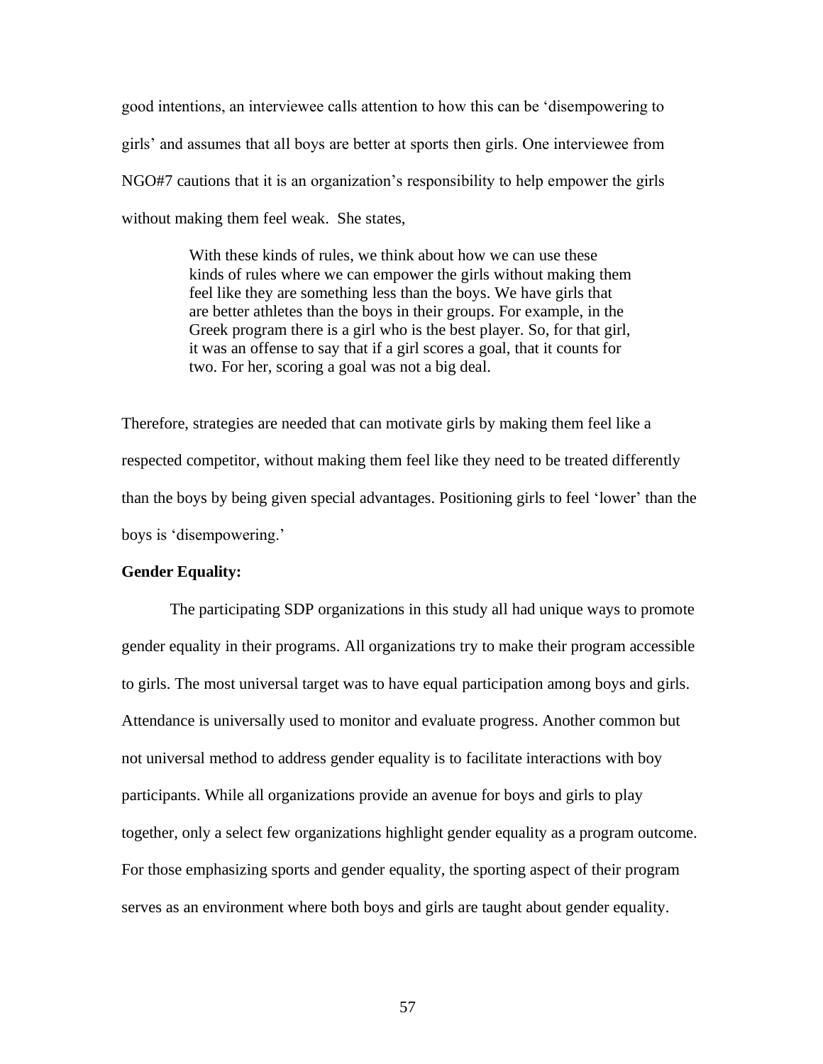good intentions, an interviewee calls attention to how this can be 'disempowering to girls' and assumes that all boys are better at sports then girls. One interviewee from NGO#7 cautions that it is an organization's responsibility to help empower the girls without making them feel weak. She states,

> With these kinds of rules, we think about how we can use these kinds of rules where we can empower the girls without making them feel like they are something less than the boys. We have girls that are better athletes than the boys in their groups. For example, in the Greek program there is a girl who is the best player. So, for that girl, it was an offense to say that if a girl scores a goal, that it counts for two. For her, scoring a goal was not a big deal.

Therefore, strategies are needed that can motivate girls by making them feel like a respected competitor, without making them feel like they need to be treated differently than the boys by being given special advantages. Positioning girls to feel 'lower' than the boys is 'disempowering.'

**Gender Equality:**

The participating SDP organizations in this study all had unique ways to promote gender equality in their programs. All organizations try to make their program accessible to girls. The most universal target was to have equal participation among boys and girls. Attendance is universally used to monitor and evaluate progress. Another common but not universal method to address gender equality is to facilitate interactions with boy participants. While all organizations provide an avenue for boys and girls to play together, only a select few organizations highlight gender equality as a program outcome. For those emphasizing sports and gender equality, the sporting aspect of their program serves as an environment where both boys and girls are taught about gender equality.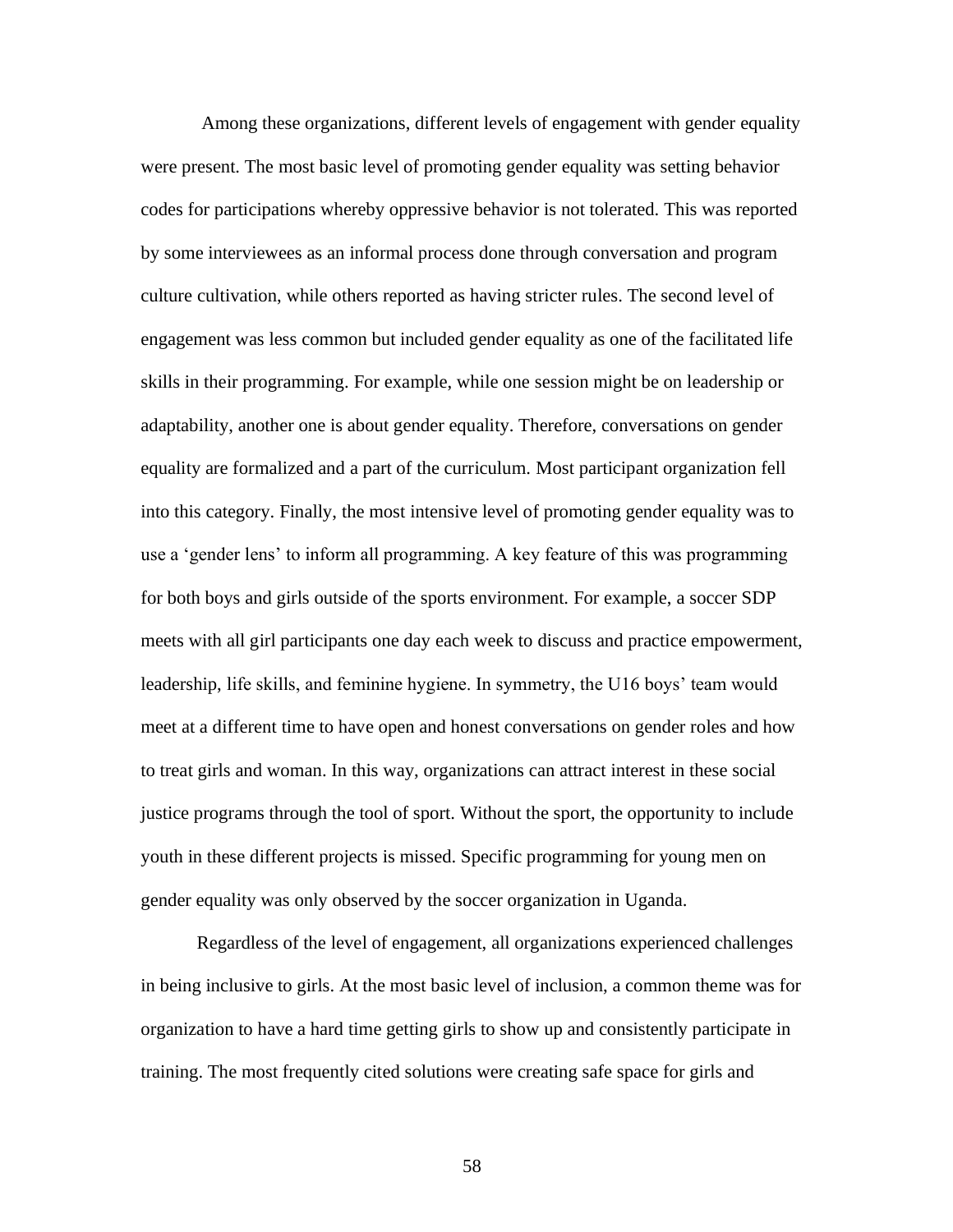Among these organizations, different levels of engagement with gender equality were present. The most basic level of promoting gender equality was setting behavior codes for participations whereby oppressive behavior is not tolerated. This was reported by some interviewees as an informal process done through conversation and program culture cultivation, while others reported as having stricter rules. The second level of engagement was less common but included gender equality as one of the facilitated life skills in their programming. For example, while one session might be on leadership or adaptability, another one is about gender equality. Therefore, conversations on gender equality are formalized and a part of the curriculum. Most participant organization fell into this category. Finally, the most intensive level of promoting gender equality was to use a 'gender lens' to inform all programming. A key feature of this was programming for both boys and girls outside of the sports environment. For example, a soccer SDP meets with all girl participants one day each week to discuss and practice empowerment, leadership, life skills, and feminine hygiene. In symmetry, the U16 boys' team would meet at a different time to have open and honest conversations on gender roles and how to treat girls and woman. In this way, organizations can attract interest in these social justice programs through the tool of sport. Without the sport, the opportunity to include youth in these different projects is missed. Specific programming for young men on gender equality was only observed by the soccer organization in Uganda.

Regardless of the level of engagement, all organizations experienced challenges in being inclusive to girls. At the most basic level of inclusion, a common theme was for organization to have a hard time getting girls to show up and consistently participate in training. The most frequently cited solutions were creating safe space for girls and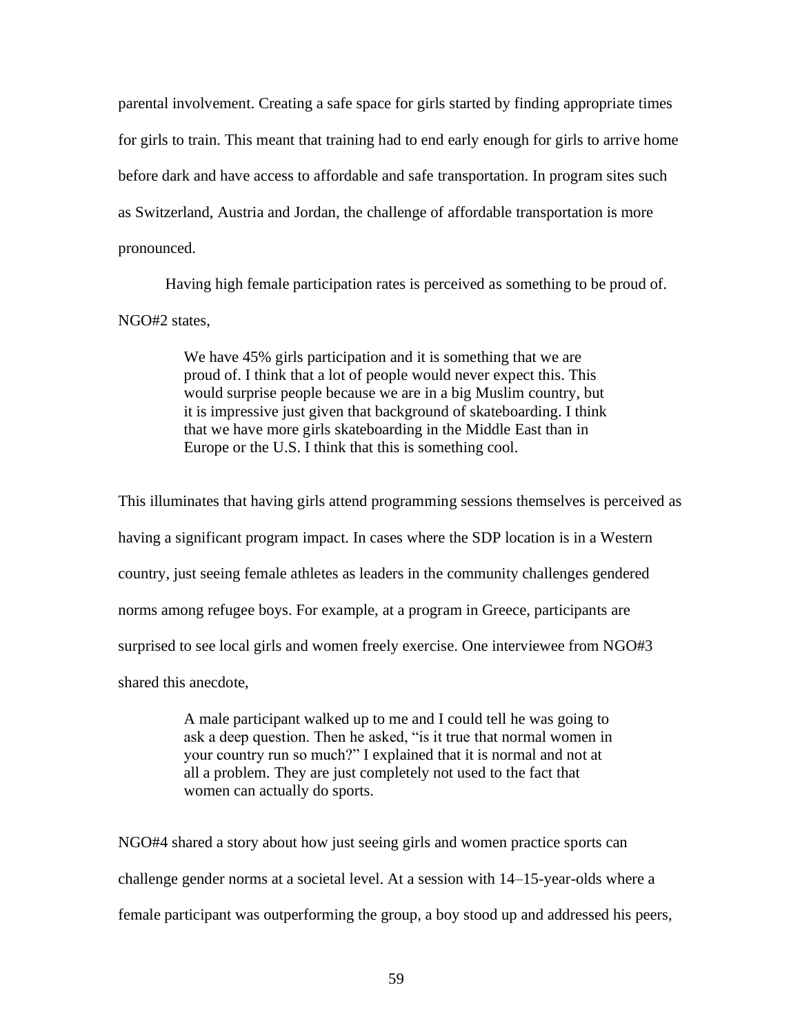parental involvement. Creating a safe space for girls started by finding appropriate times for girls to train. This meant that training had to end early enough for girls to arrive home before dark and have access to affordable and safe transportation. In program sites such as Switzerland, Austria and Jordan, the challenge of affordable transportation is more pronounced.

Having high female participation rates is perceived as something to be proud of. NGO#2 states,

> We have 45% girls participation and it is something that we are proud of. I think that a lot of people would never expect this. This would surprise people because we are in a big Muslim country, but it is impressive just given that background of skateboarding. I think that we have more girls skateboarding in the Middle East than in Europe or the U.S. I think that this is something cool.

This illuminates that having girls attend programming sessions themselves is perceived as having a significant program impact. In cases where the SDP location is in a Western country, just seeing female athletes as leaders in the community challenges gendered norms among refugee boys. For example, at a program in Greece, participants are surprised to see local girls and women freely exercise. One interviewee from NGO#3 shared this anecdote,

> A male participant walked up to me and I could tell he was going to ask a deep question. Then he asked, "is it true that normal women in your country run so much?" I explained that it is normal and not at all a problem. They are just completely not used to the fact that women can actually do sports.

NGO#4 shared a story about how just seeing girls and women practice sports can challenge gender norms at a societal level. At a session with 14–15-year-olds where a female participant was outperforming the group, a boy stood up and addressed his peers,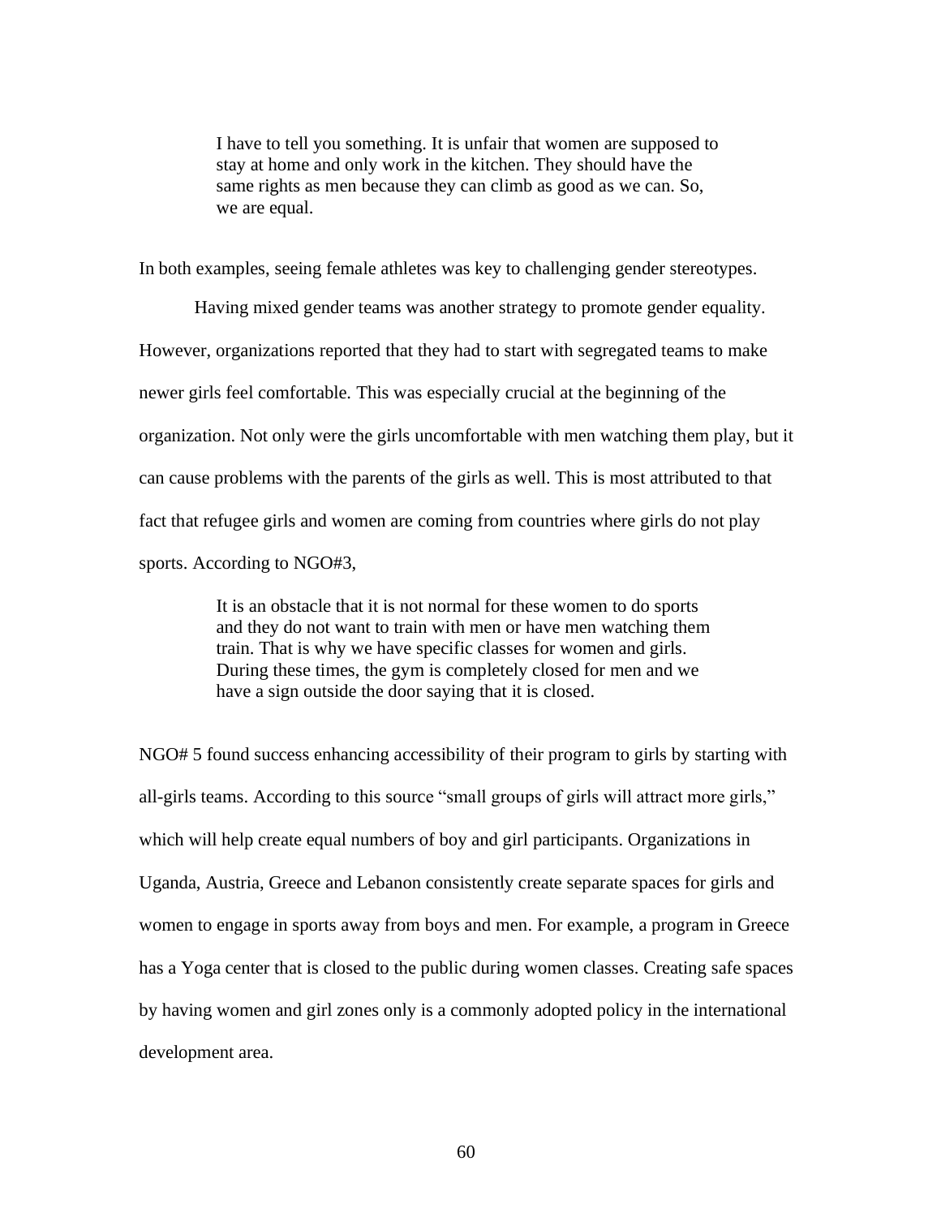> I have to tell you something. It is unfair that women are supposed to stay at home and only work in the kitchen. They should have the same rights as men because they can climb as good as we can. So, we are equal.

In both examples, seeing female athletes was key to challenging gender stereotypes.

Having mixed gender teams was another strategy to promote gender equality. However, organizations reported that they had to start with segregated teams to make newer girls feel comfortable. This was especially crucial at the beginning of the organization. Not only were the girls uncomfortable with men watching them play, but it can cause problems with the parents of the girls as well. This is most attributed to that fact that refugee girls and women are coming from countries where girls do not play sports. According to NGO#3,

> It is an obstacle that it is not normal for these women to do sports and they do not want to train with men or have men watching them train. That is why we have specific classes for women and girls. During these times, the gym is completely closed for men and we have a sign outside the door saying that it is closed.

NGO# 5 found success enhancing accessibility of their program to girls by starting with all-girls teams. According to this source "small groups of girls will attract more girls," which will help create equal numbers of boy and girl participants. Organizations in Uganda, Austria, Greece and Lebanon consistently create separate spaces for girls and women to engage in sports away from boys and men. For example, a program in Greece has a Yoga center that is closed to the public during women classes. Creating safe spaces by having women and girl zones only is a commonly adopted policy in the international development area.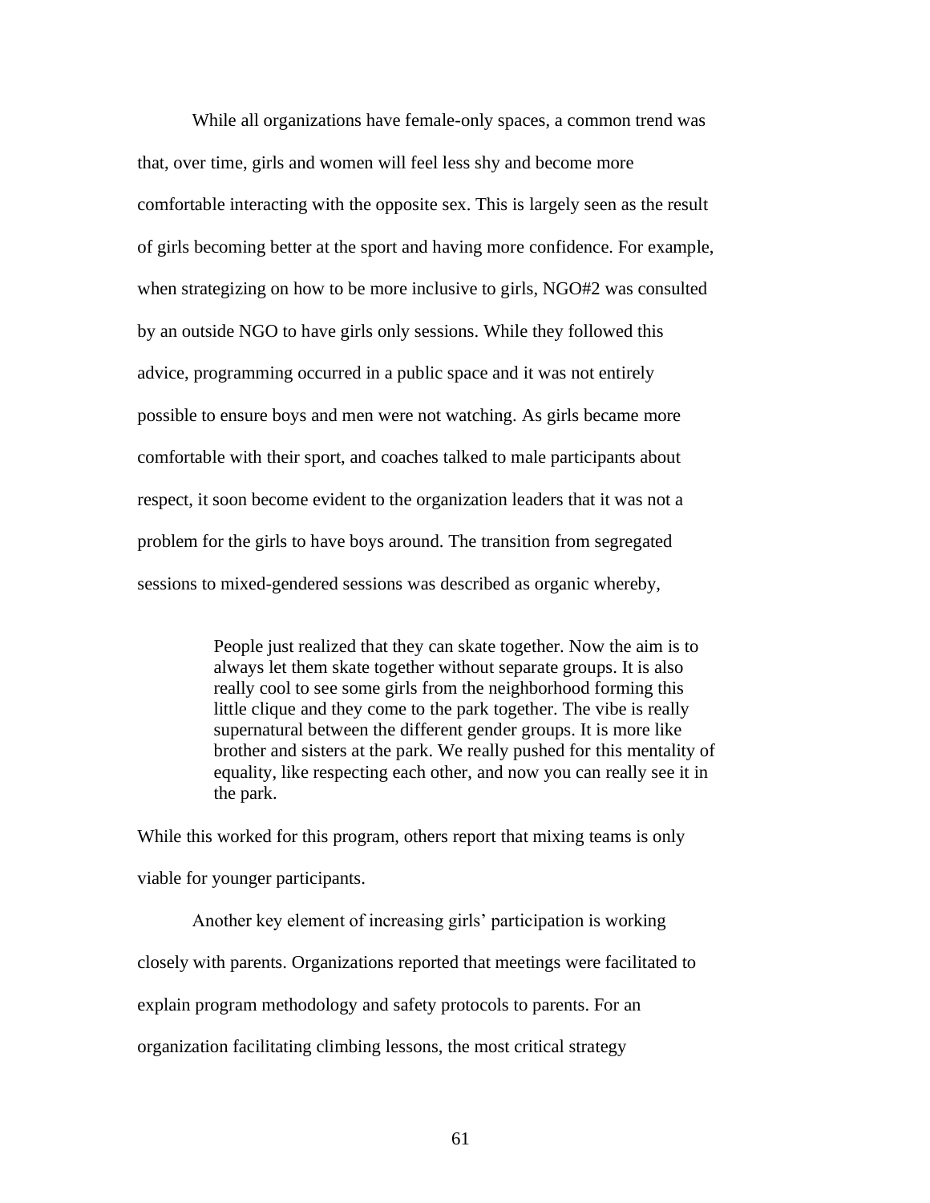While all organizations have female-only spaces, a common trend was that, over time, girls and women will feel less shy and become more comfortable interacting with the opposite sex. This is largely seen as the result of girls becoming better at the sport and having more confidence. For example, when strategizing on how to be more inclusive to girls, NGO#2 was consulted by an outside NGO to have girls only sessions. While they followed this advice, programming occurred in a public space and it was not entirely possible to ensure boys and men were not watching. As girls became more comfortable with their sport, and coaches talked to male participants about respect, it soon become evident to the organization leaders that it was not a problem for the girls to have boys around. The transition from segregated sessions to mixed-gendered sessions was described as organic whereby,

> People just realized that they can skate together. Now the aim is to always let them skate together without separate groups. It is also really cool to see some girls from the neighborhood forming this little clique and they come to the park together. The vibe is really supernatural between the different gender groups. It is more like brother and sisters at the park. We really pushed for this mentality of equality, like respecting each other, and now you can really see it in the park.

While this worked for this program, others report that mixing teams is only viable for younger participants.

Another key element of increasing girls' participation is working closely with parents. Organizations reported that meetings were facilitated to explain program methodology and safety protocols to parents. For an organization facilitating climbing lessons, the most critical strategy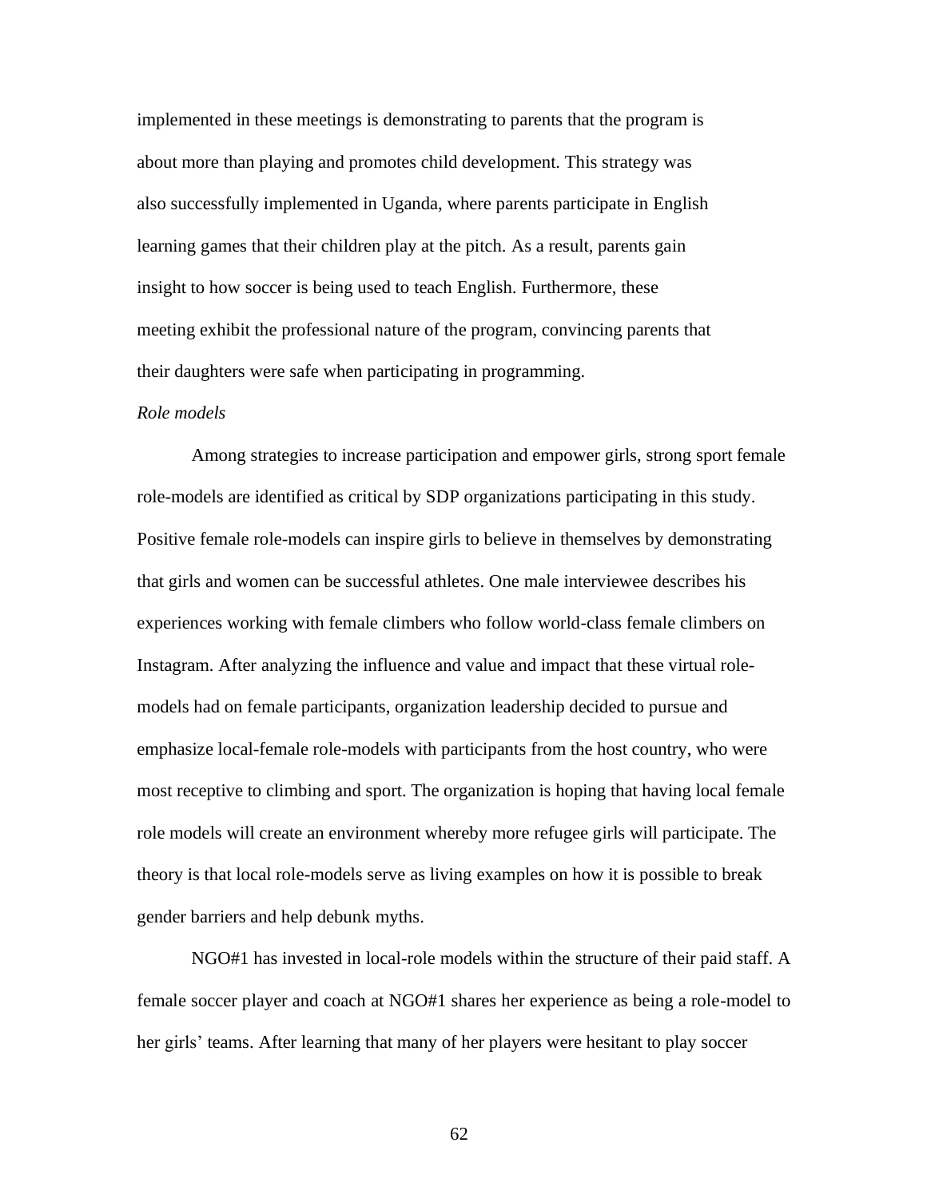implemented in these meetings is demonstrating to parents that the program is about more than playing and promotes child development. This strategy was also successfully implemented in Uganda, where parents participate in English learning games that their children play at the pitch. As a result, parents gain insight to how soccer is being used to teach English. Furthermore, these meeting exhibit the professional nature of the program, convincing parents that their daughters were safe when participating in programming.

*Role models*

Among strategies to increase participation and empower girls, strong sport female role-models are identified as critical by SDP organizations participating in this study. Positive female role-models can inspire girls to believe in themselves by demonstrating that girls and women can be successful athletes. One male interviewee describes his experiences working with female climbers who follow world-class female climbers on Instagram. After analyzing the influence and value and impact that these virtual role-models had on female participants, organization leadership decided to pursue and emphasize local-female role-models with participants from the host country, who were most receptive to climbing and sport. The organization is hoping that having local female role models will create an environment whereby more refugee girls will participate. The theory is that local role-models serve as living examples on how it is possible to break gender barriers and help debunk myths.

NGO#1 has invested in local-role models within the structure of their paid staff. A female soccer player and coach at NGO#1 shares her experience as being a role-model to her girls' teams. After learning that many of her players were hesitant to play soccer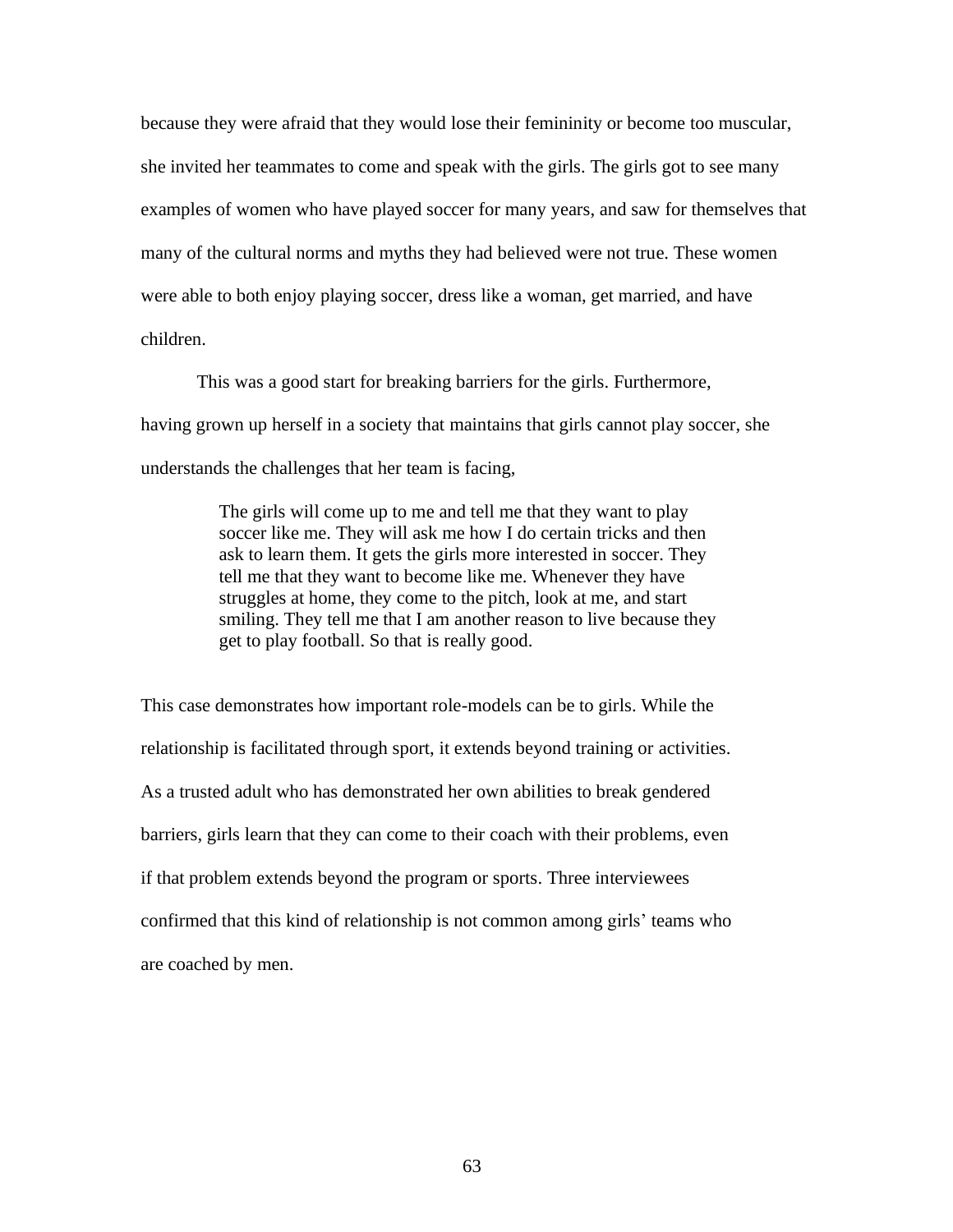because they were afraid that they would lose their femininity or become too muscular, she invited her teammates to come and speak with the girls. The girls got to see many examples of women who have played soccer for many years, and saw for themselves that many of the cultural norms and myths they had believed were not true. These women were able to both enjoy playing soccer, dress like a woman, get married, and have children.

This was a good start for breaking barriers for the girls. Furthermore, having grown up herself in a society that maintains that girls cannot play soccer, she understands the challenges that her team is facing,

> The girls will come up to me and tell me that they want to play soccer like me. They will ask me how I do certain tricks and then ask to learn them. It gets the girls more interested in soccer. They tell me that they want to become like me. Whenever they have struggles at home, they come to the pitch, look at me, and start smiling. They tell me that I am another reason to live because they get to play football. So that is really good.

This case demonstrates how important role-models can be to girls. While the relationship is facilitated through sport, it extends beyond training or activities. As a trusted adult who has demonstrated her own abilities to break gendered barriers, girls learn that they can come to their coach with their problems, even if that problem extends beyond the program or sports. Three interviewees confirmed that this kind of relationship is not common among girls' teams who are coached by men.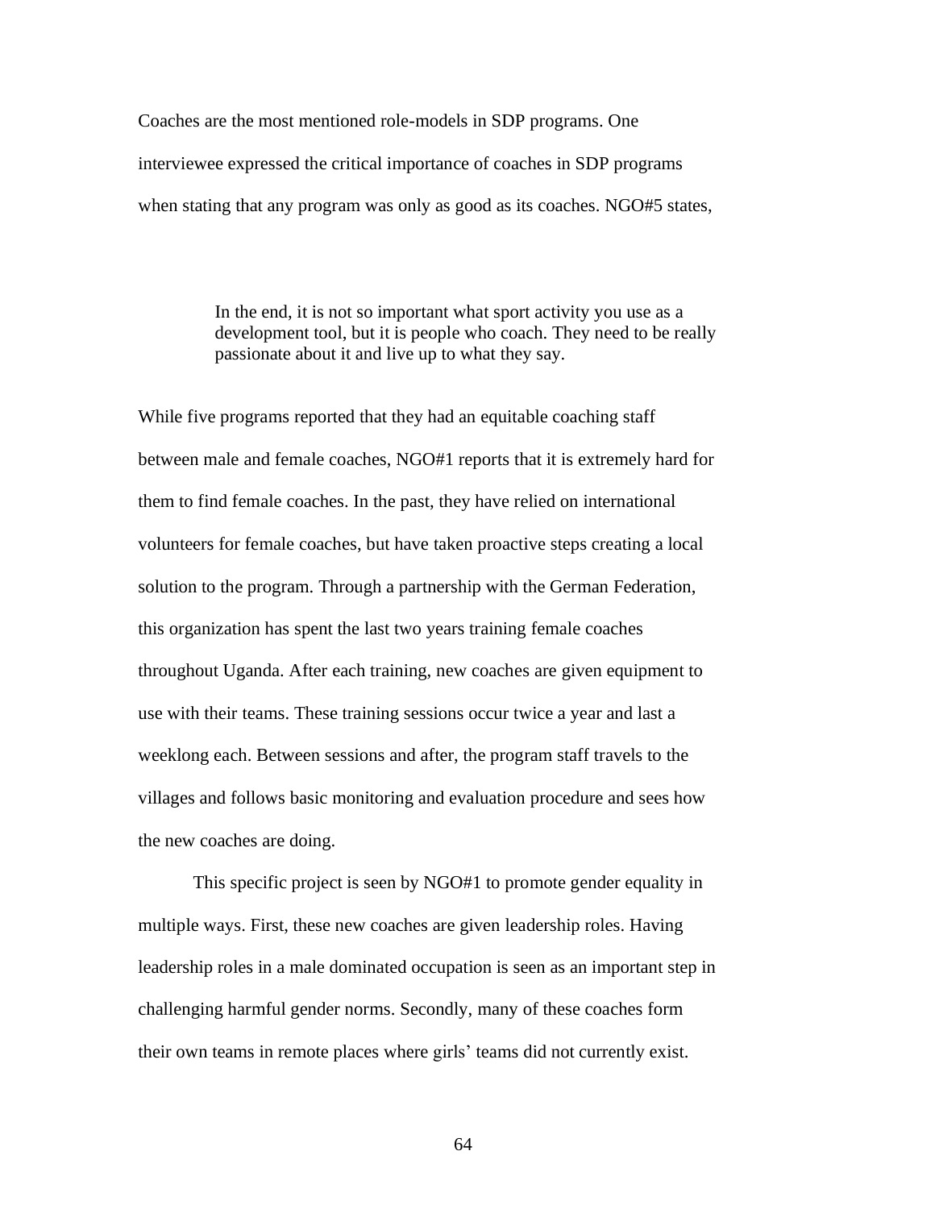Coaches are the most mentioned role-models in SDP programs. One interviewee expressed the critical importance of coaches in SDP programs when stating that any program was only as good as its coaches. NGO#5 states,

> In the end, it is not so important what sport activity you use as a development tool, but it is people who coach. They need to be really passionate about it and live up to what they say.

While five programs reported that they had an equitable coaching staff between male and female coaches, NGO#1 reports that it is extremely hard for them to find female coaches. In the past, they have relied on international volunteers for female coaches, but have taken proactive steps creating a local solution to the program. Through a partnership with the German Federation, this organization has spent the last two years training female coaches throughout Uganda. After each training, new coaches are given equipment to use with their teams. These training sessions occur twice a year and last a weeklong each. Between sessions and after, the program staff travels to the villages and follows basic monitoring and evaluation procedure and sees how the new coaches are doing.

This specific project is seen by NGO#1 to promote gender equality in multiple ways. First, these new coaches are given leadership roles. Having leadership roles in a male dominated occupation is seen as an important step in challenging harmful gender norms. Secondly, many of these coaches form their own teams in remote places where girls' teams did not currently exist.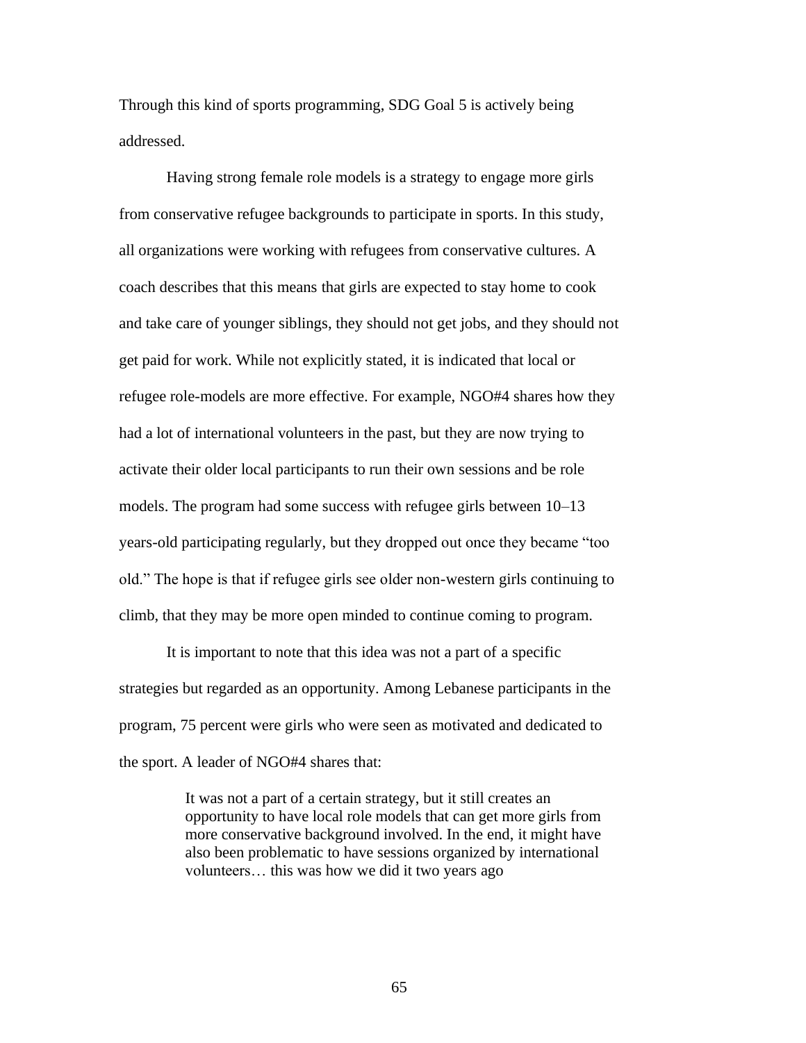Through this kind of sports programming, SDG Goal 5 is actively being addressed.

Having strong female role models is a strategy to engage more girls from conservative refugee backgrounds to participate in sports. In this study, all organizations were working with refugees from conservative cultures. A coach describes that this means that girls are expected to stay home to cook and take care of younger siblings, they should not get jobs, and they should not get paid for work. While not explicitly stated, it is indicated that local or refugee role-models are more effective. For example, NGO#4 shares how they had a lot of international volunteers in the past, but they are now trying to activate their older local participants to run their own sessions and be role models. The program had some success with refugee girls between 10–13 years-old participating regularly, but they dropped out once they became "too old." The hope is that if refugee girls see older non-western girls continuing to climb, that they may be more open minded to continue coming to program.

It is important to note that this idea was not a part of a specific strategies but regarded as an opportunity. Among Lebanese participants in the program, 75 percent were girls who were seen as motivated and dedicated to the sport. A leader of NGO#4 shares that:

> It was not a part of a certain strategy, but it still creates an opportunity to have local role models that can get more girls from more conservative background involved. In the end, it might have also been problematic to have sessions organized by international volunteers… this was how we did it two years ago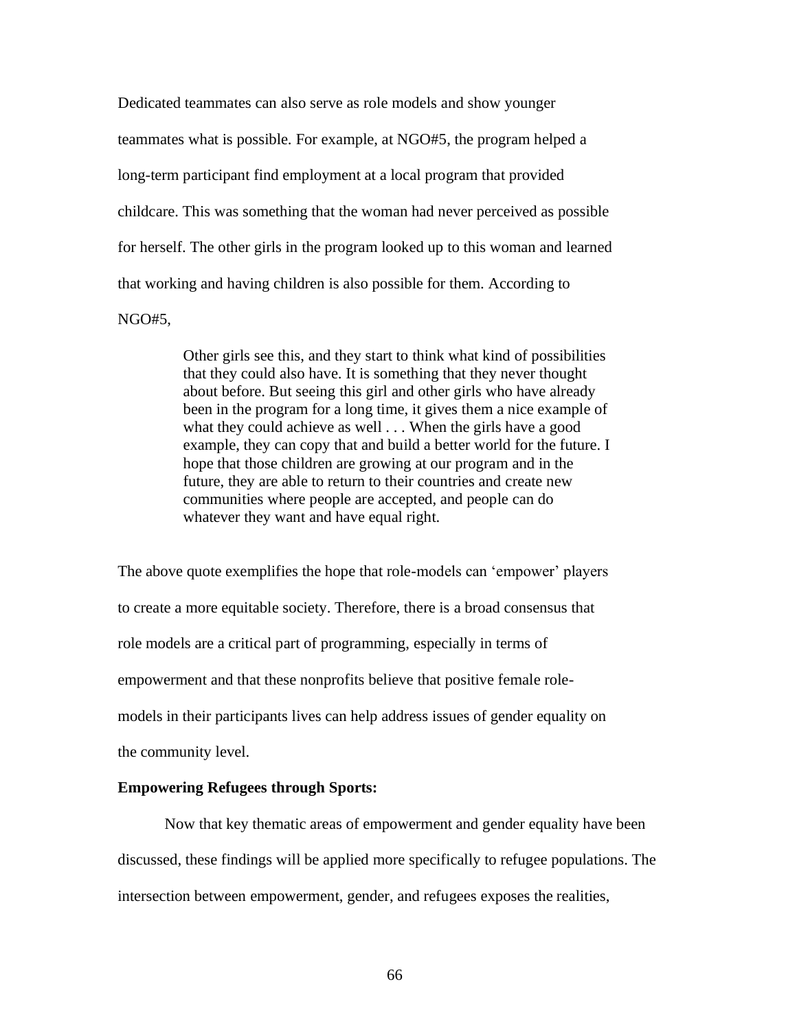Dedicated teammates can also serve as role models and show younger teammates what is possible. For example, at NGO#5, the program helped a long-term participant find employment at a local program that provided childcare. This was something that the woman had never perceived as possible for herself. The other girls in the program looked up to this woman and learned that working and having children is also possible for them. According to NGO#5,

> Other girls see this, and they start to think what kind of possibilities that they could also have. It is something that they never thought about before. But seeing this girl and other girls who have already been in the program for a long time, it gives them a nice example of what they could achieve as well . . . When the girls have a good example, they can copy that and build a better world for the future. I hope that those children are growing at our program and in the future, they are able to return to their countries and create new communities where people are accepted, and people can do whatever they want and have equal right.

The above quote exemplifies the hope that role-models can 'empower' players to create a more equitable society. Therefore, there is a broad consensus that role models are a critical part of programming, especially in terms of empowerment and that these nonprofits believe that positive female role-models in their participants lives can help address issues of gender equality on the community level.

**Empowering Refugees through Sports:**

Now that key thematic areas of empowerment and gender equality have been discussed, these findings will be applied more specifically to refugee populations. The intersection between empowerment, gender, and refugees exposes the realities,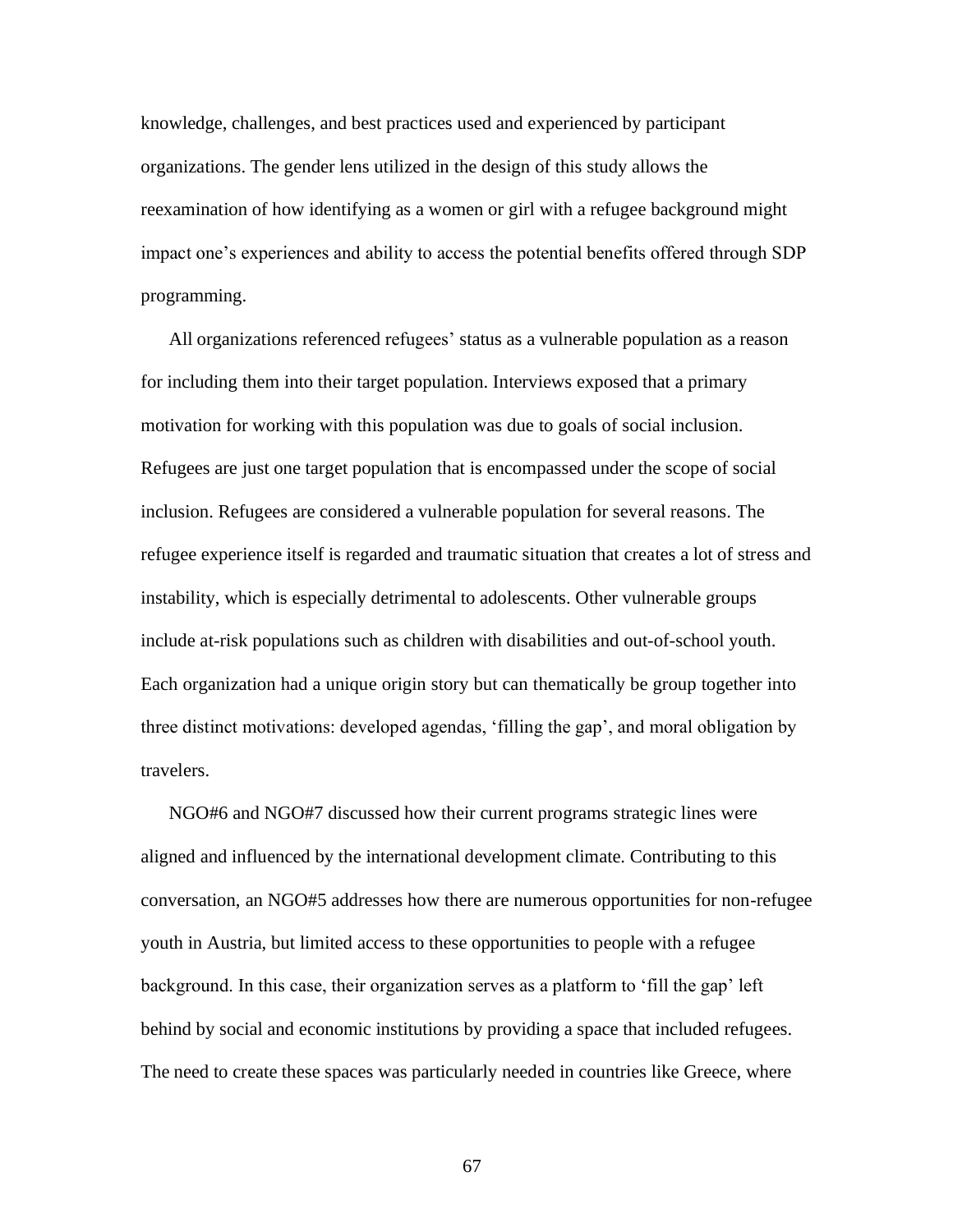knowledge, challenges, and best practices used and experienced by participant organizations. The gender lens utilized in the design of this study allows the reexamination of how identifying as a women or girl with a refugee background might impact one's experiences and ability to access the potential benefits offered through SDP programming.

All organizations referenced refugees' status as a vulnerable population as a reason for including them into their target population. Interviews exposed that a primary motivation for working with this population was due to goals of social inclusion. Refugees are just one target population that is encompassed under the scope of social inclusion. Refugees are considered a vulnerable population for several reasons. The refugee experience itself is regarded and traumatic situation that creates a lot of stress and instability, which is especially detrimental to adolescents. Other vulnerable groups include at-risk populations such as children with disabilities and out-of-school youth. Each organization had a unique origin story but can thematically be group together into three distinct motivations: developed agendas, 'filling the gap', and moral obligation by travelers.

NGO#6 and NGO#7 discussed how their current programs strategic lines were aligned and influenced by the international development climate. Contributing to this conversation, an NGO#5 addresses how there are numerous opportunities for non-refugee youth in Austria, but limited access to these opportunities to people with a refugee background. In this case, their organization serves as a platform to 'fill the gap' left behind by social and economic institutions by providing a space that included refugees. The need to create these spaces was particularly needed in countries like Greece, where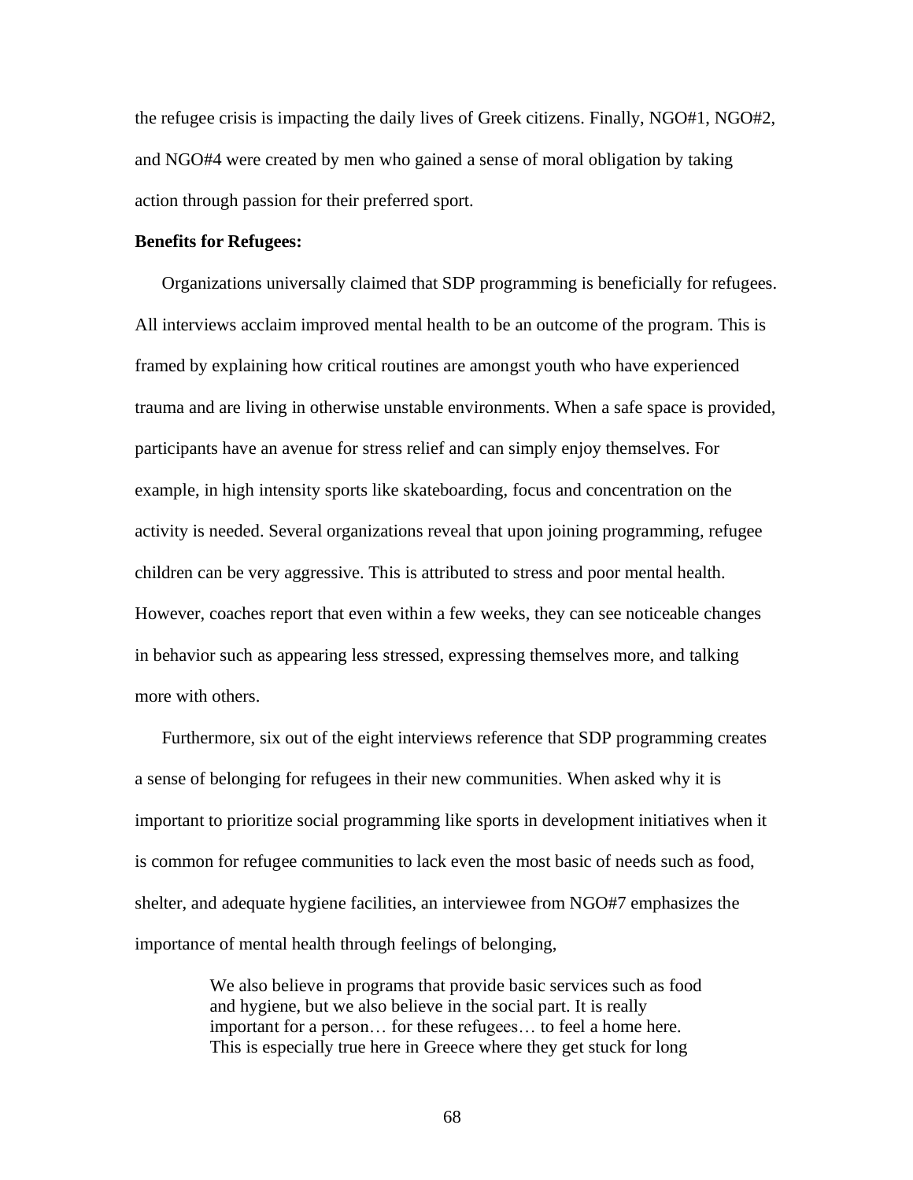the refugee crisis is impacting the daily lives of Greek citizens. Finally, NGO#1, NGO#2, and NGO#4 were created by men who gained a sense of moral obligation by taking action through passion for their preferred sport.

**Benefits for Refugees:**

Organizations universally claimed that SDP programming is beneficially for refugees. All interviews acclaim improved mental health to be an outcome of the program. This is framed by explaining how critical routines are amongst youth who have experienced trauma and are living in otherwise unstable environments. When a safe space is provided, participants have an avenue for stress relief and can simply enjoy themselves. For example, in high intensity sports like skateboarding, focus and concentration on the activity is needed. Several organizations reveal that upon joining programming, refugee children can be very aggressive. This is attributed to stress and poor mental health. However, coaches report that even within a few weeks, they can see noticeable changes in behavior such as appearing less stressed, expressing themselves more, and talking more with others.

Furthermore, six out of the eight interviews reference that SDP programming creates a sense of belonging for refugees in their new communities. When asked why it is important to prioritize social programming like sports in development initiatives when it is common for refugee communities to lack even the most basic of needs such as food, shelter, and adequate hygiene facilities, an interviewee from NGO#7 emphasizes the importance of mental health through feelings of belonging,

> We also believe in programs that provide basic services such as food and hygiene, but we also believe in the social part. It is really important for a person… for these refugees… to feel a home here. This is especially true here in Greece where they get stuck for long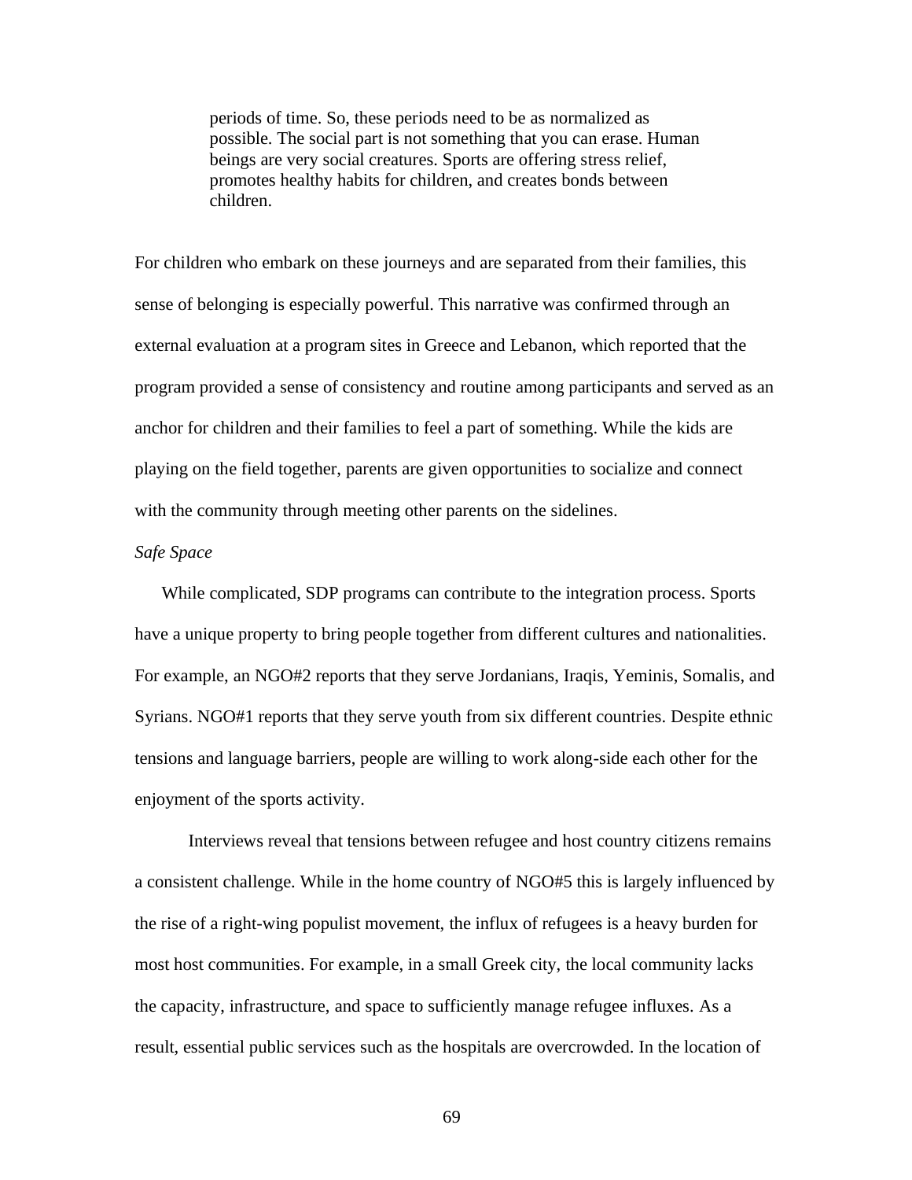> periods of time. So, these periods need to be as normalized as possible. The social part is not something that you can erase. Human beings are very social creatures. Sports are offering stress relief, promotes healthy habits for children, and creates bonds between children.

For children who embark on these journeys and are separated from their families, this sense of belonging is especially powerful. This narrative was confirmed through an external evaluation at a program sites in Greece and Lebanon, which reported that the program provided a sense of consistency and routine among participants and served as an anchor for children and their families to feel a part of something. While the kids are playing on the field together, parents are given opportunities to socialize and connect with the community through meeting other parents on the sidelines.

*Safe Space*

While complicated, SDP programs can contribute to the integration process. Sports have a unique property to bring people together from different cultures and nationalities. For example, an NGO#2 reports that they serve Jordanians, Iraqis, Yeminis, Somalis, and Syrians. NGO#1 reports that they serve youth from six different countries. Despite ethnic tensions and language barriers, people are willing to work along-side each other for the enjoyment of the sports activity.

Interviews reveal that tensions between refugee and host country citizens remains a consistent challenge. While in the home country of NGO#5 this is largely influenced by the rise of a right-wing populist movement, the influx of refugees is a heavy burden for most host communities. For example, in a small Greek city, the local community lacks the capacity, infrastructure, and space to sufficiently manage refugee influxes. As a result, essential public services such as the hospitals are overcrowded. In the location of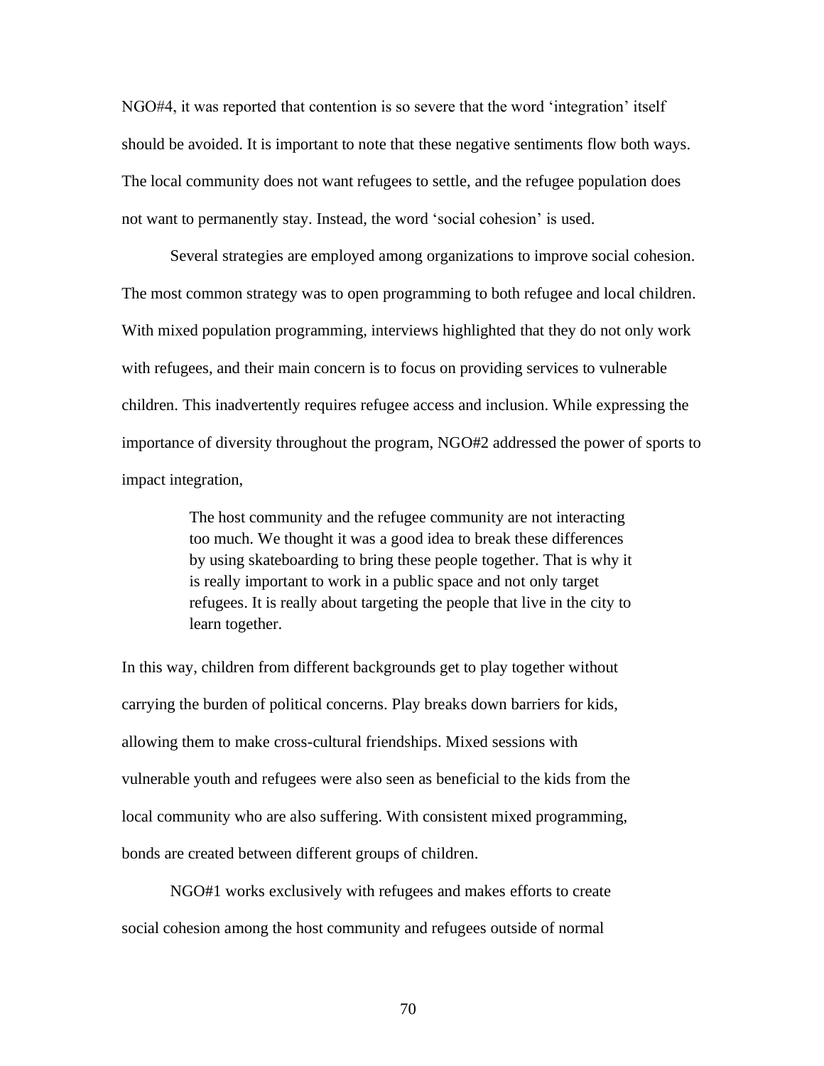NGO#4, it was reported that contention is so severe that the word 'integration' itself should be avoided. It is important to note that these negative sentiments flow both ways. The local community does not want refugees to settle, and the refugee population does not want to permanently stay. Instead, the word 'social cohesion' is used.

Several strategies are employed among organizations to improve social cohesion. The most common strategy was to open programming to both refugee and local children. With mixed population programming, interviews highlighted that they do not only work with refugees, and their main concern is to focus on providing services to vulnerable children. This inadvertently requires refugee access and inclusion. While expressing the importance of diversity throughout the program, NGO#2 addressed the power of sports to impact integration,

> The host community and the refugee community are not interacting too much. We thought it was a good idea to break these differences by using skateboarding to bring these people together. That is why it is really important to work in a public space and not only target refugees. It is really about targeting the people that live in the city to learn together.

In this way, children from different backgrounds get to play together without carrying the burden of political concerns. Play breaks down barriers for kids, allowing them to make cross-cultural friendships. Mixed sessions with vulnerable youth and refugees were also seen as beneficial to the kids from the local community who are also suffering. With consistent mixed programming, bonds are created between different groups of children.

NGO#1 works exclusively with refugees and makes efforts to create social cohesion among the host community and refugees outside of normal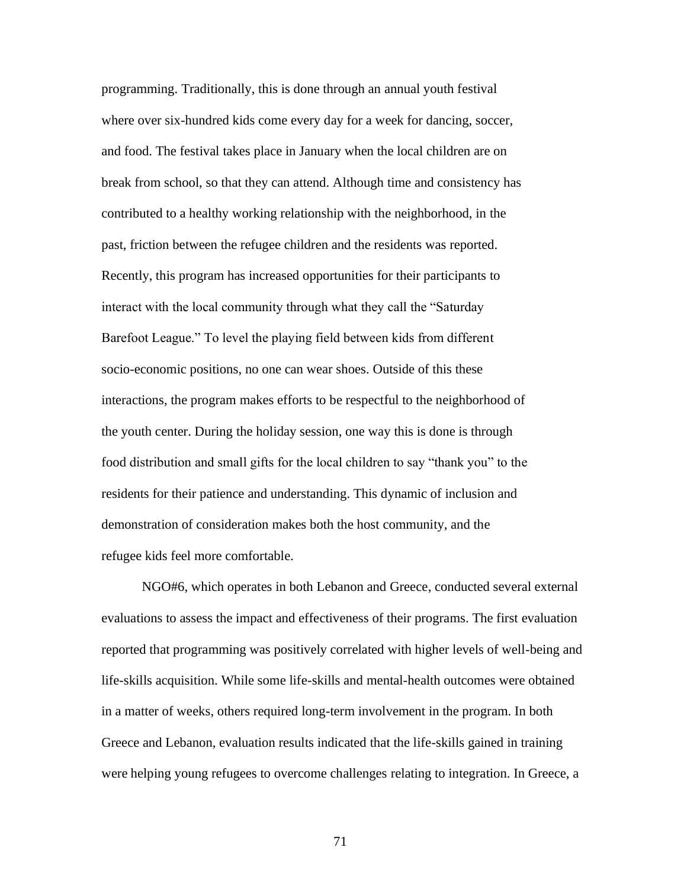programming. Traditionally, this is done through an annual youth festival where over six-hundred kids come every day for a week for dancing, soccer, and food. The festival takes place in January when the local children are on break from school, so that they can attend. Although time and consistency has contributed to a healthy working relationship with the neighborhood, in the past, friction between the refugee children and the residents was reported. Recently, this program has increased opportunities for their participants to interact with the local community through what they call the "Saturday Barefoot League." To level the playing field between kids from different socio-economic positions, no one can wear shoes. Outside of this these interactions, the program makes efforts to be respectful to the neighborhood of the youth center. During the holiday session, one way this is done is through food distribution and small gifts for the local children to say "thank you" to the residents for their patience and understanding. This dynamic of inclusion and demonstration of consideration makes both the host community, and the refugee kids feel more comfortable.

NGO#6, which operates in both Lebanon and Greece, conducted several external evaluations to assess the impact and effectiveness of their programs. The first evaluation reported that programming was positively correlated with higher levels of well-being and life-skills acquisition. While some life-skills and mental-health outcomes were obtained in a matter of weeks, others required long-term involvement in the program. In both Greece and Lebanon, evaluation results indicated that the life-skills gained in training were helping young refugees to overcome challenges relating to integration. In Greece, a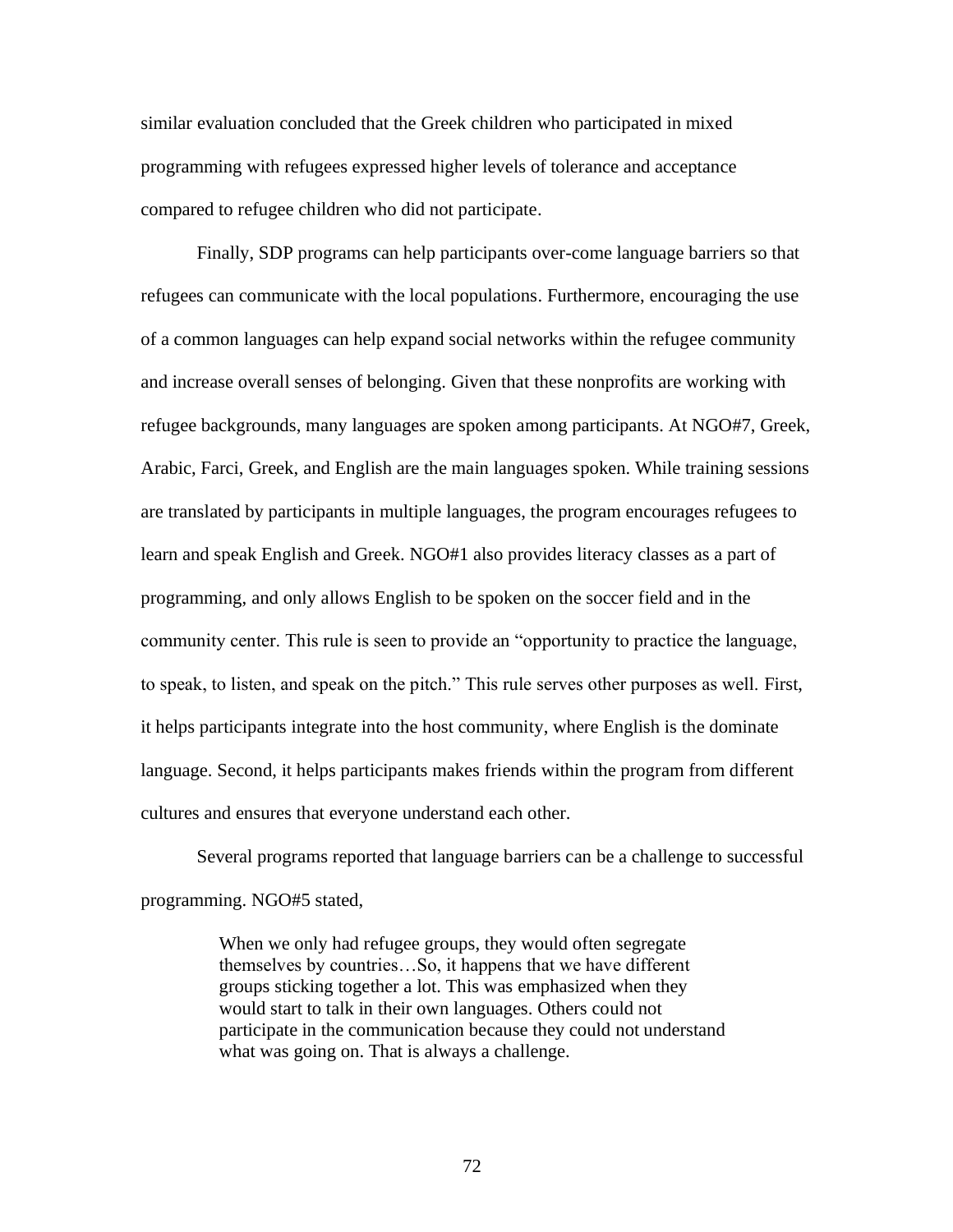similar evaluation concluded that the Greek children who participated in mixed programming with refugees expressed higher levels of tolerance and acceptance compared to refugee children who did not participate.

Finally, SDP programs can help participants over-come language barriers so that refugees can communicate with the local populations. Furthermore, encouraging the use of a common languages can help expand social networks within the refugee community and increase overall senses of belonging. Given that these nonprofits are working with refugee backgrounds, many languages are spoken among participants. At NGO#7, Greek, Arabic, Farci, Greek, and English are the main languages spoken. While training sessions are translated by participants in multiple languages, the program encourages refugees to learn and speak English and Greek. NGO#1 also provides literacy classes as a part of programming, and only allows English to be spoken on the soccer field and in the community center. This rule is seen to provide an "opportunity to practice the language, to speak, to listen, and speak on the pitch." This rule serves other purposes as well. First, it helps participants integrate into the host community, where English is the dominate language. Second, it helps participants makes friends within the program from different cultures and ensures that everyone understand each other.

Several programs reported that language barriers can be a challenge to successful programming. NGO#5 stated,

> When we only had refugee groups, they would often segregate themselves by countries…So, it happens that we have different groups sticking together a lot. This was emphasized when they would start to talk in their own languages. Others could not participate in the communication because they could not understand what was going on. That is always a challenge.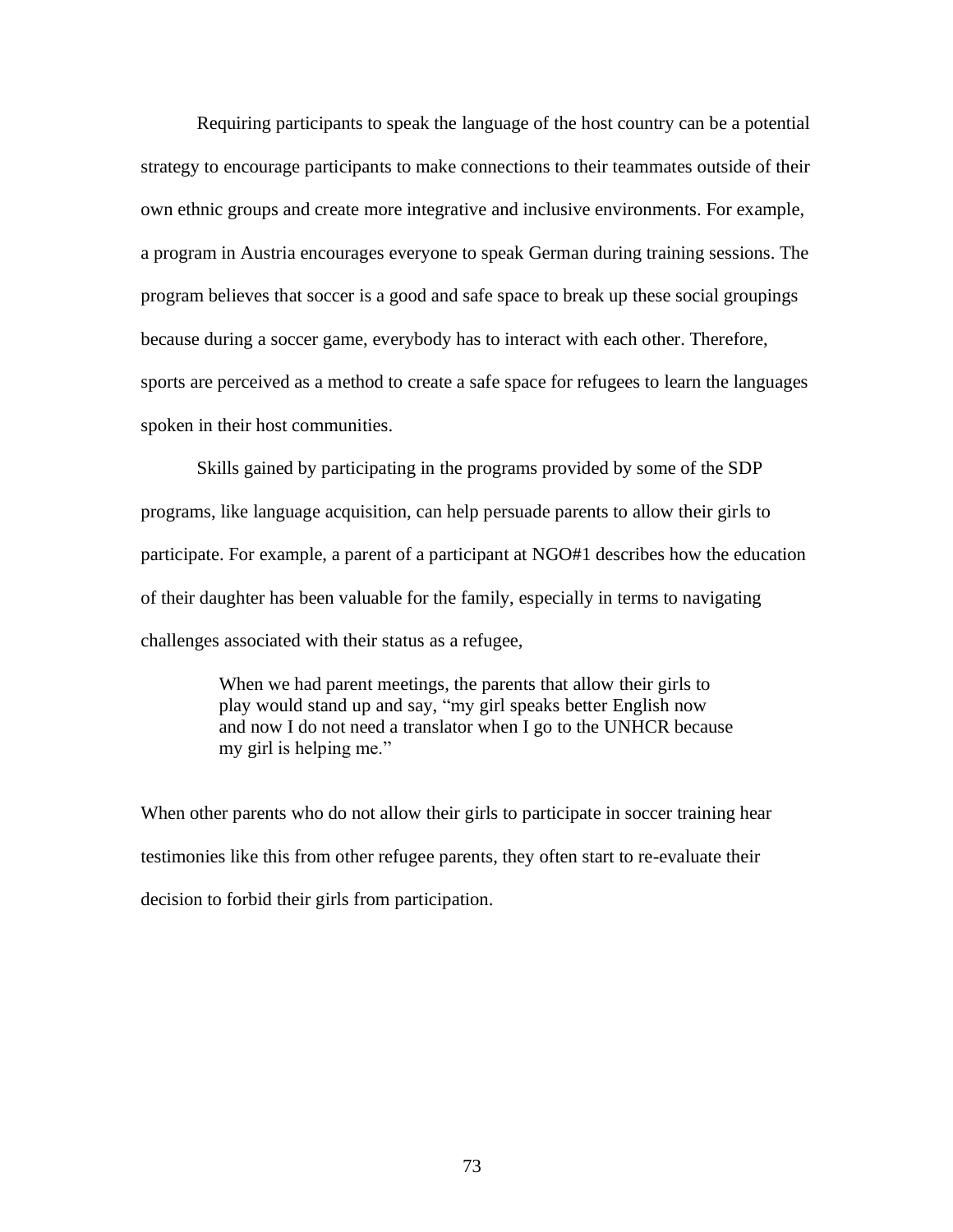Requiring participants to speak the language of the host country can be a potential strategy to encourage participants to make connections to their teammates outside of their own ethnic groups and create more integrative and inclusive environments. For example, a program in Austria encourages everyone to speak German during training sessions. The program believes that soccer is a good and safe space to break up these social groupings because during a soccer game, everybody has to interact with each other. Therefore, sports are perceived as a method to create a safe space for refugees to learn the languages spoken in their host communities.

Skills gained by participating in the programs provided by some of the SDP programs, like language acquisition, can help persuade parents to allow their girls to participate. For example, a parent of a participant at NGO#1 describes how the education of their daughter has been valuable for the family, especially in terms to navigating challenges associated with their status as a refugee,

> When we had parent meetings, the parents that allow their girls to play would stand up and say, "my girl speaks better English now and now I do not need a translator when I go to the UNHCR because my girl is helping me."

When other parents who do not allow their girls to participate in soccer training hear testimonies like this from other refugee parents, they often start to re-evaluate their decision to forbid their girls from participation.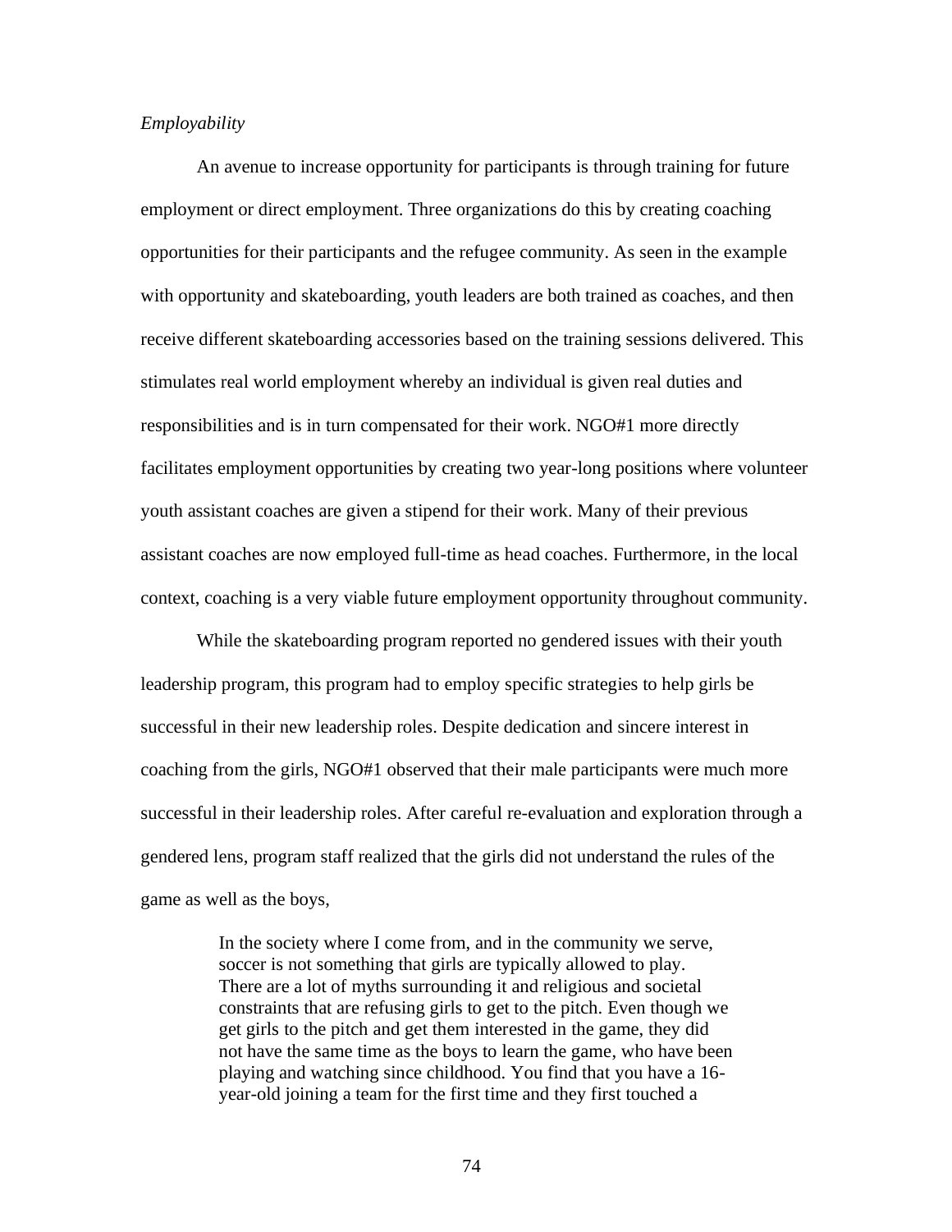*Employability*

An avenue to increase opportunity for participants is through training for future employment or direct employment. Three organizations do this by creating coaching opportunities for their participants and the refugee community. As seen in the example with opportunity and skateboarding, youth leaders are both trained as coaches, and then receive different skateboarding accessories based on the training sessions delivered. This stimulates real world employment whereby an individual is given real duties and responsibilities and is in turn compensated for their work. NGO#1 more directly facilitates employment opportunities by creating two year-long positions where volunteer youth assistant coaches are given a stipend for their work. Many of their previous assistant coaches are now employed full-time as head coaches. Furthermore, in the local context, coaching is a very viable future employment opportunity throughout community.

While the skateboarding program reported no gendered issues with their youth leadership program, this program had to employ specific strategies to help girls be successful in their new leadership roles. Despite dedication and sincere interest in coaching from the girls, NGO#1 observed that their male participants were much more successful in their leadership roles. After careful re-evaluation and exploration through a gendered lens, program staff realized that the girls did not understand the rules of the game as well as the boys,

> In the society where I come from, and in the community we serve, soccer is not something that girls are typically allowed to play. There are a lot of myths surrounding it and religious and societal constraints that are refusing girls to get to the pitch. Even though we get girls to the pitch and get them interested in the game, they did not have the same time as the boys to learn the game, who have been playing and watching since childhood. You find that you have a 16-year-old joining a team for the first time and they first touched a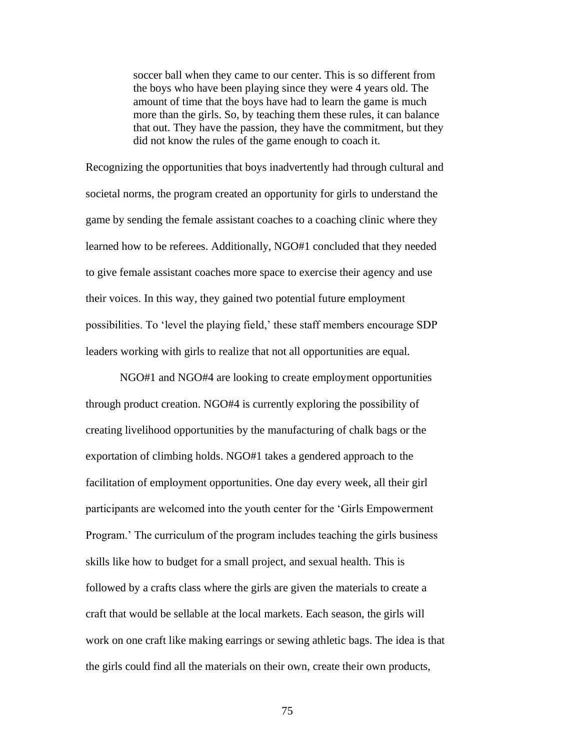> soccer ball when they came to our center. This is so different from the boys who have been playing since they were 4 years old. The amount of time that the boys have had to learn the game is much more than the girls. So, by teaching them these rules, it can balance that out. They have the passion, they have the commitment, but they did not know the rules of the game enough to coach it.

Recognizing the opportunities that boys inadvertently had through cultural and societal norms, the program created an opportunity for girls to understand the game by sending the female assistant coaches to a coaching clinic where they learned how to be referees. Additionally, NGO#1 concluded that they needed to give female assistant coaches more space to exercise their agency and use their voices. In this way, they gained two potential future employment possibilities. To 'level the playing field,' these staff members encourage SDP leaders working with girls to realize that not all opportunities are equal.

NGO#1 and NGO#4 are looking to create employment opportunities through product creation. NGO#4 is currently exploring the possibility of creating livelihood opportunities by the manufacturing of chalk bags or the exportation of climbing holds. NGO#1 takes a gendered approach to the facilitation of employment opportunities. One day every week, all their girl participants are welcomed into the youth center for the 'Girls Empowerment Program.' The curriculum of the program includes teaching the girls business skills like how to budget for a small project, and sexual health. This is followed by a crafts class where the girls are given the materials to create a craft that would be sellable at the local markets. Each season, the girls will work on one craft like making earrings or sewing athletic bags. The idea is that the girls could find all the materials on their own, create their own products,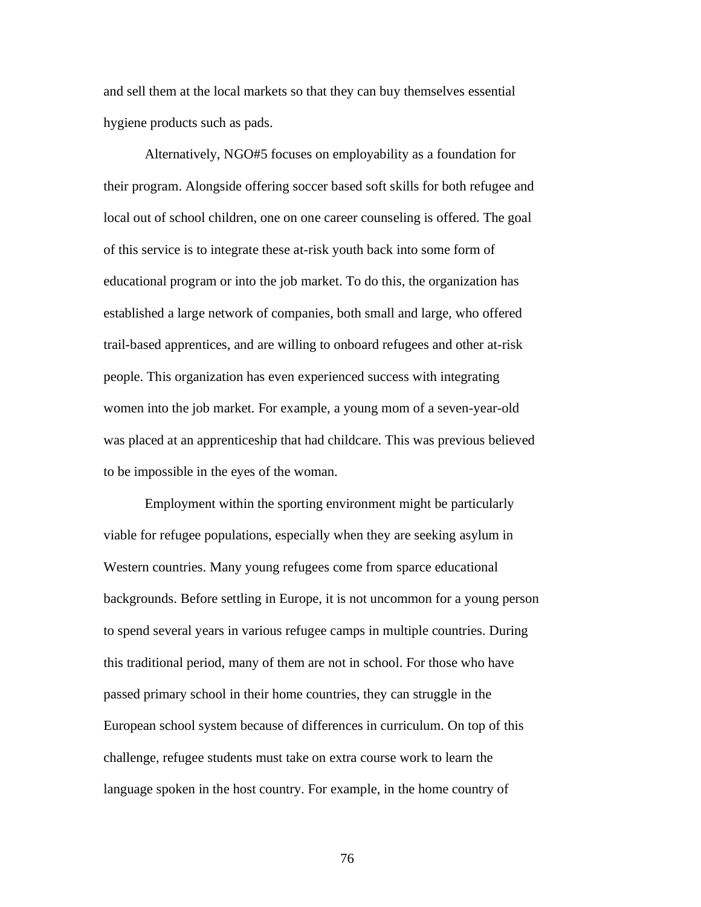and sell them at the local markets so that they can buy themselves essential hygiene products such as pads.

Alternatively, NGO#5 focuses on employability as a foundation for their program. Alongside offering soccer based soft skills for both refugee and local out of school children, one on one career counseling is offered. The goal of this service is to integrate these at-risk youth back into some form of educational program or into the job market. To do this, the organization has established a large network of companies, both small and large, who offered trail-based apprentices, and are willing to onboard refugees and other at-risk people. This organization has even experienced success with integrating women into the job market. For example, a young mom of a seven-year-old was placed at an apprenticeship that had childcare. This was previous believed to be impossible in the eyes of the woman.

Employment within the sporting environment might be particularly viable for refugee populations, especially when they are seeking asylum in Western countries. Many young refugees come from sparce educational backgrounds. Before settling in Europe, it is not uncommon for a young person to spend several years in various refugee camps in multiple countries. During this traditional period, many of them are not in school. For those who have passed primary school in their home countries, they can struggle in the European school system because of differences in curriculum. On top of this challenge, refugee students must take on extra course work to learn the language spoken in the host country. For example, in the home country of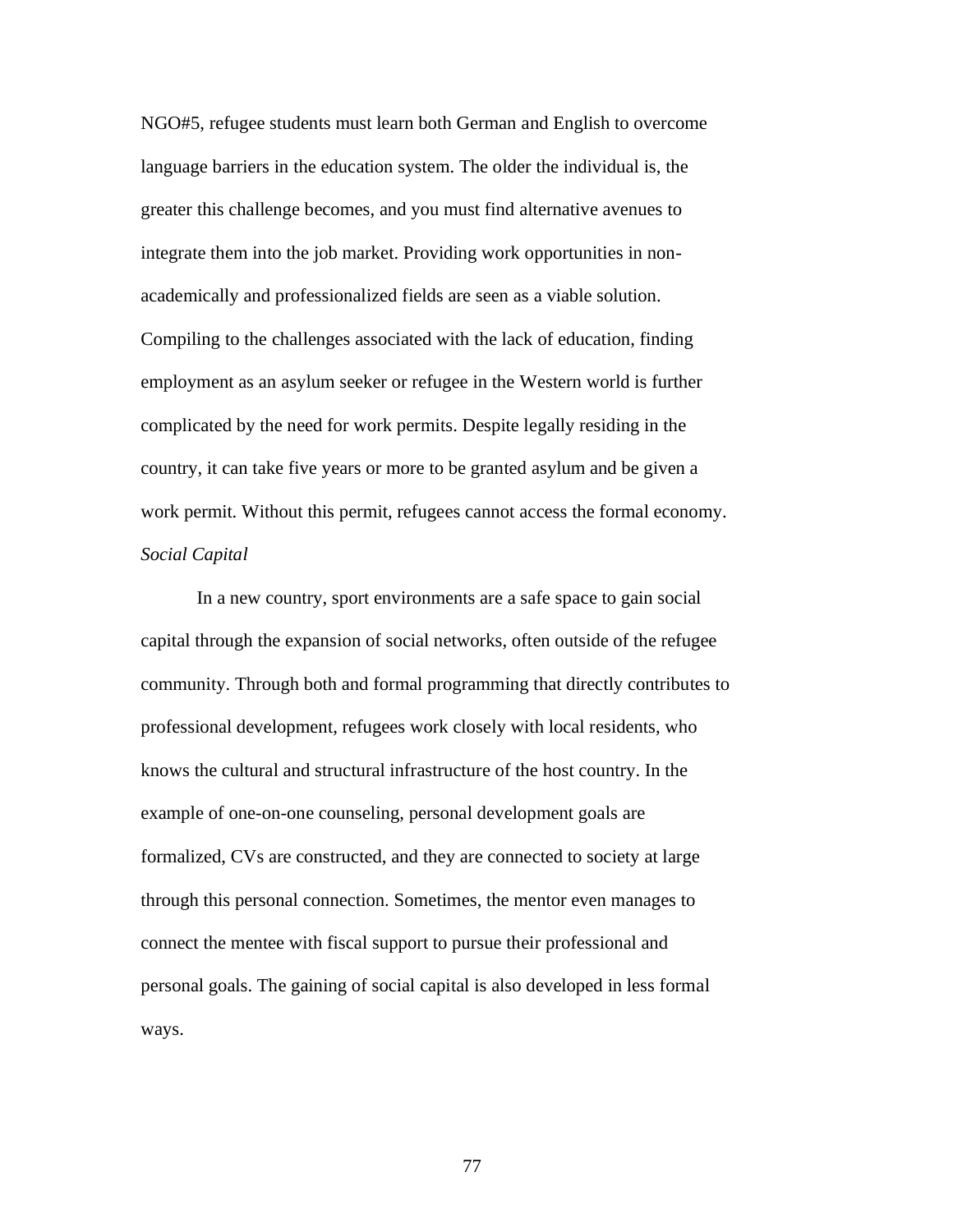NGO#5, refugee students must learn both German and English to overcome language barriers in the education system. The older the individual is, the greater this challenge becomes, and you must find alternative avenues to integrate them into the job market. Providing work opportunities in non-academically and professionalized fields are seen as a viable solution. Compiling to the challenges associated with the lack of education, finding employment as an asylum seeker or refugee in the Western world is further complicated by the need for work permits. Despite legally residing in the country, it can take five years or more to be granted asylum and be given a work permit. Without this permit, refugees cannot access the formal economy.

*Social Capital*

In a new country, sport environments are a safe space to gain social capital through the expansion of social networks, often outside of the refugee community. Through both and formal programming that directly contributes to professional development, refugees work closely with local residents, who knows the cultural and structural infrastructure of the host country. In the example of one-on-one counseling, personal development goals are formalized, CVs are constructed, and they are connected to society at large through this personal connection. Sometimes, the mentor even manages to connect the mentee with fiscal support to pursue their professional and personal goals. The gaining of social capital is also developed in less formal ways.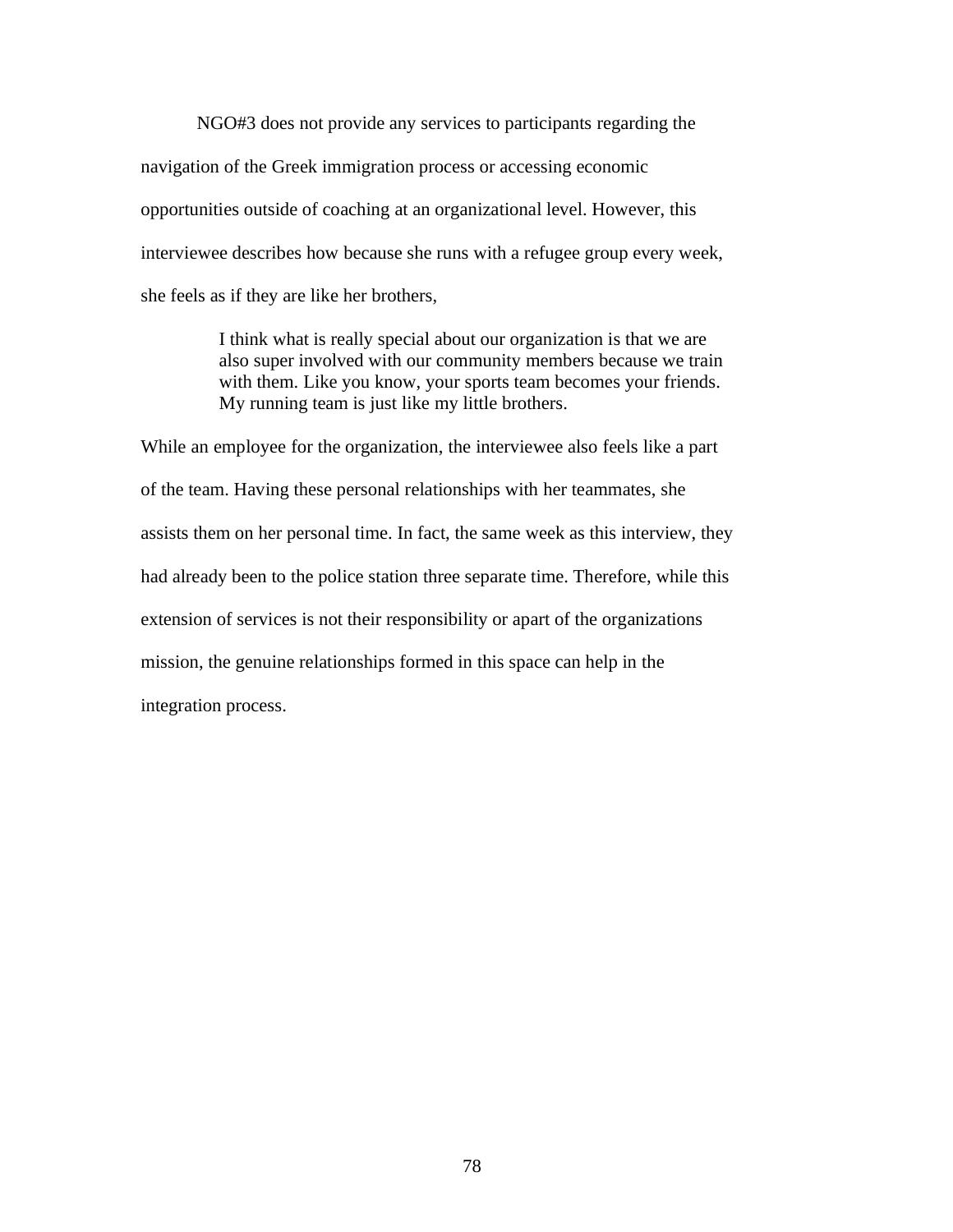NGO#3 does not provide any services to participants regarding the navigation of the Greek immigration process or accessing economic opportunities outside of coaching at an organizational level. However, this interviewee describes how because she runs with a refugee group every week, she feels as if they are like her brothers,

> I think what is really special about our organization is that we are also super involved with our community members because we train with them. Like you know, your sports team becomes your friends. My running team is just like my little brothers.

While an employee for the organization, the interviewee also feels like a part of the team. Having these personal relationships with her teammates, she assists them on her personal time. In fact, the same week as this interview, they had already been to the police station three separate time. Therefore, while this extension of services is not their responsibility or apart of the organizations mission, the genuine relationships formed in this space can help in the integration process.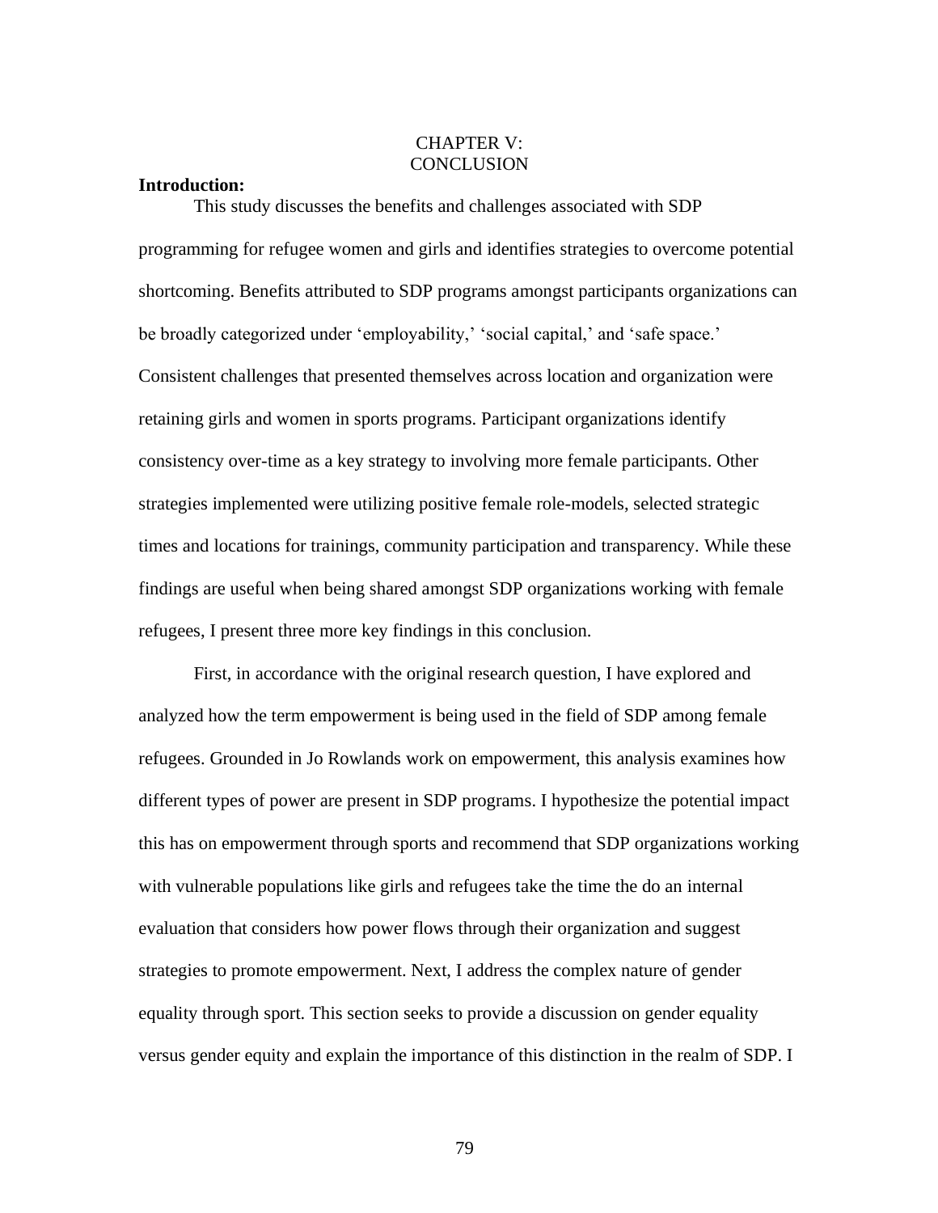# CHAPTER V:
# CONCLUSION

**Introduction:**

This study discusses the benefits and challenges associated with SDP programming for refugee women and girls and identifies strategies to overcome potential shortcoming. Benefits attributed to SDP programs amongst participants organizations can be broadly categorized under 'employability,' 'social capital,' and 'safe space.' Consistent challenges that presented themselves across location and organization were retaining girls and women in sports programs. Participant organizations identify consistency over-time as a key strategy to involving more female participants. Other strategies implemented were utilizing positive female role-models, selected strategic times and locations for trainings, community participation and transparency. While these findings are useful when being shared amongst SDP organizations working with female refugees, I present three more key findings in this conclusion.

First, in accordance with the original research question, I have explored and analyzed how the term empowerment is being used in the field of SDP among female refugees. Grounded in Jo Rowlands work on empowerment, this analysis examines how different types of power are present in SDP programs. I hypothesize the potential impact this has on empowerment through sports and recommend that SDP organizations working with vulnerable populations like girls and refugees take the time the do an internal evaluation that considers how power flows through their organization and suggest strategies to promote empowerment. Next, I address the complex nature of gender equality through sport. This section seeks to provide a discussion on gender equality versus gender equity and explain the importance of this distinction in the realm of SDP. I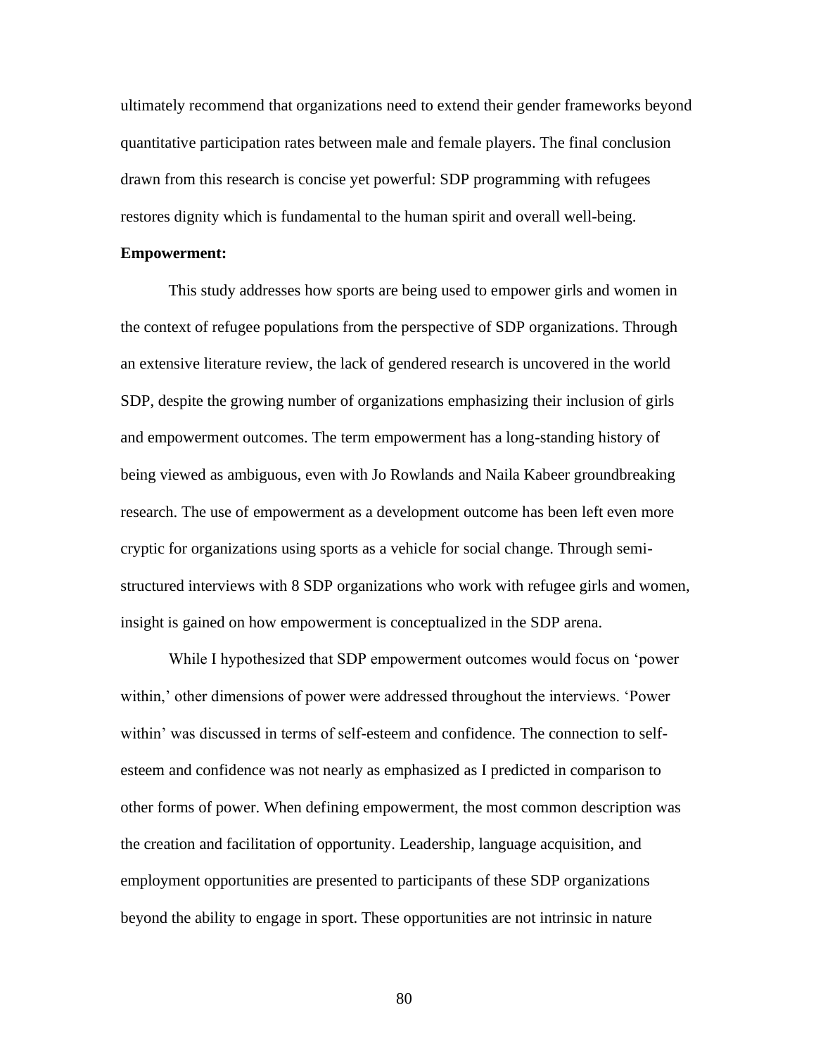ultimately recommend that organizations need to extend their gender frameworks beyond quantitative participation rates between male and female players. The final conclusion drawn from this research is concise yet powerful: SDP programming with refugees restores dignity which is fundamental to the human spirit and overall well-being.

**Empowerment:**

This study addresses how sports are being used to empower girls and women in the context of refugee populations from the perspective of SDP organizations. Through an extensive literature review, the lack of gendered research is uncovered in the world SDP, despite the growing number of organizations emphasizing their inclusion of girls and empowerment outcomes. The term empowerment has a long-standing history of being viewed as ambiguous, even with Jo Rowlands and Naila Kabeer groundbreaking research. The use of empowerment as a development outcome has been left even more cryptic for organizations using sports as a vehicle for social change. Through semi-structured interviews with 8 SDP organizations who work with refugee girls and women, insight is gained on how empowerment is conceptualized in the SDP arena.

While I hypothesized that SDP empowerment outcomes would focus on 'power within,' other dimensions of power were addressed throughout the interviews. 'Power within' was discussed in terms of self-esteem and confidence. The connection to self-esteem and confidence was not nearly as emphasized as I predicted in comparison to other forms of power. When defining empowerment, the most common description was the creation and facilitation of opportunity. Leadership, language acquisition, and employment opportunities are presented to participants of these SDP organizations beyond the ability to engage in sport. These opportunities are not intrinsic in nature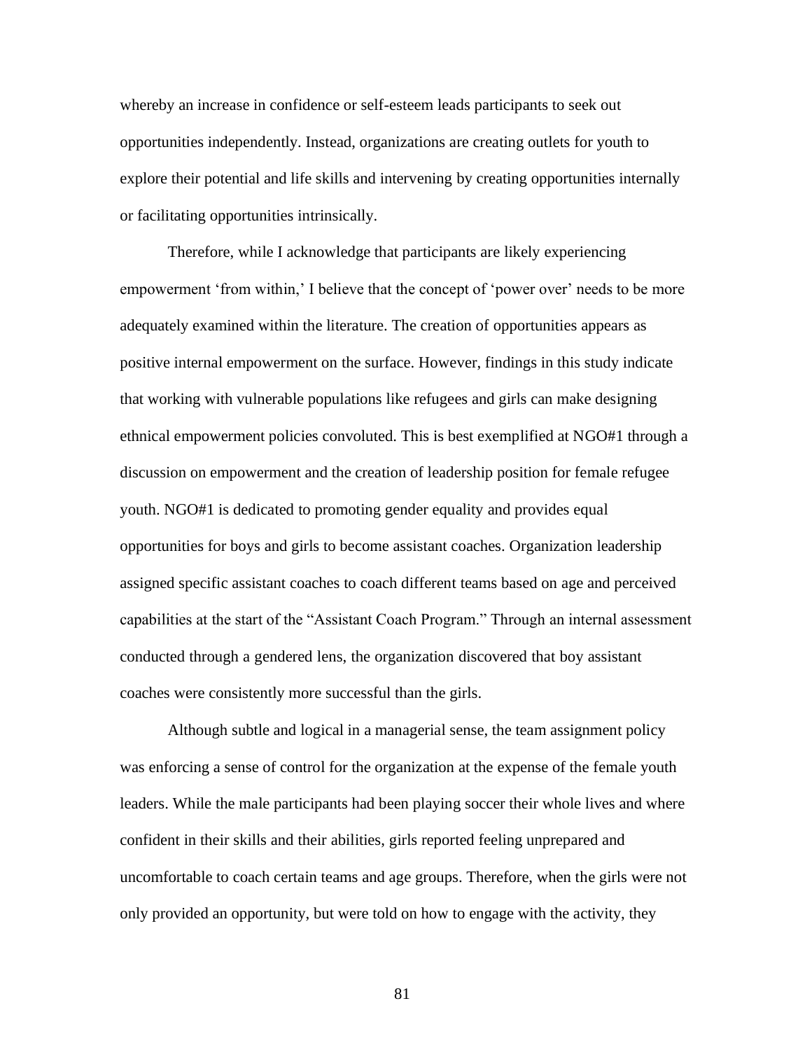whereby an increase in confidence or self-esteem leads participants to seek out opportunities independently. Instead, organizations are creating outlets for youth to explore their potential and life skills and intervening by creating opportunities internally or facilitating opportunities intrinsically.

Therefore, while I acknowledge that participants are likely experiencing empowerment 'from within,' I believe that the concept of 'power over' needs to be more adequately examined within the literature. The creation of opportunities appears as positive internal empowerment on the surface. However, findings in this study indicate that working with vulnerable populations like refugees and girls can make designing ethnical empowerment policies convoluted. This is best exemplified at NGO#1 through a discussion on empowerment and the creation of leadership position for female refugee youth. NGO#1 is dedicated to promoting gender equality and provides equal opportunities for boys and girls to become assistant coaches. Organization leadership assigned specific assistant coaches to coach different teams based on age and perceived capabilities at the start of the "Assistant Coach Program." Through an internal assessment conducted through a gendered lens, the organization discovered that boy assistant coaches were consistently more successful than the girls.

Although subtle and logical in a managerial sense, the team assignment policy was enforcing a sense of control for the organization at the expense of the female youth leaders. While the male participants had been playing soccer their whole lives and where confident in their skills and their abilities, girls reported feeling unprepared and uncomfortable to coach certain teams and age groups. Therefore, when the girls were not only provided an opportunity, but were told on how to engage with the activity, they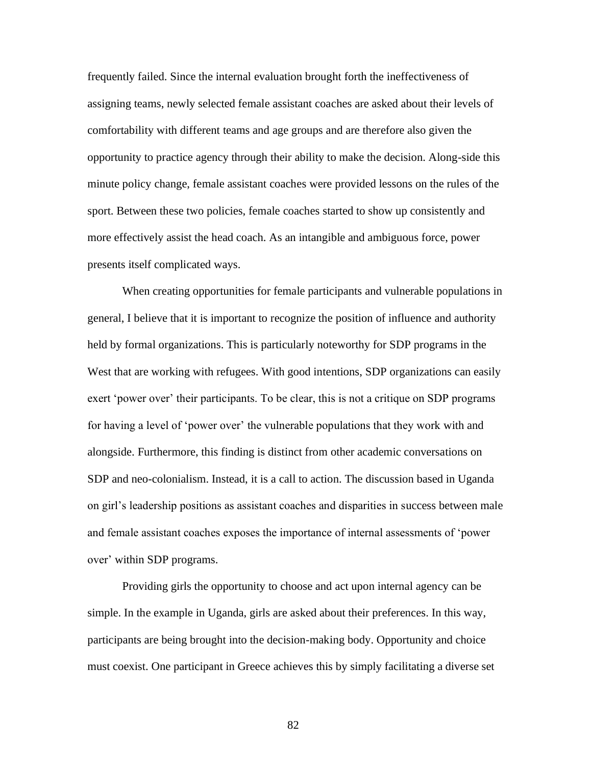frequently failed. Since the internal evaluation brought forth the ineffectiveness of assigning teams, newly selected female assistant coaches are asked about their levels of comfortability with different teams and age groups and are therefore also given the opportunity to practice agency through their ability to make the decision. Along-side this minute policy change, female assistant coaches were provided lessons on the rules of the sport. Between these two policies, female coaches started to show up consistently and more effectively assist the head coach. As an intangible and ambiguous force, power presents itself complicated ways.

When creating opportunities for female participants and vulnerable populations in general, I believe that it is important to recognize the position of influence and authority held by formal organizations. This is particularly noteworthy for SDP programs in the West that are working with refugees. With good intentions, SDP organizations can easily exert 'power over' their participants. To be clear, this is not a critique on SDP programs for having a level of 'power over' the vulnerable populations that they work with and alongside. Furthermore, this finding is distinct from other academic conversations on SDP and neo-colonialism. Instead, it is a call to action. The discussion based in Uganda on girl's leadership positions as assistant coaches and disparities in success between male and female assistant coaches exposes the importance of internal assessments of 'power over' within SDP programs.

Providing girls the opportunity to choose and act upon internal agency can be simple. In the example in Uganda, girls are asked about their preferences. In this way, participants are being brought into the decision-making body. Opportunity and choice must coexist. One participant in Greece achieves this by simply facilitating a diverse set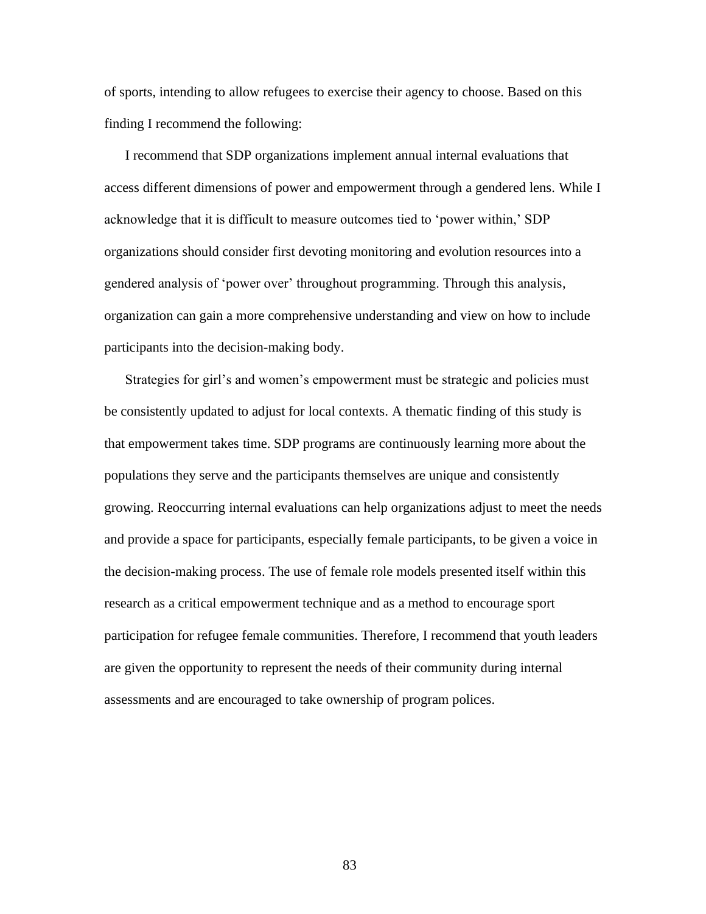of sports, intending to allow refugees to exercise their agency to choose. Based on this finding I recommend the following:

I recommend that SDP organizations implement annual internal evaluations that access different dimensions of power and empowerment through a gendered lens. While I acknowledge that it is difficult to measure outcomes tied to 'power within,' SDP organizations should consider first devoting monitoring and evolution resources into a gendered analysis of 'power over' throughout programming. Through this analysis, organization can gain a more comprehensive understanding and view on how to include participants into the decision-making body.

Strategies for girl's and women's empowerment must be strategic and policies must be consistently updated to adjust for local contexts. A thematic finding of this study is that empowerment takes time. SDP programs are continuously learning more about the populations they serve and the participants themselves are unique and consistently growing. Reoccurring internal evaluations can help organizations adjust to meet the needs and provide a space for participants, especially female participants, to be given a voice in the decision-making process. The use of female role models presented itself within this research as a critical empowerment technique and as a method to encourage sport participation for refugee female communities. Therefore, I recommend that youth leaders are given the opportunity to represent the needs of their community during internal assessments and are encouraged to take ownership of program polices.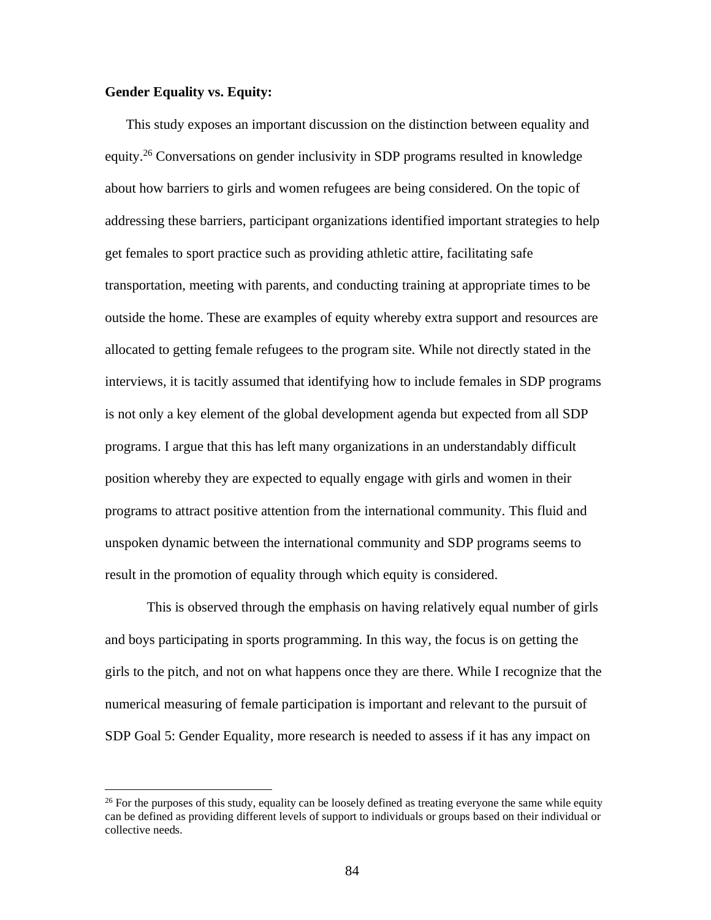**Gender Equality vs. Equity:**

This study exposes an important discussion on the distinction between equality and equity.[26] Conversations on gender inclusivity in SDP programs resulted in knowledge about how barriers to girls and women refugees are being considered. On the topic of addressing these barriers, participant organizations identified important strategies to help get females to sport practice such as providing athletic attire, facilitating safe transportation, meeting with parents, and conducting training at appropriate times to be outside the home. These are examples of equity whereby extra support and resources are allocated to getting female refugees to the program site. While not directly stated in the interviews, it is tacitly assumed that identifying how to include females in SDP programs is not only a key element of the global development agenda but expected from all SDP programs. I argue that this has left many organizations in an understandably difficult position whereby they are expected to equally engage with girls and women in their programs to attract positive attention from the international community. This fluid and unspoken dynamic between the international community and SDP programs seems to result in the promotion of equality through which equity is considered.

This is observed through the emphasis on having relatively equal number of girls and boys participating in sports programming. In this way, the focus is on getting the girls to the pitch, and not on what happens once they are there. While I recognize that the numerical measuring of female participation is important and relevant to the pursuit of SDP Goal 5: Gender Equality, more research is needed to assess if it has any impact on

[26] For the purposes of this study, equality can be loosely defined as treating everyone the same while equity can be defined as providing different levels of support to individuals or groups based on their individual or collective needs.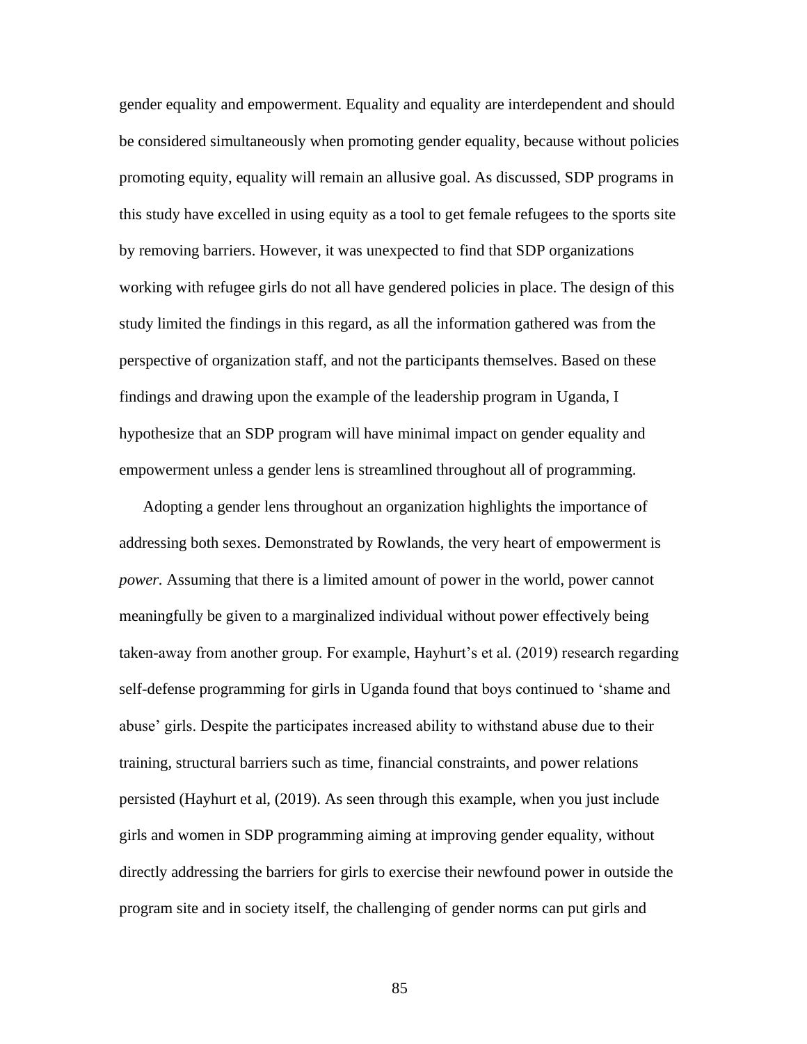gender equality and empowerment. Equality and equality are interdependent and should be considered simultaneously when promoting gender equality, because without policies promoting equity, equality will remain an allusive goal. As discussed, SDP programs in this study have excelled in using equity as a tool to get female refugees to the sports site by removing barriers. However, it was unexpected to find that SDP organizations working with refugee girls do not all have gendered policies in place. The design of this study limited the findings in this regard, as all the information gathered was from the perspective of organization staff, and not the participants themselves. Based on these findings and drawing upon the example of the leadership program in Uganda, I hypothesize that an SDP program will have minimal impact on gender equality and empowerment unless a gender lens is streamlined throughout all of programming.

Adopting a gender lens throughout an organization highlights the importance of addressing both sexes. Demonstrated by Rowlands, the very heart of empowerment is *power.* Assuming that there is a limited amount of power in the world, power cannot meaningfully be given to a marginalized individual without power effectively being taken-away from another group. For example, Hayhurt's et al. (2019) research regarding self-defense programming for girls in Uganda found that boys continued to 'shame and abuse' girls. Despite the participates increased ability to withstand abuse due to their training, structural barriers such as time, financial constraints, and power relations persisted (Hayhurt et al, (2019). As seen through this example, when you just include girls and women in SDP programming aiming at improving gender equality, without directly addressing the barriers for girls to exercise their newfound power in outside the program site and in society itself, the challenging of gender norms can put girls and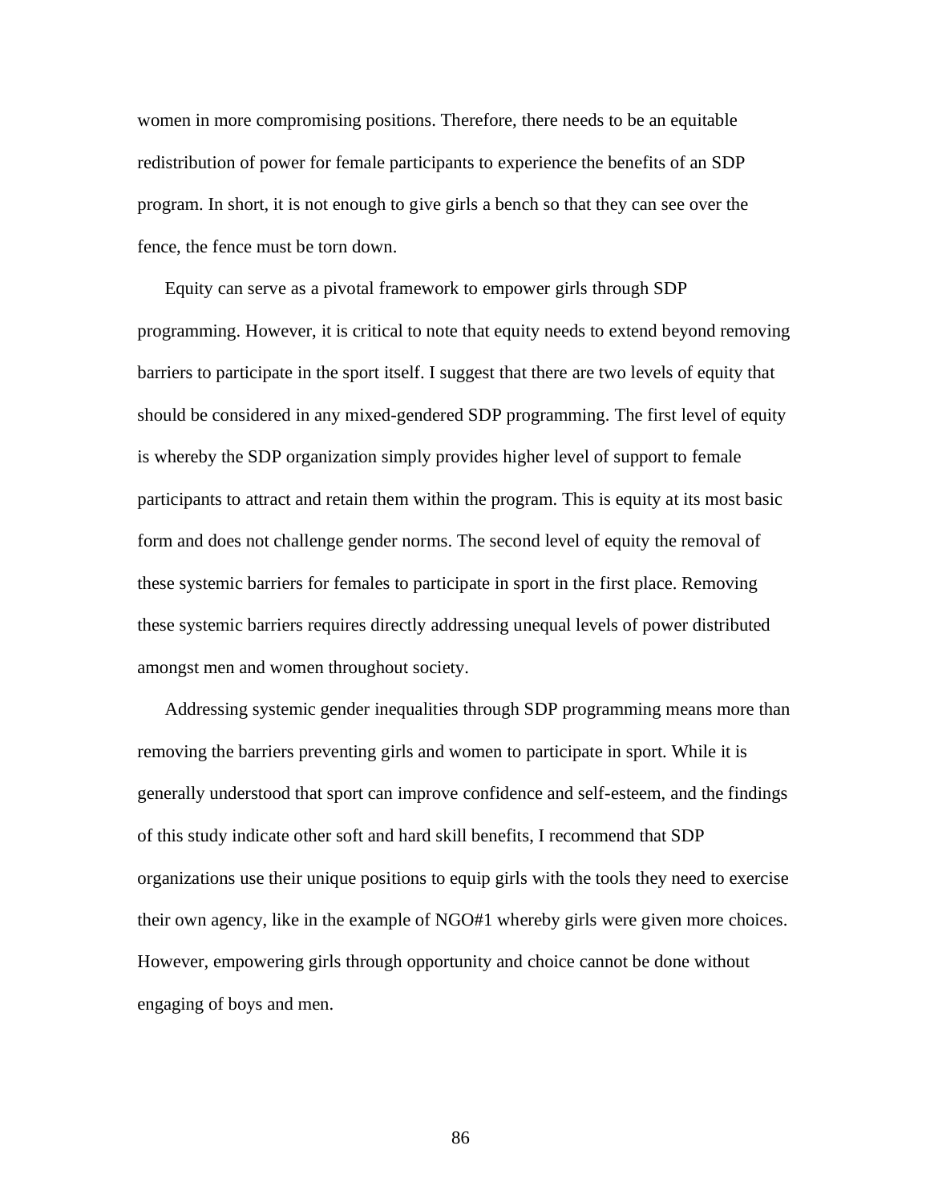women in more compromising positions. Therefore, there needs to be an equitable redistribution of power for female participants to experience the benefits of an SDP program. In short, it is not enough to give girls a bench so that they can see over the fence, the fence must be torn down.

Equity can serve as a pivotal framework to empower girls through SDP programming. However, it is critical to note that equity needs to extend beyond removing barriers to participate in the sport itself. I suggest that there are two levels of equity that should be considered in any mixed-gendered SDP programming. The first level of equity is whereby the SDP organization simply provides higher level of support to female participants to attract and retain them within the program. This is equity at its most basic form and does not challenge gender norms. The second level of equity the removal of these systemic barriers for females to participate in sport in the first place. Removing these systemic barriers requires directly addressing unequal levels of power distributed amongst men and women throughout society.

Addressing systemic gender inequalities through SDP programming means more than removing the barriers preventing girls and women to participate in sport. While it is generally understood that sport can improve confidence and self-esteem, and the findings of this study indicate other soft and hard skill benefits, I recommend that SDP organizations use their unique positions to equip girls with the tools they need to exercise their own agency, like in the example of NGO#1 whereby girls were given more choices. However, empowering girls through opportunity and choice cannot be done without engaging of boys and men.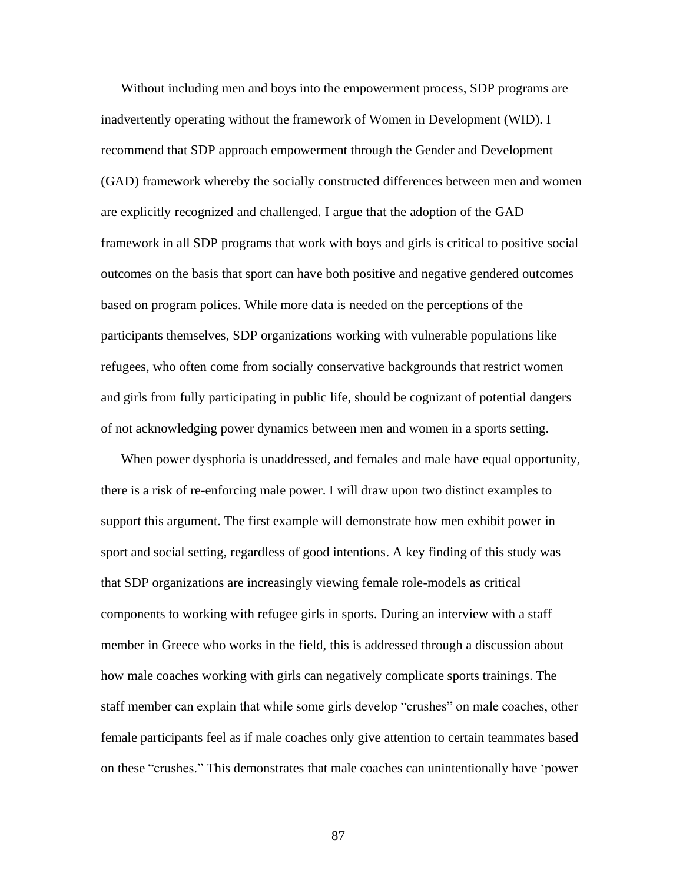Without including men and boys into the empowerment process, SDP programs are inadvertently operating without the framework of Women in Development (WID). I recommend that SDP approach empowerment through the Gender and Development (GAD) framework whereby the socially constructed differences between men and women are explicitly recognized and challenged. I argue that the adoption of the GAD framework in all SDP programs that work with boys and girls is critical to positive social outcomes on the basis that sport can have both positive and negative gendered outcomes based on program polices. While more data is needed on the perceptions of the participants themselves, SDP organizations working with vulnerable populations like refugees, who often come from socially conservative backgrounds that restrict women and girls from fully participating in public life, should be cognizant of potential dangers of not acknowledging power dynamics between men and women in a sports setting.

When power dysphoria is unaddressed, and females and male have equal opportunity, there is a risk of re-enforcing male power. I will draw upon two distinct examples to support this argument. The first example will demonstrate how men exhibit power in sport and social setting, regardless of good intentions. A key finding of this study was that SDP organizations are increasingly viewing female role-models as critical components to working with refugee girls in sports. During an interview with a staff member in Greece who works in the field, this is addressed through a discussion about how male coaches working with girls can negatively complicate sports trainings. The staff member can explain that while some girls develop "crushes" on male coaches, other female participants feel as if male coaches only give attention to certain teammates based on these "crushes." This demonstrates that male coaches can unintentionally have 'power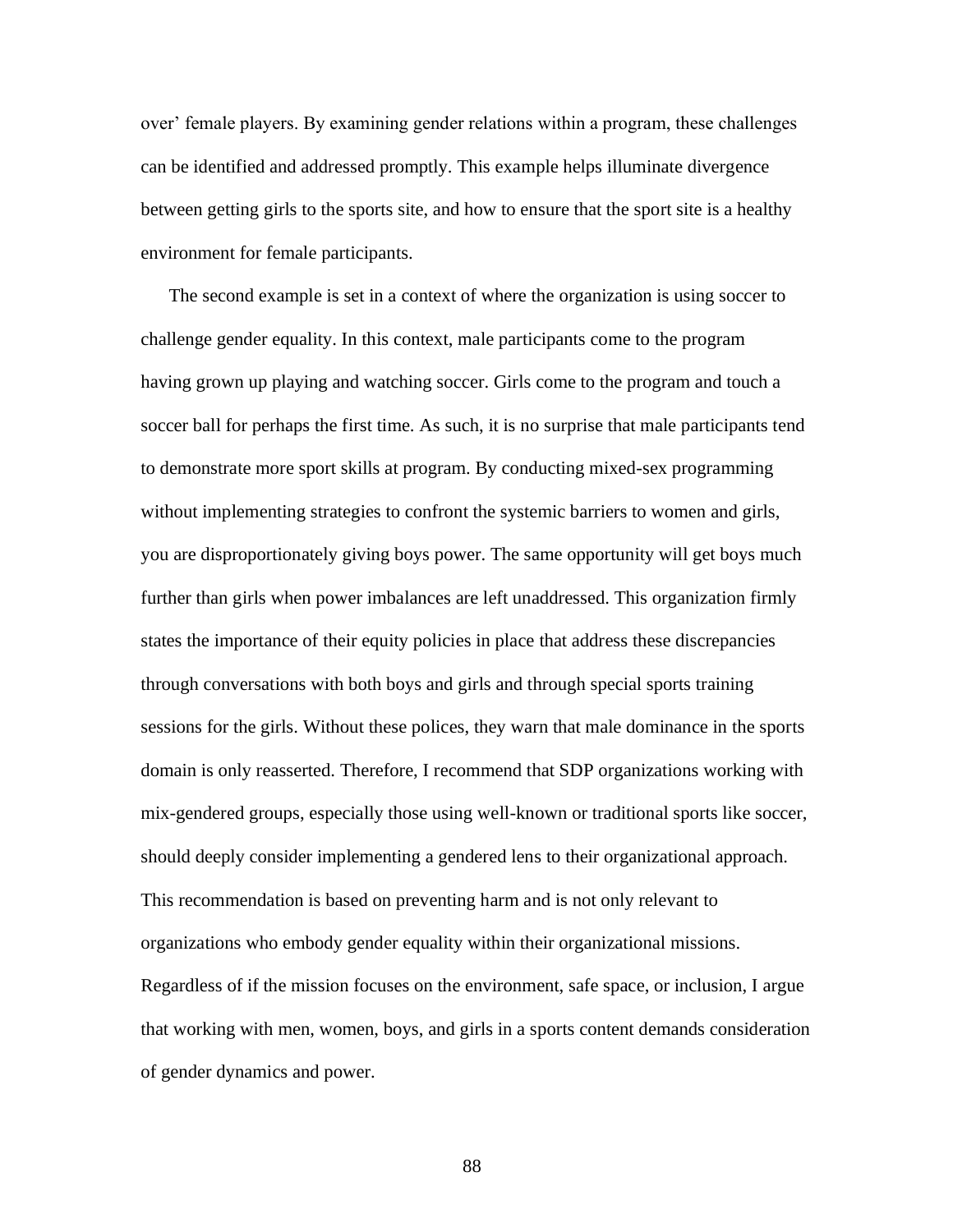over' female players. By examining gender relations within a program, these challenges can be identified and addressed promptly. This example helps illuminate divergence between getting girls to the sports site, and how to ensure that the sport site is a healthy environment for female participants.

The second example is set in a context of where the organization is using soccer to challenge gender equality. In this context, male participants come to the program having grown up playing and watching soccer. Girls come to the program and touch a soccer ball for perhaps the first time. As such, it is no surprise that male participants tend to demonstrate more sport skills at program. By conducting mixed-sex programming without implementing strategies to confront the systemic barriers to women and girls, you are disproportionately giving boys power. The same opportunity will get boys much further than girls when power imbalances are left unaddressed. This organization firmly states the importance of their equity policies in place that address these discrepancies through conversations with both boys and girls and through special sports training sessions for the girls. Without these polices, they warn that male dominance in the sports domain is only reasserted. Therefore, I recommend that SDP organizations working with mix-gendered groups, especially those using well-known or traditional sports like soccer, should deeply consider implementing a gendered lens to their organizational approach. This recommendation is based on preventing harm and is not only relevant to organizations who embody gender equality within their organizational missions. Regardless of if the mission focuses on the environment, safe space, or inclusion, I argue that working with men, women, boys, and girls in a sports content demands consideration of gender dynamics and power.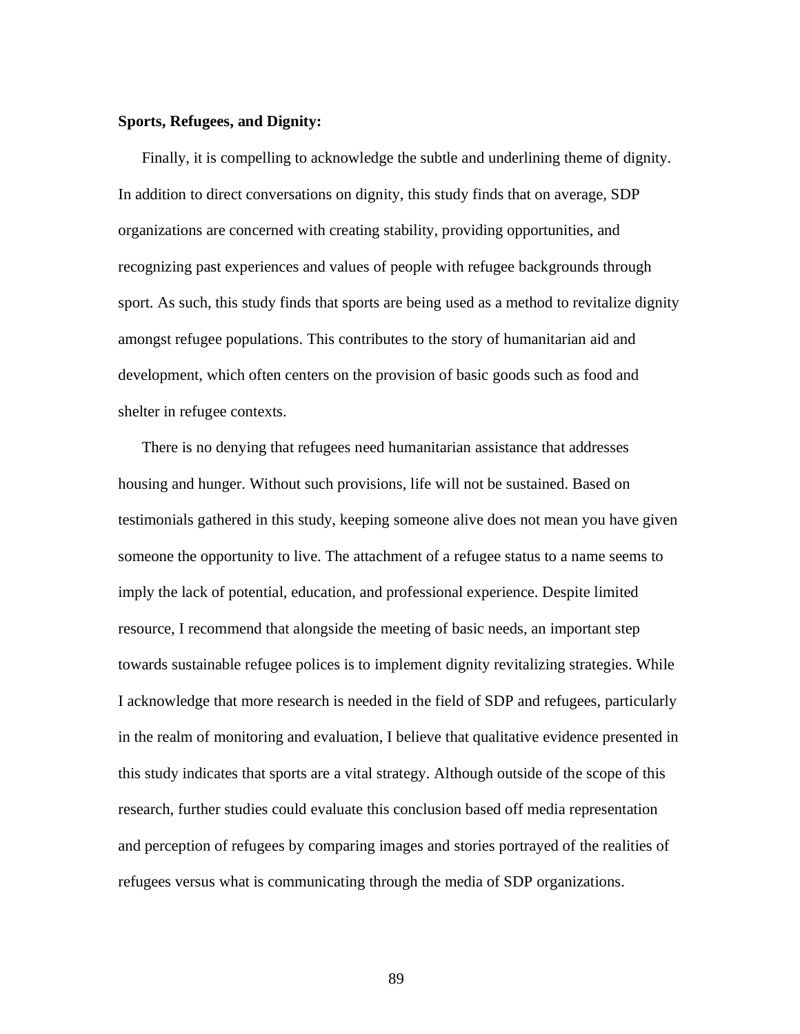**Sports, Refugees, and Dignity:**

Finally, it is compelling to acknowledge the subtle and underlining theme of dignity. In addition to direct conversations on dignity, this study finds that on average, SDP organizations are concerned with creating stability, providing opportunities, and recognizing past experiences and values of people with refugee backgrounds through sport. As such, this study finds that sports are being used as a method to revitalize dignity amongst refugee populations. This contributes to the story of humanitarian aid and development, which often centers on the provision of basic goods such as food and shelter in refugee contexts.

There is no denying that refugees need humanitarian assistance that addresses housing and hunger. Without such provisions, life will not be sustained. Based on testimonials gathered in this study, keeping someone alive does not mean you have given someone the opportunity to live. The attachment of a refugee status to a name seems to imply the lack of potential, education, and professional experience. Despite limited resource, I recommend that alongside the meeting of basic needs, an important step towards sustainable refugee polices is to implement dignity revitalizing strategies. While I acknowledge that more research is needed in the field of SDP and refugees, particularly in the realm of monitoring and evaluation, I believe that qualitative evidence presented in this study indicates that sports are a vital strategy. Although outside of the scope of this research, further studies could evaluate this conclusion based off media representation and perception of refugees by comparing images and stories portrayed of the realities of refugees versus what is communicating through the media of SDP organizations.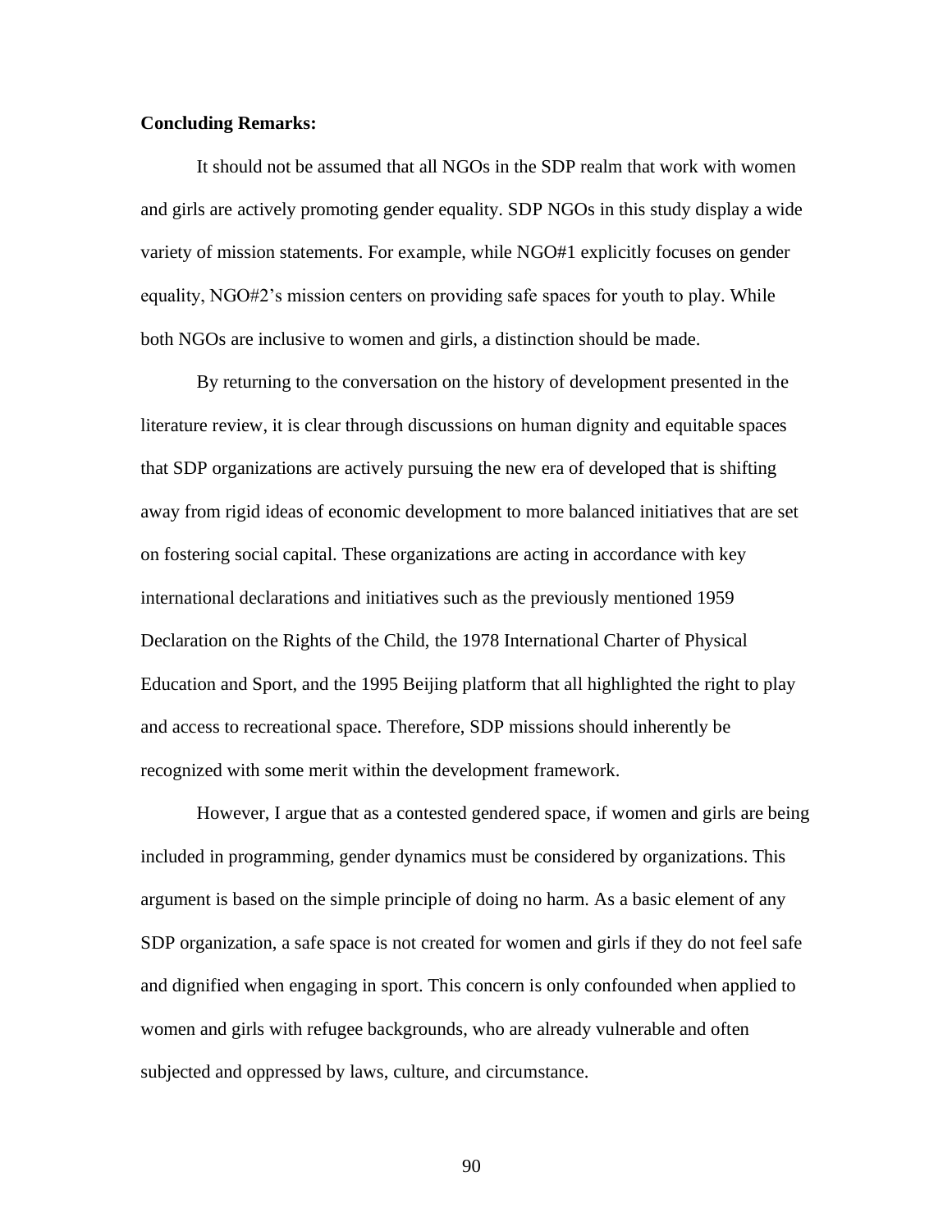**Concluding Remarks:**

It should not be assumed that all NGOs in the SDP realm that work with women and girls are actively promoting gender equality. SDP NGOs in this study display a wide variety of mission statements. For example, while NGO#1 explicitly focuses on gender equality, NGO#2's mission centers on providing safe spaces for youth to play. While both NGOs are inclusive to women and girls, a distinction should be made.

By returning to the conversation on the history of development presented in the literature review, it is clear through discussions on human dignity and equitable spaces that SDP organizations are actively pursuing the new era of developed that is shifting away from rigid ideas of economic development to more balanced initiatives that are set on fostering social capital. These organizations are acting in accordance with key international declarations and initiatives such as the previously mentioned 1959 Declaration on the Rights of the Child, the 1978 International Charter of Physical Education and Sport, and the 1995 Beijing platform that all highlighted the right to play and access to recreational space. Therefore, SDP missions should inherently be recognized with some merit within the development framework.

However, I argue that as a contested gendered space, if women and girls are being included in programming, gender dynamics must be considered by organizations. This argument is based on the simple principle of doing no harm. As a basic element of any SDP organization, a safe space is not created for women and girls if they do not feel safe and dignified when engaging in sport. This concern is only confounded when applied to women and girls with refugee backgrounds, who are already vulnerable and often subjected and oppressed by laws, culture, and circumstance.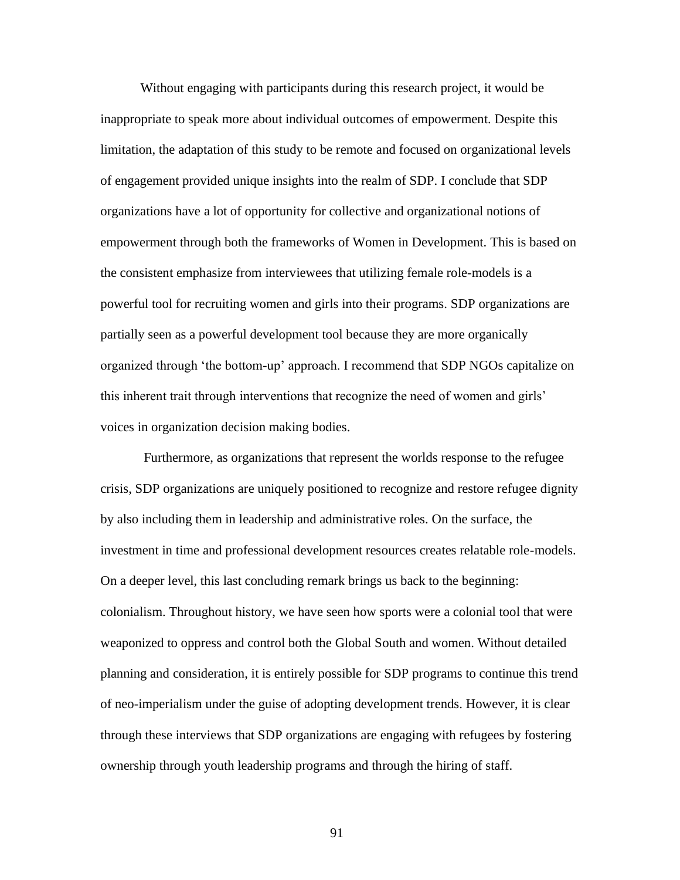Without engaging with participants during this research project, it would be inappropriate to speak more about individual outcomes of empowerment. Despite this limitation, the adaptation of this study to be remote and focused on organizational levels of engagement provided unique insights into the realm of SDP. I conclude that SDP organizations have a lot of opportunity for collective and organizational notions of empowerment through both the frameworks of Women in Development. This is based on the consistent emphasize from interviewees that utilizing female role-models is a powerful tool for recruiting women and girls into their programs. SDP organizations are partially seen as a powerful development tool because they are more organically organized through 'the bottom-up' approach. I recommend that SDP NGOs capitalize on this inherent trait through interventions that recognize the need of women and girls' voices in organization decision making bodies.

Furthermore, as organizations that represent the worlds response to the refugee crisis, SDP organizations are uniquely positioned to recognize and restore refugee dignity by also including them in leadership and administrative roles. On the surface, the investment in time and professional development resources creates relatable role-models. On a deeper level, this last concluding remark brings us back to the beginning: colonialism. Throughout history, we have seen how sports were a colonial tool that were weaponized to oppress and control both the Global South and women. Without detailed planning and consideration, it is entirely possible for SDP programs to continue this trend of neo-imperialism under the guise of adopting development trends. However, it is clear through these interviews that SDP organizations are engaging with refugees by fostering ownership through youth leadership programs and through the hiring of staff.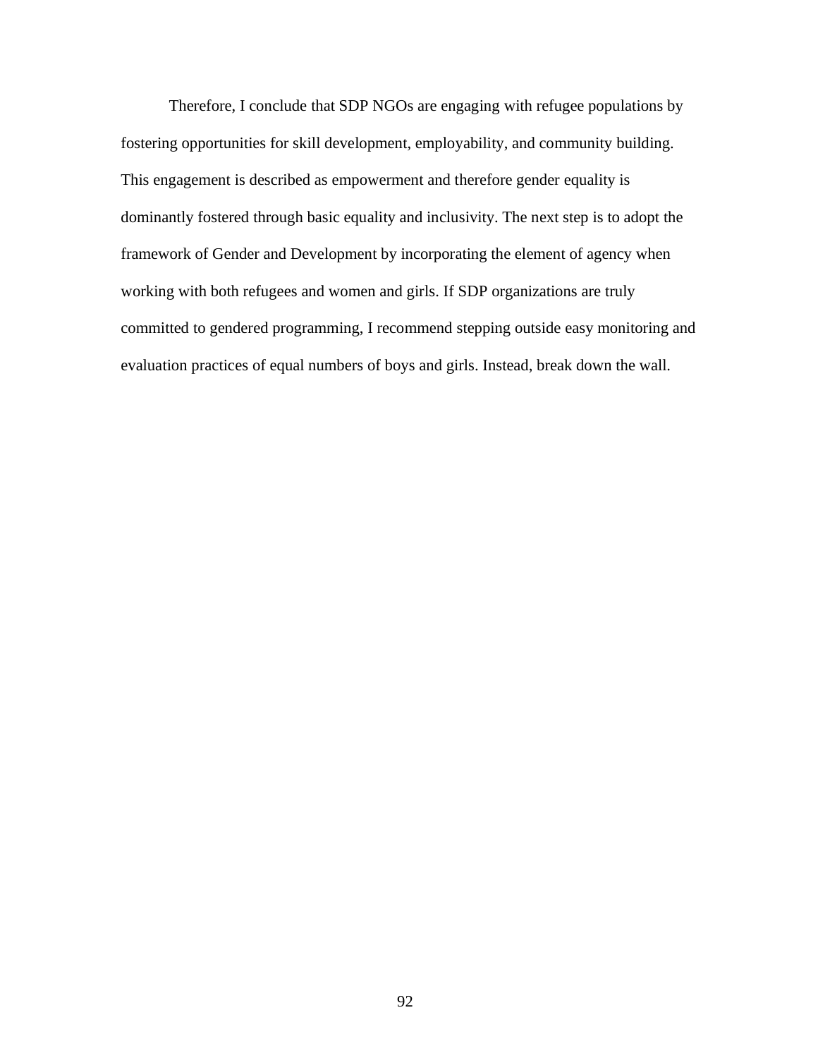Therefore, I conclude that SDP NGOs are engaging with refugee populations by fostering opportunities for skill development, employability, and community building. This engagement is described as empowerment and therefore gender equality is dominantly fostered through basic equality and inclusivity. The next step is to adopt the framework of Gender and Development by incorporating the element of agency when working with both refugees and women and girls. If SDP organizations are truly committed to gendered programming, I recommend stepping outside easy monitoring and evaluation practices of equal numbers of boys and girls. Instead, break down the wall.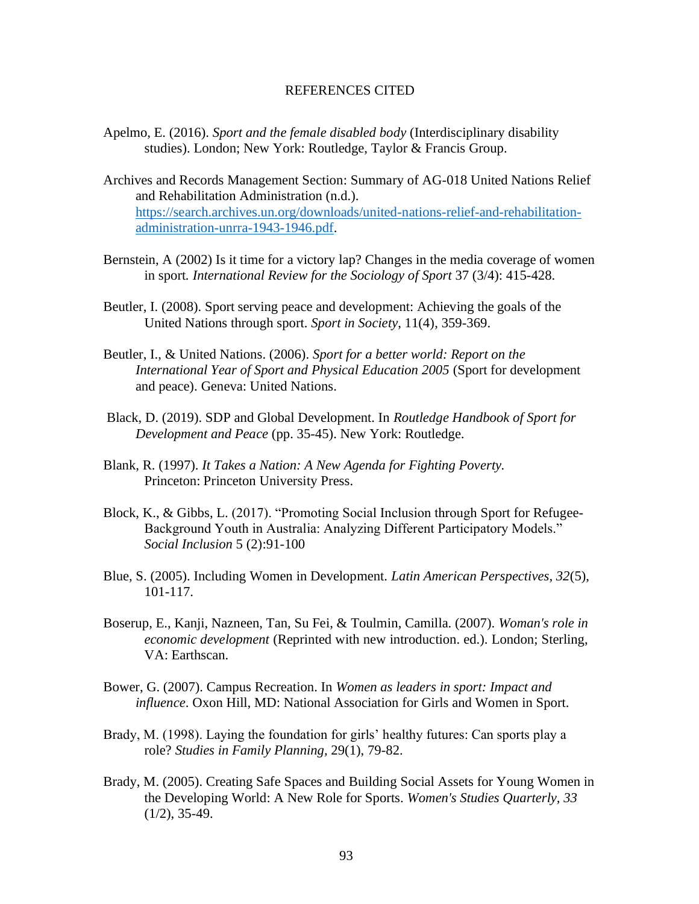# REFERENCES CITED

Apelmo, E. (2016). *Sport and the female disabled body* (Interdisciplinary disability studies). London; New York: Routledge, Taylor & Francis Group.

Archives and Records Management Section: Summary of AG-018 United Nations Relief and Rehabilitation Administration (n.d.). https://search.archives.un.org/downloads/united-nations-relief-and-rehabilitation-administration-unrra-1943-1946.pdf.

Bernstein, A (2002) Is it time for a victory lap? Changes in the media coverage of women in sport. *International Review for the Sociology of Sport* 37 (3/4): 415-428.

Beutler, I. (2008). Sport serving peace and development: Achieving the goals of the United Nations through sport. *Sport in Society*, 11(4), 359-369.

Beutler, I., & United Nations. (2006). *Sport for a better world: Report on the International Year of Sport and Physical Education 2005* (Sport for development and peace). Geneva: United Nations.

Black, D. (2019). SDP and Global Development. In *Routledge Handbook of Sport for Development and Peace* (pp. 35-45). New York: Routledge.

Blank, R. (1997). *It Takes a Nation: A New Agenda for Fighting Poverty.* Princeton: Princeton University Press.

Block, K., & Gibbs, L. (2017). "Promoting Social Inclusion through Sport for Refugee-Background Youth in Australia: Analyzing Different Participatory Models." *Social Inclusion* 5 (2):91-100

Blue, S. (2005). Including Women in Development. *Latin American Perspectives*, *32*(5), 101-117.

Boserup, E., Kanji, Nazneen, Tan, Su Fei, & Toulmin, Camilla. (2007). *Woman's role in economic development* (Reprinted with new introduction. ed.). London; Sterling, VA: Earthscan.

Bower, G. (2007). Campus Recreation. In *Women as leaders in sport: Impact and influence*. Oxon Hill, MD: National Association for Girls and Women in Sport.

Brady, M. (1998). Laying the foundation for girls' healthy futures: Can sports play a role? *Studies in Family Planning,* 29(1), 79-82.

Brady, M. (2005). Creating Safe Spaces and Building Social Assets for Young Women in the Developing World: A New Role for Sports. *Women's Studies Quarterly, 33* (1/2), 35-49.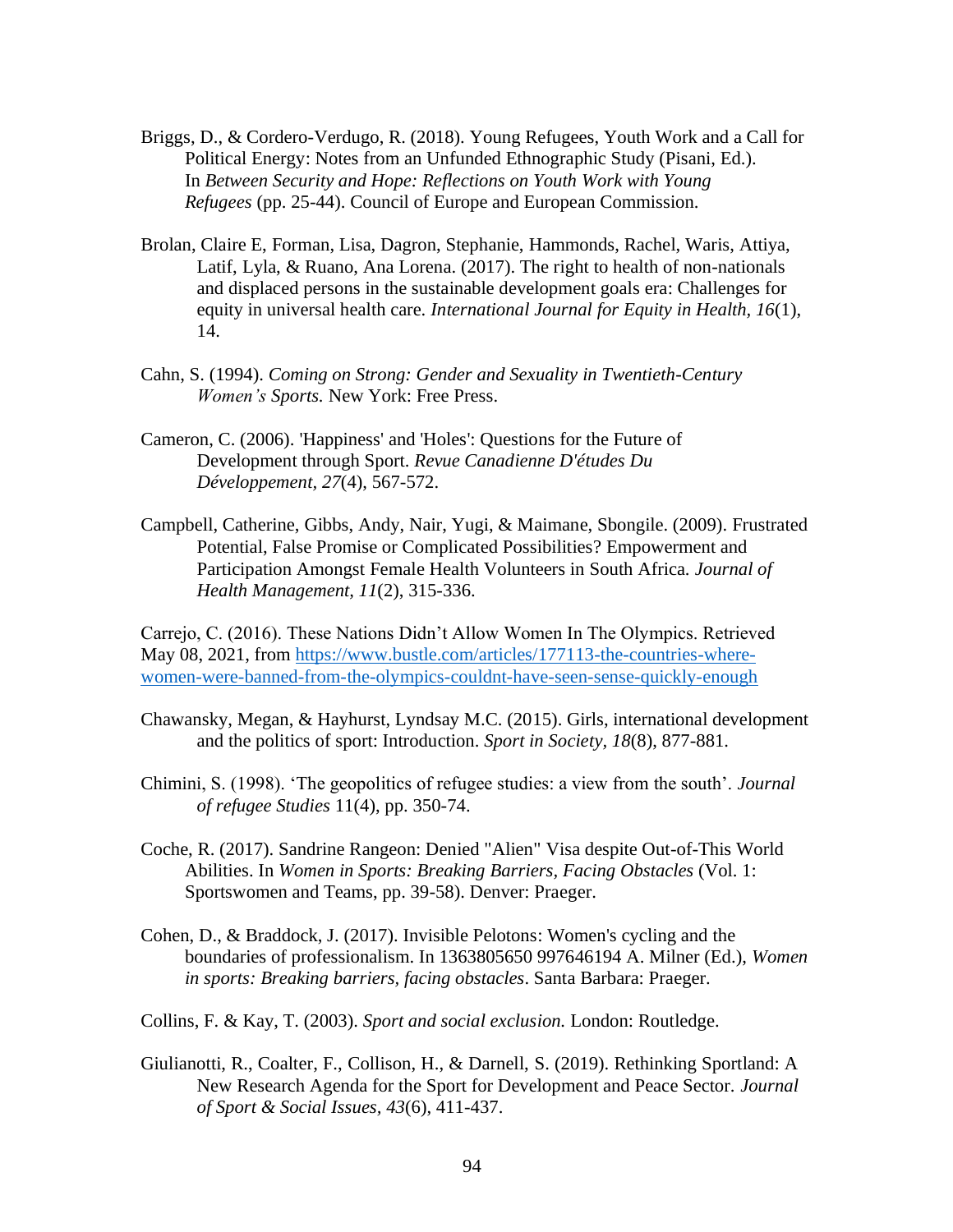Briggs, D., & Cordero-Verdugo, R. (2018). Young Refugees, Youth Work and a Call for Political Energy: Notes from an Unfunded Ethnographic Study (Pisani, Ed.). In *Between Security and Hope: Reflections on Youth Work with Young Refugees* (pp. 25-44). Council of Europe and European Commission.

Brolan, Claire E, Forman, Lisa, Dagron, Stephanie, Hammonds, Rachel, Waris, Attiya, Latif, Lyla, & Ruano, Ana Lorena. (2017). The right to health of non-nationals and displaced persons in the sustainable development goals era: Challenges for equity in universal health care. *International Journal for Equity in Health, 16*(1), 14.

Cahn, S. (1994). *Coming on Strong: Gender and Sexuality in Twentieth-Century Women's Sports.* New York: Free Press.

Cameron, C. (2006). 'Happiness' and 'Holes': Questions for the Future of Development through Sport. *Revue Canadienne D'études Du Développement, 27*(4), 567-572.

Campbell, Catherine, Gibbs, Andy, Nair, Yugi, & Maimane, Sbongile. (2009). Frustrated Potential, False Promise or Complicated Possibilities? Empowerment and Participation Amongst Female Health Volunteers in South Africa. *Journal of Health Management, 11*(2), 315-336.

Carrejo, C. (2016). These Nations Didn't Allow Women In The Olympics. Retrieved May 08, 2021, from https://www.bustle.com/articles/177113-the-countries-where-women-were-banned-from-the-olympics-couldnt-have-seen-sense-quickly-enough

Chawansky, Megan, & Hayhurst, Lyndsay M.C. (2015). Girls, international development and the politics of sport: Introduction. *Sport in Society, 18*(8), 877-881.

Chimini, S. (1998). 'The geopolitics of refugee studies: a view from the south'. *Journal of refugee Studies* 11(4), pp. 350-74.

Coche, R. (2017). Sandrine Rangeon: Denied "Alien" Visa despite Out-of-This World Abilities. In *Women in Sports: Breaking Barriers, Facing Obstacles* (Vol. 1: Sportswomen and Teams, pp. 39-58). Denver: Praeger.

Cohen, D., & Braddock, J. (2017). Invisible Pelotons: Women's cycling and the boundaries of professionalism. In 1363805650 997646194 A. Milner (Ed.), *Women in sports: Breaking barriers, facing obstacles*. Santa Barbara: Praeger.

Collins, F. & Kay, T. (2003). *Sport and social exclusion.* London: Routledge.

Giulianotti, R., Coalter, F., Collison, H., & Darnell, S. (2019). Rethinking Sportland: A New Research Agenda for the Sport for Development and Peace Sector. *Journal of Sport & Social Issues, 43*(6), 411-437.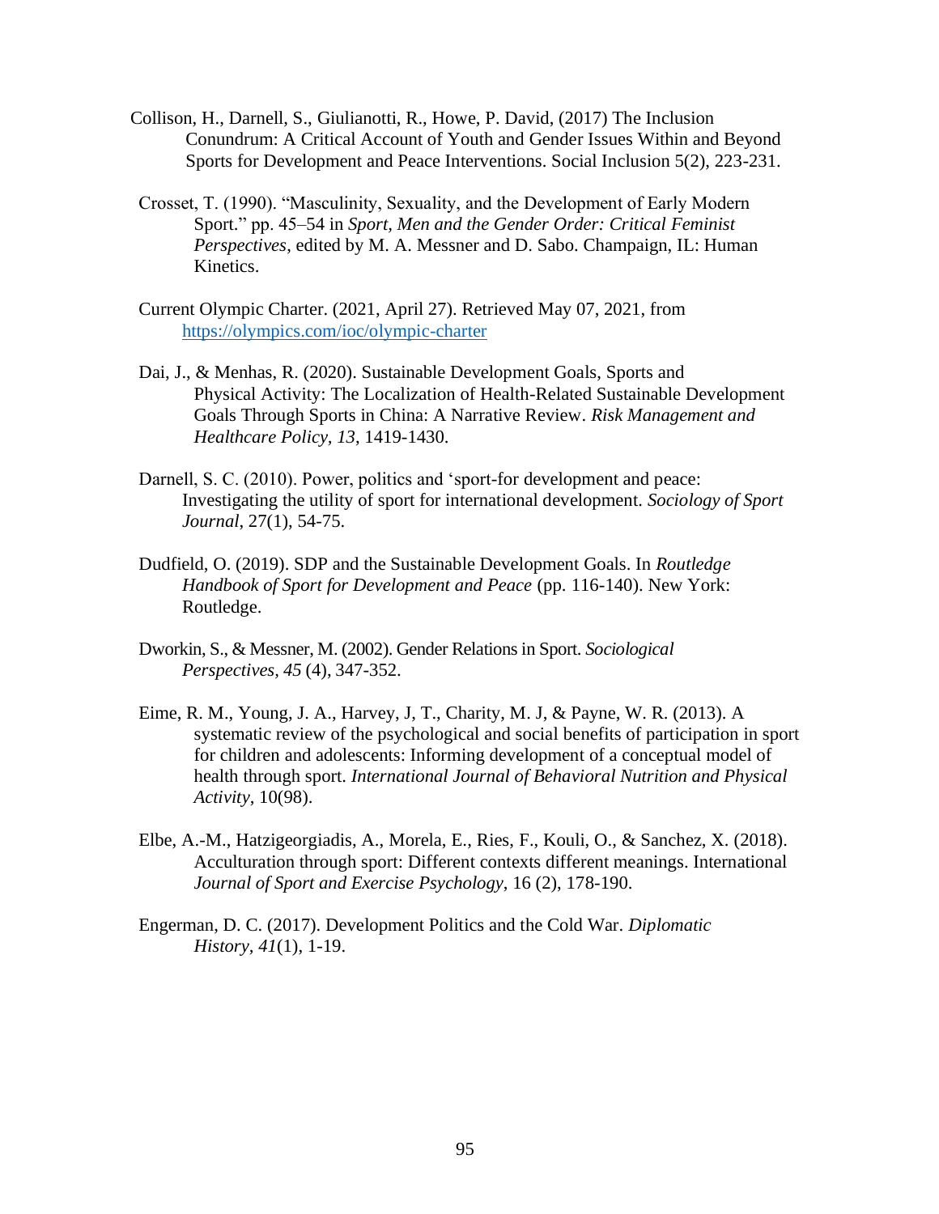Collison, H., Darnell, S., Giulianotti, R., Howe, P. David, (2017) The Inclusion Conundrum: A Critical Account of Youth and Gender Issues Within and Beyond Sports for Development and Peace Interventions. Social Inclusion 5(2), 223-231.

Crosset, T. (1990). "Masculinity, Sexuality, and the Development of Early Modern Sport." pp. 45–54 in *Sport, Men and the Gender Order: Critical Feminist Perspectives*, edited by M. A. Messner and D. Sabo. Champaign, IL: Human Kinetics.

Current Olympic Charter. (2021, April 27). Retrieved May 07, 2021, from https://olympics.com/ioc/olympic-charter

Dai, J., & Menhas, R. (2020). Sustainable Development Goals, Sports and Physical Activity: The Localization of Health-Related Sustainable Development Goals Through Sports in China: A Narrative Review. *Risk Management and Healthcare Policy, 13*, 1419-1430.

Darnell, S. C. (2010). Power, politics and 'sport-for development and peace: Investigating the utility of sport for international development. *Sociology of Sport Journal*, 27(1), 54-75.

Dudfield, O. (2019). SDP and the Sustainable Development Goals. In *Routledge Handbook of Sport for Development and Peace* (pp. 116-140). New York: Routledge.

Dworkin, S., & Messner, M. (2002). Gender Relations in Sport. *Sociological Perspectives*, *45* (4), 347-352.

Eime, R. M., Young, J. A., Harvey, J, T., Charity, M. J, & Payne, W. R. (2013). A systematic review of the psychological and social benefits of participation in sport for children and adolescents: Informing development of a conceptual model of health through sport. *International Journal of Behavioral Nutrition and Physical Activity*, 10(98).

Elbe, A.-M., Hatzigeorgiadis, A., Morela, E., Ries, F., Kouli, O., & Sanchez, X. (2018). Acculturation through sport: Different contexts different meanings. International *Journal of Sport and Exercise Psychology*, 16 (2), 178-190.

Engerman, D. C. (2017). Development Politics and the Cold War. *Diplomatic History, 41*(1), 1-19.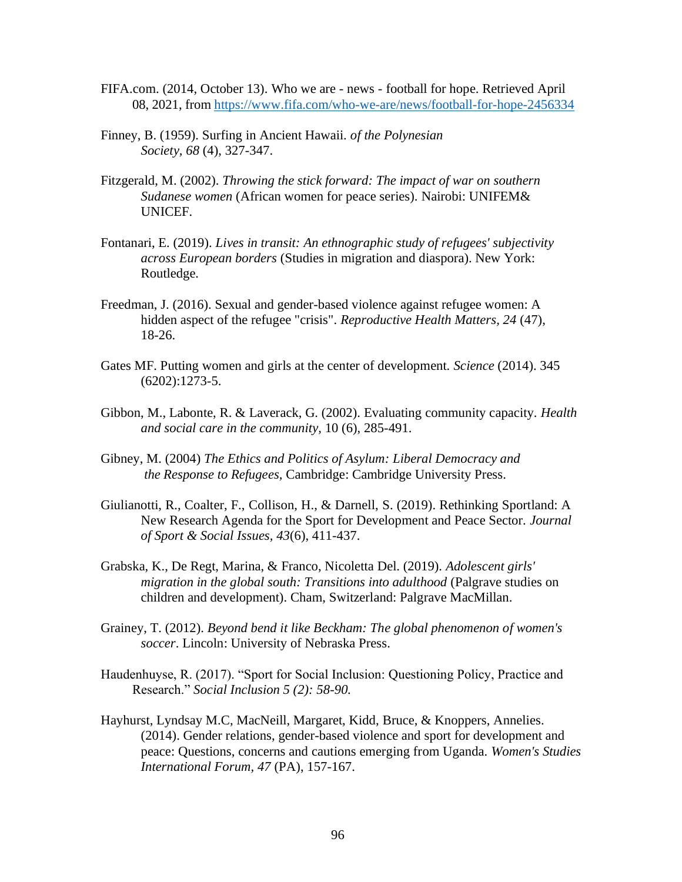FIFA.com. (2014, October 13). Who we are - news - football for hope. Retrieved April 08, 2021, from https://www.fifa.com/who-we-are/news/football-for-hope-2456334

Finney, B. (1959). Surfing in Ancient Hawaii. *of the Polynesian Society, 68* (4), 327-347.

Fitzgerald, M. (2002). *Throwing the stick forward: The impact of war on southern Sudanese women* (African women for peace series). Nairobi: UNIFEM& UNICEF.

Fontanari, E. (2019). *Lives in transit: An ethnographic study of refugees' subjectivity across European borders* (Studies in migration and diaspora). New York: Routledge.

Freedman, J. (2016). Sexual and gender-based violence against refugee women: A hidden aspect of the refugee "crisis". *Reproductive Health Matters, 24* (47), 18-26.

Gates MF. Putting women and girls at the center of development. *Science* (2014). 345 (6202):1273-5.

Gibbon, M., Labonte, R. & Laverack, G. (2002). Evaluating community capacity. *Health and social care in the community,* 10 (6), 285-491.

Gibney, M. (2004) *The Ethics and Politics of Asylum: Liberal Democracy and the Response to Refugees,* Cambridge: Cambridge University Press.

Giulianotti, R., Coalter, F., Collison, H., & Darnell, S. (2019). Rethinking Sportland: A New Research Agenda for the Sport for Development and Peace Sector. *Journal of Sport & Social Issues, 43*(6), 411-437.

Grabska, K., De Regt, Marina, & Franco, Nicoletta Del. (2019). *Adolescent girls' migration in the global south: Transitions into adulthood* (Palgrave studies on children and development). Cham, Switzerland: Palgrave MacMillan.

Grainey, T. (2012). *Beyond bend it like Beckham: The global phenomenon of women's soccer*. Lincoln: University of Nebraska Press.

Haudenhuyse, R. (2017). "Sport for Social Inclusion: Questioning Policy, Practice and Research." *Social Inclusion 5 (2): 58-90.*

Hayhurst, Lyndsay M.C, MacNeill, Margaret, Kidd, Bruce, & Knoppers, Annelies. (2014). Gender relations, gender-based violence and sport for development and peace: Questions, concerns and cautions emerging from Uganda. *Women's Studies International Forum, 47* (PA), 157-167.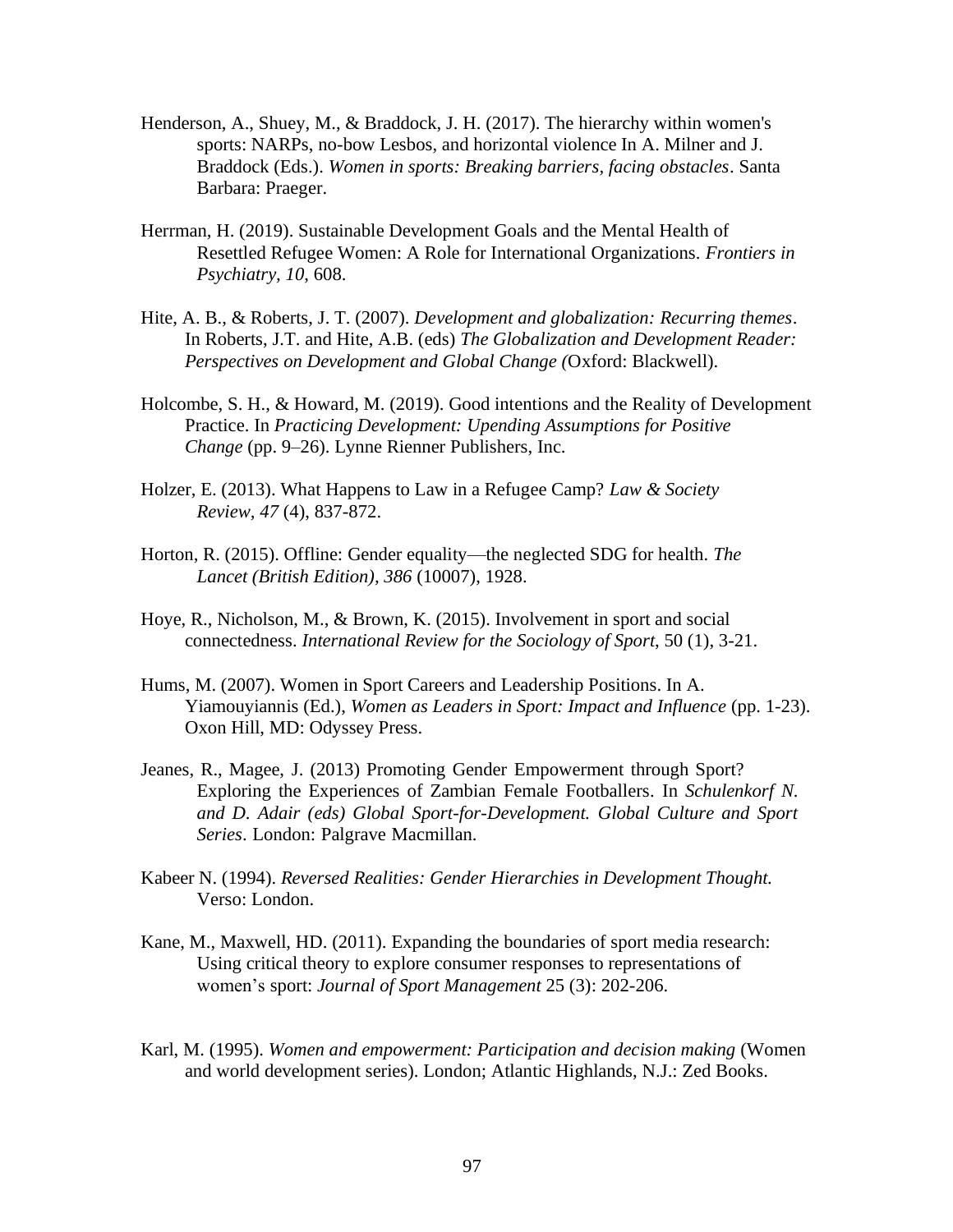Henderson, A., Shuey, M., & Braddock, J. H. (2017). The hierarchy within women's sports: NARPs, no-bow Lesbos, and horizontal violence In A. Milner and J. Braddock (Eds.). *Women in sports: Breaking barriers, facing obstacles*. Santa Barbara: Praeger.

Herrman, H. (2019). Sustainable Development Goals and the Mental Health of Resettled Refugee Women: A Role for International Organizations. *Frontiers in Psychiatry, 10*, 608.

Hite, A. B., & Roberts, J. T. (2007). *Development and globalization: Recurring themes*. In Roberts, J.T. and Hite, A.B. (eds) *The Globalization and Development Reader: Perspectives on Development and Global Change (*Oxford: Blackwell).

Holcombe, S. H., & Howard, M. (2019). Good intentions and the Reality of Development Practice. In *Practicing Development: Upending Assumptions for Positive Change* (pp. 9–26). Lynne Rienner Publishers, Inc.

Holzer, E. (2013). What Happens to Law in a Refugee Camp? *Law & Society Review, 47* (4), 837-872.

Horton, R. (2015). Offline: Gender equality—the neglected SDG for health. *The Lancet (British Edition), 386* (10007), 1928.

Hoye, R., Nicholson, M., & Brown, K. (2015). Involvement in sport and social connectedness. *International Review for the Sociology of Sport*, 50 (1), 3-21.

Hums, M. (2007). Women in Sport Careers and Leadership Positions. In A. Yiamouyiannis (Ed.), *Women as Leaders in Sport: Impact and Influence* (pp. 1-23). Oxon Hill, MD: Odyssey Press.

Jeanes, R., Magee, J. (2013) Promoting Gender Empowerment through Sport? Exploring the Experiences of Zambian Female Footballers. In *Schulenkorf N. and D. Adair (eds) Global Sport-for-Development. Global Culture and Sport Series*. London: Palgrave Macmillan.

Kabeer N. (1994). *Reversed Realities: Gender Hierarchies in Development Thought.* Verso: London.

Kane, M., Maxwell, HD. (2011). Expanding the boundaries of sport media research: Using critical theory to explore consumer responses to representations of women's sport: *Journal of Sport Management* 25 (3): 202-206.

Karl, M. (1995). *Women and empowerment: Participation and decision making* (Women and world development series). London; Atlantic Highlands, N.J.: Zed Books.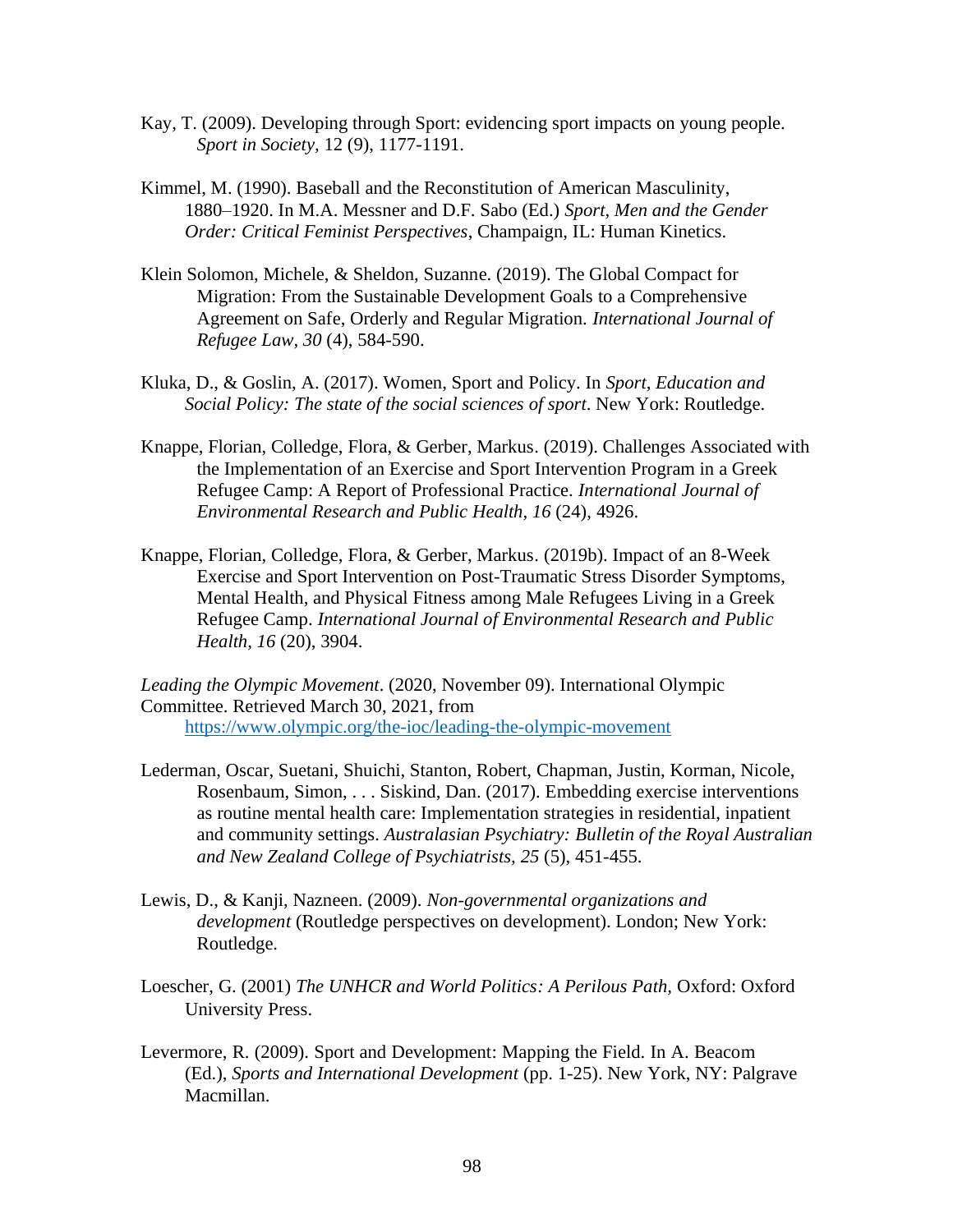Kay, T. (2009). Developing through Sport: evidencing sport impacts on young people. *Sport in Society,* 12 (9), 1177-1191.

Kimmel, M. (1990). Baseball and the Reconstitution of American Masculinity, 1880–1920. In M.A. Messner and D.F. Sabo (Ed.) *Sport, Men and the Gender Order: Critical Feminist Perspectives*, Champaign, IL: Human Kinetics.

Klein Solomon, Michele, & Sheldon, Suzanne. (2019). The Global Compact for Migration: From the Sustainable Development Goals to a Comprehensive Agreement on Safe, Orderly and Regular Migration. *International Journal of Refugee Law, 30* (4), 584-590.

Kluka, D., & Goslin, A. (2017). Women, Sport and Policy. In *Sport, Education and Social Policy: The state of the social sciences of sport*. New York: Routledge.

Knappe, Florian, Colledge, Flora, & Gerber, Markus. (2019). Challenges Associated with the Implementation of an Exercise and Sport Intervention Program in a Greek Refugee Camp: A Report of Professional Practice. *International Journal of Environmental Research and Public Health, 16* (24), 4926.

Knappe, Florian, Colledge, Flora, & Gerber, Markus. (2019b). Impact of an 8-Week Exercise and Sport Intervention on Post-Traumatic Stress Disorder Symptoms, Mental Health, and Physical Fitness among Male Refugees Living in a Greek Refugee Camp. *International Journal of Environmental Research and Public Health, 16* (20), 3904.

*Leading the Olympic Movement*. (2020, November 09). International Olympic Committee. Retrieved March 30, 2021, from https://www.olympic.org/the-ioc/leading-the-olympic-movement

Lederman, Oscar, Suetani, Shuichi, Stanton, Robert, Chapman, Justin, Korman, Nicole, Rosenbaum, Simon, . . . Siskind, Dan. (2017). Embedding exercise interventions as routine mental health care: Implementation strategies in residential, inpatient and community settings. *Australasian Psychiatry: Bulletin of the Royal Australian and New Zealand College of Psychiatrists, 25* (5), 451-455.

Lewis, D., & Kanji, Nazneen. (2009). *Non-governmental organizations and development* (Routledge perspectives on development). London; New York: Routledge.

Loescher, G. (2001) *The UNHCR and World Politics: A Perilous Path,* Oxford: Oxford University Press.

Levermore, R. (2009). Sport and Development: Mapping the Field. In A. Beacom (Ed.), *Sports and International Development* (pp. 1-25). New York, NY: Palgrave Macmillan.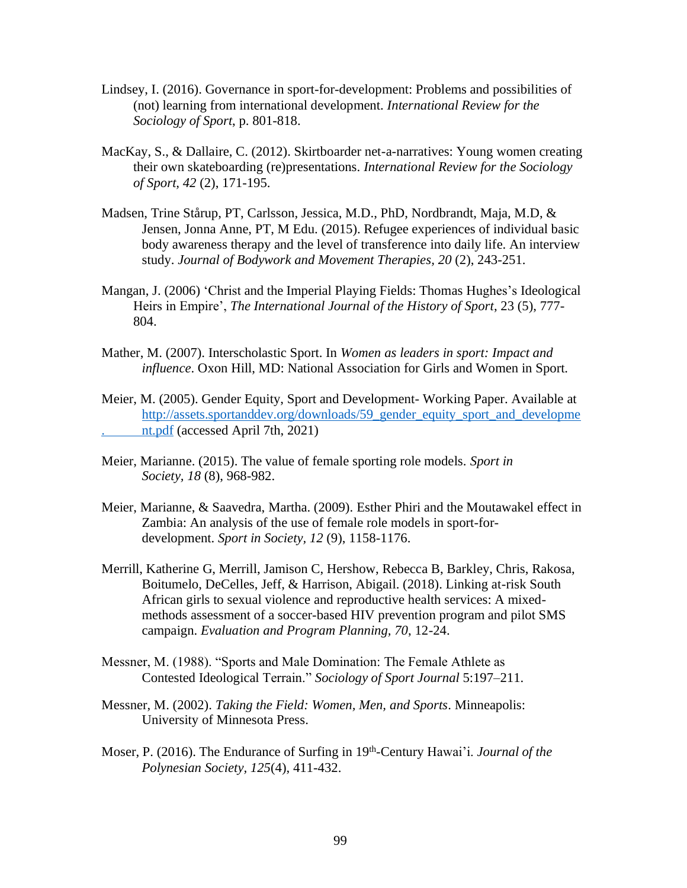Lindsey, I. (2016). Governance in sport-for-development: Problems and possibilities of (not) learning from international development. *International Review for the Sociology of Sport*, p. 801-818.

MacKay, S., & Dallaire, C. (2012). Skirtboarder net-a-narratives: Young women creating their own skateboarding (re)presentations. *International Review for the Sociology of Sport, 42* (2), 171-195.

Madsen, Trine Stårup, PT, Carlsson, Jessica, M.D., PhD, Nordbrandt, Maja, M.D, & Jensen, Jonna Anne, PT, M Edu. (2015). Refugee experiences of individual basic body awareness therapy and the level of transference into daily life. An interview study. *Journal of Bodywork and Movement Therapies, 20* (2), 243-251.

Mangan, J. (2006) 'Christ and the Imperial Playing Fields: Thomas Hughes's Ideological Heirs in Empire', *The International Journal of the History of Sport*, 23 (5), 777-804.

Mather, M. (2007). Interscholastic Sport. In *Women as leaders in sport: Impact and influence*. Oxon Hill, MD: National Association for Girls and Women in Sport.

Meier, M. (2005). Gender Equity, Sport and Development- Working Paper. Available at http://assets.sportanddev.org/downloads/59_gender_equity_sport_and_development.pdf (accessed April 7th, 2021)

Meier, Marianne. (2015). The value of female sporting role models. *Sport in Society, 18* (8), 968-982.

Meier, Marianne, & Saavedra, Martha. (2009). Esther Phiri and the Moutawakel effect in Zambia: An analysis of the use of female role models in sport-for-development. *Sport in Society, 12* (9), 1158-1176.

Merrill, Katherine G, Merrill, Jamison C, Hershow, Rebecca B, Barkley, Chris, Rakosa, Boitumelo, DeCelles, Jeff, & Harrison, Abigail. (2018). Linking at-risk South African girls to sexual violence and reproductive health services: A mixed-methods assessment of a soccer-based HIV prevention program and pilot SMS campaign. *Evaluation and Program Planning, 70*, 12-24.

Messner, M. (1988). "Sports and Male Domination: The Female Athlete as Contested Ideological Terrain." *Sociology of Sport Journal* 5:197–211.

Messner, M. (2002). *Taking the Field: Women, Men, and Sports*. Minneapolis: University of Minnesota Press.

Moser, P. (2016). The Endurance of Surfing in 19th-Century Hawai'i. *Journal of the Polynesian Society, 125*(4), 411-432.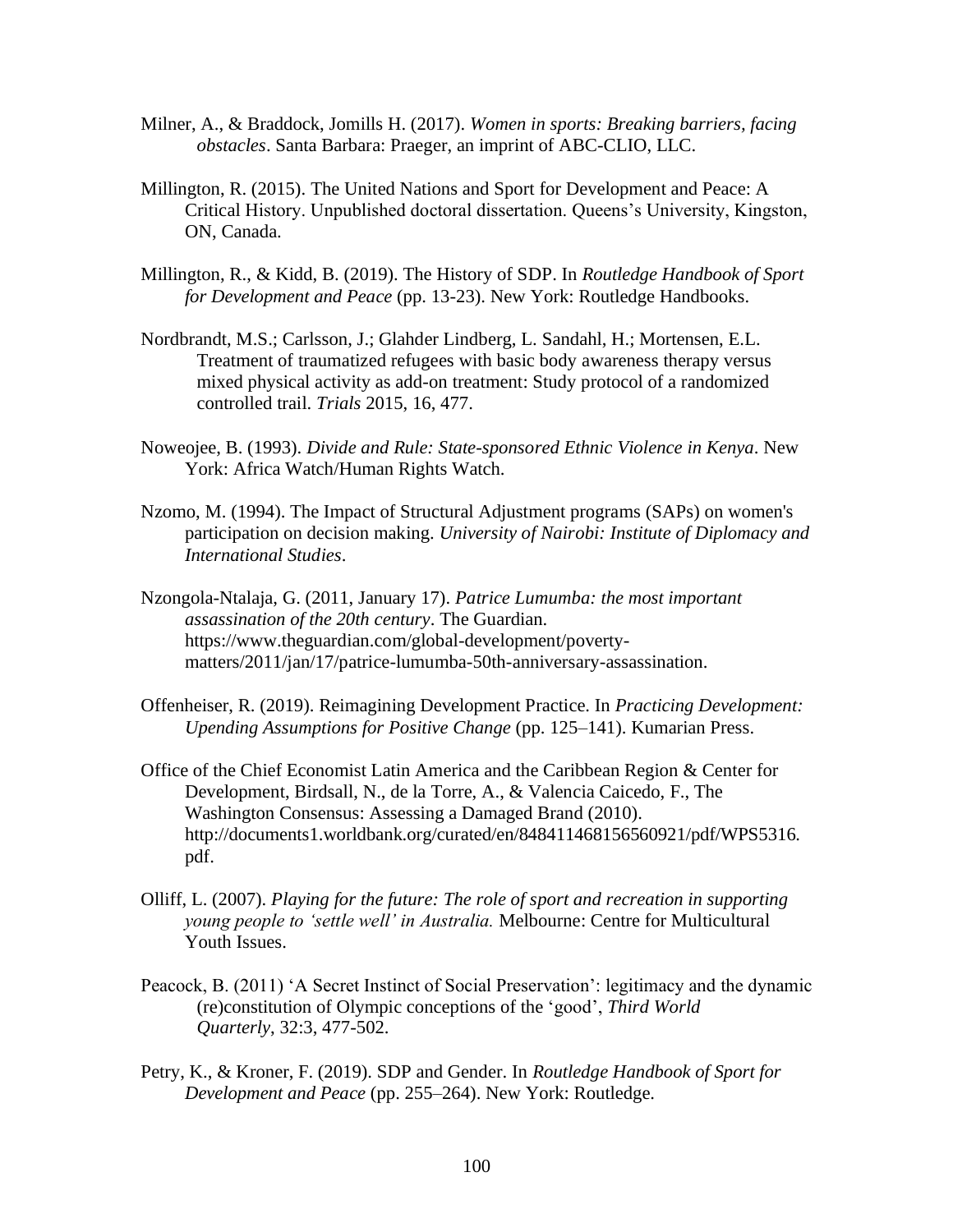Milner, A., & Braddock, Jomills H. (2017). *Women in sports: Breaking barriers, facing obstacles*. Santa Barbara: Praeger, an imprint of ABC-CLIO, LLC.

Millington, R. (2015). The United Nations and Sport for Development and Peace: A Critical History. Unpublished doctoral dissertation. Queens's University, Kingston, ON, Canada.

Millington, R., & Kidd, B. (2019). The History of SDP. In *Routledge Handbook of Sport for Development and Peace* (pp. 13-23). New York: Routledge Handbooks.

Nordbrandt, M.S.; Carlsson, J.; Glahder Lindberg, L. Sandahl, H.; Mortensen, E.L. Treatment of traumatized refugees with basic body awareness therapy versus mixed physical activity as add-on treatment: Study protocol of a randomized controlled trail. *Trials* 2015, 16, 477.

Noweojee, B. (1993). *Divide and Rule: State-sponsored Ethnic Violence in Kenya*. New York: Africa Watch/Human Rights Watch.

Nzomo, M. (1994). The Impact of Structural Adjustment programs (SAPs) on women's participation on decision making. *University of Nairobi: Institute of Diplomacy and International Studies*.

Nzongola-Ntalaja, G. (2011, January 17). *Patrice Lumumba: the most important assassination of the 20th century*. The Guardian. https://www.theguardian.com/global-development/poverty-matters/2011/jan/17/patrice-lumumba-50th-anniversary-assassination.

Offenheiser, R. (2019). Reimagining Development Practice. In *Practicing Development: Upending Assumptions for Positive Change* (pp. 125–141). Kumarian Press.

Office of the Chief Economist Latin America and the Caribbean Region & Center for Development, Birdsall, N., de la Torre, A., & Valencia Caicedo, F., The Washington Consensus: Assessing a Damaged Brand (2010). http://documents1.worldbank.org/curated/en/848411468156560921/pdf/WPS5316.pdf.

Olliff, L. (2007). *Playing for the future: The role of sport and recreation in supporting young people to 'settle well' in Australia.* Melbourne: Centre for Multicultural Youth Issues.

Peacock, B. (2011) 'A Secret Instinct of Social Preservation': legitimacy and the dynamic (re)constitution of Olympic conceptions of the 'good', *Third World Quarterly*, 32:3, 477-502.

Petry, K., & Kroner, F. (2019). SDP and Gender. In *Routledge Handbook of Sport for Development and Peace* (pp. 255–264). New York: Routledge.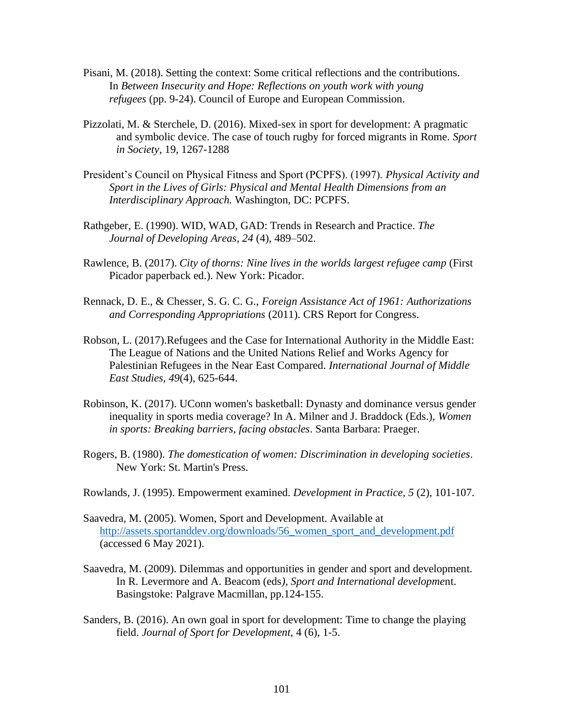Pisani, M. (2018). Setting the context: Some critical reflections and the contributions. In *Between Insecurity and Hope: Reflections on youth work with young refugees* (pp. 9-24). Council of Europe and European Commission.

Pizzolati, M. & Sterchele, D. (2016). Mixed-sex in sport for development: A pragmatic and symbolic device. The case of touch rugby for forced migrants in Rome. *Sport in Society*, 19, 1267-1288

President's Council on Physical Fitness and Sport (PCPFS). (1997). *Physical Activity and Sport in the Lives of Girls: Physical and Mental Health Dimensions from an Interdisciplinary Approach.* Washington, DC: PCPFS.

Rathgeber, E. (1990). WID, WAD, GAD: Trends in Research and Practice. *The Journal of Developing Areas*, *24* (4), 489–502.

Rawlence, B. (2017). *City of thorns: Nine lives in the worlds largest refugee camp* (First Picador paperback ed.). New York: Picador.

Rennack, D. E., & Chesser, S. G. C. G., *Foreign Assistance Act of 1961: Authorizations and Corresponding Appropriations* (2011). CRS Report for Congress.

Robson, L. (2017).Refugees and the Case for International Authority in the Middle East: The League of Nations and the United Nations Relief and Works Agency for Palestinian Refugees in the Near East Compared. *International Journal of Middle East Studies, 49*(4), 625-644.

Robinson, K. (2017). UConn women's basketball: Dynasty and dominance versus gender inequality in sports media coverage? In A. Milner and J. Braddock (Eds.), *Women in sports: Breaking barriers, facing obstacles*. Santa Barbara: Praeger.

Rogers, B. (1980). *The domestication of women: Discrimination in developing societies*. New York: St. Martin's Press.

Rowlands, J. (1995). Empowerment examined. *Development in Practice, 5* (2), 101-107.

Saavedra, M. (2005). Women, Sport and Development. Available at http://assets.sportanddev.org/downloads/56_women_sport_and_development.pdf (accessed 6 May 2021).

Saavedra, M. (2009). Dilemmas and opportunities in gender and sport and development. In R. Levermore and A. Beacom (eds*), Sport and International developme*nt. Basingstoke: Palgrave Macmillan, pp.124-155.

Sanders, B. (2016). An own goal in sport for development: Time to change the playing field. *Journal of Sport for Development,* 4 (6), 1-5.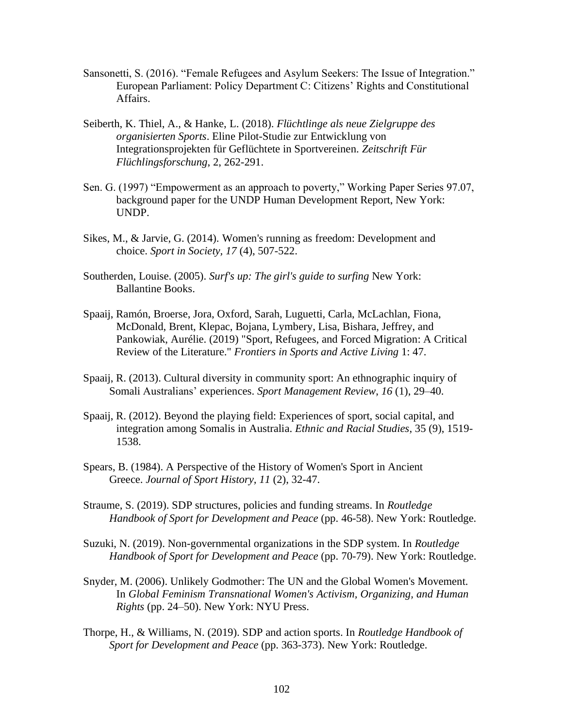Sansonetti, S. (2016). "Female Refugees and Asylum Seekers: The Issue of Integration." European Parliament: Policy Department C: Citizens' Rights and Constitutional Affairs.

Seiberth, K. Thiel, A., & Hanke, L. (2018). *Flüchtlinge als neue Zielgruppe des organisierten Sports*. Eline Pilot-Studie zur Entwicklung von Integrationsprojekten für Geflüchtete in Sportvereinen. *Zeitschrift Für Flüchlingsforschung*, 2, 262-291.

Sen. G. (1997) "Empowerment as an approach to poverty," Working Paper Series 97.07, background paper for the UNDP Human Development Report, New York: UNDP.

Sikes, M., & Jarvie, G. (2014). Women's running as freedom: Development and choice. *Sport in Society, 17* (4), 507-522.

Southerden, Louise. (2005). *Surf's up: The girl's guide to surfing* New York: Ballantine Books.

Spaaij, Ramón, Broerse, Jora, Oxford, Sarah, Luguetti, Carla, McLachlan, Fiona, McDonald, Brent, Klepac, Bojana, Lymbery, Lisa, Bishara, Jeffrey, and Pankowiak, Aurélie. (2019) "Sport, Refugees, and Forced Migration: A Critical Review of the Literature." *Frontiers in Sports and Active Living* 1: 47.

Spaaij, R. (2013). Cultural diversity in community sport: An ethnographic inquiry of Somali Australians' experiences. *Sport Management Review, 16* (1), 29–40.

Spaaij, R. (2012). Beyond the playing field: Experiences of sport, social capital, and integration among Somalis in Australia. *Ethnic and Racial Studies*, 35 (9), 1519-1538.

Spears, B. (1984). A Perspective of the History of Women's Sport in Ancient Greece. *Journal of Sport History, 11* (2), 32-47.

Straume, S. (2019). SDP structures, policies and funding streams. In *Routledge Handbook of Sport for Development and Peace* (pp. 46-58). New York: Routledge.

Suzuki, N. (2019). Non-governmental organizations in the SDP system. In *Routledge Handbook of Sport for Development and Peace* (pp. 70-79). New York: Routledge.

Snyder, M. (2006). Unlikely Godmother: The UN and the Global Women's Movement. In *Global Feminism Transnational Women's Activism, Organizing, and Human Rights* (pp. 24–50). New York: NYU Press.

Thorpe, H., & Williams, N. (2019). SDP and action sports. In *Routledge Handbook of Sport for Development and Peace* (pp. 363-373). New York: Routledge.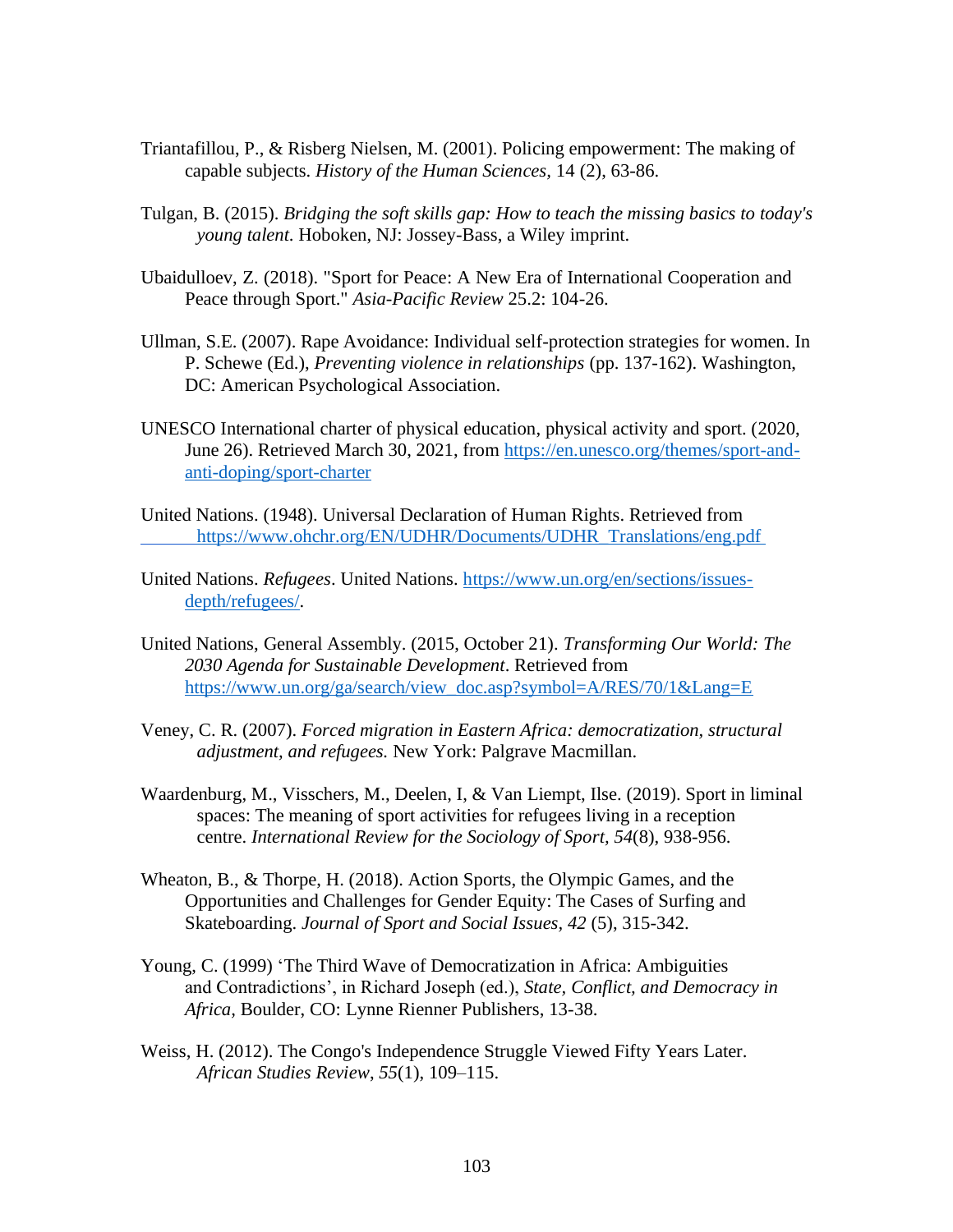Triantafillou, P., & Risberg Nielsen, M. (2001). Policing empowerment: The making of capable subjects. *History of the Human Sciences,* 14 (2), 63-86.

Tulgan, B. (2015). *Bridging the soft skills gap: How to teach the missing basics to today's young talent*. Hoboken, NJ: Jossey-Bass, a Wiley imprint.

Ubaidulloev, Z. (2018). "Sport for Peace: A New Era of International Cooperation and Peace through Sport." *Asia-Pacific Review* 25.2: 104-26.

Ullman, S.E. (2007). Rape Avoidance: Individual self-protection strategies for women. In P. Schewe (Ed.), *Preventing violence in relationships* (pp. 137-162). Washington, DC: American Psychological Association.

UNESCO International charter of physical education, physical activity and sport. (2020, June 26). Retrieved March 30, 2021, from https://en.unesco.org/themes/sport-and-anti-doping/sport-charter

United Nations. (1948). Universal Declaration of Human Rights. Retrieved from https://www.ohchr.org/EN/UDHR/Documents/UDHR_Translations/eng.pdf

United Nations. *Refugees*. United Nations. https://www.un.org/en/sections/issues-depth/refugees/.

United Nations, General Assembly. (2015, October 21). *Transforming Our World: The 2030 Agenda for Sustainable Development*. Retrieved from https://www.un.org/ga/search/view_doc.asp?symbol=A/RES/70/1&Lang=E

Veney, C. R. (2007). *Forced migration in Eastern Africa: democratization, structural adjustment, and refugees.* New York: Palgrave Macmillan.

Waardenburg, M., Visschers, M., Deelen, I, & Van Liempt, Ilse. (2019). Sport in liminal spaces: The meaning of sport activities for refugees living in a reception centre. *International Review for the Sociology of Sport, 54*(8), 938-956.

Wheaton, B., & Thorpe, H. (2018). Action Sports, the Olympic Games, and the Opportunities and Challenges for Gender Equity: The Cases of Surfing and Skateboarding. *Journal of Sport and Social Issues, 42* (5), 315-342.

Young, C. (1999) 'The Third Wave of Democratization in Africa: Ambiguities and Contradictions', in Richard Joseph (ed.), *State, Conflict, and Democracy in Africa,* Boulder, CO: Lynne Rienner Publishers, 13-38.

Weiss, H. (2012). The Congo's Independence Struggle Viewed Fifty Years Later. *African Studies Review*, *55*(1), 109–115.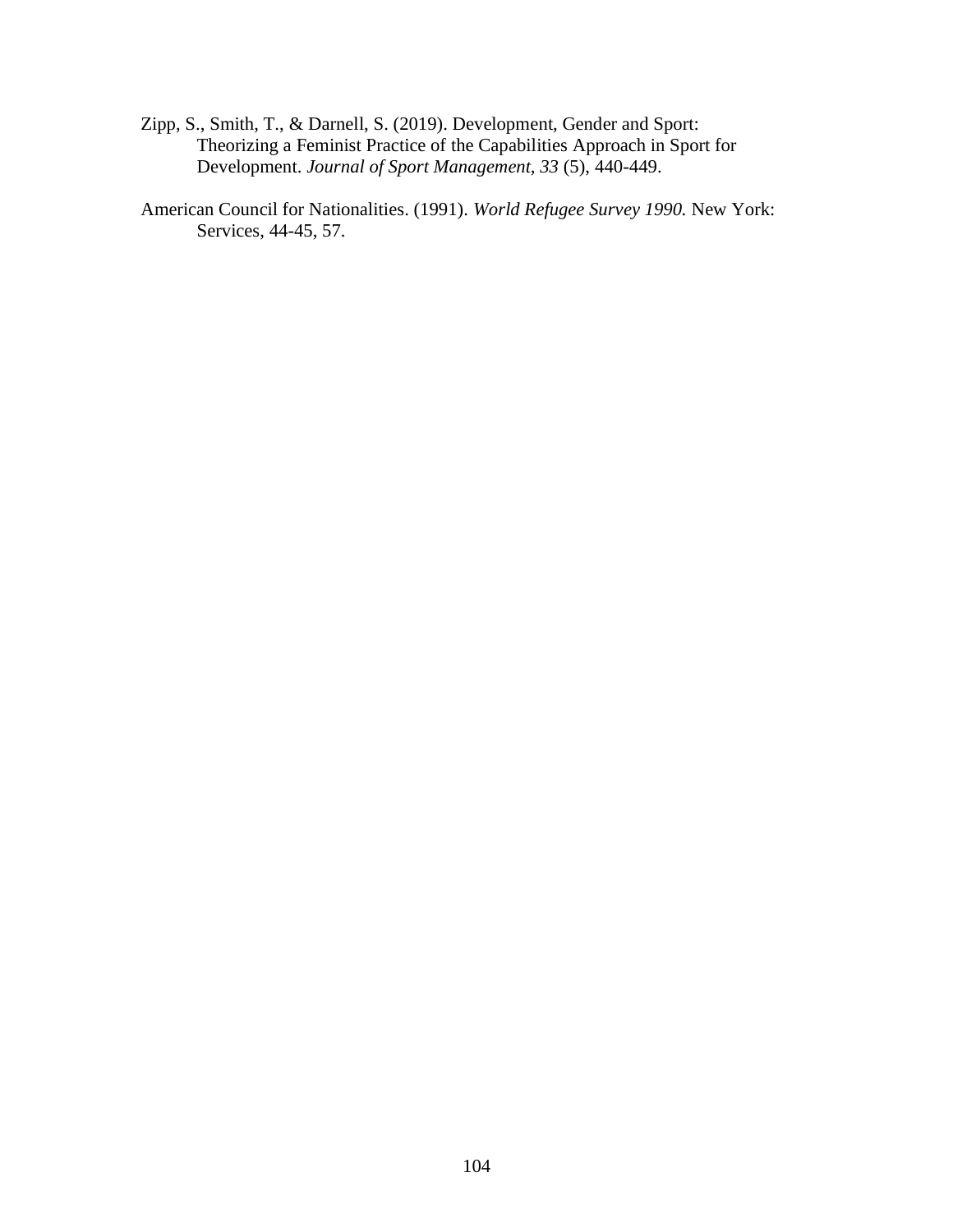Zipp, S., Smith, T., & Darnell, S. (2019). Development, Gender and Sport: Theorizing a Feminist Practice of the Capabilities Approach in Sport for Development. *Journal of Sport Management, 33* (5), 440-449.

American Council for Nationalities. (1991). *World Refugee Survey 1990.* New York: Services, 44-45, 57.